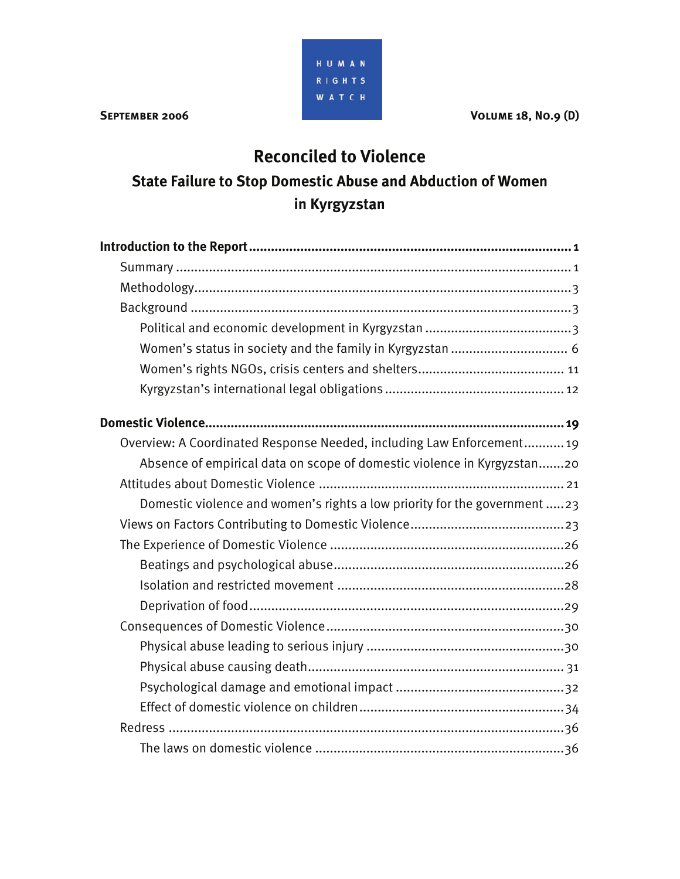HUMAN RIGHTS WATCH

**September 2006** **Volume 18, No.9 (D)**

# Reconciled to Violence

## State Failure to Stop Domestic Abuse and Abduction of Women in Kyrgyzstan

**Introduction to the Report** ..... **1**
- Summary ..... 1
- Methodology ..... 3
- Background ..... 3
  - Political and economic development in Kyrgyzstan ..... 3
  - Women's status in society and the family in Kyrgyzstan ..... 6
  - Women's rights NGOs, crisis centers and shelters ..... 11
  - Kyrgyzstan's international legal obligations ..... 12

**Domestic Violence** ..... **19**
- Overview: A Coordinated Response Needed, including Law Enforcement ..... 19
  - Absence of empirical data on scope of domestic violence in Kyrgyzstan ..... 20
- Attitudes about Domestic Violence ..... 21
  - Domestic violence and women's rights a low priority for the government ..... 23
- Views on Factors Contributing to Domestic Violence ..... 23
- The Experience of Domestic Violence ..... 26
  - Beatings and psychological abuse ..... 26
  - Isolation and restricted movement ..... 28
  - Deprivation of food ..... 29
- Consequences of Domestic Violence ..... 30
  - Physical abuse leading to serious injury ..... 30
  - Physical abuse causing death ..... 31
  - Psychological damage and emotional impact ..... 32
  - Effect of domestic violence on children ..... 34
- Redress ..... 36
  - The laws on domestic violence ..... 36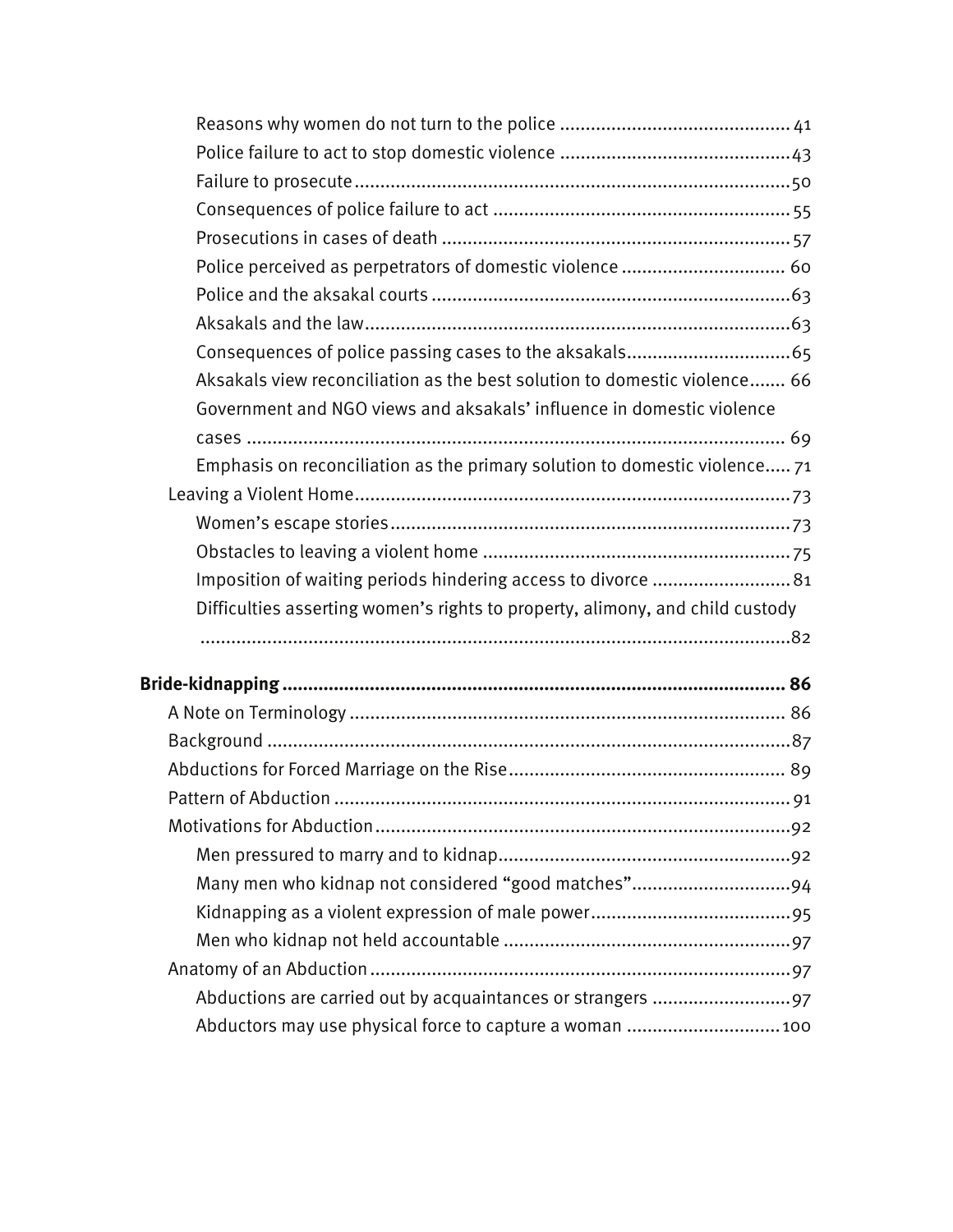Reasons why women do not turn to the police ........................................... 41
Police failure to act to stop domestic violence ............................................ 43
Failure to prosecute ......................................................................................... 50
Consequences of police failure to act ............................................................. 55
Prosecutions in cases of death ........................................................................ 57
Police perceived as perpetrators of domestic violence ................................ 60
Police and the aksakal courts ........................................................................... 63
Aksakals and the law ......................................................................................... 63
Consequences of police passing cases to the aksakals ................................ 65
Aksakals view reconciliation as the best solution to domestic violence ....... 66
Government and NGO views and aksakals' influence in domestic violence cases ........................................................................................................ 69
Emphasis on reconciliation as the primary solution to domestic violence ..... 71

Leaving a Violent Home ...................................................................................... 73
Women's escape stories ..................................................................................... 73
Obstacles to leaving a violent home ................................................................. 75
Imposition of waiting periods hindering access to divorce ........................... 81
Difficulties asserting women's rights to property, alimony, and child custody ........................................................................................................ 82

**Bride-kidnapping .................................................................................................. 86**

A Note on Terminology ........................................................................................ 86
Background ........................................................................................................... 87
Abductions for Forced Marriage on the Rise ...................................................... 89
Pattern of Abduction ............................................................................................ 91
Motivations for Abduction .................................................................................. 92
Men pressured to marry and to kidnap ............................................................. 92
Many men who kidnap not considered "good matches" ................................ 94
Kidnapping as a violent expression of male power ........................................ 95
Men who kidnap not held accountable ............................................................. 97
Anatomy of an Abduction .................................................................................... 97
Abductions are carried out by acquaintances or strangers ........................... 97
Abductors may use physical force to capture a woman ............................... 100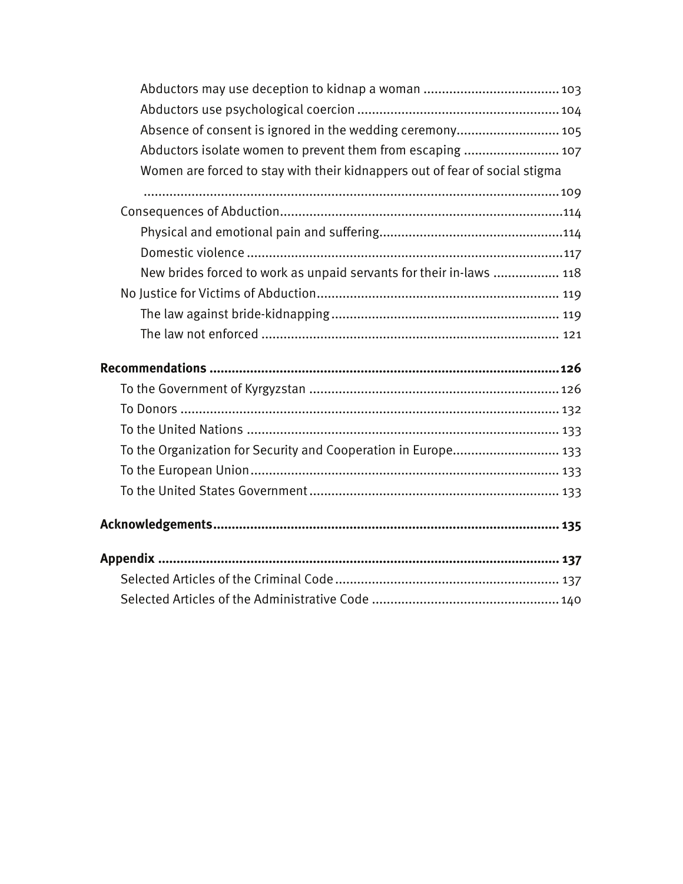- Abductors may use deception to kidnap a woman ..................................... 103
- Abductors use psychological coercion ....................................................... 104
- Absence of consent is ignored in the wedding ceremony............................ 105
- Abductors isolate women to prevent them from escaping .......................... 107
- Women are forced to stay with their kidnappers out of fear of social stigma ................................................................................................................ 109

Consequences of Abduction............................................................................114

- Physical and emotional pain and suffering.................................................114
- Domestic violence .....................................................................................117
- New brides forced to work as unpaid servants for their in-laws .................. 118

No Justice for Victims of Abduction................................................................. 119

- The law against bride-kidnapping ............................................................. 119
- The law not enforced ................................................................................ 121

**Recommendations ..............................................................................................126**

To the Government of Kyrgyzstan ...................................................................126

To Donors .......................................................................................................132

To the United Nations .................................................................................... 133

To the Organization for Security and Cooperation in Europe............................ 133

To the European Union................................................................................... 133

To the United States Government ................................................................... 133

**Acknowledgements............................................................................................ 135**

**Appendix ............................................................................................................ 137**

Selected Articles of the Criminal Code ............................................................ 137

Selected Articles of the Administrative Code ...................................................140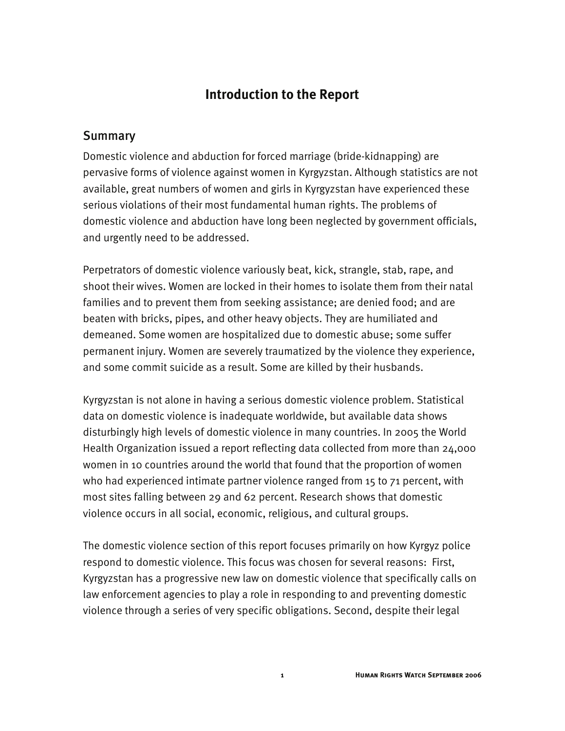# Introduction to the Report

## Summary

Domestic violence and abduction for forced marriage (bride-kidnapping) are pervasive forms of violence against women in Kyrgyzstan. Although statistics are not available, great numbers of women and girls in Kyrgyzstan have experienced these serious violations of their most fundamental human rights. The problems of domestic violence and abduction have long been neglected by government officials, and urgently need to be addressed.

Perpetrators of domestic violence variously beat, kick, strangle, stab, rape, and shoot their wives. Women are locked in their homes to isolate them from their natal families and to prevent them from seeking assistance; are denied food; and are beaten with bricks, pipes, and other heavy objects. They are humiliated and demeaned. Some women are hospitalized due to domestic abuse; some suffer permanent injury. Women are severely traumatized by the violence they experience, and some commit suicide as a result. Some are killed by their husbands.

Kyrgyzstan is not alone in having a serious domestic violence problem. Statistical data on domestic violence is inadequate worldwide, but available data shows disturbingly high levels of domestic violence in many countries. In 2005 the World Health Organization issued a report reflecting data collected from more than 24,000 women in 10 countries around the world that found that the proportion of women who had experienced intimate partner violence ranged from 15 to 71 percent, with most sites falling between 29 and 62 percent. Research shows that domestic violence occurs in all social, economic, religious, and cultural groups.

The domestic violence section of this report focuses primarily on how Kyrgyz police respond to domestic violence. This focus was chosen for several reasons: First, Kyrgyzstan has a progressive new law on domestic violence that specifically calls on law enforcement agencies to play a role in responding to and preventing domestic violence through a series of very specific obligations. Second, despite their legal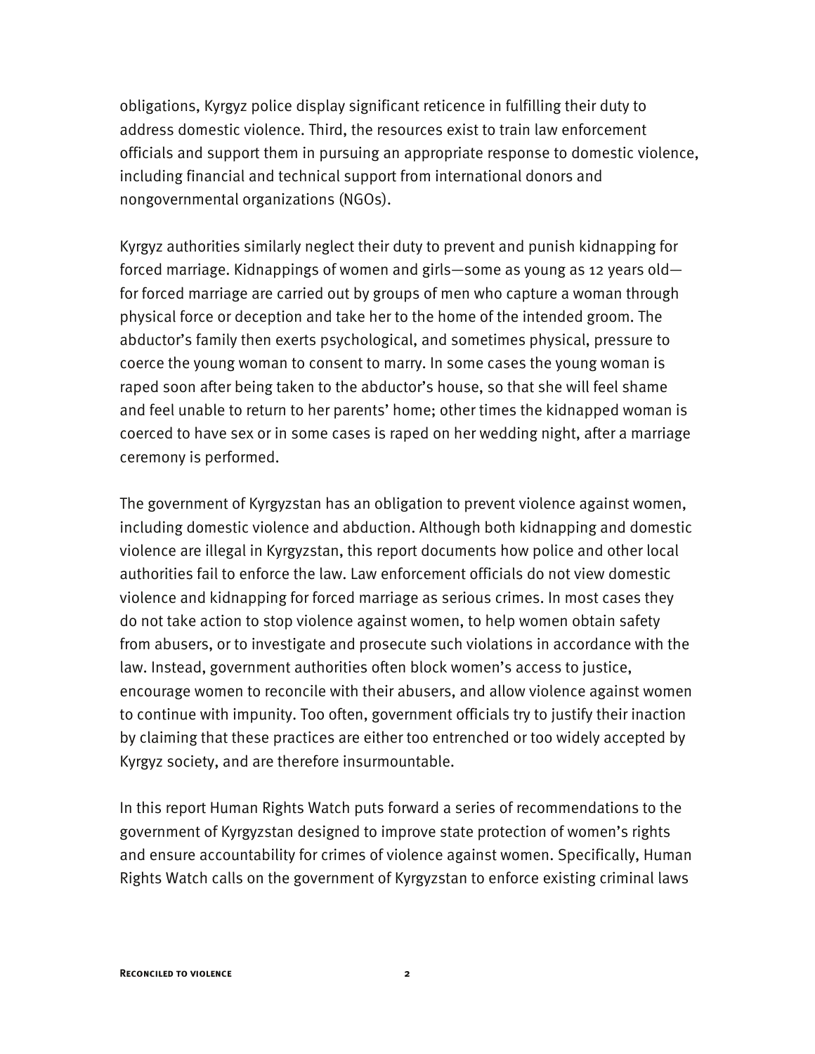obligations, Kyrgyz police display significant reticence in fulfilling their duty to address domestic violence. Third, the resources exist to train law enforcement officials and support them in pursuing an appropriate response to domestic violence, including financial and technical support from international donors and nongovernmental organizations (NGOs).

Kyrgyz authorities similarly neglect their duty to prevent and punish kidnapping for forced marriage. Kidnappings of women and girls—some as young as 12 years old—for forced marriage are carried out by groups of men who capture a woman through physical force or deception and take her to the home of the intended groom. The abductor's family then exerts psychological, and sometimes physical, pressure to coerce the young woman to consent to marry. In some cases the young woman is raped soon after being taken to the abductor's house, so that she will feel shame and feel unable to return to her parents' home; other times the kidnapped woman is coerced to have sex or in some cases is raped on her wedding night, after a marriage ceremony is performed.

The government of Kyrgyzstan has an obligation to prevent violence against women, including domestic violence and abduction. Although both kidnapping and domestic violence are illegal in Kyrgyzstan, this report documents how police and other local authorities fail to enforce the law. Law enforcement officials do not view domestic violence and kidnapping for forced marriage as serious crimes. In most cases they do not take action to stop violence against women, to help women obtain safety from abusers, or to investigate and prosecute such violations in accordance with the law. Instead, government authorities often block women's access to justice, encourage women to reconcile with their abusers, and allow violence against women to continue with impunity. Too often, government officials try to justify their inaction by claiming that these practices are either too entrenched or too widely accepted by Kyrgyz society, and are therefore insurmountable.

In this report Human Rights Watch puts forward a series of recommendations to the government of Kyrgyzstan designed to improve state protection of women's rights and ensure accountability for crimes of violence against women. Specifically, Human Rights Watch calls on the government of Kyrgyzstan to enforce existing criminal laws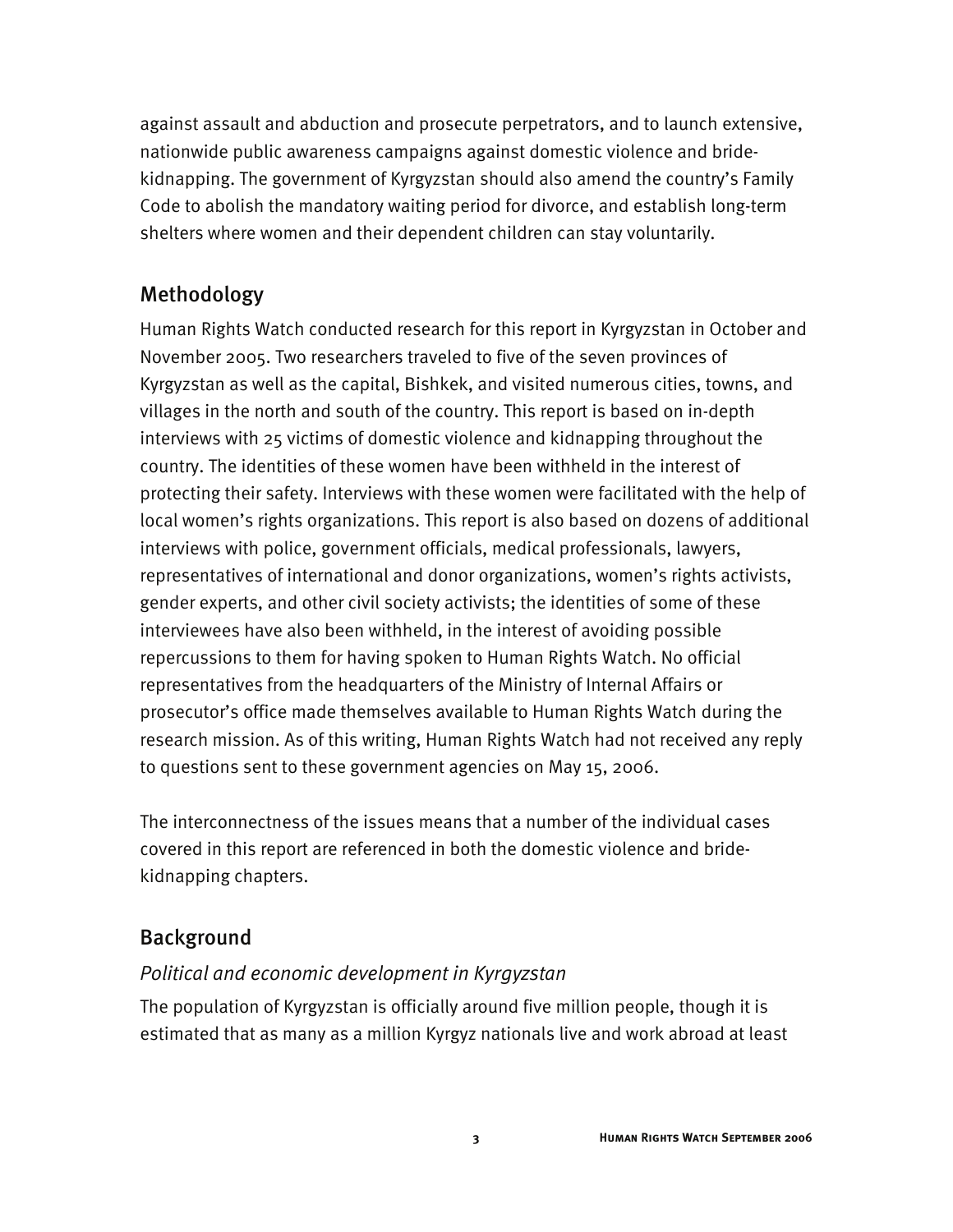against assault and abduction and prosecute perpetrators, and to launch extensive, nationwide public awareness campaigns against domestic violence and bride-kidnapping. The government of Kyrgyzstan should also amend the country's Family Code to abolish the mandatory waiting period for divorce, and establish long-term shelters where women and their dependent children can stay voluntarily.

## Methodology

Human Rights Watch conducted research for this report in Kyrgyzstan in October and November 2005. Two researchers traveled to five of the seven provinces of Kyrgyzstan as well as the capital, Bishkek, and visited numerous cities, towns, and villages in the north and south of the country. This report is based on in-depth interviews with 25 victims of domestic violence and kidnapping throughout the country. The identities of these women have been withheld in the interest of protecting their safety. Interviews with these women were facilitated with the help of local women's rights organizations. This report is also based on dozens of additional interviews with police, government officials, medical professionals, lawyers, representatives of international and donor organizations, women's rights activists, gender experts, and other civil society activists; the identities of some of these interviewees have also been withheld, in the interest of avoiding possible repercussions to them for having spoken to Human Rights Watch. No official representatives from the headquarters of the Ministry of Internal Affairs or prosecutor's office made themselves available to Human Rights Watch during the research mission. As of this writing, Human Rights Watch had not received any reply to questions sent to these government agencies on May 15, 2006.

The interconnectness of the issues means that a number of the individual cases covered in this report are referenced in both the domestic violence and bride-kidnapping chapters.

## Background

### *Political and economic development in Kyrgyzstan*

The population of Kyrgyzstan is officially around five million people, though it is estimated that as many as a million Kyrgyz nationals live and work abroad at least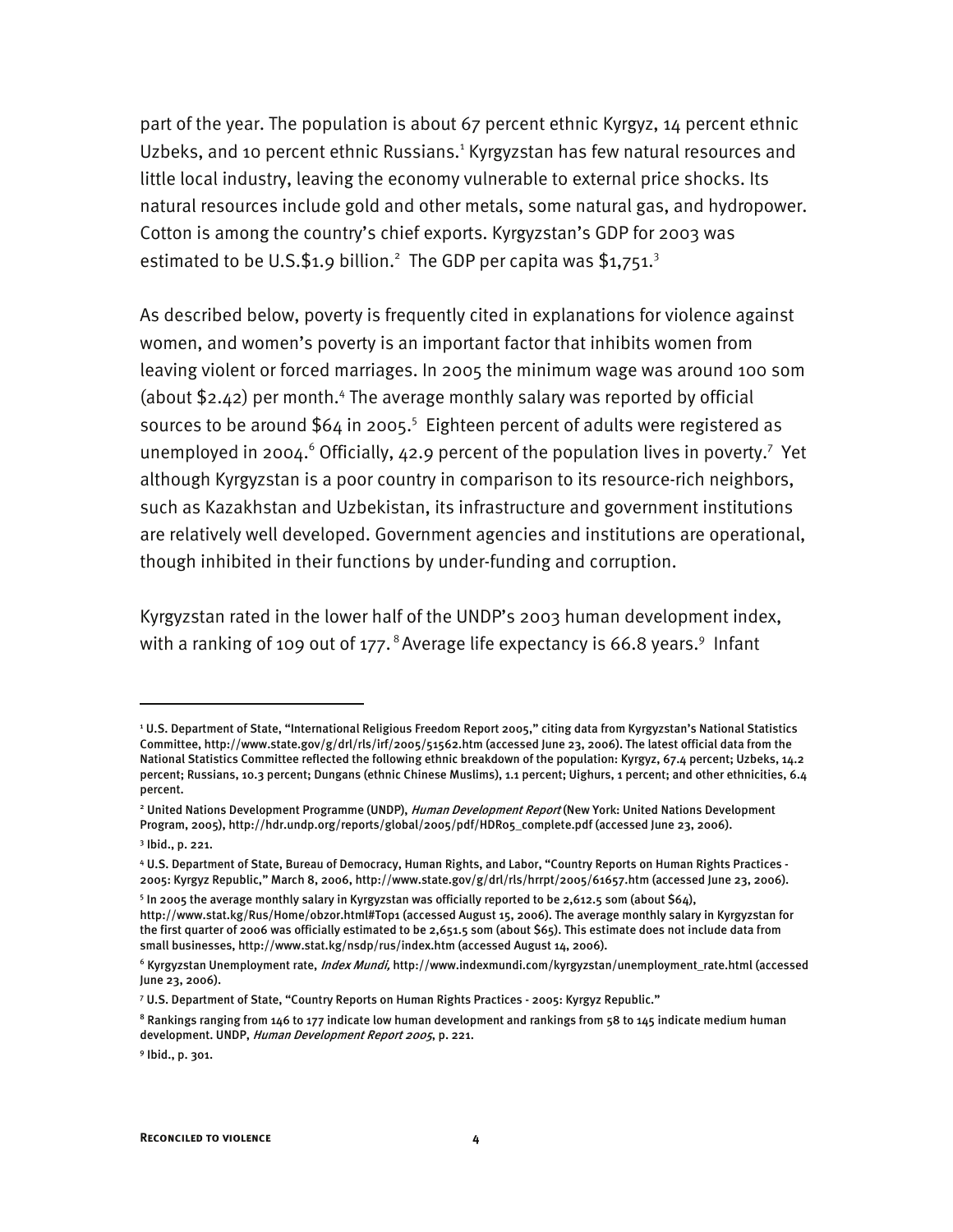part of the year. The population is about 67 percent ethnic Kyrgyz, 14 percent ethnic Uzbeks, and 10 percent ethnic Russians.[1] Kyrgyzstan has few natural resources and little local industry, leaving the economy vulnerable to external price shocks. Its natural resources include gold and other metals, some natural gas, and hydropower. Cotton is among the country's chief exports. Kyrgyzstan's GDP for 2003 was estimated to be U.S.$1.9 billion.[2] The GDP per capita was $1,751.[3]

As described below, poverty is frequently cited in explanations for violence against women, and women's poverty is an important factor that inhibits women from leaving violent or forced marriages. In 2005 the minimum wage was around 100 som (about $2.42) per month.[4] The average monthly salary was reported by official sources to be around $64 in 2005.[5] Eighteen percent of adults were registered as unemployed in 2004.[6] Officially, 42.9 percent of the population lives in poverty.[7] Yet although Kyrgyzstan is a poor country in comparison to its resource-rich neighbors, such as Kazakhstan and Uzbekistan, its infrastructure and government institutions are relatively well developed. Government agencies and institutions are operational, though inhibited in their functions by under-funding and corruption.

Kyrgyzstan rated in the lower half of the UNDP's 2003 human development index, with a ranking of 109 out of 177.[8] Average life expectancy is 66.8 years.[9] Infant

---

[1] U.S. Department of State, "International Religious Freedom Report 2005," citing data from Kyrgyzstan's National Statistics Committee, http://www.state.gov/g/drl/rls/irf/2005/51562.htm (accessed June 23, 2006). The latest official data from the National Statistics Committee reflected the following ethnic breakdown of the population: Kyrgyz, 67.4 percent; Uzbeks, 14.2 percent; Russians, 10.3 percent; Dungans (ethnic Chinese Muslims), 1.1 percent; Uighurs, 1 percent; and other ethnicities, 6.4 percent.

[2] United Nations Development Programme (UNDP), *Human Development Report* (New York: United Nations Development Program, 2005), http://hdr.undp.org/reports/global/2005/pdf/HDR05_complete.pdf (accessed June 23, 2006).

[3] Ibid., p. 221.

[4] U.S. Department of State, Bureau of Democracy, Human Rights, and Labor, "Country Reports on Human Rights Practices - 2005: Kyrgyz Republic," March 8, 2006, http://www.state.gov/g/drl/rls/hrrpt/2005/61657.htm (accessed June 23, 2006).

[5] In 2005 the average monthly salary in Kyrgyzstan was officially reported to be 2,612.5 som (about $64), http://www.stat.kg/Rus/Home/obzor.html#Top1 (accessed August 15, 2006). The average monthly salary in Kyrgyzstan for the first quarter of 2006 was officially estimated to be 2,651.5 som (about $65). This estimate does not include data from small businesses, http://www.stat.kg/nsdp/rus/index.htm (accessed August 14, 2006).

[6] Kyrgyzstan Unemployment rate, *Index Mundi,* http://www.indexmundi.com/kyrgyzstan/unemployment_rate.html (accessed June 23, 2006).

[7] U.S. Department of State, "Country Reports on Human Rights Practices - 2005: Kyrgyz Republic."

[8] Rankings ranging from 146 to 177 indicate low human development and rankings from 58 to 145 indicate medium human development. UNDP, *Human Development Report 2005*, p. 221.

[9] Ibid., p. 301.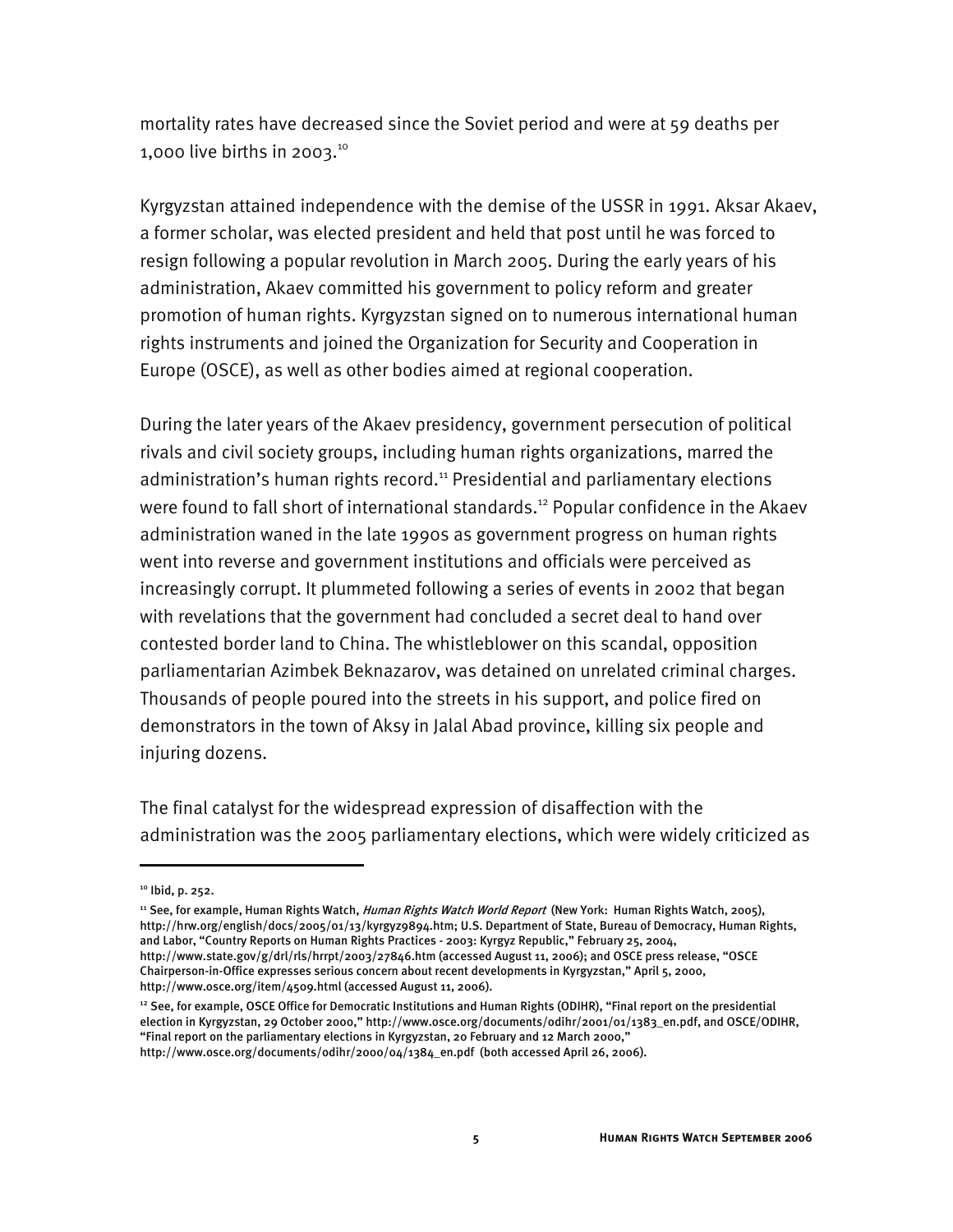mortality rates have decreased since the Soviet period and were at 59 deaths per 1,000 live births in 2003.[10]

Kyrgyzstan attained independence with the demise of the USSR in 1991. Aksar Akaev, a former scholar, was elected president and held that post until he was forced to resign following a popular revolution in March 2005. During the early years of his administration, Akaev committed his government to policy reform and greater promotion of human rights. Kyrgyzstan signed on to numerous international human rights instruments and joined the Organization for Security and Cooperation in Europe (OSCE), as well as other bodies aimed at regional cooperation.

During the later years of the Akaev presidency, government persecution of political rivals and civil society groups, including human rights organizations, marred the administration's human rights record.[11] Presidential and parliamentary elections were found to fall short of international standards.[12] Popular confidence in the Akaev administration waned in the late 1990s as government progress on human rights went into reverse and government institutions and officials were perceived as increasingly corrupt. It plummeted following a series of events in 2002 that began with revelations that the government had concluded a secret deal to hand over contested border land to China. The whistleblower on this scandal, opposition parliamentarian Azimbek Beknazarov, was detained on unrelated criminal charges. Thousands of people poured into the streets in his support, and police fired on demonstrators in the town of Aksy in Jalal Abad province, killing six people and injuring dozens.

The final catalyst for the widespread expression of disaffection with the administration was the 2005 parliamentary elections, which were widely criticized as

---

[10] Ibid, p. 252.

[11] See, for example, Human Rights Watch, *Human Rights Watch World Report* (New York: Human Rights Watch, 2005), http://hrw.org/english/docs/2005/01/13/kyrgyz9894.htm; U.S. Department of State, Bureau of Democracy, Human Rights, and Labor, "Country Reports on Human Rights Practices - 2003: Kyrgyz Republic," February 25, 2004, http://www.state.gov/g/drl/rls/hrrpt/2003/27846.htm (accessed August 11, 2006); and OSCE press release, "OSCE Chairperson-in-Office expresses serious concern about recent developments in Kyrgyzstan," April 5, 2000, http://www.osce.org/item/4509.html (accessed August 11, 2006).

[12] See, for example, OSCE Office for Democratic Institutions and Human Rights (ODIHR), "Final report on the presidential election in Kyrgyzstan, 29 October 2000," http://www.osce.org/documents/odihr/2001/01/1383_en.pdf, and OSCE/ODIHR, "Final report on the parliamentary elections in Kyrgyzstan, 20 February and 12 March 2000," http://www.osce.org/documents/odihr/2000/04/1384_en.pdf (both accessed April 26, 2006).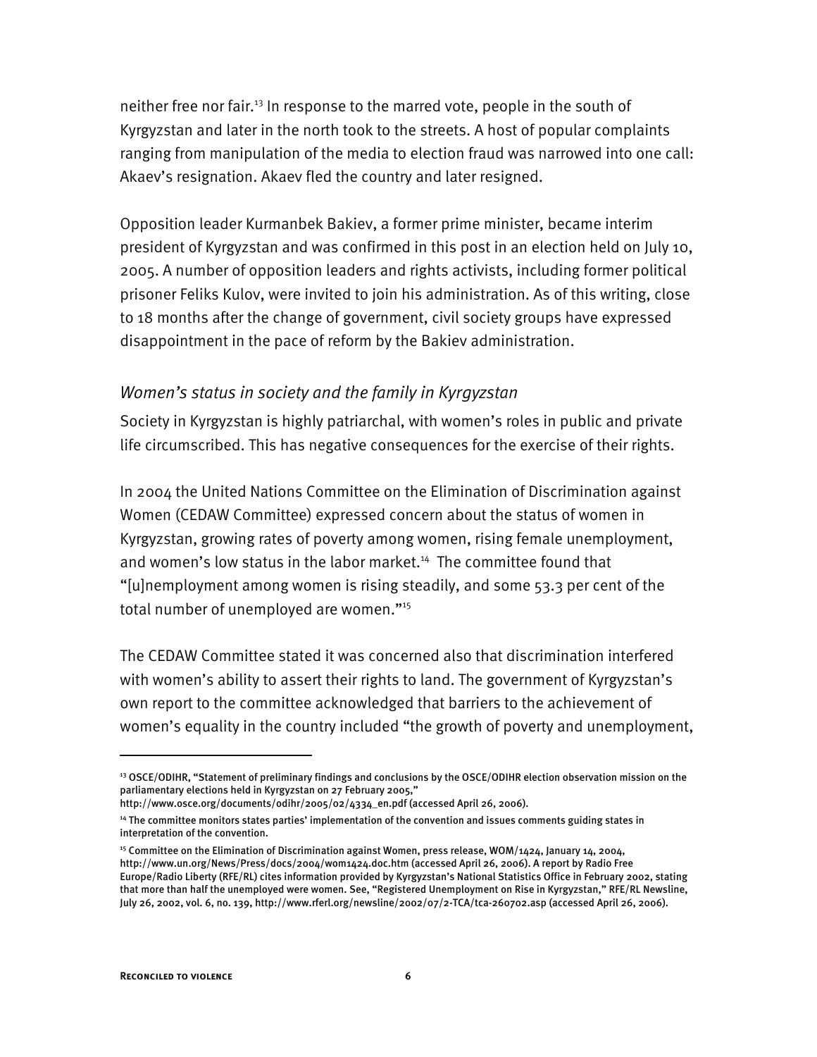neither free nor fair.[13] In response to the marred vote, people in the south of Kyrgyzstan and later in the north took to the streets. A host of popular complaints ranging from manipulation of the media to election fraud was narrowed into one call: Akaev's resignation. Akaev fled the country and later resigned.

Opposition leader Kurmanbek Bakiev, a former prime minister, became interim president of Kyrgyzstan and was confirmed in this post in an election held on July 10, 2005. A number of opposition leaders and rights activists, including former political prisoner Feliks Kulov, were invited to join his administration. As of this writing, close to 18 months after the change of government, civil society groups have expressed disappointment in the pace of reform by the Bakiev administration.

### *Women's status in society and the family in Kyrgyzstan*

Society in Kyrgyzstan is highly patriarchal, with women's roles in public and private life circumscribed. This has negative consequences for the exercise of their rights.

In 2004 the United Nations Committee on the Elimination of Discrimination against Women (CEDAW Committee) expressed concern about the status of women in Kyrgyzstan, growing rates of poverty among women, rising female unemployment, and women's low status in the labor market.[14] The committee found that "[u]nemployment among women is rising steadily, and some 53.3 per cent of the total number of unemployed are women."[15]

The CEDAW Committee stated it was concerned also that discrimination interfered with women's ability to assert their rights to land. The government of Kyrgyzstan's own report to the committee acknowledged that barriers to the achievement of women's equality in the country included "the growth of poverty and unemployment,

---

[13] OSCE/ODIHR, "Statement of preliminary findings and conclusions by the OSCE/ODIHR election observation mission on the parliamentary elections held in Kyrgyzstan on 27 February 2005," http://www.osce.org/documents/odihr/2005/02/4334_en.pdf (accessed April 26, 2006).

[14] The committee monitors states parties' implementation of the convention and issues comments guiding states in interpretation of the convention.

[15] Committee on the Elimination of Discrimination against Women, press release, WOM/1424, January 14, 2004, http://www.un.org/News/Press/docs/2004/wom1424.doc.htm (accessed April 26, 2006). A report by Radio Free Europe/Radio Liberty (RFE/RL) cites information provided by Kyrgyzstan's National Statistics Office in February 2002, stating that more than half the unemployed were women. See, "Registered Unemployment on Rise in Kyrgyzstan," RFE/RL Newsline, July 26, 2002, vol. 6, no. 139, http://www.rferl.org/newsline/2002/07/2-TCA/tca-260702.asp (accessed April 26, 2006).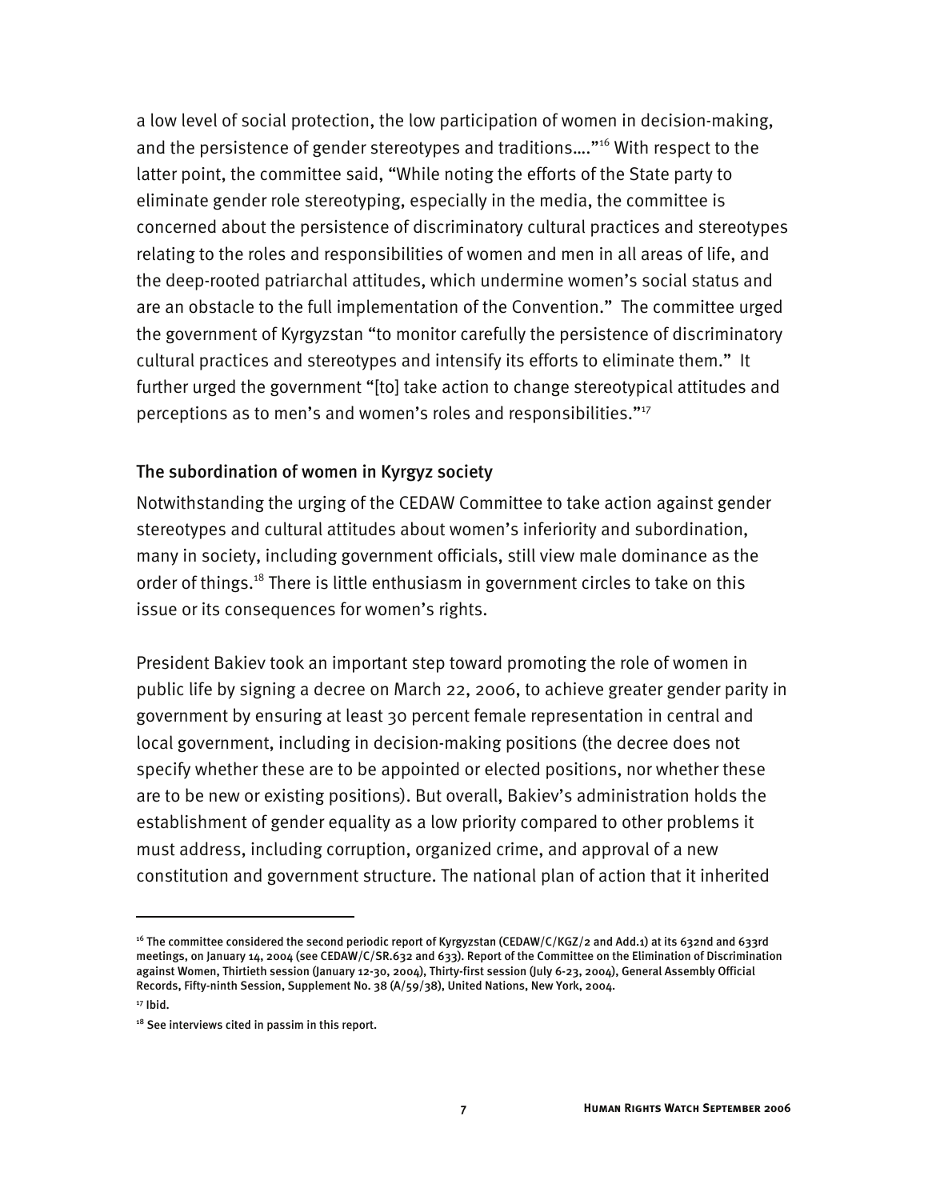a low level of social protection, the low participation of women in decision-making, and the persistence of gender stereotypes and traditions…."[16] With respect to the latter point, the committee said, "While noting the efforts of the State party to eliminate gender role stereotyping, especially in the media, the committee is concerned about the persistence of discriminatory cultural practices and stereotypes relating to the roles and responsibilities of women and men in all areas of life, and the deep-rooted patriarchal attitudes, which undermine women's social status and are an obstacle to the full implementation of the Convention." The committee urged the government of Kyrgyzstan "to monitor carefully the persistence of discriminatory cultural practices and stereotypes and intensify its efforts to eliminate them." It further urged the government "[to] take action to change stereotypical attitudes and perceptions as to men's and women's roles and responsibilities."[17]

## The subordination of women in Kyrgyz society

Notwithstanding the urging of the CEDAW Committee to take action against gender stereotypes and cultural attitudes about women's inferiority and subordination, many in society, including government officials, still view male dominance as the order of things.[18] There is little enthusiasm in government circles to take on this issue or its consequences for women's rights.

President Bakiev took an important step toward promoting the role of women in public life by signing a decree on March 22, 2006, to achieve greater gender parity in government by ensuring at least 30 percent female representation in central and local government, including in decision-making positions (the decree does not specify whether these are to be appointed or elected positions, nor whether these are to be new or existing positions). But overall, Bakiev's administration holds the establishment of gender equality as a low priority compared to other problems it must address, including corruption, organized crime, and approval of a new constitution and government structure. The national plan of action that it inherited

---

[16] The committee considered the second periodic report of Kyrgyzstan (CEDAW/C/KGZ/2 and Add.1) at its 632nd and 633rd meetings, on January 14, 2004 (see CEDAW/C/SR.632 and 633). Report of the Committee on the Elimination of Discrimination against Women, Thirtieth session (January 12-30, 2004), Thirty-first session (July 6-23, 2004), General Assembly Official Records, Fifty-ninth Session, Supplement No. 38 (A/59/38), United Nations, New York, 2004.

[17] Ibid.

[18] See interviews cited in passim in this report.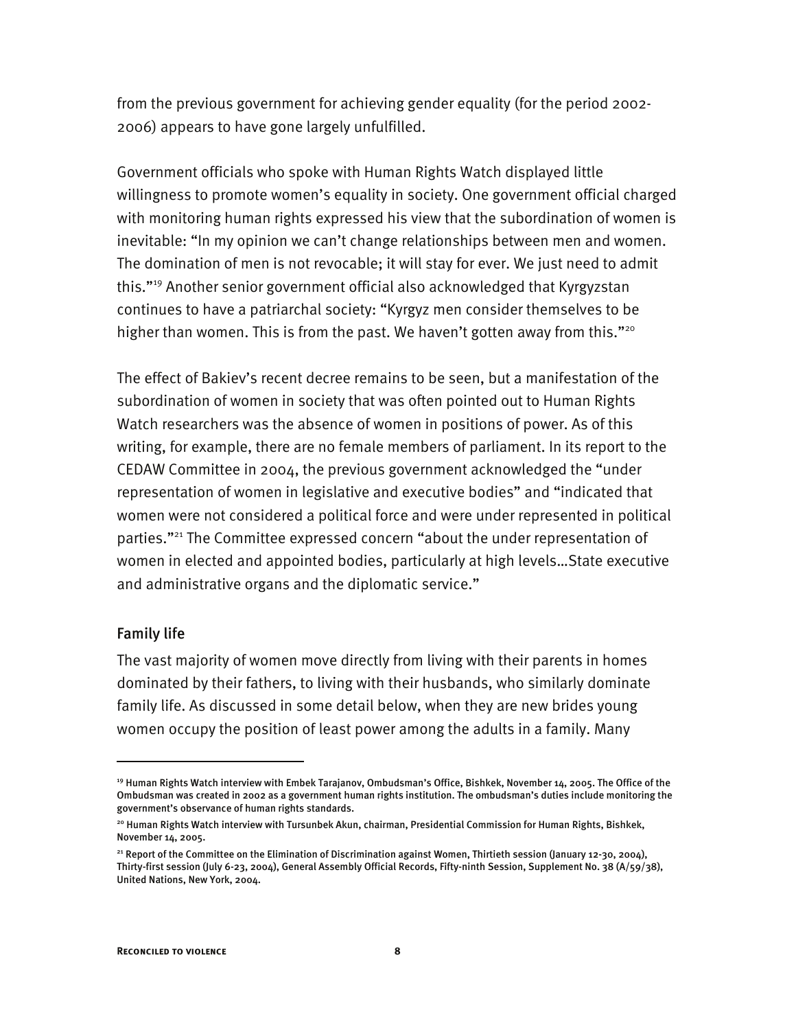from the previous government for achieving gender equality (for the period 2002-2006) appears to have gone largely unfulfilled.

Government officials who spoke with Human Rights Watch displayed little willingness to promote women's equality in society. One government official charged with monitoring human rights expressed his view that the subordination of women is inevitable: "In my opinion we can't change relationships between men and women. The domination of men is not revocable; it will stay for ever. We just need to admit this."[19] Another senior government official also acknowledged that Kyrgyzstan continues to have a patriarchal society: "Kyrgyz men consider themselves to be higher than women. This is from the past. We haven't gotten away from this."[20]

The effect of Bakiev's recent decree remains to be seen, but a manifestation of the subordination of women in society that was often pointed out to Human Rights Watch researchers was the absence of women in positions of power. As of this writing, for example, there are no female members of parliament. In its report to the CEDAW Committee in 2004, the previous government acknowledged the "under representation of women in legislative and executive bodies" and "indicated that women were not considered a political force and were under represented in political parties."[21] The Committee expressed concern "about the under representation of women in elected and appointed bodies, particularly at high levels…State executive and administrative organs and the diplomatic service."

### Family life

The vast majority of women move directly from living with their parents in homes dominated by their fathers, to living with their husbands, who similarly dominate family life. As discussed in some detail below, when they are new brides young women occupy the position of least power among the adults in a family. Many

---

[19] Human Rights Watch interview with Embek Tarajanov, Ombudsman's Office, Bishkek, November 14, 2005. The Office of the Ombudsman was created in 2002 as a government human rights institution. The ombudsman's duties include monitoring the government's observance of human rights standards.

[20] Human Rights Watch interview with Tursunbek Akun, chairman, Presidential Commission for Human Rights, Bishkek, November 14, 2005.

[21] Report of the Committee on the Elimination of Discrimination against Women, Thirtieth session (January 12-30, 2004), Thirty-first session (July 6-23, 2004), General Assembly Official Records, Fifty-ninth Session, Supplement No. 38 (A/59/38), United Nations, New York, 2004.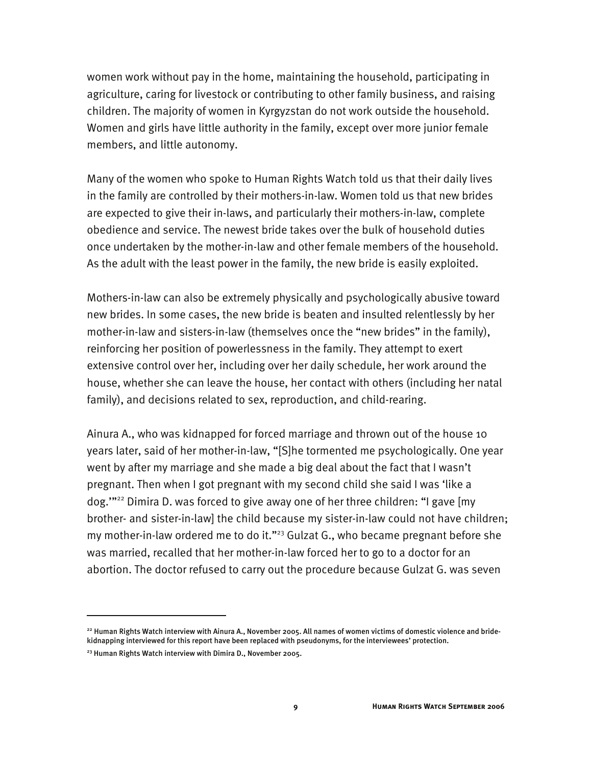women work without pay in the home, maintaining the household, participating in agriculture, caring for livestock or contributing to other family business, and raising children. The majority of women in Kyrgyzstan do not work outside the household. Women and girls have little authority in the family, except over more junior female members, and little autonomy.

Many of the women who spoke to Human Rights Watch told us that their daily lives in the family are controlled by their mothers-in-law. Women told us that new brides are expected to give their in-laws, and particularly their mothers-in-law, complete obedience and service. The newest bride takes over the bulk of household duties once undertaken by the mother-in-law and other female members of the household. As the adult with the least power in the family, the new bride is easily exploited.

Mothers-in-law can also be extremely physically and psychologically abusive toward new brides. In some cases, the new bride is beaten and insulted relentlessly by her mother-in-law and sisters-in-law (themselves once the "new brides" in the family), reinforcing her position of powerlessness in the family. They attempt to exert extensive control over her, including over her daily schedule, her work around the house, whether she can leave the house, her contact with others (including her natal family), and decisions related to sex, reproduction, and child-rearing.

Ainura A., who was kidnapped for forced marriage and thrown out of the house 10 years later, said of her mother-in-law, "[S]he tormented me psychologically. One year went by after my marriage and she made a big deal about the fact that I wasn't pregnant. Then when I got pregnant with my second child she said I was 'like a dog.'"[22] Dimira D. was forced to give away one of her three children: "I gave [my brother- and sister-in-law] the child because my sister-in-law could not have children; my mother-in-law ordered me to do it."[23] Gulzat G., who became pregnant before she was married, recalled that her mother-in-law forced her to go to a doctor for an abortion. The doctor refused to carry out the procedure because Gulzat G. was seven

---

[22] Human Rights Watch interview with Ainura A., November 2005. All names of women victims of domestic violence and bride-kidnapping interviewed for this report have been replaced with pseudonyms, for the interviewees' protection.

[23] Human Rights Watch interview with Dimira D., November 2005.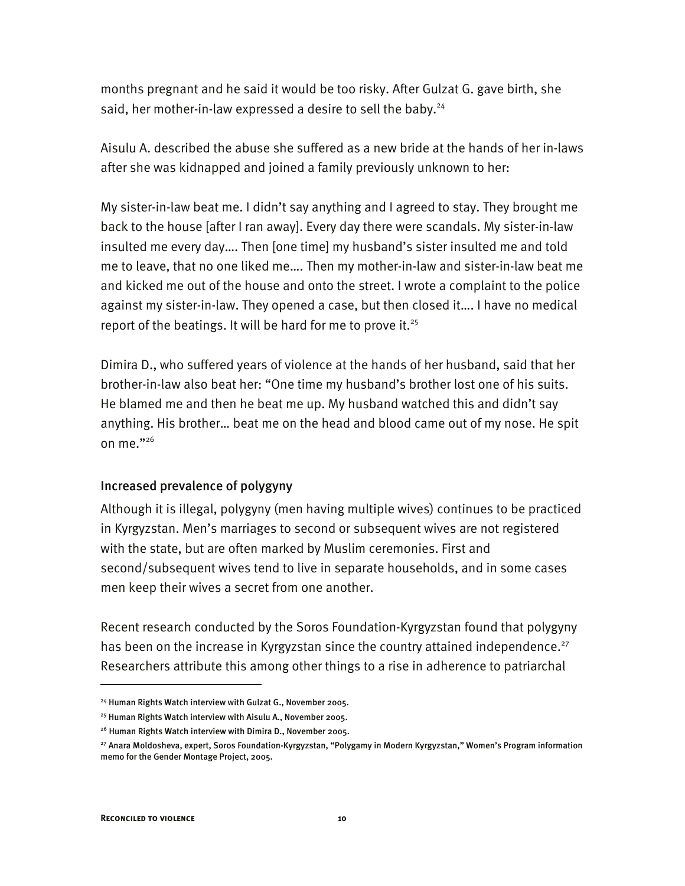months pregnant and he said it would be too risky. After Gulzat G. gave birth, she said, her mother-in-law expressed a desire to sell the baby.[24]

Aisulu A. described the abuse she suffered as a new bride at the hands of her in-laws after she was kidnapped and joined a family previously unknown to her:

My sister-in-law beat me. I didn't say anything and I agreed to stay. They brought me back to the house [after I ran away]. Every day there were scandals. My sister-in-law insulted me every day…. Then [one time] my husband's sister insulted me and told me to leave, that no one liked me…. Then my mother-in-law and sister-in-law beat me and kicked me out of the house and onto the street. I wrote a complaint to the police against my sister-in-law. They opened a case, but then closed it…. I have no medical report of the beatings. It will be hard for me to prove it.[25]

Dimira D., who suffered years of violence at the hands of her husband, said that her brother-in-law also beat her: "One time my husband's brother lost one of his suits. He blamed me and then he beat me up. My husband watched this and didn't say anything. His brother… beat me on the head and blood came out of my nose. He spit on me."[26]

### Increased prevalence of polygyny

Although it is illegal, polygyny (men having multiple wives) continues to be practiced in Kyrgyzstan. Men's marriages to second or subsequent wives are not registered with the state, but are often marked by Muslim ceremonies. First and second/subsequent wives tend to live in separate households, and in some cases men keep their wives a secret from one another.

Recent research conducted by the Soros Foundation-Kyrgyzstan found that polygyny has been on the increase in Kyrgyzstan since the country attained independence.[27] Researchers attribute this among other things to a rise in adherence to patriarchal

---

[24] Human Rights Watch interview with Gulzat G., November 2005.

[25] Human Rights Watch interview with Aisulu A., November 2005.

[26] Human Rights Watch interview with Dimira D., November 2005.

[27] Anara Moldosheva, expert, Soros Foundation-Kyrgyzstan, "Polygamy in Modern Kyrgyzstan," Women's Program information memo for the Gender Montage Project, 2005.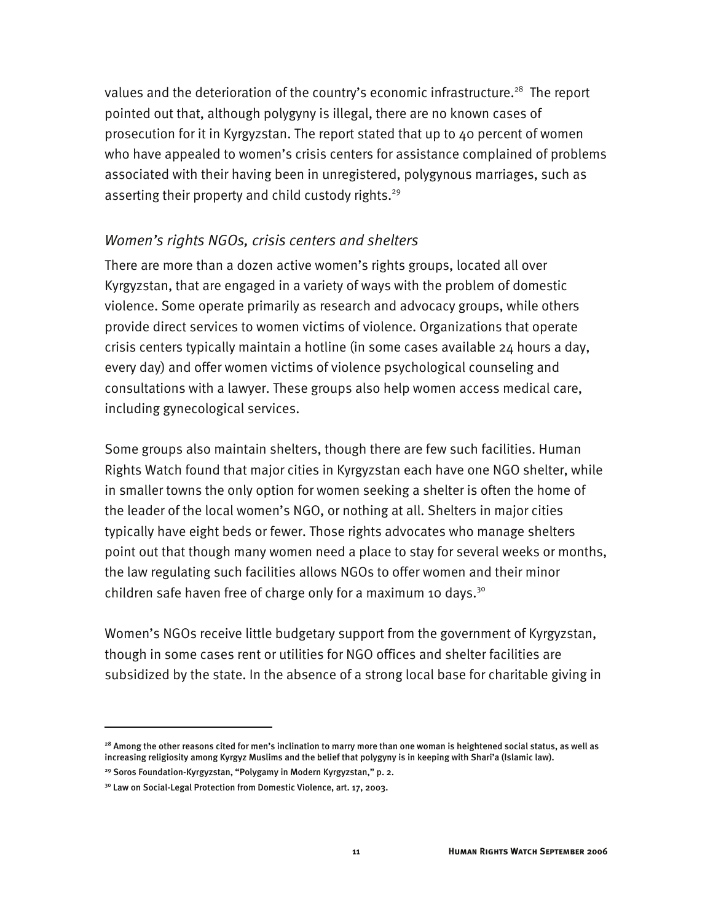values and the deterioration of the country's economic infrastructure.[28] The report pointed out that, although polygyny is illegal, there are no known cases of prosecution for it in Kyrgyzstan. The report stated that up to 40 percent of women who have appealed to women's crisis centers for assistance complained of problems associated with their having been in unregistered, polygynous marriages, such as asserting their property and child custody rights.[29]

### *Women's rights NGOs, crisis centers and shelters*

There are more than a dozen active women's rights groups, located all over Kyrgyzstan, that are engaged in a variety of ways with the problem of domestic violence. Some operate primarily as research and advocacy groups, while others provide direct services to women victims of violence. Organizations that operate crisis centers typically maintain a hotline (in some cases available 24 hours a day, every day) and offer women victims of violence psychological counseling and consultations with a lawyer. These groups also help women access medical care, including gynecological services.

Some groups also maintain shelters, though there are few such facilities. Human Rights Watch found that major cities in Kyrgyzstan each have one NGO shelter, while in smaller towns the only option for women seeking a shelter is often the home of the leader of the local women's NGO, or nothing at all. Shelters in major cities typically have eight beds or fewer. Those rights advocates who manage shelters point out that though many women need a place to stay for several weeks or months, the law regulating such facilities allows NGOs to offer women and their minor children safe haven free of charge only for a maximum 10 days.[30]

Women's NGOs receive little budgetary support from the government of Kyrgyzstan, though in some cases rent or utilities for NGO offices and shelter facilities are subsidized by the state. In the absence of a strong local base for charitable giving in

---

[28] Among the other reasons cited for men's inclination to marry more than one woman is heightened social status, as well as increasing religiosity among Kyrgyz Muslims and the belief that polygyny is in keeping with Shari'a (Islamic law).

[29] Soros Foundation-Kyrgyzstan, "Polygamy in Modern Kyrgyzstan," p. 2.

[30] Law on Social-Legal Protection from Domestic Violence, art. 17, 2003.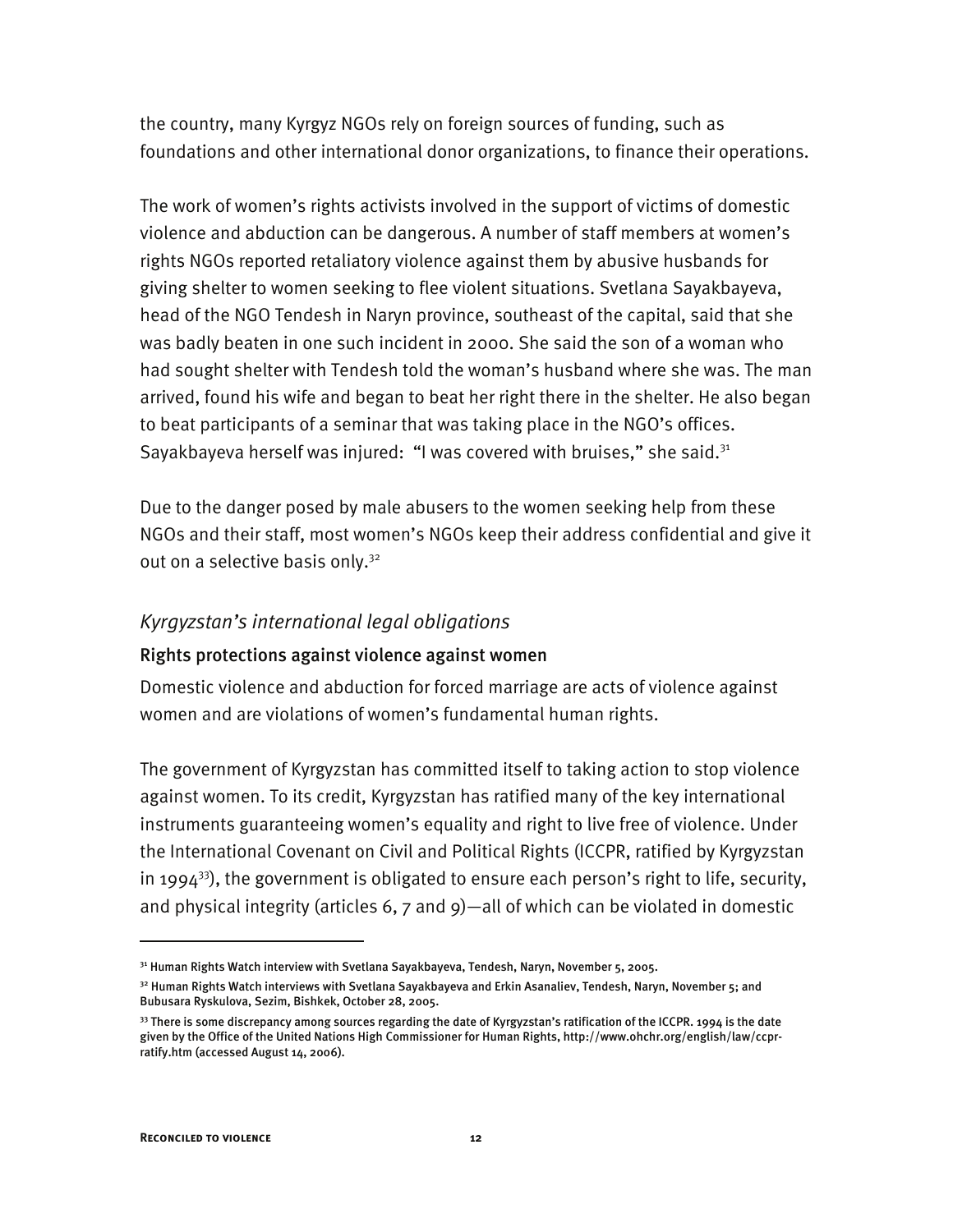the country, many Kyrgyz NGOs rely on foreign sources of funding, such as foundations and other international donor organizations, to finance their operations.

The work of women's rights activists involved in the support of victims of domestic violence and abduction can be dangerous. A number of staff members at women's rights NGOs reported retaliatory violence against them by abusive husbands for giving shelter to women seeking to flee violent situations. Svetlana Sayakbayeva, head of the NGO Tendesh in Naryn province, southeast of the capital, said that she was badly beaten in one such incident in 2000. She said the son of a woman who had sought shelter with Tendesh told the woman's husband where she was. The man arrived, found his wife and began to beat her right there in the shelter. He also began to beat participants of a seminar that was taking place in the NGO's offices. Sayakbayeva herself was injured: "I was covered with bruises," she said.[31]

Due to the danger posed by male abusers to the women seeking help from these NGOs and their staff, most women's NGOs keep their address confidential and give it out on a selective basis only.[32]

### *Kyrgyzstan's international legal obligations*

#### Rights protections against violence against women

Domestic violence and abduction for forced marriage are acts of violence against women and are violations of women's fundamental human rights.

The government of Kyrgyzstan has committed itself to taking action to stop violence against women. To its credit, Kyrgyzstan has ratified many of the key international instruments guaranteeing women's equality and right to live free of violence. Under the International Covenant on Civil and Political Rights (ICCPR, ratified by Kyrgyzstan in 1994[33]), the government is obligated to ensure each person's right to life, security, and physical integrity (articles 6, 7 and 9)—all of which can be violated in domestic

---

[31] Human Rights Watch interview with Svetlana Sayakbayeva, Tendesh, Naryn, November 5, 2005.

[32] Human Rights Watch interviews with Svetlana Sayakbayeva and Erkin Asanaliev, Tendesh, Naryn, November 5; and Bubusara Ryskulova, Sezim, Bishkek, October 28, 2005.

[33] There is some discrepancy among sources regarding the date of Kyrgyzstan's ratification of the ICCPR. 1994 is the date given by the Office of the United Nations High Commissioner for Human Rights, http://www.ohchr.org/english/law/ccpr-ratify.htm (accessed August 14, 2006).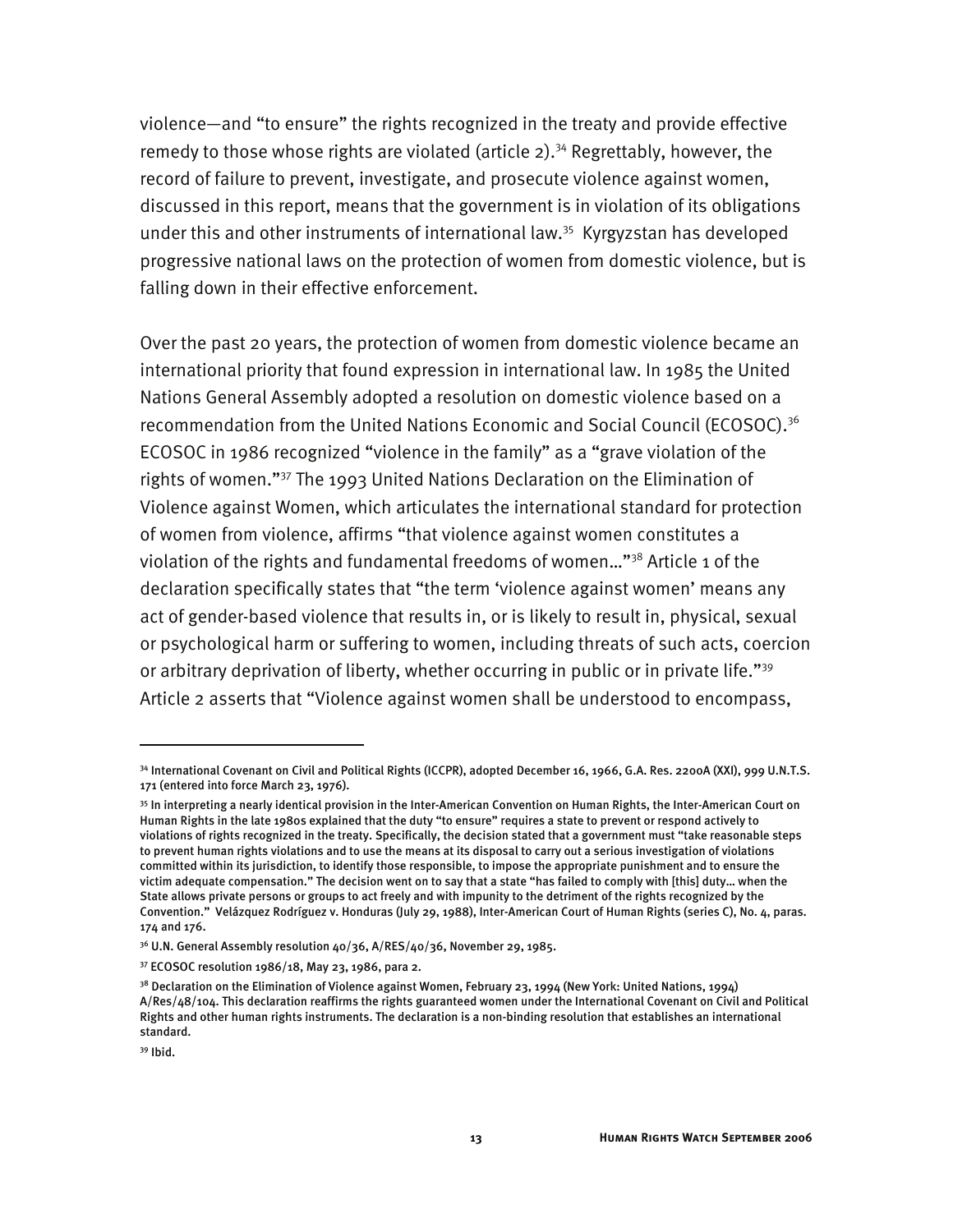violence—and "to ensure" the rights recognized in the treaty and provide effective remedy to those whose rights are violated (article 2).[34] Regrettably, however, the record of failure to prevent, investigate, and prosecute violence against women, discussed in this report, means that the government is in violation of its obligations under this and other instruments of international law.[35] Kyrgyzstan has developed progressive national laws on the protection of women from domestic violence, but is falling down in their effective enforcement.

Over the past 20 years, the protection of women from domestic violence became an international priority that found expression in international law. In 1985 the United Nations General Assembly adopted a resolution on domestic violence based on a recommendation from the United Nations Economic and Social Council (ECOSOC).[36] ECOSOC in 1986 recognized "violence in the family" as a "grave violation of the rights of women."[37] The 1993 United Nations Declaration on the Elimination of Violence against Women, which articulates the international standard for protection of women from violence, affirms "that violence against women constitutes a violation of the rights and fundamental freedoms of women…"[38] Article 1 of the declaration specifically states that "the term 'violence against women' means any act of gender-based violence that results in, or is likely to result in, physical, sexual or psychological harm or suffering to women, including threats of such acts, coercion or arbitrary deprivation of liberty, whether occurring in public or in private life."[39] Article 2 asserts that "Violence against women shall be understood to encompass,

---

[34] International Covenant on Civil and Political Rights (ICCPR), adopted December 16, 1966, G.A. Res. 2200A (XXI), 999 U.N.T.S. 171 (entered into force March 23, 1976).

[35] In interpreting a nearly identical provision in the Inter-American Convention on Human Rights, the Inter-American Court on Human Rights in the late 1980s explained that the duty "to ensure" requires a state to prevent or respond actively to violations of rights recognized in the treaty. Specifically, the decision stated that a government must "take reasonable steps to prevent human rights violations and to use the means at its disposal to carry out a serious investigation of violations committed within its jurisdiction, to identify those responsible, to impose the appropriate punishment and to ensure the victim adequate compensation." The decision went on to say that a state "has failed to comply with [this] duty… when the State allows private persons or groups to act freely and with impunity to the detriment of the rights recognized by the Convention." Velázquez Rodríguez v. Honduras (July 29, 1988), Inter-American Court of Human Rights (series C), No. 4, paras. 174 and 176.

[36] U.N. General Assembly resolution 40/36, A/RES/40/36, November 29, 1985.

[37] ECOSOC resolution 1986/18, May 23, 1986, para 2.

[38] Declaration on the Elimination of Violence against Women, February 23, 1994 (New York: United Nations, 1994) A/Res/48/104. This declaration reaffirms the rights guaranteed women under the International Covenant on Civil and Political Rights and other human rights instruments. The declaration is a non-binding resolution that establishes an international standard.

[39] Ibid.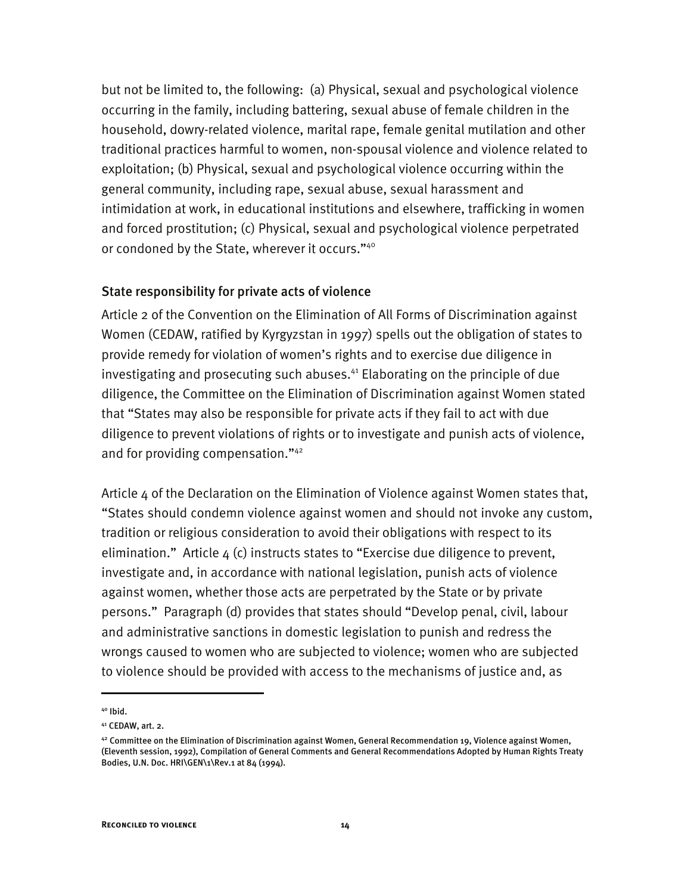but not be limited to, the following: (a) Physical, sexual and psychological violence occurring in the family, including battering, sexual abuse of female children in the household, dowry-related violence, marital rape, female genital mutilation and other traditional practices harmful to women, non-spousal violence and violence related to exploitation; (b) Physical, sexual and psychological violence occurring within the general community, including rape, sexual abuse, sexual harassment and intimidation at work, in educational institutions and elsewhere, trafficking in women and forced prostitution; (c) Physical, sexual and psychological violence perpetrated or condoned by the State, wherever it occurs."[40]

### State responsibility for private acts of violence

Article 2 of the Convention on the Elimination of All Forms of Discrimination against Women (CEDAW, ratified by Kyrgyzstan in 1997) spells out the obligation of states to provide remedy for violation of women's rights and to exercise due diligence in investigating and prosecuting such abuses.[41] Elaborating on the principle of due diligence, the Committee on the Elimination of Discrimination against Women stated that "States may also be responsible for private acts if they fail to act with due diligence to prevent violations of rights or to investigate and punish acts of violence, and for providing compensation."[42]

Article 4 of the Declaration on the Elimination of Violence against Women states that, "States should condemn violence against women and should not invoke any custom, tradition or religious consideration to avoid their obligations with respect to its elimination." Article 4 (c) instructs states to "Exercise due diligence to prevent, investigate and, in accordance with national legislation, punish acts of violence against women, whether those acts are perpetrated by the State or by private persons." Paragraph (d) provides that states should "Develop penal, civil, labour and administrative sanctions in domestic legislation to punish and redress the wrongs caused to women who are subjected to violence; women who are subjected to violence should be provided with access to the mechanisms of justice and, as

---

[40] Ibid.

[41] CEDAW, art. 2.

[42] Committee on the Elimination of Discrimination against Women, General Recommendation 19, Violence against Women, (Eleventh session, 1992), Compilation of General Comments and General Recommendations Adopted by Human Rights Treaty Bodies, U.N. Doc. HRI\GEN\1\Rev.1 at 84 (1994).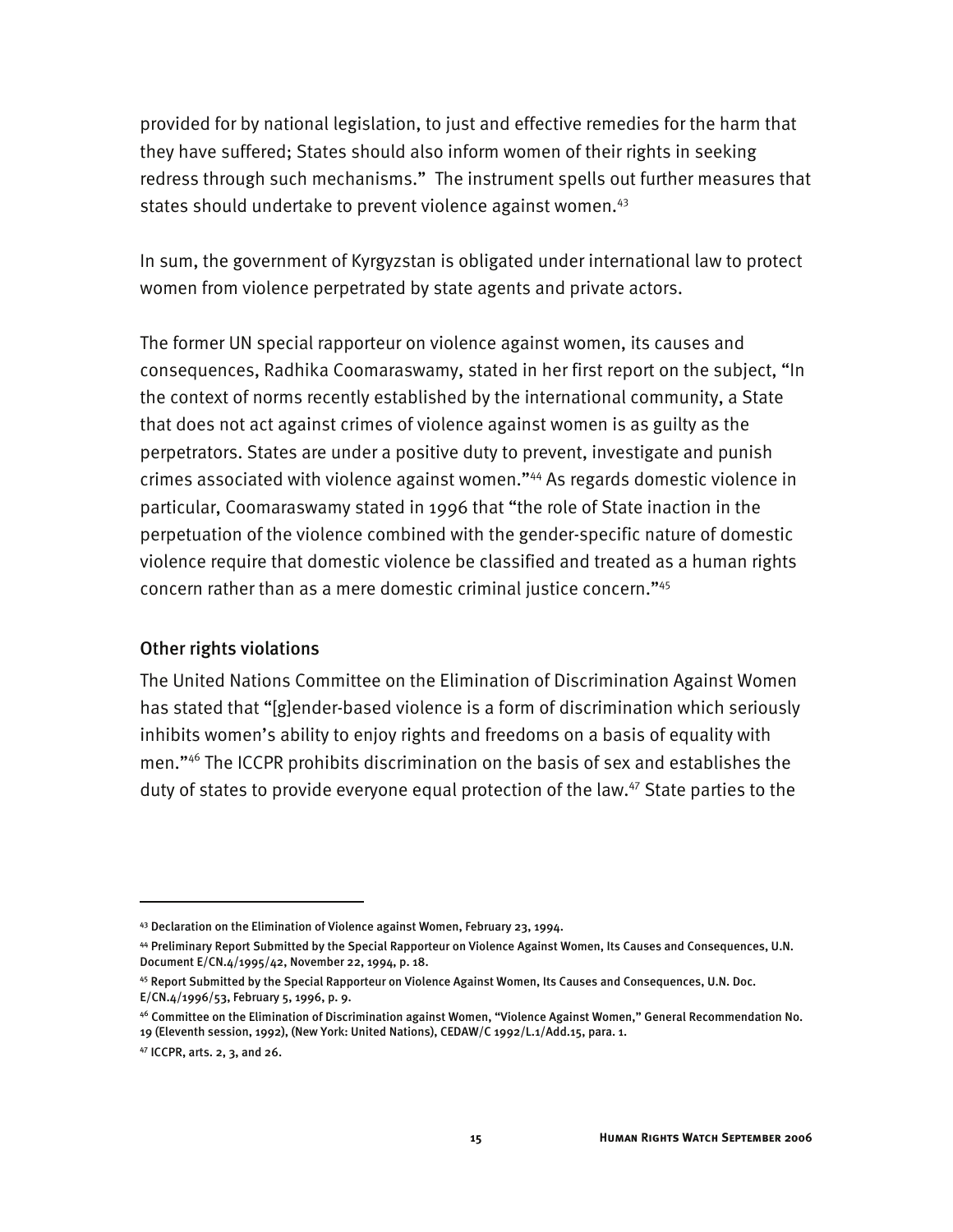provided for by national legislation, to just and effective remedies for the harm that they have suffered; States should also inform women of their rights in seeking redress through such mechanisms." The instrument spells out further measures that states should undertake to prevent violence against women.[43]

In sum, the government of Kyrgyzstan is obligated under international law to protect women from violence perpetrated by state agents and private actors.

The former UN special rapporteur on violence against women, its causes and consequences, Radhika Coomaraswamy, stated in her first report on the subject, "In the context of norms recently established by the international community, a State that does not act against crimes of violence against women is as guilty as the perpetrators. States are under a positive duty to prevent, investigate and punish crimes associated with violence against women."[44] As regards domestic violence in particular, Coomaraswamy stated in 1996 that "the role of State inaction in the perpetuation of the violence combined with the gender-specific nature of domestic violence require that domestic violence be classified and treated as a human rights concern rather than as a mere domestic criminal justice concern."[45]

### Other rights violations

The United Nations Committee on the Elimination of Discrimination Against Women has stated that "[g]ender-based violence is a form of discrimination which seriously inhibits women's ability to enjoy rights and freedoms on a basis of equality with men."[46] The ICCPR prohibits discrimination on the basis of sex and establishes the duty of states to provide everyone equal protection of the law.[47] State parties to the

---

[43] Declaration on the Elimination of Violence against Women, February 23, 1994.

[44] Preliminary Report Submitted by the Special Rapporteur on Violence Against Women, Its Causes and Consequences, U.N. Document E/CN.4/1995/42, November 22, 1994, p. 18.

[45] Report Submitted by the Special Rapporteur on Violence Against Women, Its Causes and Consequences, U.N. Doc. E/CN.4/1996/53, February 5, 1996, p. 9.

[46] Committee on the Elimination of Discrimination against Women, "Violence Against Women," General Recommendation No. 19 (Eleventh session, 1992), (New York: United Nations), CEDAW/C 1992/L.1/Add.15, para. 1.

[47] ICCPR, arts. 2, 3, and 26.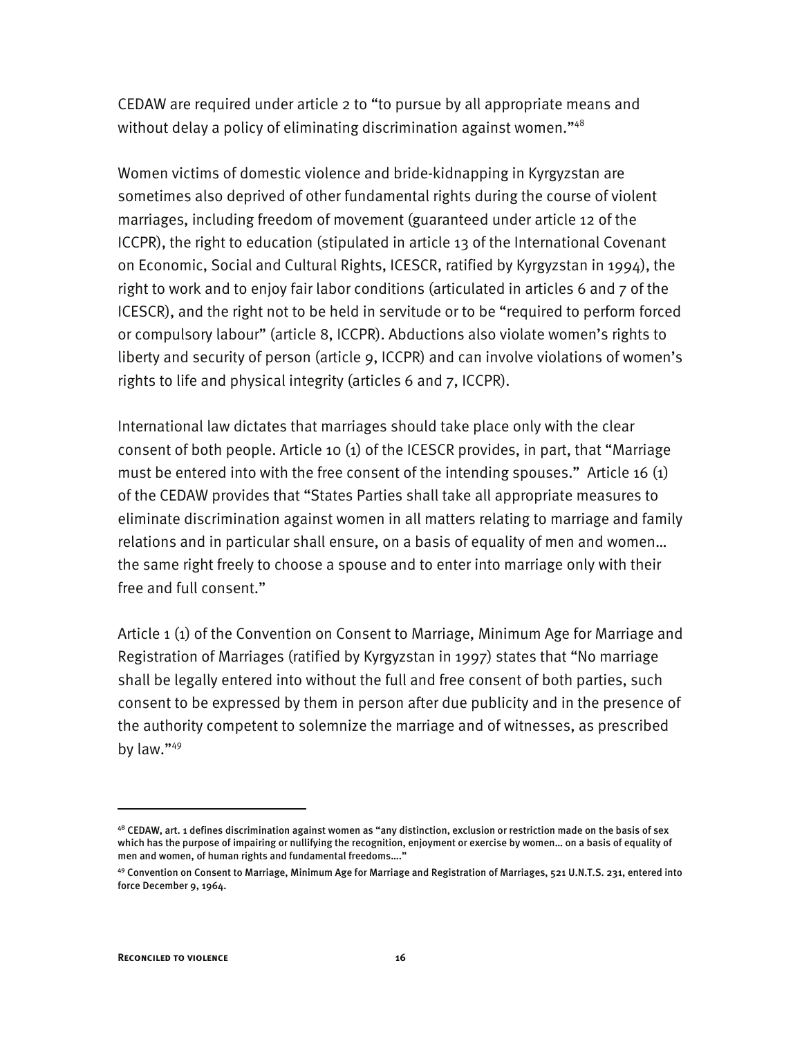CEDAW are required under article 2 to "to pursue by all appropriate means and without delay a policy of eliminating discrimination against women."[48]

Women victims of domestic violence and bride-kidnapping in Kyrgyzstan are sometimes also deprived of other fundamental rights during the course of violent marriages, including freedom of movement (guaranteed under article 12 of the ICCPR), the right to education (stipulated in article 13 of the International Covenant on Economic, Social and Cultural Rights, ICESCR, ratified by Kyrgyzstan in 1994), the right to work and to enjoy fair labor conditions (articulated in articles 6 and 7 of the ICESCR), and the right not to be held in servitude or to be "required to perform forced or compulsory labour" (article 8, ICCPR). Abductions also violate women's rights to liberty and security of person (article 9, ICCPR) and can involve violations of women's rights to life and physical integrity (articles 6 and 7, ICCPR).

International law dictates that marriages should take place only with the clear consent of both people. Article 10 (1) of the ICESCR provides, in part, that "Marriage must be entered into with the free consent of the intending spouses." Article 16 (1) of the CEDAW provides that "States Parties shall take all appropriate measures to eliminate discrimination against women in all matters relating to marriage and family relations and in particular shall ensure, on a basis of equality of men and women… the same right freely to choose a spouse and to enter into marriage only with their free and full consent."

Article 1 (1) of the Convention on Consent to Marriage, Minimum Age for Marriage and Registration of Marriages (ratified by Kyrgyzstan in 1997) states that "No marriage shall be legally entered into without the full and free consent of both parties, such consent to be expressed by them in person after due publicity and in the presence of the authority competent to solemnize the marriage and of witnesses, as prescribed by law."[49]

---

[48] CEDAW, art. 1 defines discrimination against women as "any distinction, exclusion or restriction made on the basis of sex which has the purpose of impairing or nullifying the recognition, enjoyment or exercise by women… on a basis of equality of men and women, of human rights and fundamental freedoms…."

[49] Convention on Consent to Marriage, Minimum Age for Marriage and Registration of Marriages, 521 U.N.T.S. 231, entered into force December 9, 1964.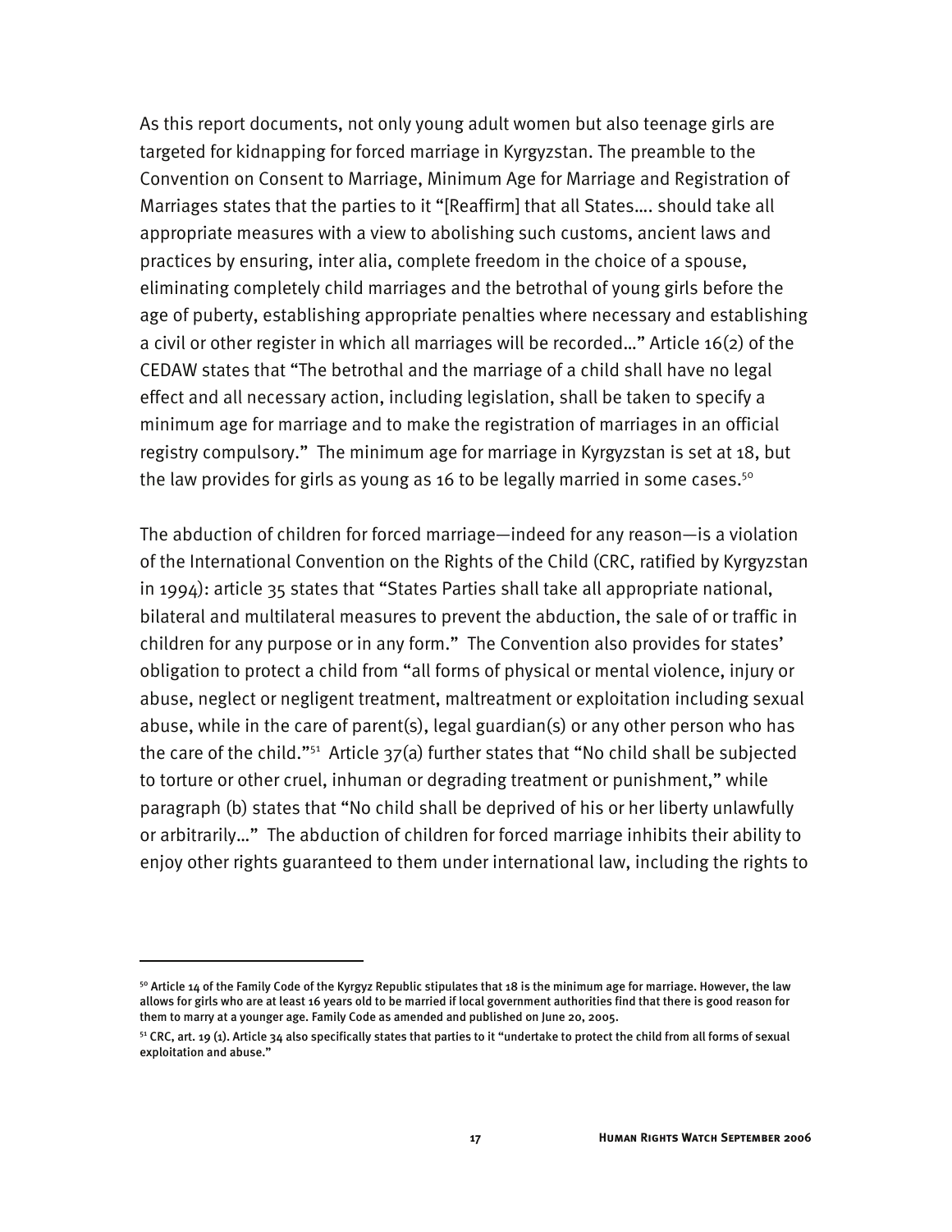As this report documents, not only young adult women but also teenage girls are targeted for kidnapping for forced marriage in Kyrgyzstan. The preamble to the Convention on Consent to Marriage, Minimum Age for Marriage and Registration of Marriages states that the parties to it "[Reaffirm] that all States…. should take all appropriate measures with a view to abolishing such customs, ancient laws and practices by ensuring, inter alia, complete freedom in the choice of a spouse, eliminating completely child marriages and the betrothal of young girls before the age of puberty, establishing appropriate penalties where necessary and establishing a civil or other register in which all marriages will be recorded…" Article 16(2) of the CEDAW states that "The betrothal and the marriage of a child shall have no legal effect and all necessary action, including legislation, shall be taken to specify a minimum age for marriage and to make the registration of marriages in an official registry compulsory." The minimum age for marriage in Kyrgyzstan is set at 18, but the law provides for girls as young as 16 to be legally married in some cases.[50]

The abduction of children for forced marriage—indeed for any reason—is a violation of the International Convention on the Rights of the Child (CRC, ratified by Kyrgyzstan in 1994): article 35 states that "States Parties shall take all appropriate national, bilateral and multilateral measures to prevent the abduction, the sale of or traffic in children for any purpose or in any form." The Convention also provides for states' obligation to protect a child from "all forms of physical or mental violence, injury or abuse, neglect or negligent treatment, maltreatment or exploitation including sexual abuse, while in the care of parent(s), legal guardian(s) or any other person who has the care of the child."[51] Article 37(a) further states that "No child shall be subjected to torture or other cruel, inhuman or degrading treatment or punishment," while paragraph (b) states that "No child shall be deprived of his or her liberty unlawfully or arbitrarily…" The abduction of children for forced marriage inhibits their ability to enjoy other rights guaranteed to them under international law, including the rights to

---

[50] Article 14 of the Family Code of the Kyrgyz Republic stipulates that 18 is the minimum age for marriage. However, the law allows for girls who are at least 16 years old to be married if local government authorities find that there is good reason for them to marry at a younger age. Family Code as amended and published on June 20, 2005.

[51] CRC, art. 19 (1). Article 34 also specifically states that parties to it "undertake to protect the child from all forms of sexual exploitation and abuse."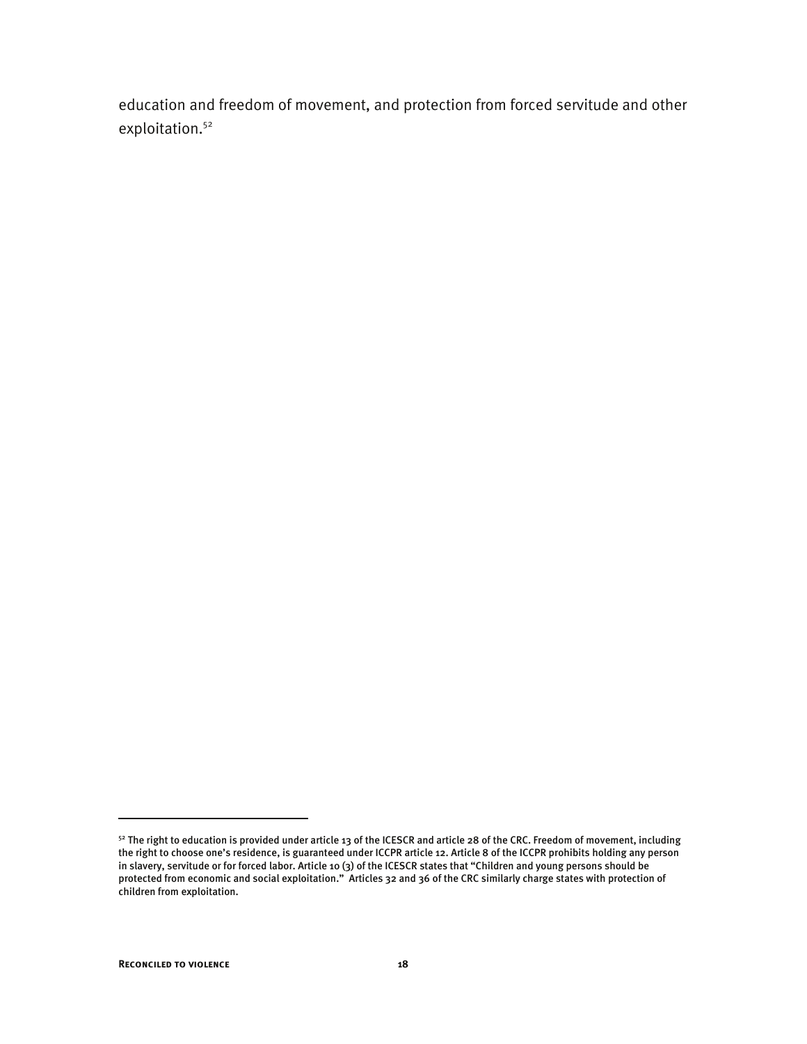education and freedom of movement, and protection from forced servitude and other exploitation.[52]

[52] The right to education is provided under article 13 of the ICESCR and article 28 of the CRC. Freedom of movement, including the right to choose one's residence, is guaranteed under ICCPR article 12. Article 8 of the ICCPR prohibits holding any person in slavery, servitude or for forced labor. Article 10 (3) of the ICESCR states that "Children and young persons should be protected from economic and social exploitation." Articles 32 and 36 of the CRC similarly charge states with protection of children from exploitation.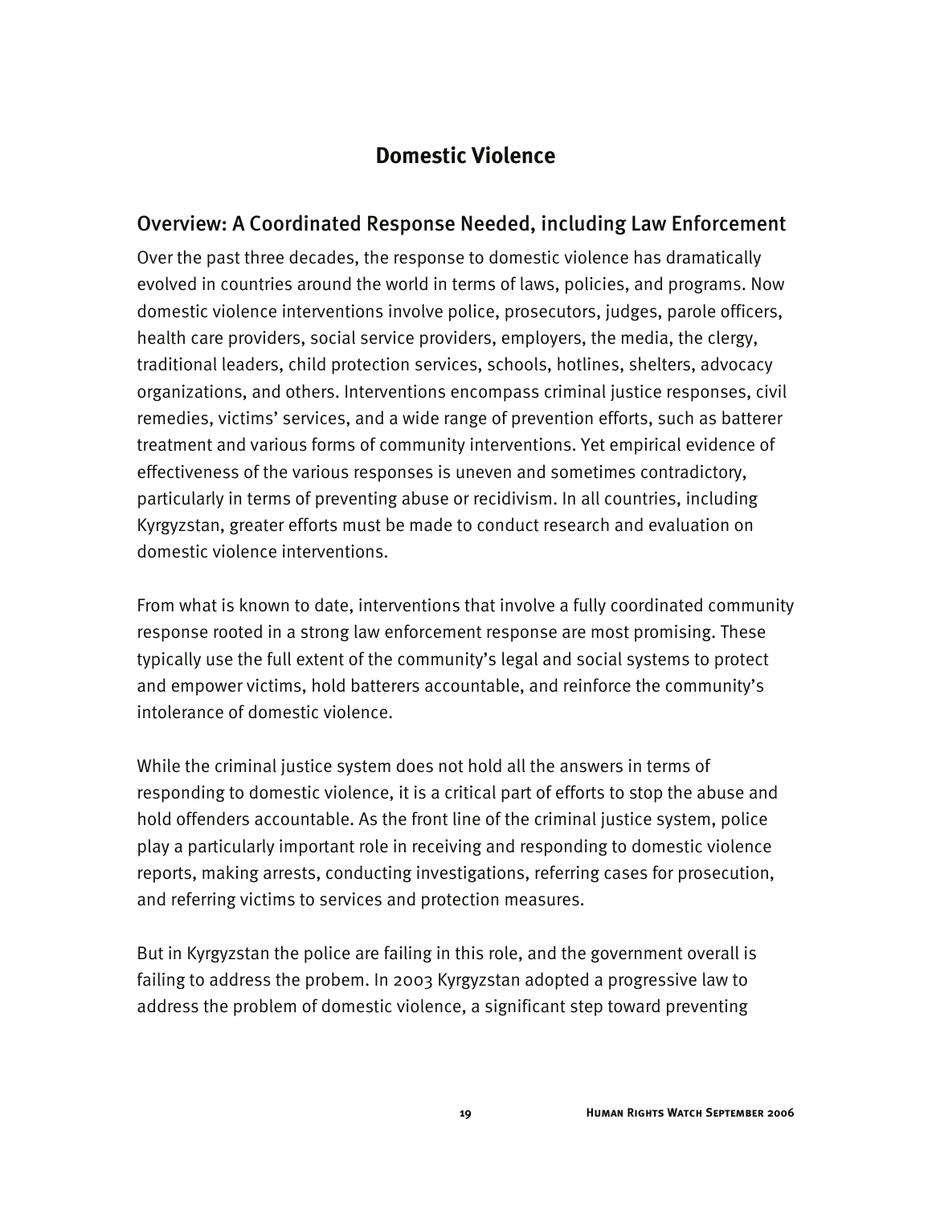# Domestic Violence

## Overview: A Coordinated Response Needed, including Law Enforcement

Over the past three decades, the response to domestic violence has dramatically evolved in countries around the world in terms of laws, policies, and programs. Now domestic violence interventions involve police, prosecutors, judges, parole officers, health care providers, social service providers, employers, the media, the clergy, traditional leaders, child protection services, schools, hotlines, shelters, advocacy organizations, and others. Interventions encompass criminal justice responses, civil remedies, victims' services, and a wide range of prevention efforts, such as batterer treatment and various forms of community interventions. Yet empirical evidence of effectiveness of the various responses is uneven and sometimes contradictory, particularly in terms of preventing abuse or recidivism. In all countries, including Kyrgyzstan, greater efforts must be made to conduct research and evaluation on domestic violence interventions.

From what is known to date, interventions that involve a fully coordinated community response rooted in a strong law enforcement response are most promising. These typically use the full extent of the community's legal and social systems to protect and empower victims, hold batterers accountable, and reinforce the community's intolerance of domestic violence.

While the criminal justice system does not hold all the answers in terms of responding to domestic violence, it is a critical part of efforts to stop the abuse and hold offenders accountable. As the front line of the criminal justice system, police play a particularly important role in receiving and responding to domestic violence reports, making arrests, conducting investigations, referring cases for prosecution, and referring victims to services and protection measures.

But in Kyrgyzstan the police are failing in this role, and the government overall is failing to address the probem. In 2003 Kyrgyzstan adopted a progressive law to address the problem of domestic violence, a significant step toward preventing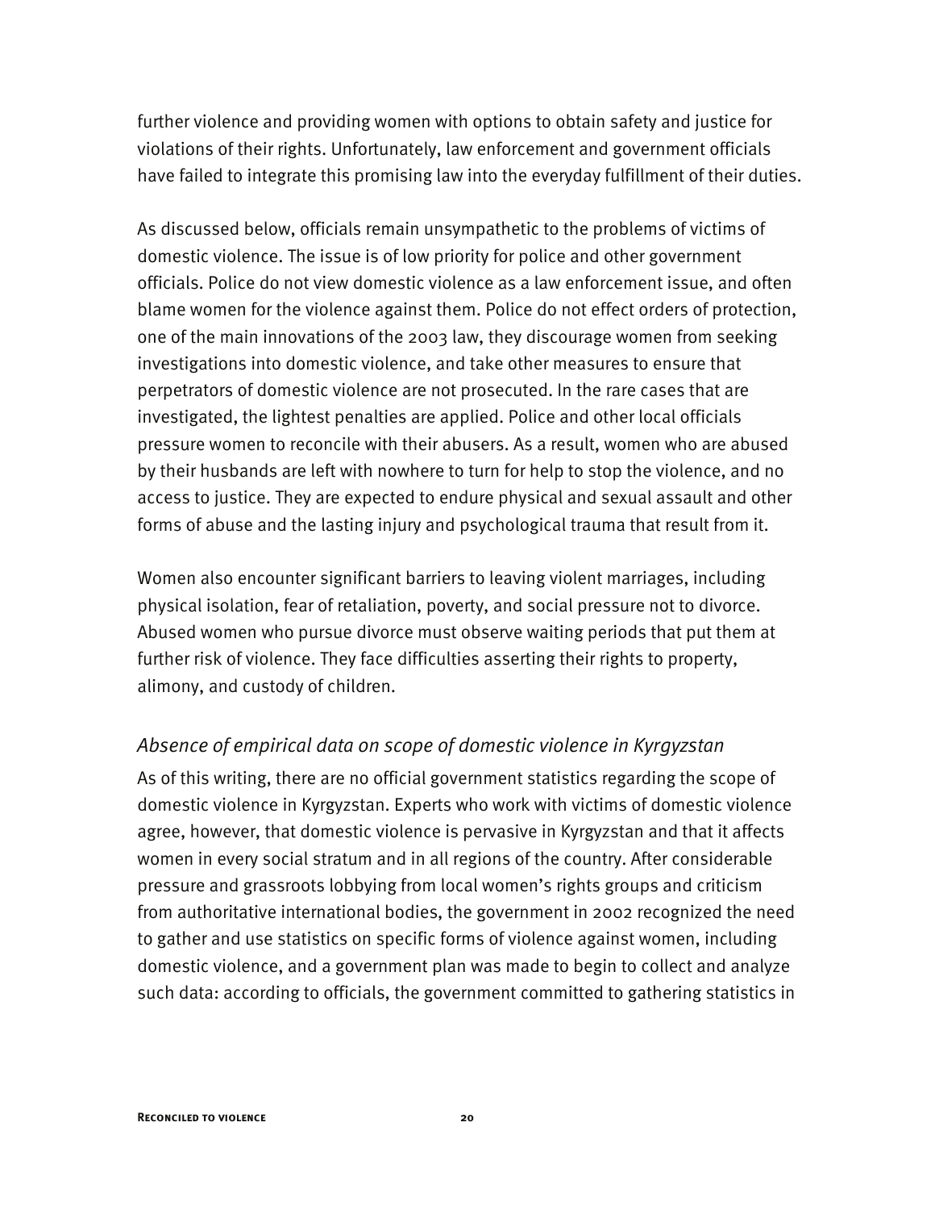further violence and providing women with options to obtain safety and justice for violations of their rights. Unfortunately, law enforcement and government officials have failed to integrate this promising law into the everyday fulfillment of their duties.

As discussed below, officials remain unsympathetic to the problems of victims of domestic violence. The issue is of low priority for police and other government officials. Police do not view domestic violence as a law enforcement issue, and often blame women for the violence against them. Police do not effect orders of protection, one of the main innovations of the 2003 law, they discourage women from seeking investigations into domestic violence, and take other measures to ensure that perpetrators of domestic violence are not prosecuted. In the rare cases that are investigated, the lightest penalties are applied. Police and other local officials pressure women to reconcile with their abusers. As a result, women who are abused by their husbands are left with nowhere to turn for help to stop the violence, and no access to justice. They are expected to endure physical and sexual assault and other forms of abuse and the lasting injury and psychological trauma that result from it.

Women also encounter significant barriers to leaving violent marriages, including physical isolation, fear of retaliation, poverty, and social pressure not to divorce. Abused women who pursue divorce must observe waiting periods that put them at further risk of violence. They face difficulties asserting their rights to property, alimony, and custody of children.

### *Absence of empirical data on scope of domestic violence in Kyrgyzstan*

As of this writing, there are no official government statistics regarding the scope of domestic violence in Kyrgyzstan. Experts who work with victims of domestic violence agree, however, that domestic violence is pervasive in Kyrgyzstan and that it affects women in every social stratum and in all regions of the country. After considerable pressure and grassroots lobbying from local women's rights groups and criticism from authoritative international bodies, the government in 2002 recognized the need to gather and use statistics on specific forms of violence against women, including domestic violence, and a government plan was made to begin to collect and analyze such data: according to officials, the government committed to gathering statistics in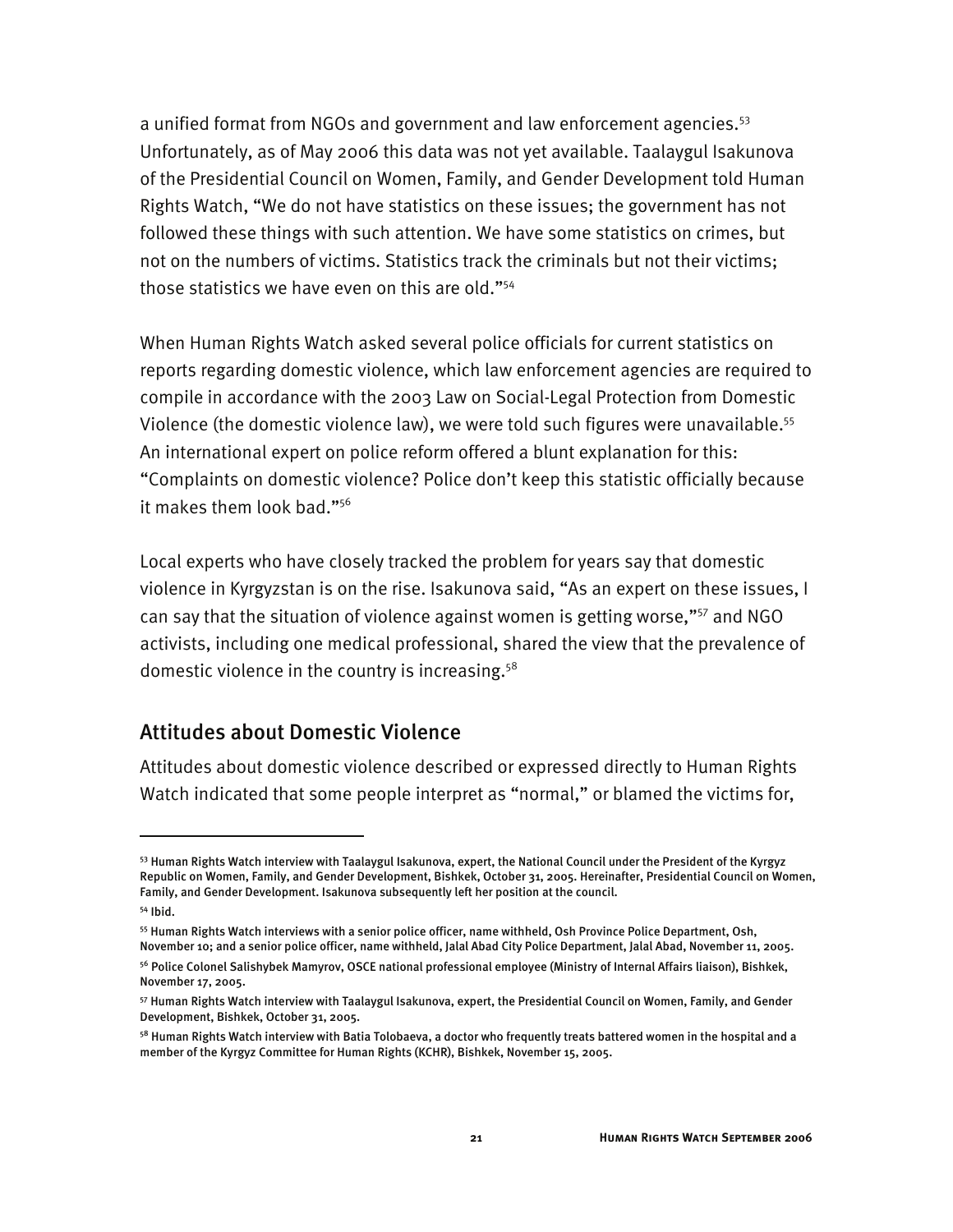a unified format from NGOs and government and law enforcement agencies.[53] Unfortunately, as of May 2006 this data was not yet available. Taalaygul Isakunova of the Presidential Council on Women, Family, and Gender Development told Human Rights Watch, "We do not have statistics on these issues; the government has not followed these things with such attention. We have some statistics on crimes, but not on the numbers of victims. Statistics track the criminals but not their victims; those statistics we have even on this are old."[54]

When Human Rights Watch asked several police officials for current statistics on reports regarding domestic violence, which law enforcement agencies are required to compile in accordance with the 2003 Law on Social-Legal Protection from Domestic Violence (the domestic violence law), we were told such figures were unavailable.[55] An international expert on police reform offered a blunt explanation for this: "Complaints on domestic violence? Police don't keep this statistic officially because it makes them look bad."[56]

Local experts who have closely tracked the problem for years say that domestic violence in Kyrgyzstan is on the rise. Isakunova said, "As an expert on these issues, I can say that the situation of violence against women is getting worse,"[57] and NGO activists, including one medical professional, shared the view that the prevalence of domestic violence in the country is increasing.[58]

## Attitudes about Domestic Violence

Attitudes about domestic violence described or expressed directly to Human Rights Watch indicated that some people interpret as "normal," or blamed the victims for,

---

[53] Human Rights Watch interview with Taalaygul Isakunova, expert, the National Council under the President of the Kyrgyz Republic on Women, Family, and Gender Development, Bishkek, October 31, 2005. Hereinafter, Presidential Council on Women, Family, and Gender Development. Isakunova subsequently left her position at the council.

[54] Ibid.

[55] Human Rights Watch interviews with a senior police officer, name withheld, Osh Province Police Department, Osh, November 10; and a senior police officer, name withheld, Jalal Abad City Police Department, Jalal Abad, November 11, 2005.

[56] Police Colonel Salishybek Mamyrov, OSCE national professional employee (Ministry of Internal Affairs liaison), Bishkek, November 17, 2005.

[57] Human Rights Watch interview with Taalaygul Isakunova, expert, the Presidential Council on Women, Family, and Gender Development, Bishkek, October 31, 2005.

[58] Human Rights Watch interview with Batia Tolobaeva, a doctor who frequently treats battered women in the hospital and a member of the Kyrgyz Committee for Human Rights (KCHR), Bishkek, November 15, 2005.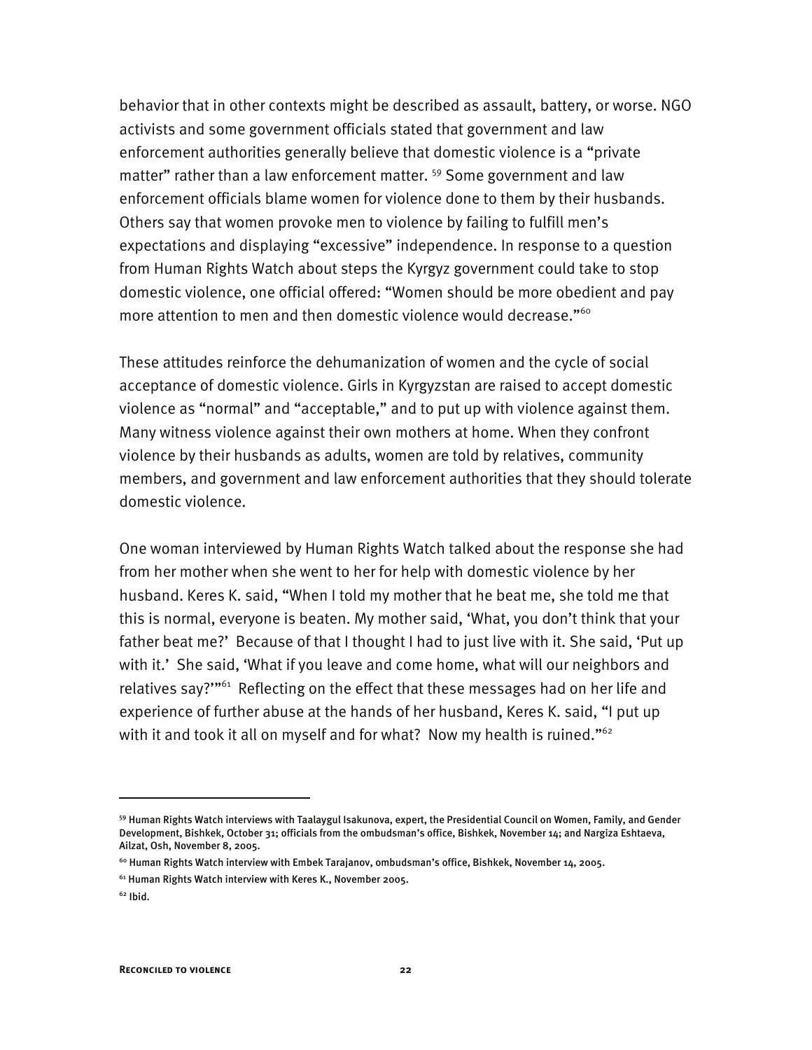behavior that in other contexts might be described as assault, battery, or worse. NGO activists and some government officials stated that government and law enforcement authorities generally believe that domestic violence is a "private matter" rather than a law enforcement matter. [59] Some government and law enforcement officials blame women for violence done to them by their husbands. Others say that women provoke men to violence by failing to fulfill men's expectations and displaying "excessive" independence. In response to a question from Human Rights Watch about steps the Kyrgyz government could take to stop domestic violence, one official offered: "Women should be more obedient and pay more attention to men and then domestic violence would decrease."[60]

These attitudes reinforce the dehumanization of women and the cycle of social acceptance of domestic violence. Girls in Kyrgyzstan are raised to accept domestic violence as "normal" and "acceptable," and to put up with violence against them. Many witness violence against their own mothers at home. When they confront violence by their husbands as adults, women are told by relatives, community members, and government and law enforcement authorities that they should tolerate domestic violence.

One woman interviewed by Human Rights Watch talked about the response she had from her mother when she went to her for help with domestic violence by her husband. Keres K. said, "When I told my mother that he beat me, she told me that this is normal, everyone is beaten. My mother said, 'What, you don't think that your father beat me?' Because of that I thought I had to just live with it. She said, 'Put up with it.' She said, 'What if you leave and come home, what will our neighbors and relatives say?'"[61] Reflecting on the effect that these messages had on her life and experience of further abuse at the hands of her husband, Keres K. said, "I put up with it and took it all on myself and for what? Now my health is ruined."[62]

---

[59] Human Rights Watch interviews with Taalaygul Isakunova, expert, the Presidential Council on Women, Family, and Gender Development, Bishkek, October 31; officials from the ombudsman's office, Bishkek, November 14; and Nargiza Eshtaeva, Ailzat, Osh, November 8, 2005.

[60] Human Rights Watch interview with Embek Tarajanov, ombudsman's office, Bishkek, November 14, 2005.

[61] Human Rights Watch interview with Keres K., November 2005.

[62] Ibid.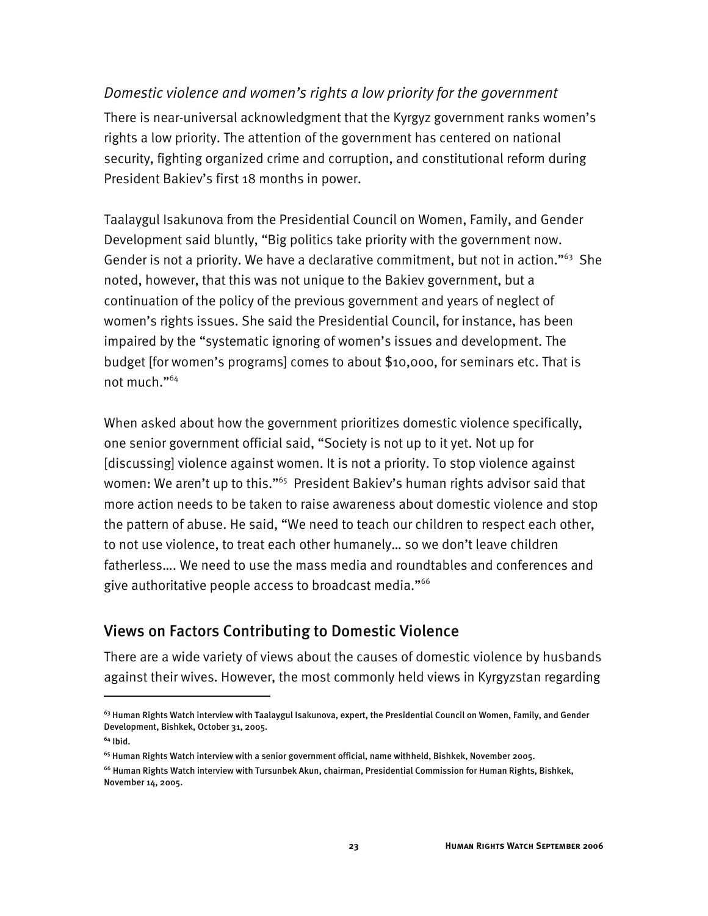*Domestic violence and women's rights a low priority for the government*

There is near-universal acknowledgment that the Kyrgyz government ranks women's rights a low priority. The attention of the government has centered on national security, fighting organized crime and corruption, and constitutional reform during President Bakiev's first 18 months in power.

Taalaygul Isakunova from the Presidential Council on Women, Family, and Gender Development said bluntly, "Big politics take priority with the government now. Gender is not a priority. We have a declarative commitment, but not in action."[63] She noted, however, that this was not unique to the Bakiev government, but a continuation of the policy of the previous government and years of neglect of women's rights issues. She said the Presidential Council, for instance, has been impaired by the "systematic ignoring of women's issues and development. The budget [for women's programs] comes to about $10,000, for seminars etc. That is not much."[64]

When asked about how the government prioritizes domestic violence specifically, one senior government official said, "Society is not up to it yet. Not up for [discussing] violence against women. It is not a priority. To stop violence against women: We aren't up to this."[65] President Bakiev's human rights advisor said that more action needs to be taken to raise awareness about domestic violence and stop the pattern of abuse. He said, "We need to teach our children to respect each other, to not use violence, to treat each other humanely… so we don't leave children fatherless…. We need to use the mass media and roundtables and conferences and give authoritative people access to broadcast media."[66]

## Views on Factors Contributing to Domestic Violence

There are a wide variety of views about the causes of domestic violence by husbands against their wives. However, the most commonly held views in Kyrgyzstan regarding

---

[63] Human Rights Watch interview with Taalaygul Isakunova, expert, the Presidential Council on Women, Family, and Gender Development, Bishkek, October 31, 2005.

[64] Ibid.

[65] Human Rights Watch interview with a senior government official, name withheld, Bishkek, November 2005.

[66] Human Rights Watch interview with Tursunbek Akun, chairman, Presidential Commission for Human Rights, Bishkek, November 14, 2005.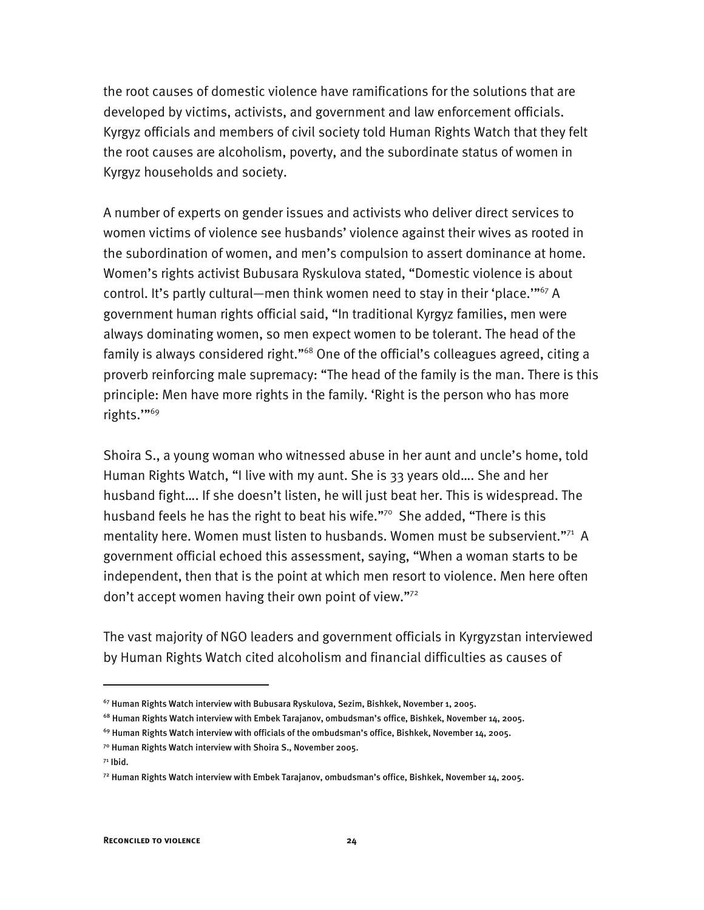the root causes of domestic violence have ramifications for the solutions that are developed by victims, activists, and government and law enforcement officials. Kyrgyz officials and members of civil society told Human Rights Watch that they felt the root causes are alcoholism, poverty, and the subordinate status of women in Kyrgyz households and society.

A number of experts on gender issues and activists who deliver direct services to women victims of violence see husbands' violence against their wives as rooted in the subordination of women, and men's compulsion to assert dominance at home. Women's rights activist Bubusara Ryskulova stated, "Domestic violence is about control. It's partly cultural—men think women need to stay in their 'place.'"[67] A government human rights official said, "In traditional Kyrgyz families, men were always dominating women, so men expect women to be tolerant. The head of the family is always considered right."[68] One of the official's colleagues agreed, citing a proverb reinforcing male supremacy: "The head of the family is the man. There is this principle: Men have more rights in the family. 'Right is the person who has more rights.'"[69]

Shoira S., a young woman who witnessed abuse in her aunt and uncle's home, told Human Rights Watch, "I live with my aunt. She is 33 years old.... She and her husband fight.... If she doesn't listen, he will just beat her. This is widespread. The husband feels he has the right to beat his wife."[70] She added, "There is this mentality here. Women must listen to husbands. Women must be subservient."[71] A government official echoed this assessment, saying, "When a woman starts to be independent, then that is the point at which men resort to violence. Men here often don't accept women having their own point of view."[72]

The vast majority of NGO leaders and government officials in Kyrgyzstan interviewed by Human Rights Watch cited alcoholism and financial difficulties as causes of

---

[67] Human Rights Watch interview with Bubusara Ryskulova, Sezim, Bishkek, November 1, 2005.

[68] Human Rights Watch interview with Embek Tarajanov, ombudsman's office, Bishkek, November 14, 2005.

[69] Human Rights Watch interview with officials of the ombudsman's office, Bishkek, November 14, 2005.

[70] Human Rights Watch interview with Shoira S., November 2005.

[71] Ibid.

[72] Human Rights Watch interview with Embek Tarajanov, ombudsman's office, Bishkek, November 14, 2005.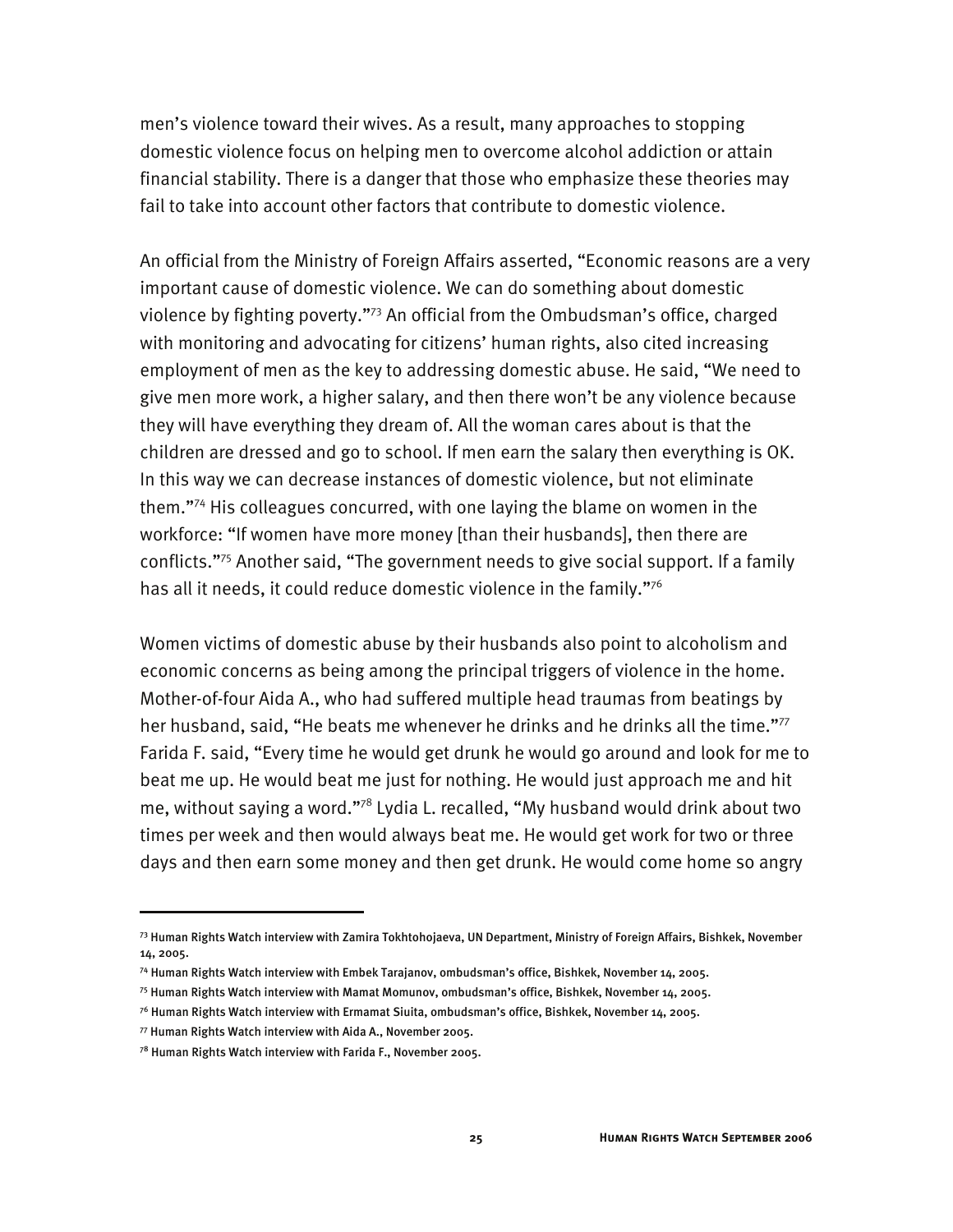men's violence toward their wives. As a result, many approaches to stopping domestic violence focus on helping men to overcome alcohol addiction or attain financial stability. There is a danger that those who emphasize these theories may fail to take into account other factors that contribute to domestic violence.

An official from the Ministry of Foreign Affairs asserted, "Economic reasons are a very important cause of domestic violence. We can do something about domestic violence by fighting poverty."[73] An official from the Ombudsman's office, charged with monitoring and advocating for citizens' human rights, also cited increasing employment of men as the key to addressing domestic abuse. He said, "We need to give men more work, a higher salary, and then there won't be any violence because they will have everything they dream of. All the woman cares about is that the children are dressed and go to school. If men earn the salary then everything is OK. In this way we can decrease instances of domestic violence, but not eliminate them."[74] His colleagues concurred, with one laying the blame on women in the workforce: "If women have more money [than their husbands], then there are conflicts."[75] Another said, "The government needs to give social support. If a family has all it needs, it could reduce domestic violence in the family."[76]

Women victims of domestic abuse by their husbands also point to alcoholism and economic concerns as being among the principal triggers of violence in the home. Mother-of-four Aida A., who had suffered multiple head traumas from beatings by her husband, said, "He beats me whenever he drinks and he drinks all the time."[77] Farida F. said, "Every time he would get drunk he would go around and look for me to beat me up. He would beat me just for nothing. He would just approach me and hit me, without saying a word."[78] Lydia L. recalled, "My husband would drink about two times per week and then would always beat me. He would get work for two or three days and then earn some money and then get drunk. He would come home so angry

---

[73] Human Rights Watch interview with Zamira Tokhtohojaeva, UN Department, Ministry of Foreign Affairs, Bishkek, November 14, 2005.

[74] Human Rights Watch interview with Embek Tarajanov, ombudsman's office, Bishkek, November 14, 2005.

[75] Human Rights Watch interview with Mamat Momunov, ombudsman's office, Bishkek, November 14, 2005.

[76] Human Rights Watch interview with Ermamat Siuita, ombudsman's office, Bishkek, November 14, 2005.

[77] Human Rights Watch interview with Aida A., November 2005.

[78] Human Rights Watch interview with Farida F., November 2005.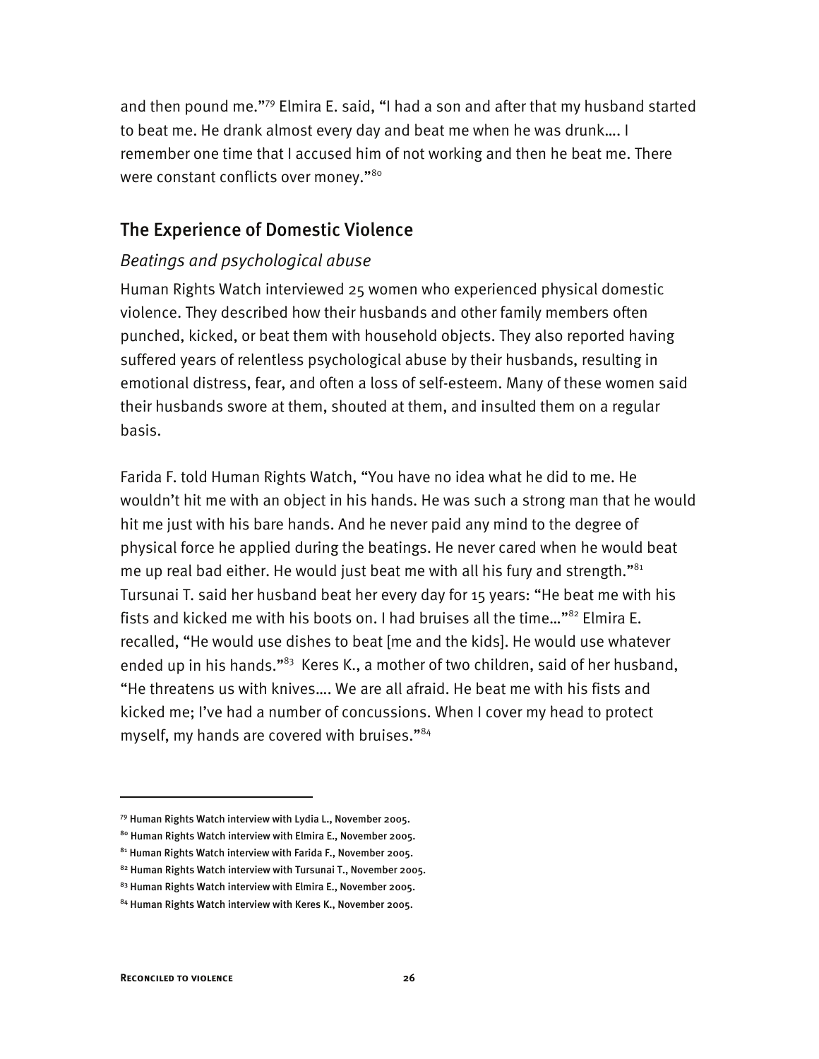and then pound me."[79] Elmira E. said, "I had a son and after that my husband started to beat me. He drank almost every day and beat me when he was drunk…. I remember one time that I accused him of not working and then he beat me. There were constant conflicts over money."[80]

## The Experience of Domestic Violence

### *Beatings and psychological abuse*

Human Rights Watch interviewed 25 women who experienced physical domestic violence. They described how their husbands and other family members often punched, kicked, or beat them with household objects. They also reported having suffered years of relentless psychological abuse by their husbands, resulting in emotional distress, fear, and often a loss of self-esteem. Many of these women said their husbands swore at them, shouted at them, and insulted them on a regular basis.

Farida F. told Human Rights Watch, "You have no idea what he did to me. He wouldn't hit me with an object in his hands. He was such a strong man that he would hit me just with his bare hands. And he never paid any mind to the degree of physical force he applied during the beatings. He never cared when he would beat me up real bad either. He would just beat me with all his fury and strength."[81] Tursunai T. said her husband beat her every day for 15 years: "He beat me with his fists and kicked me with his boots on. I had bruises all the time…"[82] Elmira E. recalled, "He would use dishes to beat [me and the kids]. He would use whatever ended up in his hands."[83] Keres K., a mother of two children, said of her husband, "He threatens us with knives…. We are all afraid. He beat me with his fists and kicked me; I've had a number of concussions. When I cover my head to protect myself, my hands are covered with bruises."[84]

---

[79] Human Rights Watch interview with Lydia L., November 2005.

[80] Human Rights Watch interview with Elmira E., November 2005.

[81] Human Rights Watch interview with Farida F., November 2005.

[82] Human Rights Watch interview with Tursunai T., November 2005.

[83] Human Rights Watch interview with Elmira E., November 2005.

[84] Human Rights Watch interview with Keres K., November 2005.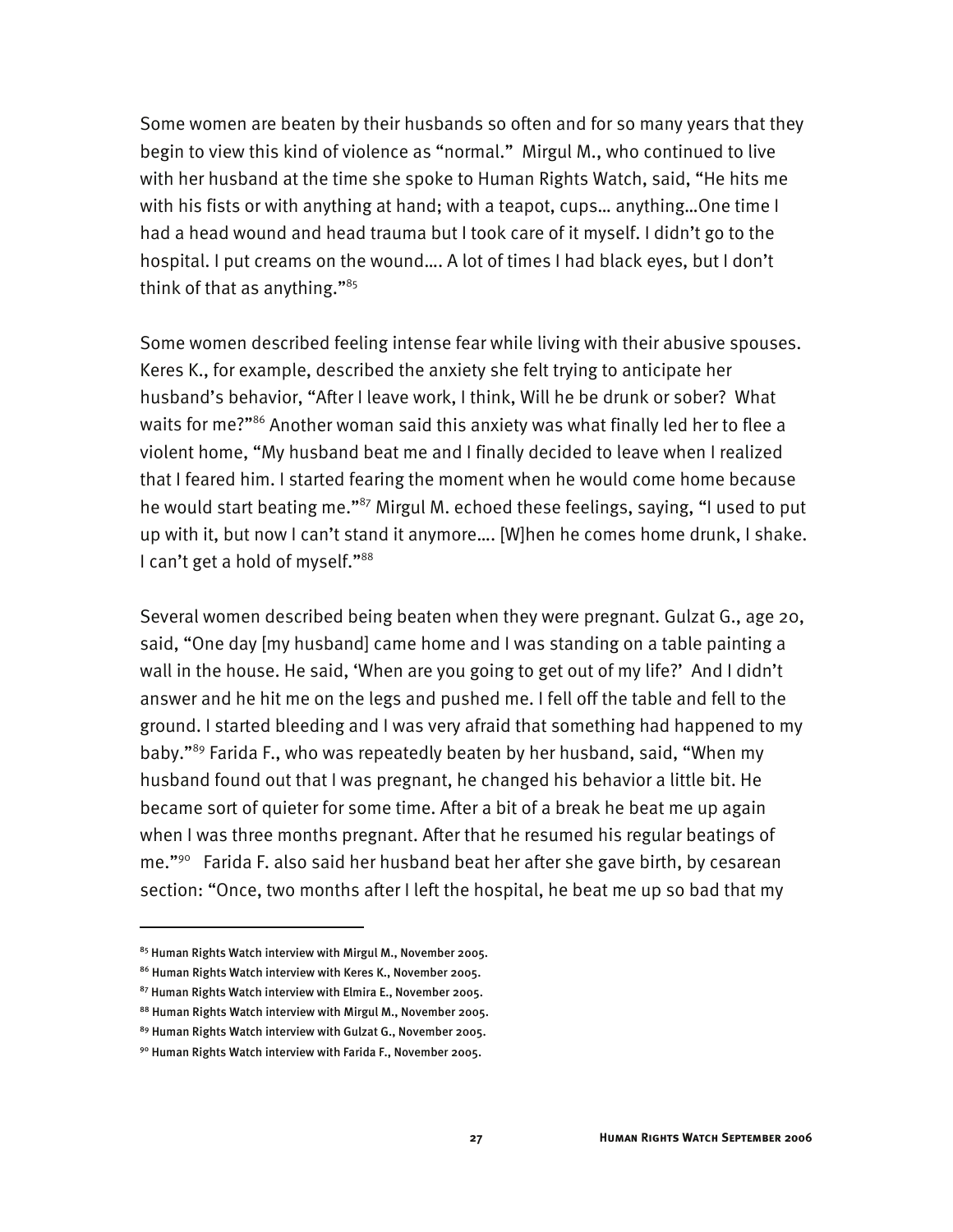Some women are beaten by their husbands so often and for so many years that they begin to view this kind of violence as "normal." Mirgul M., who continued to live with her husband at the time she spoke to Human Rights Watch, said, "He hits me with his fists or with anything at hand; with a teapot, cups… anything…One time I had a head wound and head trauma but I took care of it myself. I didn't go to the hospital. I put creams on the wound…. A lot of times I had black eyes, but I don't think of that as anything."[85]

Some women described feeling intense fear while living with their abusive spouses. Keres K., for example, described the anxiety she felt trying to anticipate her husband's behavior, "After I leave work, I think, Will he be drunk or sober? What waits for me?"[86] Another woman said this anxiety was what finally led her to flee a violent home, "My husband beat me and I finally decided to leave when I realized that I feared him. I started fearing the moment when he would come home because he would start beating me."[87] Mirgul M. echoed these feelings, saying, "I used to put up with it, but now I can't stand it anymore…. [W]hen he comes home drunk, I shake. I can't get a hold of myself."[88]

Several women described being beaten when they were pregnant. Gulzat G., age 20, said, "One day [my husband] came home and I was standing on a table painting a wall in the house. He said, 'When are you going to get out of my life?' And I didn't answer and he hit me on the legs and pushed me. I fell off the table and fell to the ground. I started bleeding and I was very afraid that something had happened to my baby."[89] Farida F., who was repeatedly beaten by her husband, said, "When my husband found out that I was pregnant, he changed his behavior a little bit. He became sort of quieter for some time. After a bit of a break he beat me up again when I was three months pregnant. After that he resumed his regular beatings of me."[90] Farida F. also said her husband beat her after she gave birth, by cesarean section: "Once, two months after I left the hospital, he beat me up so bad that my

---

[85] Human Rights Watch interview with Mirgul M., November 2005.

[86] Human Rights Watch interview with Keres K., November 2005.

[87] Human Rights Watch interview with Elmira E., November 2005.

[88] Human Rights Watch interview with Mirgul M., November 2005.

[89] Human Rights Watch interview with Gulzat G., November 2005.

[90] Human Rights Watch interview with Farida F., November 2005.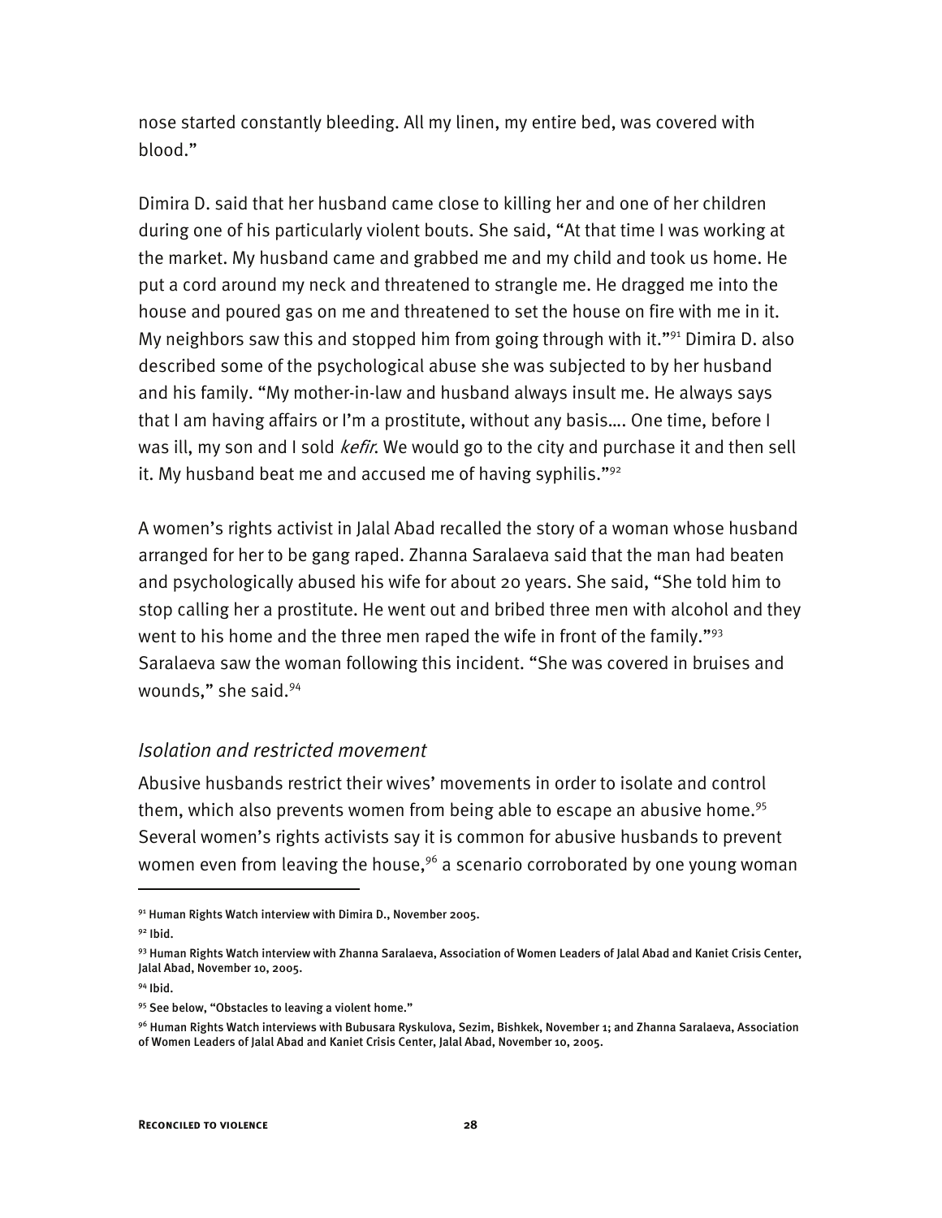nose started constantly bleeding. All my linen, my entire bed, was covered with blood."

Dimira D. said that her husband came close to killing her and one of her children during one of his particularly violent bouts. She said, "At that time I was working at the market. My husband came and grabbed me and my child and took us home. He put a cord around my neck and threatened to strangle me. He dragged me into the house and poured gas on me and threatened to set the house on fire with me in it. My neighbors saw this and stopped him from going through with it."[91] Dimira D. also described some of the psychological abuse she was subjected to by her husband and his family. "My mother-in-law and husband always insult me. He always says that I am having affairs or I'm a prostitute, without any basis…. One time, before I was ill, my son and I sold *kefir*. We would go to the city and purchase it and then sell it. My husband beat me and accused me of having syphilis."[92]

A women's rights activist in Jalal Abad recalled the story of a woman whose husband arranged for her to be gang raped. Zhanna Saralaeva said that the man had beaten and psychologically abused his wife for about 20 years. She said, "She told him to stop calling her a prostitute. He went out and bribed three men with alcohol and they went to his home and the three men raped the wife in front of the family."[93] Saralaeva saw the woman following this incident. "She was covered in bruises and wounds," she said.[94]

### *Isolation and restricted movement*

Abusive husbands restrict their wives' movements in order to isolate and control them, which also prevents women from being able to escape an abusive home.[95] Several women's rights activists say it is common for abusive husbands to prevent women even from leaving the house,[96] a scenario corroborated by one young woman

---

[91] Human Rights Watch interview with Dimira D., November 2005.

[92] Ibid.

[93] Human Rights Watch interview with Zhanna Saralaeva, Association of Women Leaders of Jalal Abad and Kaniet Crisis Center, Jalal Abad, November 10, 2005.

[94] Ibid.

[95] See below, "Obstacles to leaving a violent home."

[96] Human Rights Watch interviews with Bubusara Ryskulova, Sezim, Bishkek, November 1; and Zhanna Saralaeva, Association of Women Leaders of Jalal Abad and Kaniet Crisis Center, Jalal Abad, November 10, 2005.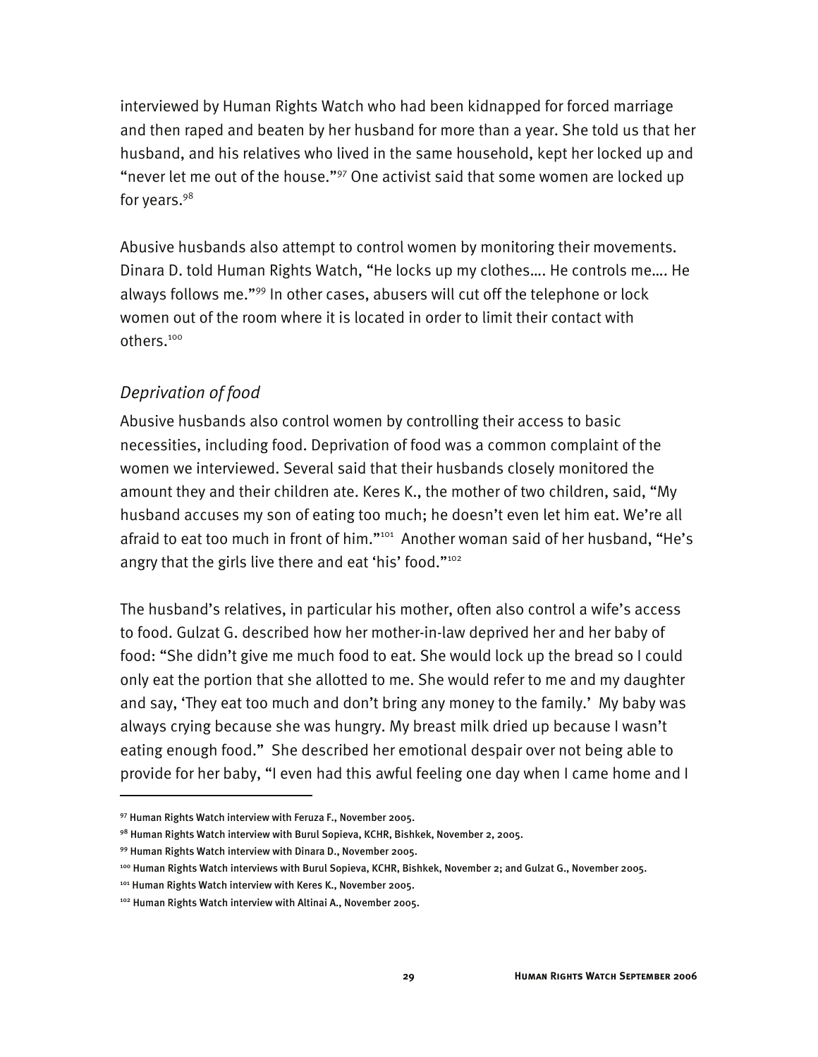interviewed by Human Rights Watch who had been kidnapped for forced marriage and then raped and beaten by her husband for more than a year. She told us that her husband, and his relatives who lived in the same household, kept her locked up and "never let me out of the house."[97] One activist said that some women are locked up for years.[98]

Abusive husbands also attempt to control women by monitoring their movements. Dinara D. told Human Rights Watch, "He locks up my clothes…. He controls me…. He always follows me."[99] In other cases, abusers will cut off the telephone or lock women out of the room where it is located in order to limit their contact with others.[100]

### *Deprivation of food*

Abusive husbands also control women by controlling their access to basic necessities, including food. Deprivation of food was a common complaint of the women we interviewed. Several said that their husbands closely monitored the amount they and their children ate. Keres K., the mother of two children, said, "My husband accuses my son of eating too much; he doesn't even let him eat. We're all afraid to eat too much in front of him."[101] Another woman said of her husband, "He's angry that the girls live there and eat 'his' food."[102]

The husband's relatives, in particular his mother, often also control a wife's access to food. Gulzat G. described how her mother-in-law deprived her and her baby of food: "She didn't give me much food to eat. She would lock up the bread so I could only eat the portion that she allotted to me. She would refer to me and my daughter and say, 'They eat too much and don't bring any money to the family.' My baby was always crying because she was hungry. My breast milk dried up because I wasn't eating enough food." She described her emotional despair over not being able to provide for her baby, "I even had this awful feeling one day when I came home and I

---

[97] Human Rights Watch interview with Feruza F., November 2005.

[98] Human Rights Watch interview with Burul Sopieva, KCHR, Bishkek, November 2, 2005.

[99] Human Rights Watch interview with Dinara D., November 2005.

[100] Human Rights Watch interviews with Burul Sopieva, KCHR, Bishkek, November 2; and Gulzat G., November 2005.

[101] Human Rights Watch interview with Keres K., November 2005.

[102] Human Rights Watch interview with Altinai A., November 2005.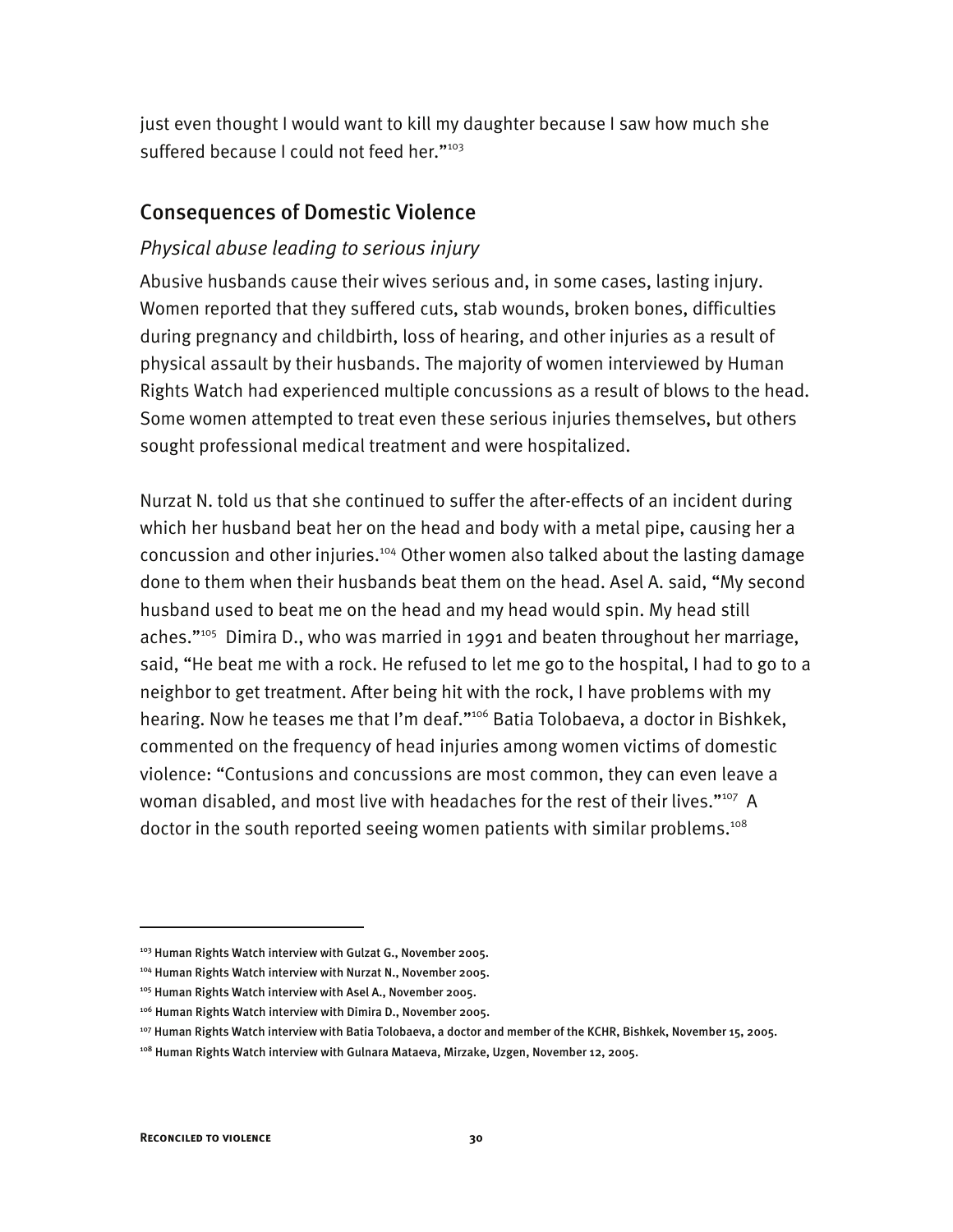just even thought I would want to kill my daughter because I saw how much she suffered because I could not feed her."[103]

## Consequences of Domestic Violence

### *Physical abuse leading to serious injury*

Abusive husbands cause their wives serious and, in some cases, lasting injury. Women reported that they suffered cuts, stab wounds, broken bones, difficulties during pregnancy and childbirth, loss of hearing, and other injuries as a result of physical assault by their husbands. The majority of women interviewed by Human Rights Watch had experienced multiple concussions as a result of blows to the head. Some women attempted to treat even these serious injuries themselves, but others sought professional medical treatment and were hospitalized.

Nurzat N. told us that she continued to suffer the after-effects of an incident during which her husband beat her on the head and body with a metal pipe, causing her a concussion and other injuries.[104] Other women also talked about the lasting damage done to them when their husbands beat them on the head. Asel A. said, "My second husband used to beat me on the head and my head would spin. My head still aches."[105] Dimira D., who was married in 1991 and beaten throughout her marriage, said, "He beat me with a rock. He refused to let me go to the hospital, I had to go to a neighbor to get treatment. After being hit with the rock, I have problems with my hearing. Now he teases me that I'm deaf."[106] Batia Tolobaeva, a doctor in Bishkek, commented on the frequency of head injuries among women victims of domestic violence: "Contusions and concussions are most common, they can even leave a woman disabled, and most live with headaches for the rest of their lives."[107] A doctor in the south reported seeing women patients with similar problems.[108]

---

[103] Human Rights Watch interview with Gulzat G., November 2005.

[104] Human Rights Watch interview with Nurzat N., November 2005.

[105] Human Rights Watch interview with Asel A., November 2005.

[106] Human Rights Watch interview with Dimira D., November 2005.

[107] Human Rights Watch interview with Batia Tolobaeva, a doctor and member of the KCHR, Bishkek, November 15, 2005.

[108] Human Rights Watch interview with Gulnara Mataeva, Mirzake, Uzgen, November 12, 2005.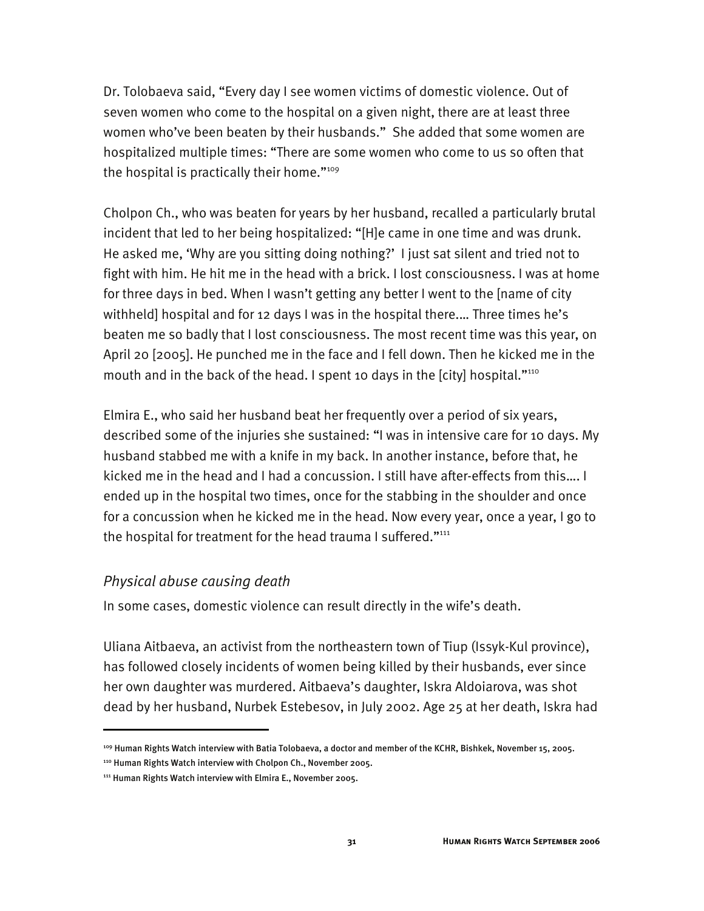Dr. Tolobaeva said, "Every day I see women victims of domestic violence. Out of seven women who come to the hospital on a given night, there are at least three women who've been beaten by their husbands." She added that some women are hospitalized multiple times: "There are some women who come to us so often that the hospital is practically their home."[109]

Cholpon Ch., who was beaten for years by her husband, recalled a particularly brutal incident that led to her being hospitalized: "[H]e came in one time and was drunk. He asked me, 'Why are you sitting doing nothing?' I just sat silent and tried not to fight with him. He hit me in the head with a brick. I lost consciousness. I was at home for three days in bed. When I wasn't getting any better I went to the [name of city withheld] hospital and for 12 days I was in the hospital there.… Three times he's beaten me so badly that I lost consciousness. The most recent time was this year, on April 20 [2005]. He punched me in the face and I fell down. Then he kicked me in the mouth and in the back of the head. I spent 10 days in the [city] hospital."[110]

Elmira E., who said her husband beat her frequently over a period of six years, described some of the injuries she sustained: "I was in intensive care for 10 days. My husband stabbed me with a knife in my back. In another instance, before that, he kicked me in the head and I had a concussion. I still have after-effects from this.… I ended up in the hospital two times, once for the stabbing in the shoulder and once for a concussion when he kicked me in the head. Now every year, once a year, I go to the hospital for treatment for the head trauma I suffered."[111]

### *Physical abuse causing death*

In some cases, domestic violence can result directly in the wife's death.

Uliana Aitbaeva, an activist from the northeastern town of Tiup (Issyk-Kul province), has followed closely incidents of women being killed by their husbands, ever since her own daughter was murdered. Aitbaeva's daughter, Iskra Aldoiarova, was shot dead by her husband, Nurbek Estebesov, in July 2002. Age 25 at her death, Iskra had

---

[109] Human Rights Watch interview with Batia Tolobaeva, a doctor and member of the KCHR, Bishkek, November 15, 2005.

[110] Human Rights Watch interview with Cholpon Ch., November 2005.

[111] Human Rights Watch interview with Elmira E., November 2005.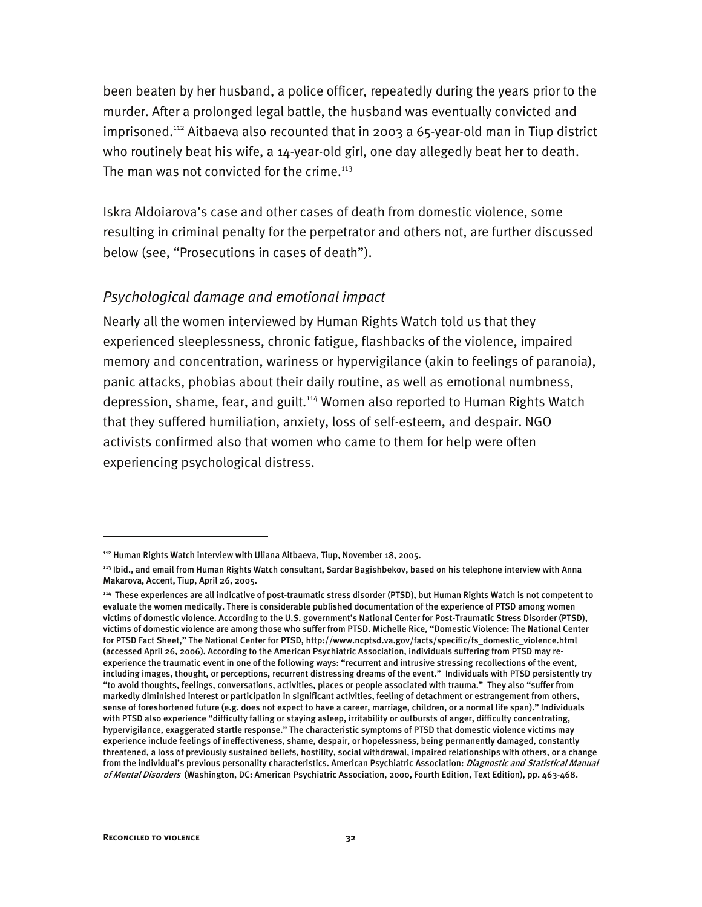been beaten by her husband, a police officer, repeatedly during the years prior to the murder. After a prolonged legal battle, the husband was eventually convicted and imprisoned.[112] Aitbaeva also recounted that in 2003 a 65-year-old man in Tiup district who routinely beat his wife, a 14-year-old girl, one day allegedly beat her to death. The man was not convicted for the crime.[113]

Iskra Aldoiarova's case and other cases of death from domestic violence, some resulting in criminal penalty for the perpetrator and others not, are further discussed below (see, "Prosecutions in cases of death").

### *Psychological damage and emotional impact*

Nearly all the women interviewed by Human Rights Watch told us that they experienced sleeplessness, chronic fatigue, flashbacks of the violence, impaired memory and concentration, wariness or hypervigilance (akin to feelings of paranoia), panic attacks, phobias about their daily routine, as well as emotional numbness, depression, shame, fear, and guilt.[114] Women also reported to Human Rights Watch that they suffered humiliation, anxiety, loss of self-esteem, and despair. NGO activists confirmed also that women who came to them for help were often experiencing psychological distress.

---

[112] Human Rights Watch interview with Uliana Aitbaeva, Tiup, November 18, 2005.

[113] Ibid., and email from Human Rights Watch consultant, Sardar Bagishbekov, based on his telephone interview with Anna Makarova, Accent, Tiup, April 26, 2005.

[114] These experiences are all indicative of post-traumatic stress disorder (PTSD), but Human Rights Watch is not competent to evaluate the women medically. There is considerable published documentation of the experience of PTSD among women victims of domestic violence. According to the U.S. government's National Center for Post-Traumatic Stress Disorder (PTSD), victims of domestic violence are among those who suffer from PTSD. Michelle Rice, "Domestic Violence: The National Center for PTSD Fact Sheet," The National Center for PTSD, http://www.ncptsd.va.gov/facts/specific/fs_domestic_violence.html (accessed April 26, 2006). According to the American Psychiatric Association, individuals suffering from PTSD may re-experience the traumatic event in one of the following ways: "recurrent and intrusive stressing recollections of the event, including images, thought, or perceptions, recurrent distressing dreams of the event." Individuals with PTSD persistently try "to avoid thoughts, feelings, conversations, activities, places or people associated with trauma." They also "suffer from markedly diminished interest or participation in significant activities, feeling of detachment or estrangement from others, sense of foreshortened future (e.g. does not expect to have a career, marriage, children, or a normal life span)." Individuals with PTSD also experience "difficulty falling or staying asleep, irritability or outbursts of anger, difficulty concentrating, hypervigilance, exaggerated startle response." The characteristic symptoms of PTSD that domestic violence victims may experience include feelings of ineffectiveness, shame, despair, or hopelessness, being permanently damaged, constantly threatened, a loss of previously sustained beliefs, hostility, social withdrawal, impaired relationships with others, or a change from the individual's previous personality characteristics. American Psychiatric Association: *Diagnostic and Statistical Manual of Mental Disorders* (Washington, DC: American Psychiatric Association, 2000, Fourth Edition, Text Edition), pp. 463-468.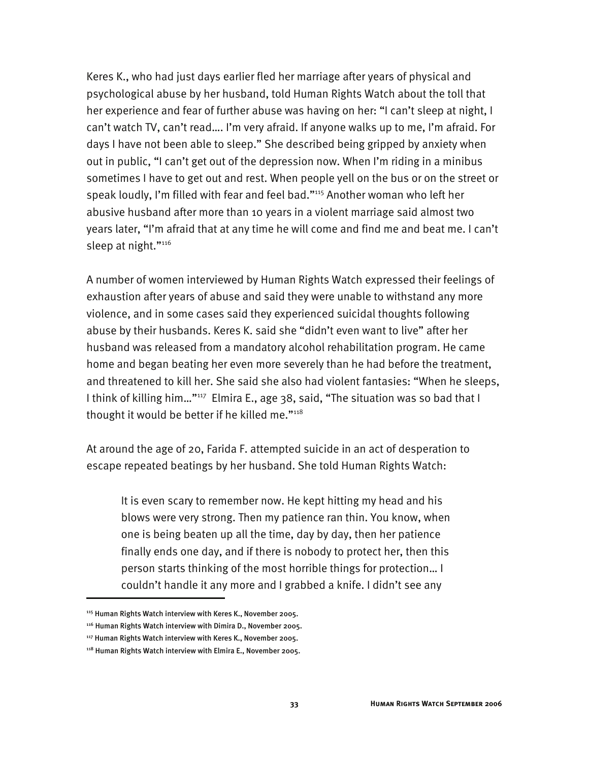Keres K., who had just days earlier fled her marriage after years of physical and psychological abuse by her husband, told Human Rights Watch about the toll that her experience and fear of further abuse was having on her: "I can't sleep at night, I can't watch TV, can't read…. I'm very afraid. If anyone walks up to me, I'm afraid. For days I have not been able to sleep." She described being gripped by anxiety when out in public, "I can't get out of the depression now. When I'm riding in a minibus sometimes I have to get out and rest. When people yell on the bus or on the street or speak loudly, I'm filled with fear and feel bad."[115] Another woman who left her abusive husband after more than 10 years in a violent marriage said almost two years later, "I'm afraid that at any time he will come and find me and beat me. I can't sleep at night."[116]

A number of women interviewed by Human Rights Watch expressed their feelings of exhaustion after years of abuse and said they were unable to withstand any more violence, and in some cases said they experienced suicidal thoughts following abuse by their husbands. Keres K. said she "didn't even want to live" after her husband was released from a mandatory alcohol rehabilitation program. He came home and began beating her even more severely than he had before the treatment, and threatened to kill her. She said she also had violent fantasies: "When he sleeps, I think of killing him…"[117] Elmira E., age 38, said, "The situation was so bad that I thought it would be better if he killed me."[118]

At around the age of 20, Farida F. attempted suicide in an act of desperation to escape repeated beatings by her husband. She told Human Rights Watch:

> It is even scary to remember now. He kept hitting my head and his blows were very strong. Then my patience ran thin. You know, when one is being beaten up all the time, day by day, then her patience finally ends one day, and if there is nobody to protect her, then this person starts thinking of the most horrible things for protection… I couldn't handle it any more and I grabbed a knife. I didn't see any

---

[115] Human Rights Watch interview with Keres K., November 2005.

[116] Human Rights Watch interview with Dimira D., November 2005.

[117] Human Rights Watch interview with Keres K., November 2005.

[118] Human Rights Watch interview with Elmira E., November 2005.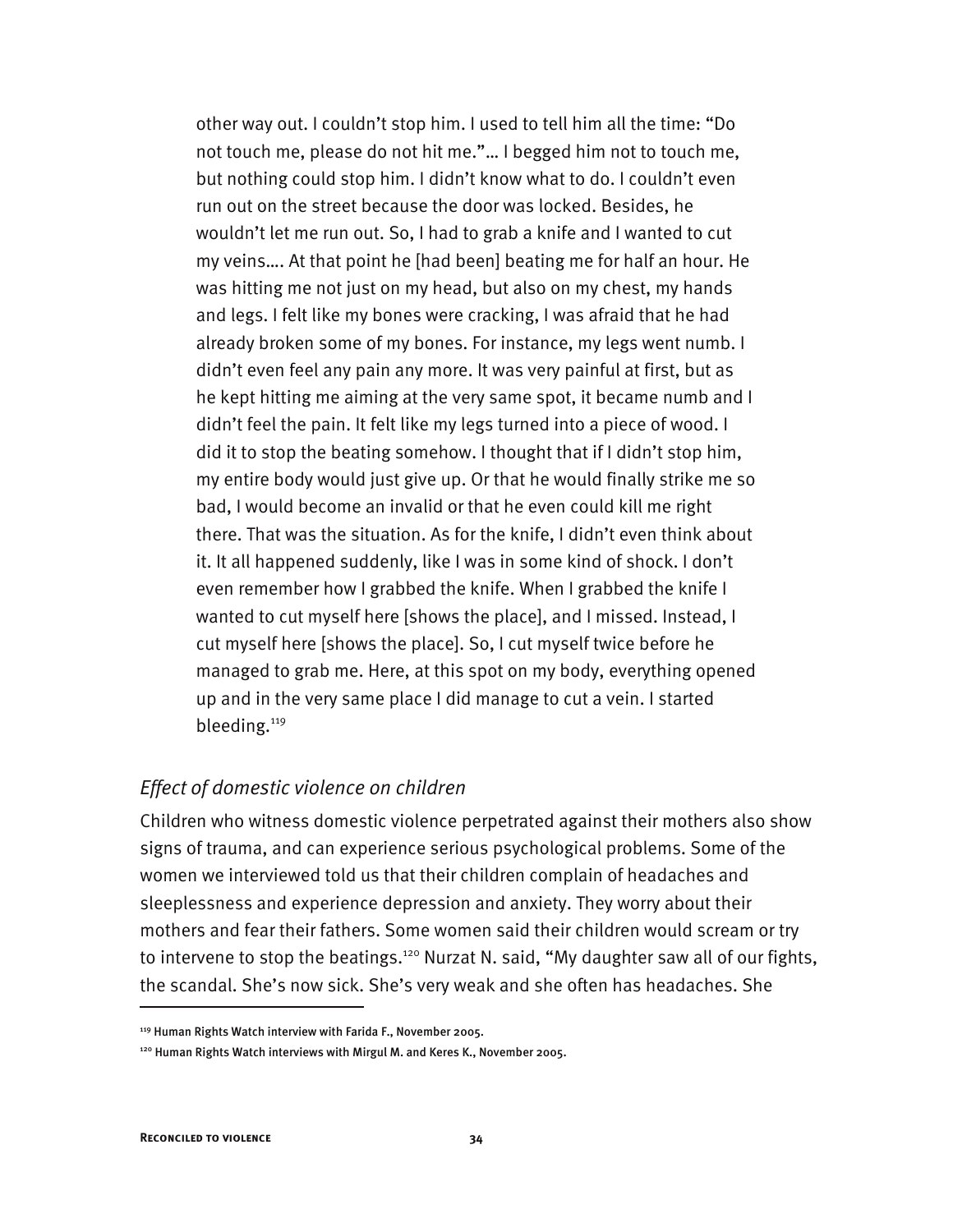> other way out. I couldn't stop him. I used to tell him all the time: "Do not touch me, please do not hit me."… I begged him not to touch me, but nothing could stop him. I didn't know what to do. I couldn't even run out on the street because the door was locked. Besides, he wouldn't let me run out. So, I had to grab a knife and I wanted to cut my veins…. At that point he [had been] beating me for half an hour. He was hitting me not just on my head, but also on my chest, my hands and legs. I felt like my bones were cracking, I was afraid that he had already broken some of my bones. For instance, my legs went numb. I didn't even feel any pain any more. It was very painful at first, but as he kept hitting me aiming at the very same spot, it became numb and I didn't feel the pain. It felt like my legs turned into a piece of wood. I did it to stop the beating somehow. I thought that if I didn't stop him, my entire body would just give up. Or that he would finally strike me so bad, I would become an invalid or that he even could kill me right there. That was the situation. As for the knife, I didn't even think about it. It all happened suddenly, like I was in some kind of shock. I don't even remember how I grabbed the knife. When I grabbed the knife I wanted to cut myself here [shows the place], and I missed. Instead, I cut myself here [shows the place]. So, I cut myself twice before he managed to grab me. Here, at this spot on my body, everything opened up and in the very same place I did manage to cut a vein. I started bleeding.[119]

### *Effect of domestic violence on children*

Children who witness domestic violence perpetrated against their mothers also show signs of trauma, and can experience serious psychological problems. Some of the women we interviewed told us that their children complain of headaches and sleeplessness and experience depression and anxiety. They worry about their mothers and fear their fathers. Some women said their children would scream or try to intervene to stop the beatings.[120] Nurzat N. said, "My daughter saw all of our fights, the scandal. She's now sick. She's very weak and she often has headaches. She

---

[119] Human Rights Watch interview with Farida F., November 2005.

[120] Human Rights Watch interviews with Mirgul M. and Keres K., November 2005.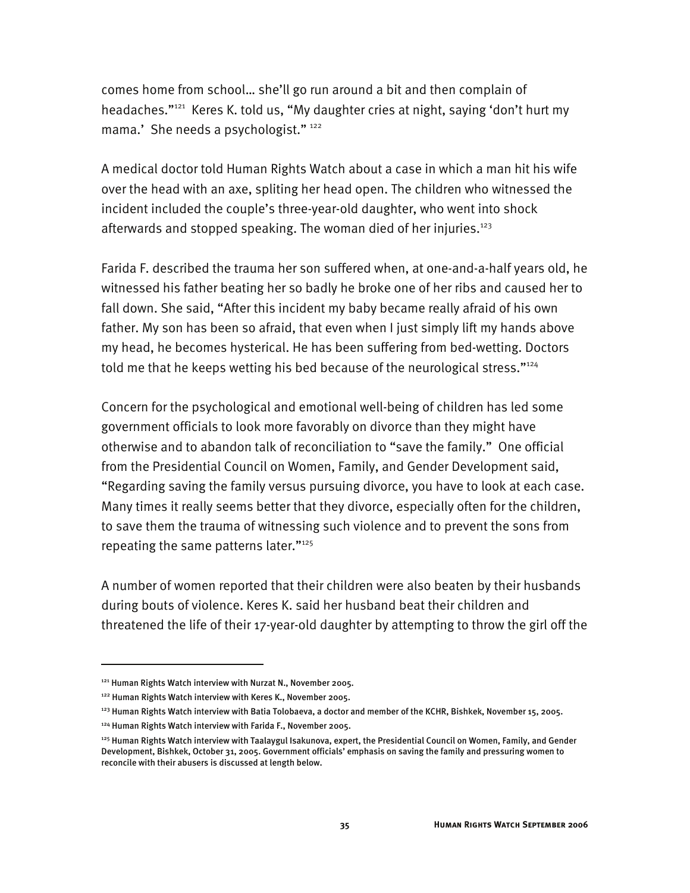comes home from school… she'll go run around a bit and then complain of headaches."[121] Keres K. told us, "My daughter cries at night, saying 'don't hurt my mama.' She needs a psychologist." [122]

A medical doctor told Human Rights Watch about a case in which a man hit his wife over the head with an axe, spliting her head open. The children who witnessed the incident included the couple's three-year-old daughter, who went into shock afterwards and stopped speaking. The woman died of her injuries.[123]

Farida F. described the trauma her son suffered when, at one-and-a-half years old, he witnessed his father beating her so badly he broke one of her ribs and caused her to fall down. She said, "After this incident my baby became really afraid of his own father. My son has been so afraid, that even when I just simply lift my hands above my head, he becomes hysterical. He has been suffering from bed-wetting. Doctors told me that he keeps wetting his bed because of the neurological stress."[124]

Concern for the psychological and emotional well-being of children has led some government officials to look more favorably on divorce than they might have otherwise and to abandon talk of reconciliation to "save the family." One official from the Presidential Council on Women, Family, and Gender Development said, "Regarding saving the family versus pursuing divorce, you have to look at each case. Many times it really seems better that they divorce, especially often for the children, to save them the trauma of witnessing such violence and to prevent the sons from repeating the same patterns later."[125]

A number of women reported that their children were also beaten by their husbands during bouts of violence. Keres K. said her husband beat their children and threatened the life of their 17-year-old daughter by attempting to throw the girl off the

---

[121] Human Rights Watch interview with Nurzat N., November 2005.

[122] Human Rights Watch interview with Keres K., November 2005.

[123] Human Rights Watch interview with Batia Tolobaeva, a doctor and member of the KCHR, Bishkek, November 15, 2005.

[124] Human Rights Watch interview with Farida F., November 2005.

[125] Human Rights Watch interview with Taalaygul Isakunova, expert, the Presidential Council on Women, Family, and Gender Development, Bishkek, October 31, 2005. Government officials' emphasis on saving the family and pressuring women to reconcile with their abusers is discussed at length below.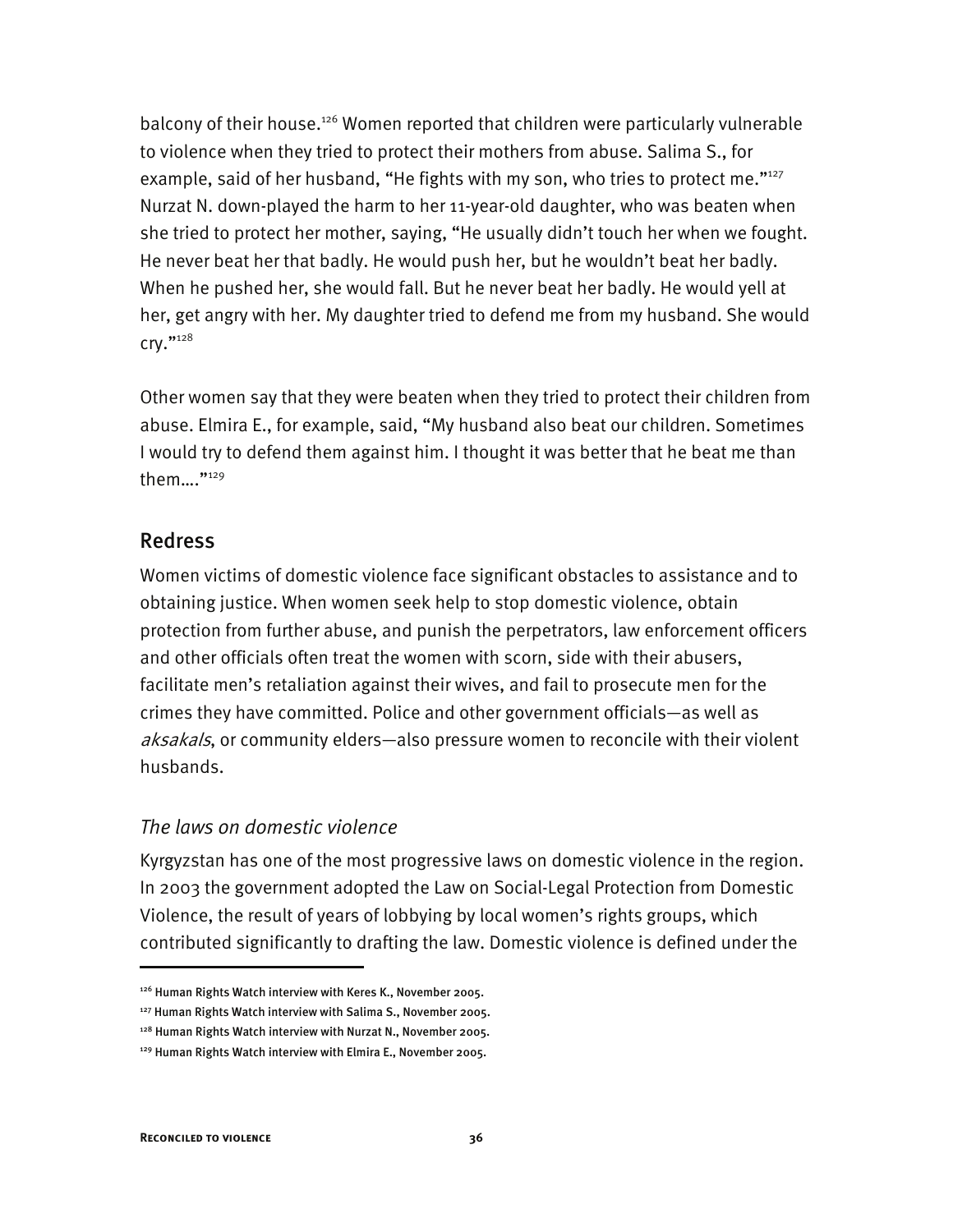balcony of their house.[126] Women reported that children were particularly vulnerable to violence when they tried to protect their mothers from abuse. Salima S., for example, said of her husband, "He fights with my son, who tries to protect me."[127] Nurzat N. down-played the harm to her 11-year-old daughter, who was beaten when she tried to protect her mother, saying, "He usually didn't touch her when we fought. He never beat her that badly. He would push her, but he wouldn't beat her badly. When he pushed her, she would fall. But he never beat her badly. He would yell at her, get angry with her. My daughter tried to defend me from my husband. She would cry."[128]

Other women say that they were beaten when they tried to protect their children from abuse. Elmira E., for example, said, "My husband also beat our children. Sometimes I would try to defend them against him. I thought it was better that he beat me than them…."[129]

## Redress

Women victims of domestic violence face significant obstacles to assistance and to obtaining justice. When women seek help to stop domestic violence, obtain protection from further abuse, and punish the perpetrators, law enforcement officers and other officials often treat the women with scorn, side with their abusers, facilitate men's retaliation against their wives, and fail to prosecute men for the crimes they have committed. Police and other government officials—as well as *aksakals*, or community elders—also pressure women to reconcile with their violent husbands.

### *The laws on domestic violence*

Kyrgyzstan has one of the most progressive laws on domestic violence in the region. In 2003 the government adopted the Law on Social-Legal Protection from Domestic Violence, the result of years of lobbying by local women's rights groups, which contributed significantly to drafting the law. Domestic violence is defined under the

---

[126] Human Rights Watch interview with Keres K., November 2005.

[127] Human Rights Watch interview with Salima S., November 2005.

[128] Human Rights Watch interview with Nurzat N., November 2005.

[129] Human Rights Watch interview with Elmira E., November 2005.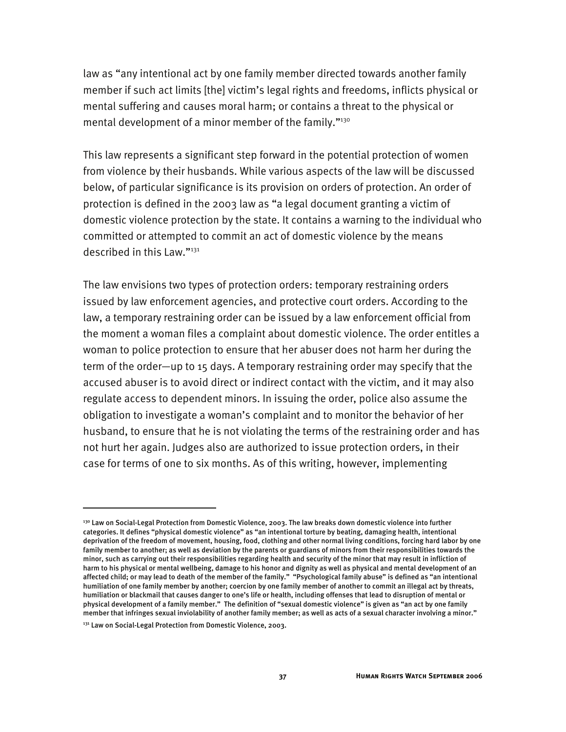law as "any intentional act by one family member directed towards another family member if such act limits [the] victim's legal rights and freedoms, inflicts physical or mental suffering and causes moral harm; or contains a threat to the physical or mental development of a minor member of the family."[130]

This law represents a significant step forward in the potential protection of women from violence by their husbands. While various aspects of the law will be discussed below, of particular significance is its provision on orders of protection. An order of protection is defined in the 2003 law as "a legal document granting a victim of domestic violence protection by the state. It contains a warning to the individual who committed or attempted to commit an act of domestic violence by the means described in this Law."[131]

The law envisions two types of protection orders: temporary restraining orders issued by law enforcement agencies, and protective court orders. According to the law, a temporary restraining order can be issued by a law enforcement official from the moment a woman files a complaint about domestic violence. The order entitles a woman to police protection to ensure that her abuser does not harm her during the term of the order—up to 15 days. A temporary restraining order may specify that the accused abuser is to avoid direct or indirect contact with the victim, and it may also regulate access to dependent minors. In issuing the order, police also assume the obligation to investigate a woman's complaint and to monitor the behavior of her husband, to ensure that he is not violating the terms of the restraining order and has not hurt her again. Judges also are authorized to issue protection orders, in their case for terms of one to six months. As of this writing, however, implementing

---

[130] Law on Social-Legal Protection from Domestic Violence, 2003. The law breaks down domestic violence into further categories. It defines "physical domestic violence" as "an intentional torture by beating, damaging health, intentional deprivation of the freedom of movement, housing, food, clothing and other normal living conditions, forcing hard labor by one family member to another; as well as deviation by the parents or guardians of minors from their responsibilities towards the minor, such as carrying out their responsibilities regarding health and security of the minor that may result in infliction of harm to his physical or mental wellbeing, damage to his honor and dignity as well as physical and mental development of an affected child; or may lead to death of the member of the family." "Psychological family abuse" is defined as "an intentional humiliation of one family member by another; coercion by one family member of another to commit an illegal act by threats, humiliation or blackmail that causes danger to one's life or health, including offenses that lead to disruption of mental or physical development of a family member." The definition of "sexual domestic violence" is given as "an act by one family member that infringes sexual inviolability of another family member; as well as acts of a sexual character involving a minor."

[131] Law on Social-Legal Protection from Domestic Violence, 2003.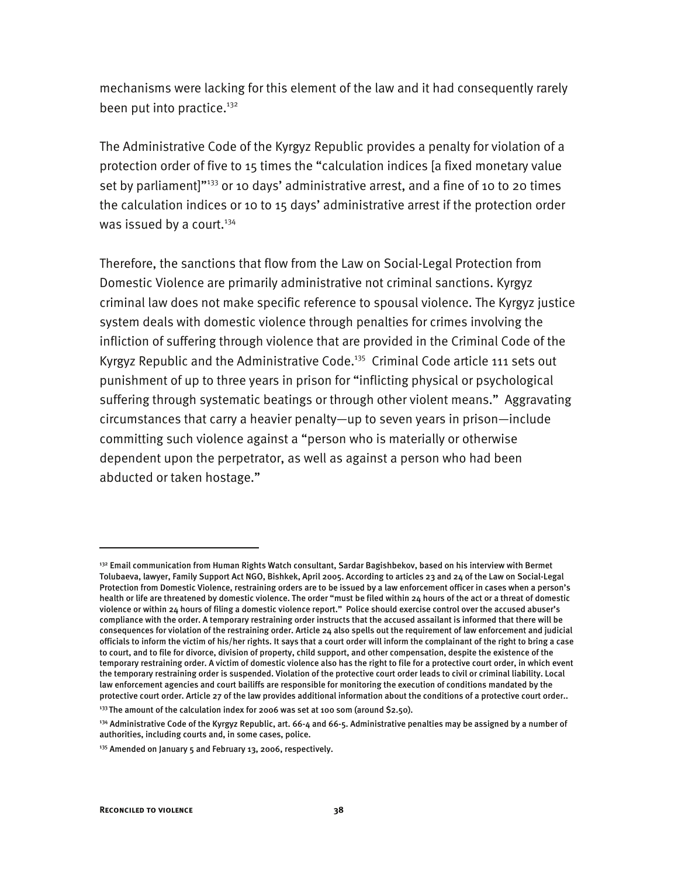mechanisms were lacking for this element of the law and it had consequently rarely been put into practice.[132]

The Administrative Code of the Kyrgyz Republic provides a penalty for violation of a protection order of five to 15 times the "calculation indices [a fixed monetary value set by parliament]"[133] or 10 days' administrative arrest, and a fine of 10 to 20 times the calculation indices or 10 to 15 days' administrative arrest if the protection order was issued by a court.[134]

Therefore, the sanctions that flow from the Law on Social-Legal Protection from Domestic Violence are primarily administrative not criminal sanctions. Kyrgyz criminal law does not make specific reference to spousal violence. The Kyrgyz justice system deals with domestic violence through penalties for crimes involving the infliction of suffering through violence that are provided in the Criminal Code of the Kyrgyz Republic and the Administrative Code.[135] Criminal Code article 111 sets out punishment of up to three years in prison for "inflicting physical or psychological suffering through systematic beatings or through other violent means." Aggravating circumstances that carry a heavier penalty—up to seven years in prison—include committing such violence against a "person who is materially or otherwise dependent upon the perpetrator, as well as against a person who had been abducted or taken hostage."

---

[132] Email communication from Human Rights Watch consultant, Sardar Bagishbekov, based on his interview with Bermet Tolubaeva, lawyer, Family Support Act NGO, Bishkek, April 2005. According to articles 23 and 24 of the Law on Social-Legal Protection from Domestic Violence, restraining orders are to be issued by a law enforcement officer in cases when a person's health or life are threatened by domestic violence. The order "must be filed within 24 hours of the act or a threat of domestic violence or within 24 hours of filing a domestic violence report." Police should exercise control over the accused abuser's compliance with the order. A temporary restraining order instructs that the accused assailant is informed that there will be consequences for violation of the restraining order. Article 24 also spells out the requirement of law enforcement and judicial officials to inform the victim of his/her rights. It says that a court order will inform the complainant of the right to bring a case to court, and to file for divorce, division of property, child support, and other compensation, despite the existence of the temporary restraining order. A victim of domestic violence also has the right to file for a protective court order, in which event the temporary restraining order is suspended. Violation of the protective court order leads to civil or criminal liability. Local law enforcement agencies and court bailiffs are responsible for monitoring the execution of conditions mandated by the protective court order. Article 27 of the law provides additional information about the conditions of a protective court order..

[133] The amount of the calculation index for 2006 was set at 100 som (around $2.50).

[134] Administrative Code of the Kyrgyz Republic, art. 66-4 and 66-5. Administrative penalties may be assigned by a number of authorities, including courts and, in some cases, police.

[135] Amended on January 5 and February 13, 2006, respectively.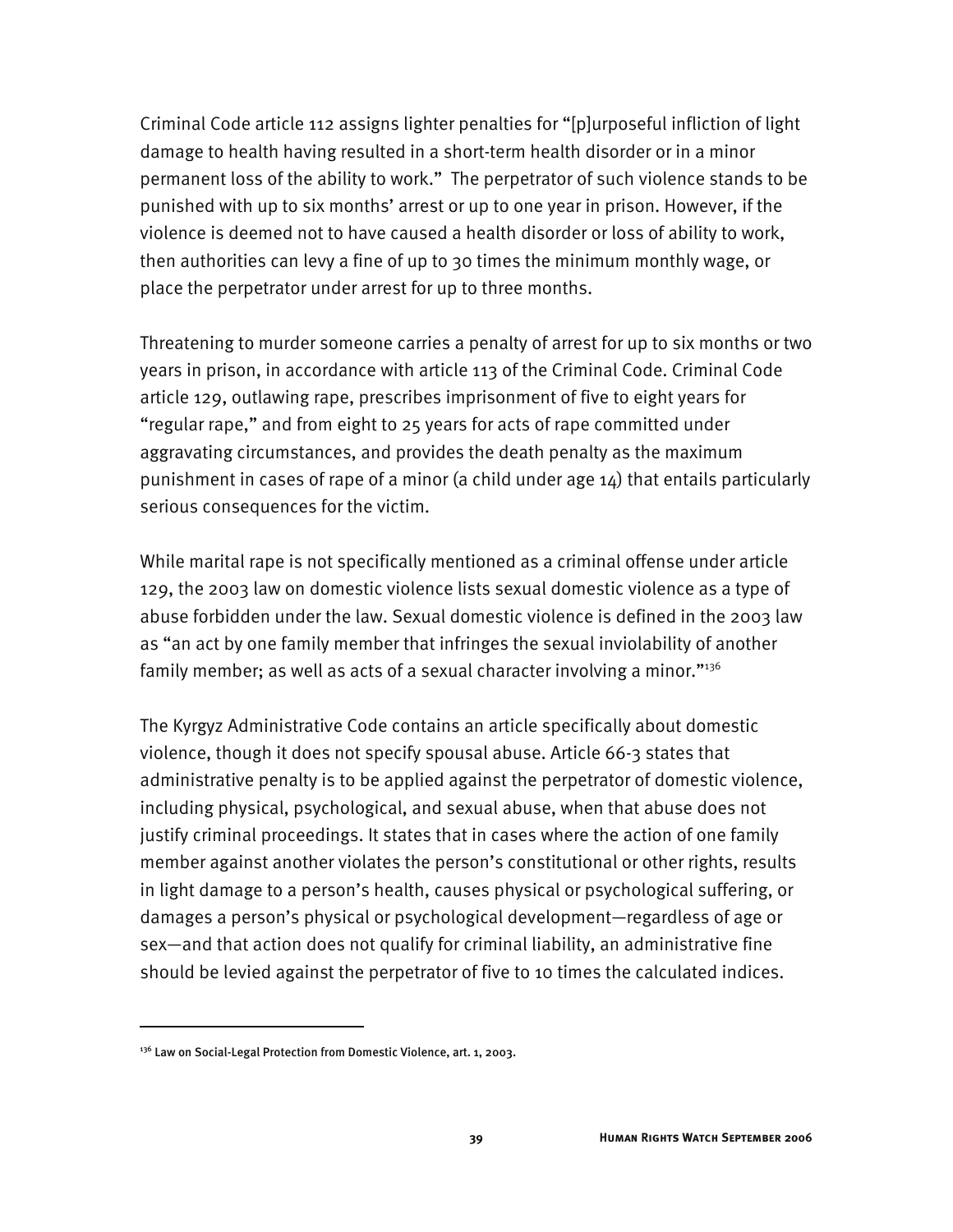Criminal Code article 112 assigns lighter penalties for "[p]urposeful infliction of light damage to health having resulted in a short-term health disorder or in a minor permanent loss of the ability to work." The perpetrator of such violence stands to be punished with up to six months' arrest or up to one year in prison. However, if the violence is deemed not to have caused a health disorder or loss of ability to work, then authorities can levy a fine of up to 30 times the minimum monthly wage, or place the perpetrator under arrest for up to three months.

Threatening to murder someone carries a penalty of arrest for up to six months or two years in prison, in accordance with article 113 of the Criminal Code. Criminal Code article 129, outlawing rape, prescribes imprisonment of five to eight years for "regular rape," and from eight to 25 years for acts of rape committed under aggravating circumstances, and provides the death penalty as the maximum punishment in cases of rape of a minor (a child under age 14) that entails particularly serious consequences for the victim.

While marital rape is not specifically mentioned as a criminal offense under article 129, the 2003 law on domestic violence lists sexual domestic violence as a type of abuse forbidden under the law. Sexual domestic violence is defined in the 2003 law as "an act by one family member that infringes the sexual inviolability of another family member; as well as acts of a sexual character involving a minor."[136]

The Kyrgyz Administrative Code contains an article specifically about domestic violence, though it does not specify spousal abuse. Article 66-3 states that administrative penalty is to be applied against the perpetrator of domestic violence, including physical, psychological, and sexual abuse, when that abuse does not justify criminal proceedings. It states that in cases where the action of one family member against another violates the person's constitutional or other rights, results in light damage to a person's health, causes physical or psychological suffering, or damages a person's physical or psychological development—regardless of age or sex—and that action does not qualify for criminal liability, an administrative fine should be levied against the perpetrator of five to 10 times the calculated indices.

---

[136] Law on Social-Legal Protection from Domestic Violence, art. 1, 2003.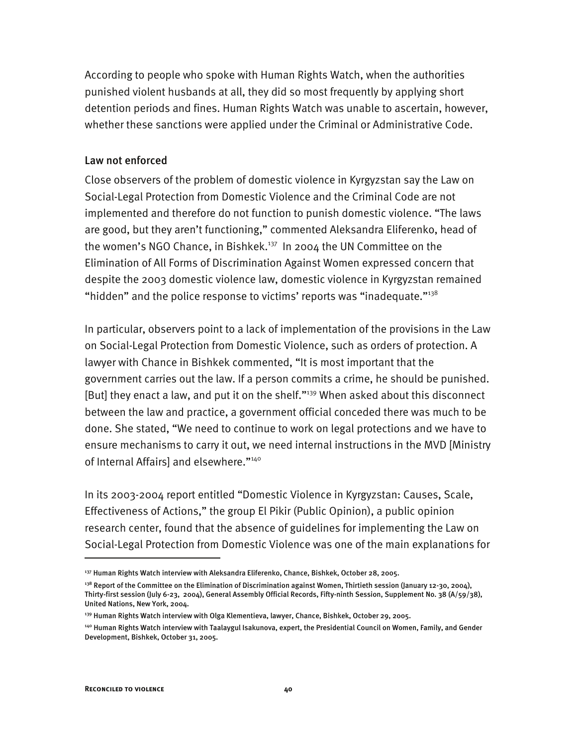According to people who spoke with Human Rights Watch, when the authorities punished violent husbands at all, they did so most frequently by applying short detention periods and fines. Human Rights Watch was unable to ascertain, however, whether these sanctions were applied under the Criminal or Administrative Code.

### Law not enforced

Close observers of the problem of domestic violence in Kyrgyzstan say the Law on Social-Legal Protection from Domestic Violence and the Criminal Code are not implemented and therefore do not function to punish domestic violence. "The laws are good, but they aren't functioning," commented Aleksandra Eliferenko, head of the women's NGO Chance, in Bishkek.[137] In 2004 the UN Committee on the Elimination of All Forms of Discrimination Against Women expressed concern that despite the 2003 domestic violence law, domestic violence in Kyrgyzstan remained "hidden" and the police response to victims' reports was "inadequate."[138]

In particular, observers point to a lack of implementation of the provisions in the Law on Social-Legal Protection from Domestic Violence, such as orders of protection. A lawyer with Chance in Bishkek commented, "It is most important that the government carries out the law. If a person commits a crime, he should be punished. [But] they enact a law, and put it on the shelf."[139] When asked about this disconnect between the law and practice, a government official conceded there was much to be done. She stated, "We need to continue to work on legal protections and we have to ensure mechanisms to carry it out, we need internal instructions in the MVD [Ministry of Internal Affairs] and elsewhere."[140]

In its 2003-2004 report entitled "Domestic Violence in Kyrgyzstan: Causes, Scale, Effectiveness of Actions," the group El Pikir (Public Opinion), a public opinion research center, found that the absence of guidelines for implementing the Law on Social-Legal Protection from Domestic Violence was one of the main explanations for

---

[137] Human Rights Watch interview with Aleksandra Eliferenko, Chance, Bishkek, October 28, 2005.

[138] Report of the Committee on the Elimination of Discrimination against Women, Thirtieth session (January 12-30, 2004), Thirty-first session (July 6-23, 2004), General Assembly Official Records, Fifty-ninth Session, Supplement No. 38 (A/59/38), United Nations, New York, 2004.

[139] Human Rights Watch interview with Olga Klementieva, lawyer, Chance, Bishkek, October 29, 2005.

[140] Human Rights Watch interview with Taalaygul Isakunova, expert, the Presidential Council on Women, Family, and Gender Development, Bishkek, October 31, 2005.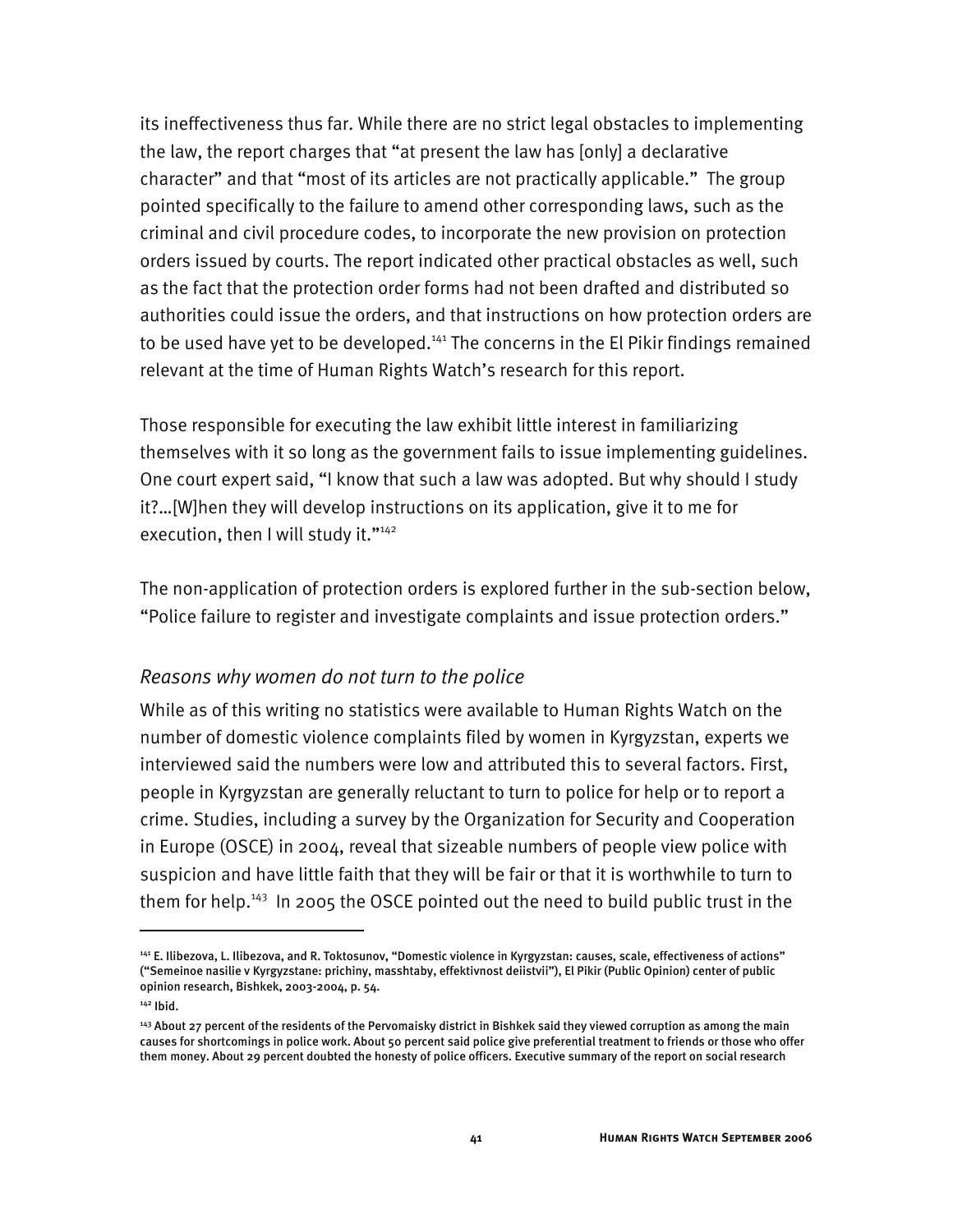its ineffectiveness thus far. While there are no strict legal obstacles to implementing the law, the report charges that "at present the law has [only] a declarative character" and that "most of its articles are not practically applicable." The group pointed specifically to the failure to amend other corresponding laws, such as the criminal and civil procedure codes, to incorporate the new provision on protection orders issued by courts. The report indicated other practical obstacles as well, such as the fact that the protection order forms had not been drafted and distributed so authorities could issue the orders, and that instructions on how protection orders are to be used have yet to be developed.[141] The concerns in the El Pikir findings remained relevant at the time of Human Rights Watch's research for this report.

Those responsible for executing the law exhibit little interest in familiarizing themselves with it so long as the government fails to issue implementing guidelines. One court expert said, "I know that such a law was adopted. But why should I study it?…[W]hen they will develop instructions on its application, give it to me for execution, then I will study it."[142]

The non-application of protection orders is explored further in the sub-section below, "Police failure to register and investigate complaints and issue protection orders."

### *Reasons why women do not turn to the police*

While as of this writing no statistics were available to Human Rights Watch on the number of domestic violence complaints filed by women in Kyrgyzstan, experts we interviewed said the numbers were low and attributed this to several factors. First, people in Kyrgyzstan are generally reluctant to turn to police for help or to report a crime. Studies, including a survey by the Organization for Security and Cooperation in Europe (OSCE) in 2004, reveal that sizeable numbers of people view police with suspicion and have little faith that they will be fair or that it is worthwhile to turn to them for help.[143] In 2005 the OSCE pointed out the need to build public trust in the

---

[141] E. Ilibezova, L. Ilibezova, and R. Toktosunov, "Domestic violence in Kyrgyzstan: causes, scale, effectiveness of actions" ("Semeinoe nasilie v Kyrgyzstane: prichiny, masshtaby, effektivnost deiistvii"), El Pikir (Public Opinion) center of public opinion research, Bishkek, 2003-2004, p. 54.

[142] Ibid.

[143] About 27 percent of the residents of the Pervomaisky district in Bishkek said they viewed corruption as among the main causes for shortcomings in police work. About 50 percent said police give preferential treatment to friends or those who offer them money. About 29 percent doubted the honesty of police officers. Executive summary of the report on social research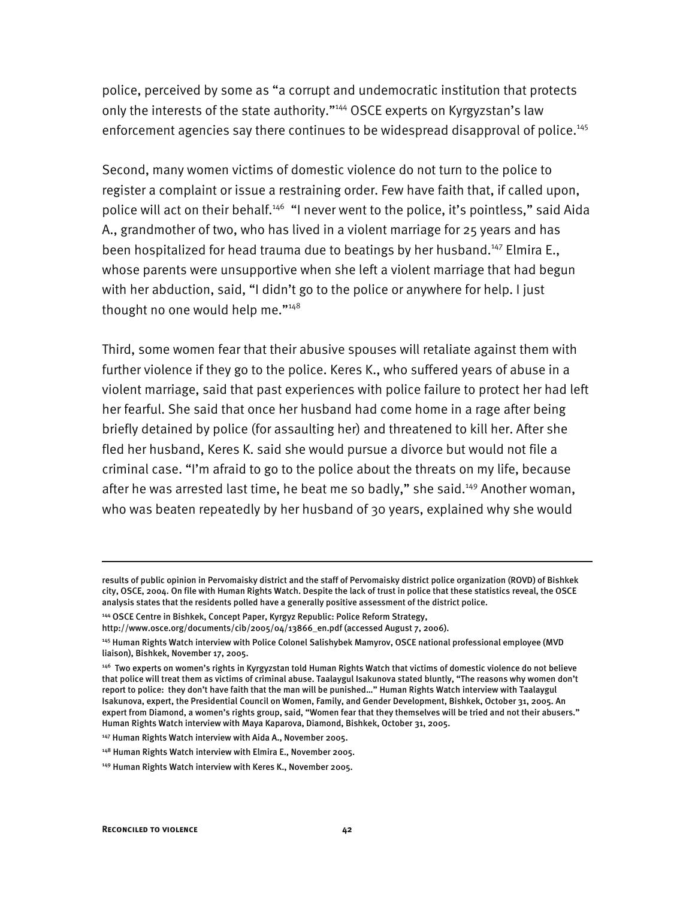police, perceived by some as "a corrupt and undemocratic institution that protects only the interests of the state authority."[144] OSCE experts on Kyrgyzstan's law enforcement agencies say there continues to be widespread disapproval of police.[145]

Second, many women victims of domestic violence do not turn to the police to register a complaint or issue a restraining order. Few have faith that, if called upon, police will act on their behalf.[146] "I never went to the police, it's pointless," said Aida A., grandmother of two, who has lived in a violent marriage for 25 years and has been hospitalized for head trauma due to beatings by her husband.[147] Elmira E., whose parents were unsupportive when she left a violent marriage that had begun with her abduction, said, "I didn't go to the police or anywhere for help. I just thought no one would help me."[148]

Third, some women fear that their abusive spouses will retaliate against them with further violence if they go to the police. Keres K., who suffered years of abuse in a violent marriage, said that past experiences with police failure to protect her had left her fearful. She said that once her husband had come home in a rage after being briefly detained by police (for assaulting her) and threatened to kill her. After she fled her husband, Keres K. said she would pursue a divorce but would not file a criminal case. "I'm afraid to go to the police about the threats on my life, because after he was arrested last time, he beat me so badly," she said.[149] Another woman, who was beaten repeatedly by her husband of 30 years, explained why she would

---

results of public opinion in Pervomaisky district and the staff of Pervomaisky district police organization (ROVD) of Bishkek city, OSCE, 2004. On file with Human Rights Watch. Despite the lack of trust in police that these statistics reveal, the OSCE analysis states that the residents polled have a generally positive assessment of the district police.

[144] OSCE Centre in Bishkek, Concept Paper, Kyrgyz Republic: Police Reform Strategy, http://www.osce.org/documents/cib/2005/04/13866_en.pdf (accessed August 7, 2006).

[145] Human Rights Watch interview with Police Colonel Salishybek Mamyrov, OSCE national professional employee (MVD liaison), Bishkek, November 17, 2005.

[146] Two experts on women's rights in Kyrgyzstan told Human Rights Watch that victims of domestic violence do not believe that police will treat them as victims of criminal abuse. Taalaygul Isakunova stated bluntly, "The reasons why women don't report to police: they don't have faith that the man will be punished…" Human Rights Watch interview with Taalaygul Isakunova, expert, the Presidential Council on Women, Family, and Gender Development, Bishkek, October 31, 2005. An expert from Diamond, a women's rights group, said, "Women fear that they themselves will be tried and not their abusers." Human Rights Watch interview with Maya Kaparova, Diamond, Bishkek, October 31, 2005.

[147] Human Rights Watch interview with Aida A., November 2005.

[148] Human Rights Watch interview with Elmira E., November 2005.

[149] Human Rights Watch interview with Keres K., November 2005.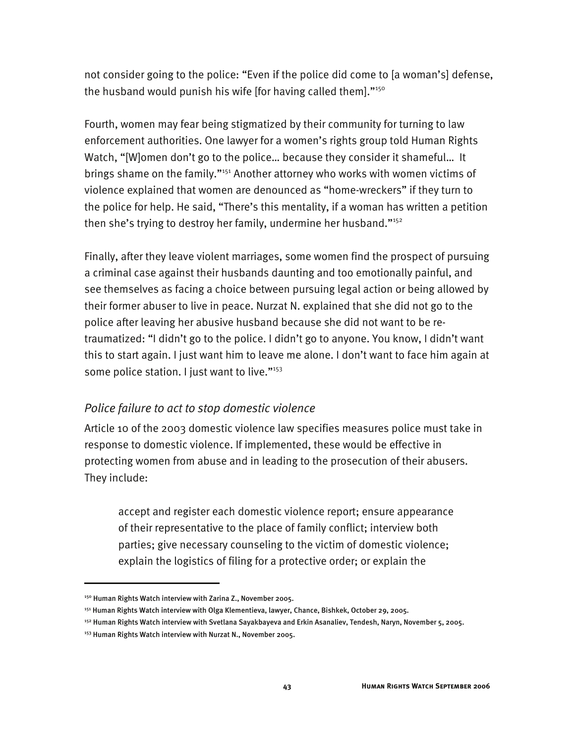not consider going to the police: "Even if the police did come to [a woman's] defense, the husband would punish his wife [for having called them]."[150]

Fourth, women may fear being stigmatized by their community for turning to law enforcement authorities. One lawyer for a women's rights group told Human Rights Watch, "[W]omen don't go to the police… because they consider it shameful… It brings shame on the family."[151] Another attorney who works with women victims of violence explained that women are denounced as "home-wreckers" if they turn to the police for help. He said, "There's this mentality, if a woman has written a petition then she's trying to destroy her family, undermine her husband."[152]

Finally, after they leave violent marriages, some women find the prospect of pursuing a criminal case against their husbands daunting and too emotionally painful, and see themselves as facing a choice between pursuing legal action or being allowed by their former abuser to live in peace. Nurzat N. explained that she did not go to the police after leaving her abusive husband because she did not want to be re-traumatized: "I didn't go to the police. I didn't go to anyone. You know, I didn't want this to start again. I just want him to leave me alone. I don't want to face him again at some police station. I just want to live."[153]

### *Police failure to act to stop domestic violence*

Article 10 of the 2003 domestic violence law specifies measures police must take in response to domestic violence. If implemented, these would be effective in protecting women from abuse and in leading to the prosecution of their abusers. They include:

> accept and register each domestic violence report; ensure appearance of their representative to the place of family conflict; interview both parties; give necessary counseling to the victim of domestic violence; explain the logistics of filing for a protective order; or explain the

---

[150] Human Rights Watch interview with Zarina Z., November 2005.

[151] Human Rights Watch interview with Olga Klementieva, lawyer, Chance, Bishkek, October 29, 2005.

[152] Human Rights Watch interview with Svetlana Sayakbayeva and Erkin Asanaliev, Tendesh, Naryn, November 5, 2005.

[153] Human Rights Watch interview with Nurzat N., November 2005.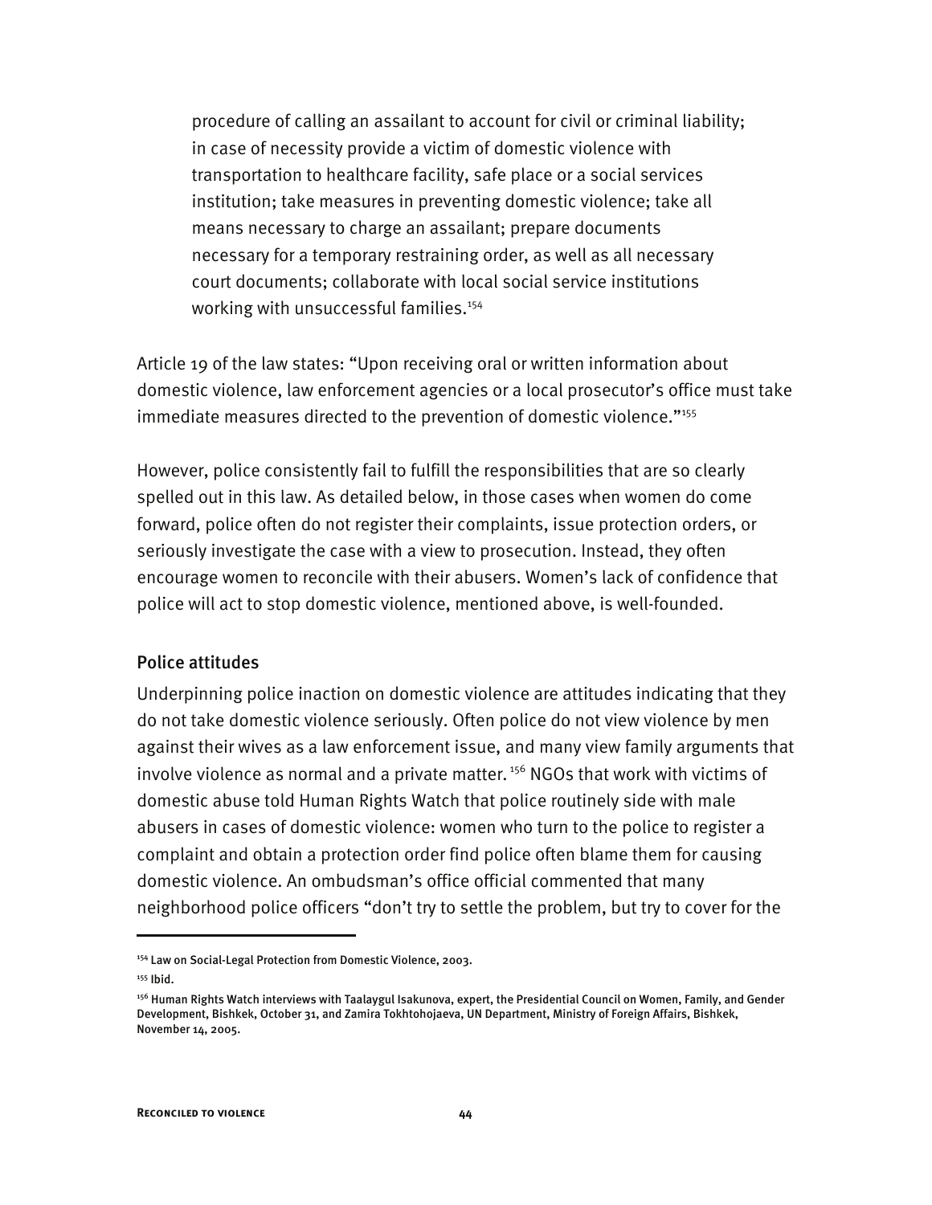> procedure of calling an assailant to account for civil or criminal liability; in case of necessity provide a victim of domestic violence with transportation to healthcare facility, safe place or a social services institution; take measures in preventing domestic violence; take all means necessary to charge an assailant; prepare documents necessary for a temporary restraining order, as well as all necessary court documents; collaborate with local social service institutions working with unsuccessful families.[154]

Article 19 of the law states: "Upon receiving oral or written information about domestic violence, law enforcement agencies or a local prosecutor's office must take immediate measures directed to the prevention of domestic violence."[155]

However, police consistently fail to fulfill the responsibilities that are so clearly spelled out in this law. As detailed below, in those cases when women do come forward, police often do not register their complaints, issue protection orders, or seriously investigate the case with a view to prosecution. Instead, they often encourage women to reconcile with their abusers. Women's lack of confidence that police will act to stop domestic violence, mentioned above, is well-founded.

### Police attitudes

Underpinning police inaction on domestic violence are attitudes indicating that they do not take domestic violence seriously. Often police do not view violence by men against their wives as a law enforcement issue, and many view family arguments that involve violence as normal and a private matter.[156] NGOs that work with victims of domestic abuse told Human Rights Watch that police routinely side with male abusers in cases of domestic violence: women who turn to the police to register a complaint and obtain a protection order find police often blame them for causing domestic violence. An ombudsman's office official commented that many neighborhood police officers "don't try to settle the problem, but try to cover for the

---

[154] Law on Social-Legal Protection from Domestic Violence, 2003.

[155] Ibid.

[156] Human Rights Watch interviews with Taalaygul Isakunova, expert, the Presidential Council on Women, Family, and Gender Development, Bishkek, October 31, and Zamira Tokhtohojaeva, UN Department, Ministry of Foreign Affairs, Bishkek, November 14, 2005.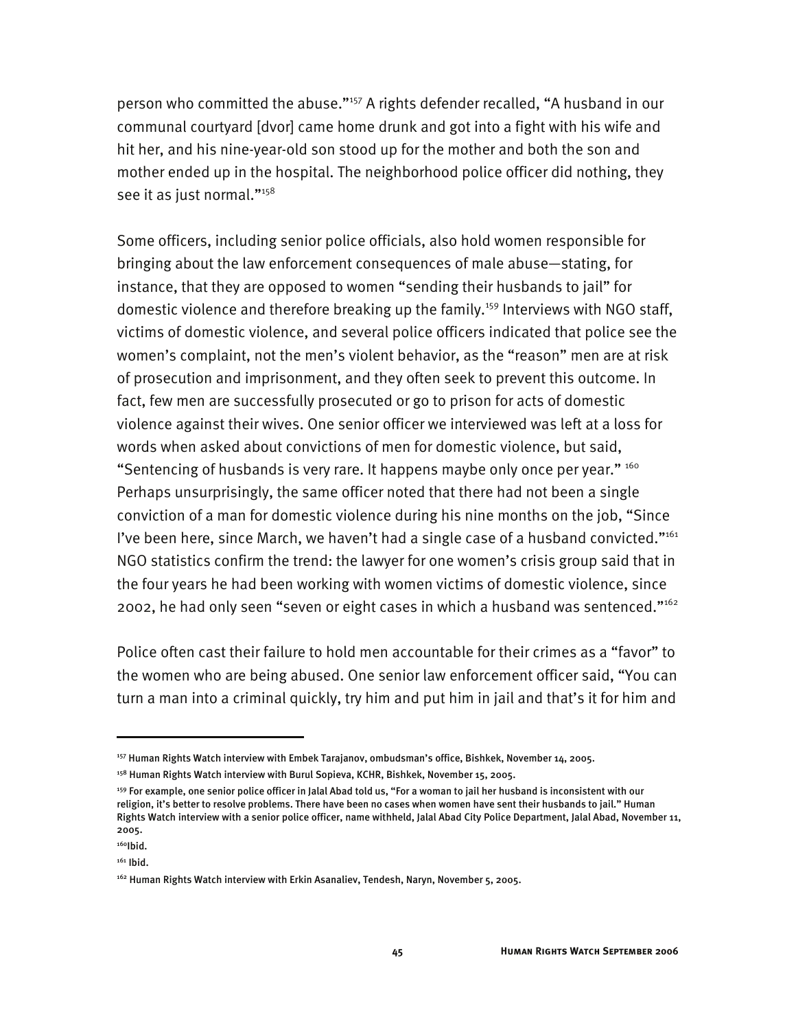person who committed the abuse."[157] A rights defender recalled, "A husband in our communal courtyard [dvor] came home drunk and got into a fight with his wife and hit her, and his nine-year-old son stood up for the mother and both the son and mother ended up in the hospital. The neighborhood police officer did nothing, they see it as just normal."[158]

Some officers, including senior police officials, also hold women responsible for bringing about the law enforcement consequences of male abuse—stating, for instance, that they are opposed to women "sending their husbands to jail" for domestic violence and therefore breaking up the family.[159] Interviews with NGO staff, victims of domestic violence, and several police officers indicated that police see the women's complaint, not the men's violent behavior, as the "reason" men are at risk of prosecution and imprisonment, and they often seek to prevent this outcome. In fact, few men are successfully prosecuted or go to prison for acts of domestic violence against their wives. One senior officer we interviewed was left at a loss for words when asked about convictions of men for domestic violence, but said, "Sentencing of husbands is very rare. It happens maybe only once per year." [160] Perhaps unsurprisingly, the same officer noted that there had not been a single conviction of a man for domestic violence during his nine months on the job, "Since I've been here, since March, we haven't had a single case of a husband convicted."[161] NGO statistics confirm the trend: the lawyer for one women's crisis group said that in the four years he had been working with women victims of domestic violence, since 2002, he had only seen "seven or eight cases in which a husband was sentenced."[162]

Police often cast their failure to hold men accountable for their crimes as a "favor" to the women who are being abused. One senior law enforcement officer said, "You can turn a man into a criminal quickly, try him and put him in jail and that's it for him and

---

[157] Human Rights Watch interview with Embek Tarajanov, ombudsman's office, Bishkek, November 14, 2005.

[158] Human Rights Watch interview with Burul Sopieva, KCHR, Bishkek, November 15, 2005.

[159] For example, one senior police officer in Jalal Abad told us, "For a woman to jail her husband is inconsistent with our religion, it's better to resolve problems. There have been no cases when women have sent their husbands to jail." Human Rights Watch interview with a senior police officer, name withheld, Jalal Abad City Police Department, Jalal Abad, November 11, 2005.

[160] Ibid.

[161] Ibid.

[162] Human Rights Watch interview with Erkin Asanaliev, Tendesh, Naryn, November 5, 2005.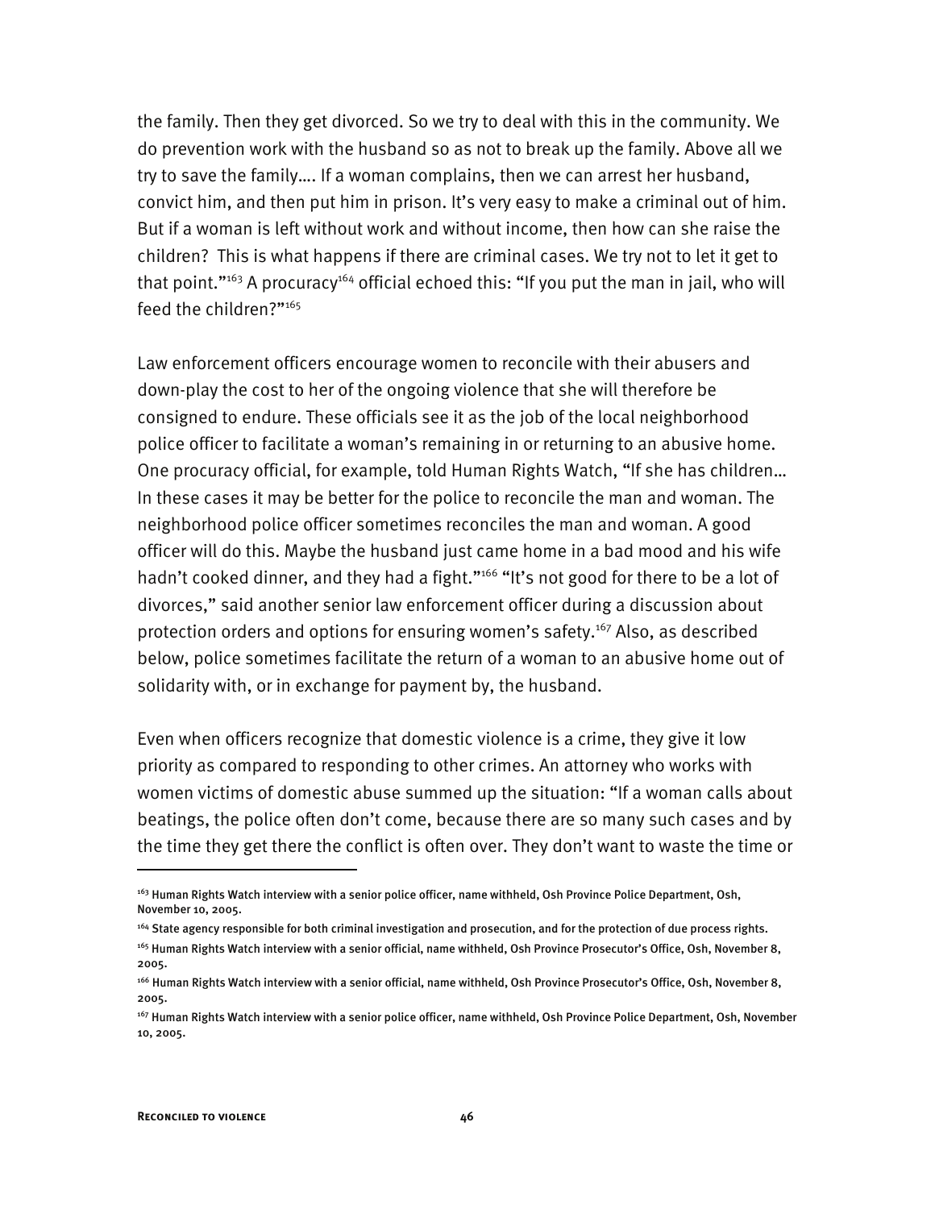the family. Then they get divorced. So we try to deal with this in the community. We do prevention work with the husband so as not to break up the family. Above all we try to save the family…. If a woman complains, then we can arrest her husband, convict him, and then put him in prison. It's very easy to make a criminal out of him. But if a woman is left without work and without income, then how can she raise the children? This is what happens if there are criminal cases. We try not to let it get to that point."[163] A procuracy[164] official echoed this: "If you put the man in jail, who will feed the children?"[165]

Law enforcement officers encourage women to reconcile with their abusers and down-play the cost to her of the ongoing violence that she will therefore be consigned to endure. These officials see it as the job of the local neighborhood police officer to facilitate a woman's remaining in or returning to an abusive home. One procuracy official, for example, told Human Rights Watch, "If she has children… In these cases it may be better for the police to reconcile the man and woman. The neighborhood police officer sometimes reconciles the man and woman. A good officer will do this. Maybe the husband just came home in a bad mood and his wife hadn't cooked dinner, and they had a fight."[166] "It's not good for there to be a lot of divorces," said another senior law enforcement officer during a discussion about protection orders and options for ensuring women's safety.[167] Also, as described below, police sometimes facilitate the return of a woman to an abusive home out of solidarity with, or in exchange for payment by, the husband.

Even when officers recognize that domestic violence is a crime, they give it low priority as compared to responding to other crimes. An attorney who works with women victims of domestic abuse summed up the situation: "If a woman calls about beatings, the police often don't come, because there are so many such cases and by the time they get there the conflict is often over. They don't want to waste the time or

---

[163] Human Rights Watch interview with a senior police officer, name withheld, Osh Province Police Department, Osh, November 10, 2005.

[164] State agency responsible for both criminal investigation and prosecution, and for the protection of due process rights.

[165] Human Rights Watch interview with a senior official, name withheld, Osh Province Prosecutor's Office, Osh, November 8, 2005.

[166] Human Rights Watch interview with a senior official, name withheld, Osh Province Prosecutor's Office, Osh, November 8, 2005.

[167] Human Rights Watch interview with a senior police officer, name withheld, Osh Province Police Department, Osh, November 10, 2005.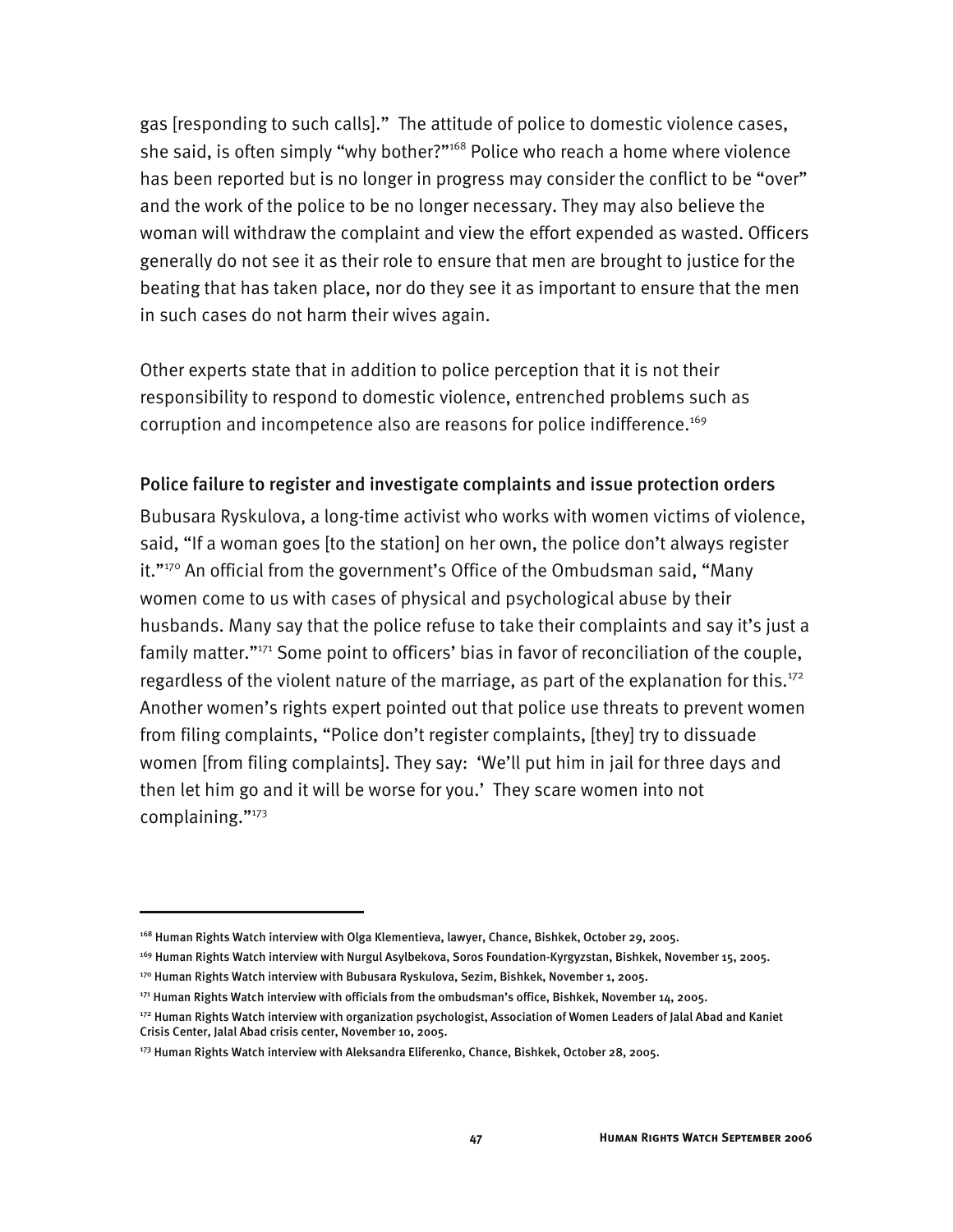gas [responding to such calls]." The attitude of police to domestic violence cases, she said, is often simply "why bother?"[168] Police who reach a home where violence has been reported but is no longer in progress may consider the conflict to be "over" and the work of the police to be no longer necessary. They may also believe the woman will withdraw the complaint and view the effort expended as wasted. Officers generally do not see it as their role to ensure that men are brought to justice for the beating that has taken place, nor do they see it as important to ensure that the men in such cases do not harm their wives again.

Other experts state that in addition to police perception that it is not their responsibility to respond to domestic violence, entrenched problems such as corruption and incompetence also are reasons for police indifference.[169]

### Police failure to register and investigate complaints and issue protection orders

Bubusara Ryskulova, a long-time activist who works with women victims of violence, said, "If a woman goes [to the station] on her own, the police don't always register it."[170] An official from the government's Office of the Ombudsman said, "Many women come to us with cases of physical and psychological abuse by their husbands. Many say that the police refuse to take their complaints and say it's just a family matter."[171] Some point to officers' bias in favor of reconciliation of the couple, regardless of the violent nature of the marriage, as part of the explanation for this.[172] Another women's rights expert pointed out that police use threats to prevent women from filing complaints, "Police don't register complaints, [they] try to dissuade women [from filing complaints]. They say: 'We'll put him in jail for three days and then let him go and it will be worse for you.' They scare women into not complaining."[173]

---

[168] Human Rights Watch interview with Olga Klementieva, lawyer, Chance, Bishkek, October 29, 2005.

[169] Human Rights Watch interview with Nurgul Asylbekova, Soros Foundation-Kyrgyzstan, Bishkek, November 15, 2005.

[170] Human Rights Watch interview with Bubusara Ryskulova, Sezim, Bishkek, November 1, 2005.

[171] Human Rights Watch interview with officials from the ombudsman's office, Bishkek, November 14, 2005.

[172] Human Rights Watch interview with organization psychologist, Association of Women Leaders of Jalal Abad and Kaniet Crisis Center, Jalal Abad crisis center, November 10, 2005.

[173] Human Rights Watch interview with Aleksandra Eliferenko, Chance, Bishkek, October 28, 2005.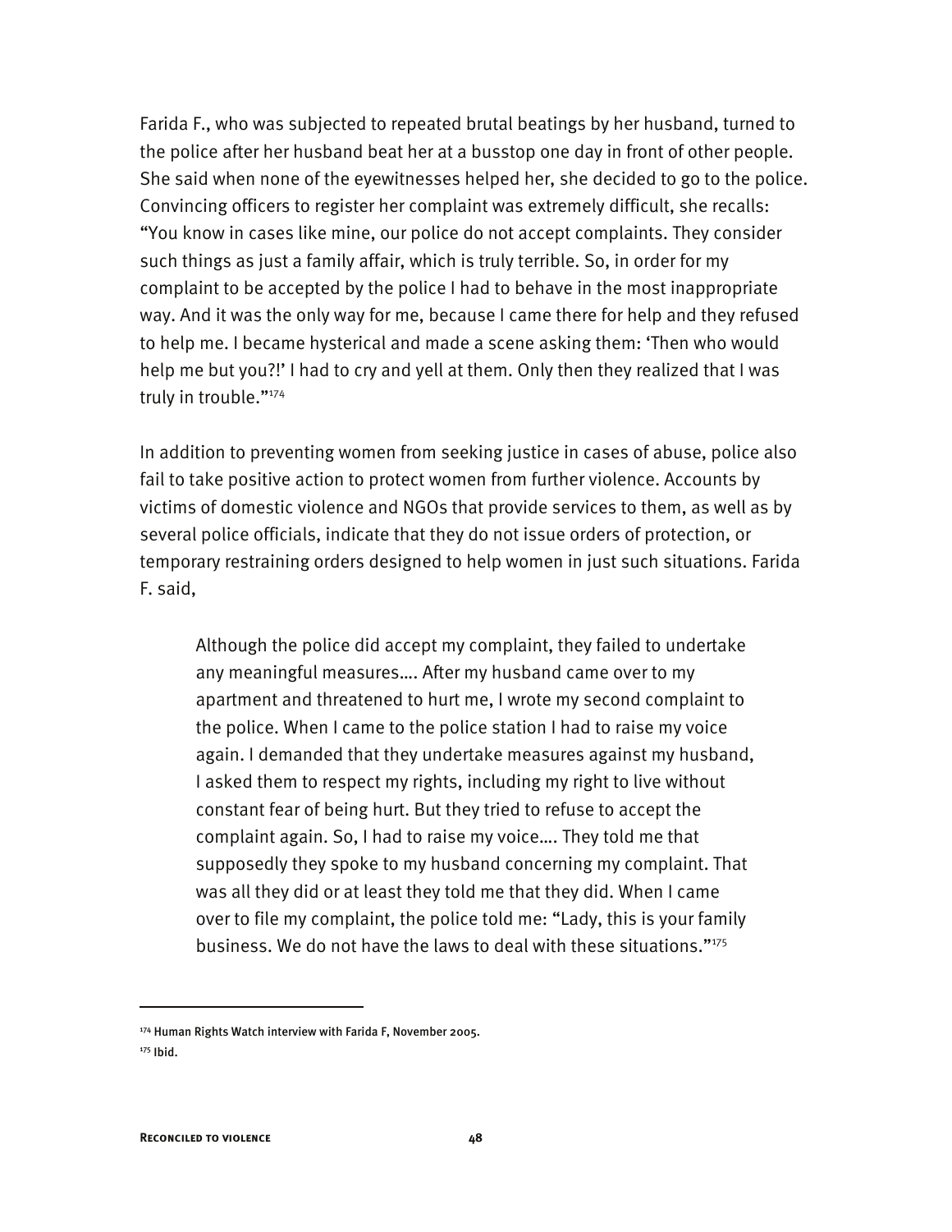Farida F., who was subjected to repeated brutal beatings by her husband, turned to the police after her husband beat her at a busstop one day in front of other people. She said when none of the eyewitnesses helped her, she decided to go to the police. Convincing officers to register her complaint was extremely difficult, she recalls: "You know in cases like mine, our police do not accept complaints. They consider such things as just a family affair, which is truly terrible. So, in order for my complaint to be accepted by the police I had to behave in the most inappropriate way. And it was the only way for me, because I came there for help and they refused to help me. I became hysterical and made a scene asking them: 'Then who would help me but you?!' I had to cry and yell at them. Only then they realized that I was truly in trouble."[174]

In addition to preventing women from seeking justice in cases of abuse, police also fail to take positive action to protect women from further violence. Accounts by victims of domestic violence and NGOs that provide services to them, as well as by several police officials, indicate that they do not issue orders of protection, or temporary restraining orders designed to help women in just such situations. Farida F. said,

> Although the police did accept my complaint, they failed to undertake any meaningful measures…. After my husband came over to my apartment and threatened to hurt me, I wrote my second complaint to the police. When I came to the police station I had to raise my voice again. I demanded that they undertake measures against my husband, I asked them to respect my rights, including my right to live without constant fear of being hurt. But they tried to refuse to accept the complaint again. So, I had to raise my voice…. They told me that supposedly they spoke to my husband concerning my complaint. That was all they did or at least they told me that they did. When I came over to file my complaint, the police told me: "Lady, this is your family business. We do not have the laws to deal with these situations."[175]

---

[174] Human Rights Watch interview with Farida F, November 2005.

[175] Ibid.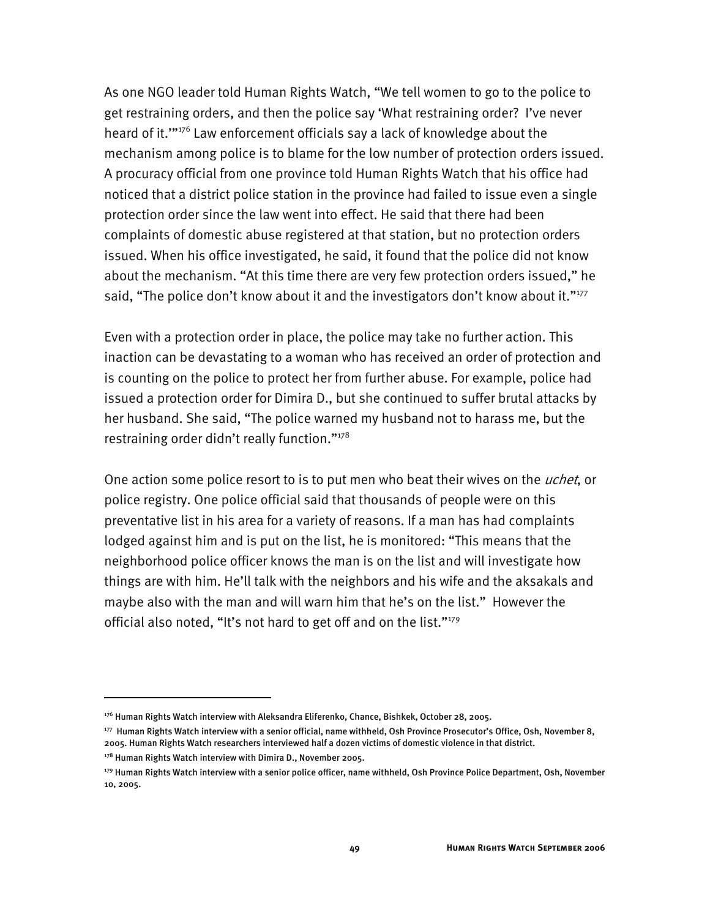As one NGO leader told Human Rights Watch, "We tell women to go to the police to get restraining orders, and then the police say 'What restraining order? I've never heard of it.'"[176] Law enforcement officials say a lack of knowledge about the mechanism among police is to blame for the low number of protection orders issued. A procuracy official from one province told Human Rights Watch that his office had noticed that a district police station in the province had failed to issue even a single protection order since the law went into effect. He said that there had been complaints of domestic abuse registered at that station, but no protection orders issued. When his office investigated, he said, it found that the police did not know about the mechanism. "At this time there are very few protection orders issued," he said, "The police don't know about it and the investigators don't know about it."[177]

Even with a protection order in place, the police may take no further action. This inaction can be devastating to a woman who has received an order of protection and is counting on the police to protect her from further abuse. For example, police had issued a protection order for Dimira D., but she continued to suffer brutal attacks by her husband. She said, "The police warned my husband not to harass me, but the restraining order didn't really function."[178]

One action some police resort to is to put men who beat their wives on the *uchet*, or police registry. One police official said that thousands of people were on this preventative list in his area for a variety of reasons. If a man has had complaints lodged against him and is put on the list, he is monitored: "This means that the neighborhood police officer knows the man is on the list and will investigate how things are with him. He'll talk with the neighbors and his wife and the aksakals and maybe also with the man and will warn him that he's on the list." However the official also noted, "It's not hard to get off and on the list."[179]

---

[176] Human Rights Watch interview with Aleksandra Eliferenko, Chance, Bishkek, October 28, 2005.

[177] Human Rights Watch interview with a senior official, name withheld, Osh Province Prosecutor's Office, Osh, November 8, 2005. Human Rights Watch researchers interviewed half a dozen victims of domestic violence in that district.

[178] Human Rights Watch interview with Dimira D., November 2005.

[179] Human Rights Watch interview with a senior police officer, name withheld, Osh Province Police Department, Osh, November 10, 2005.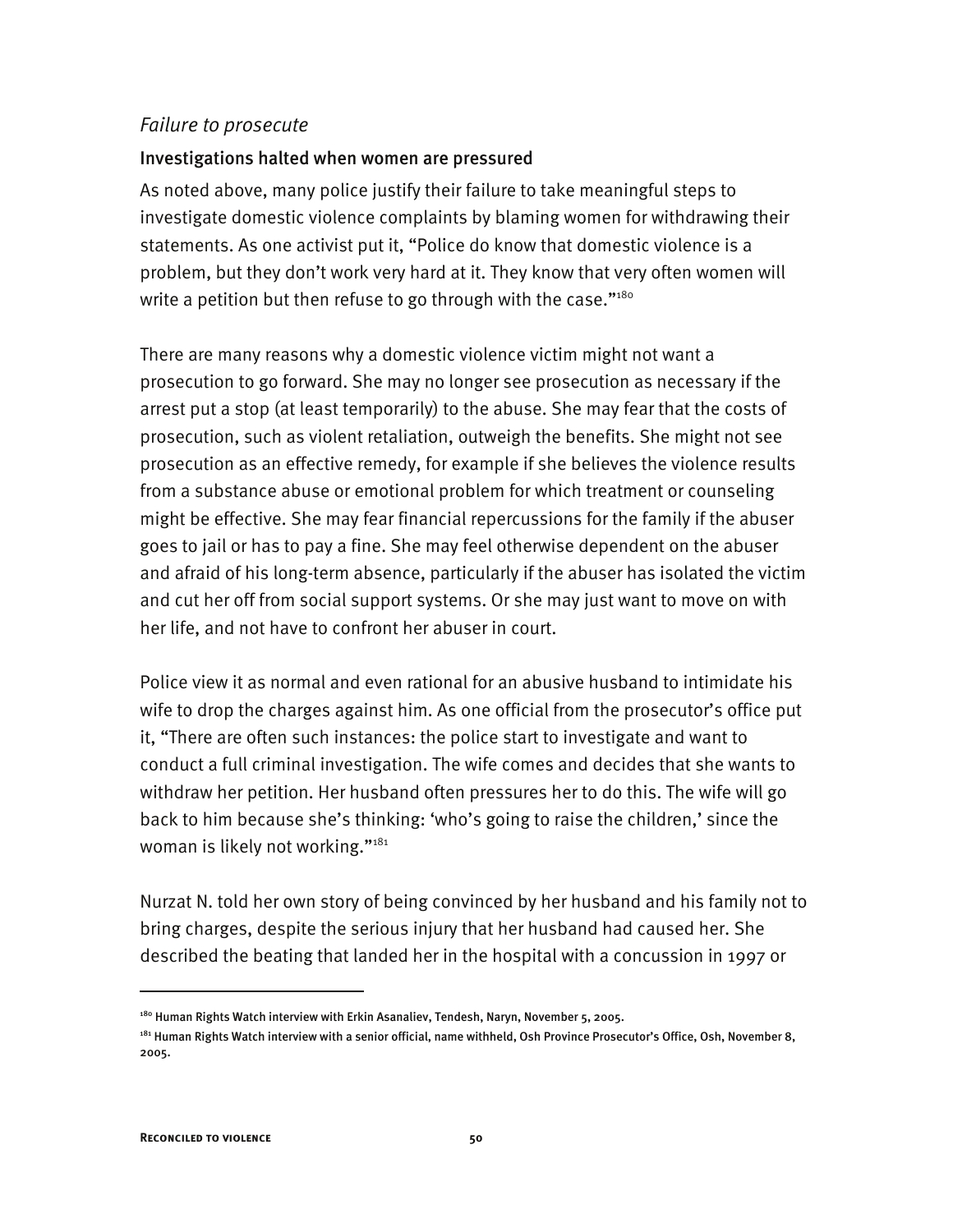*Failure to prosecute*

### Investigations halted when women are pressured

As noted above, many police justify their failure to take meaningful steps to investigate domestic violence complaints by blaming women for withdrawing their statements. As one activist put it, "Police do know that domestic violence is a problem, but they don't work very hard at it. They know that very often women will write a petition but then refuse to go through with the case."[180]

There are many reasons why a domestic violence victim might not want a prosecution to go forward. She may no longer see prosecution as necessary if the arrest put a stop (at least temporarily) to the abuse. She may fear that the costs of prosecution, such as violent retaliation, outweigh the benefits. She might not see prosecution as an effective remedy, for example if she believes the violence results from a substance abuse or emotional problem for which treatment or counseling might be effective. She may fear financial repercussions for the family if the abuser goes to jail or has to pay a fine. She may feel otherwise dependent on the abuser and afraid of his long-term absence, particularly if the abuser has isolated the victim and cut her off from social support systems. Or she may just want to move on with her life, and not have to confront her abuser in court.

Police view it as normal and even rational for an abusive husband to intimidate his wife to drop the charges against him. As one official from the prosecutor's office put it, "There are often such instances: the police start to investigate and want to conduct a full criminal investigation. The wife comes and decides that she wants to withdraw her petition. Her husband often pressures her to do this. The wife will go back to him because she's thinking: 'who's going to raise the children,' since the woman is likely not working."[181]

Nurzat N. told her own story of being convinced by her husband and his family not to bring charges, despite the serious injury that her husband had caused her. She described the beating that landed her in the hospital with a concussion in 1997 or

---

[180] Human Rights Watch interview with Erkin Asanaliev, Tendesh, Naryn, November 5, 2005.

[181] Human Rights Watch interview with a senior official, name withheld, Osh Province Prosecutor's Office, Osh, November 8, 2005.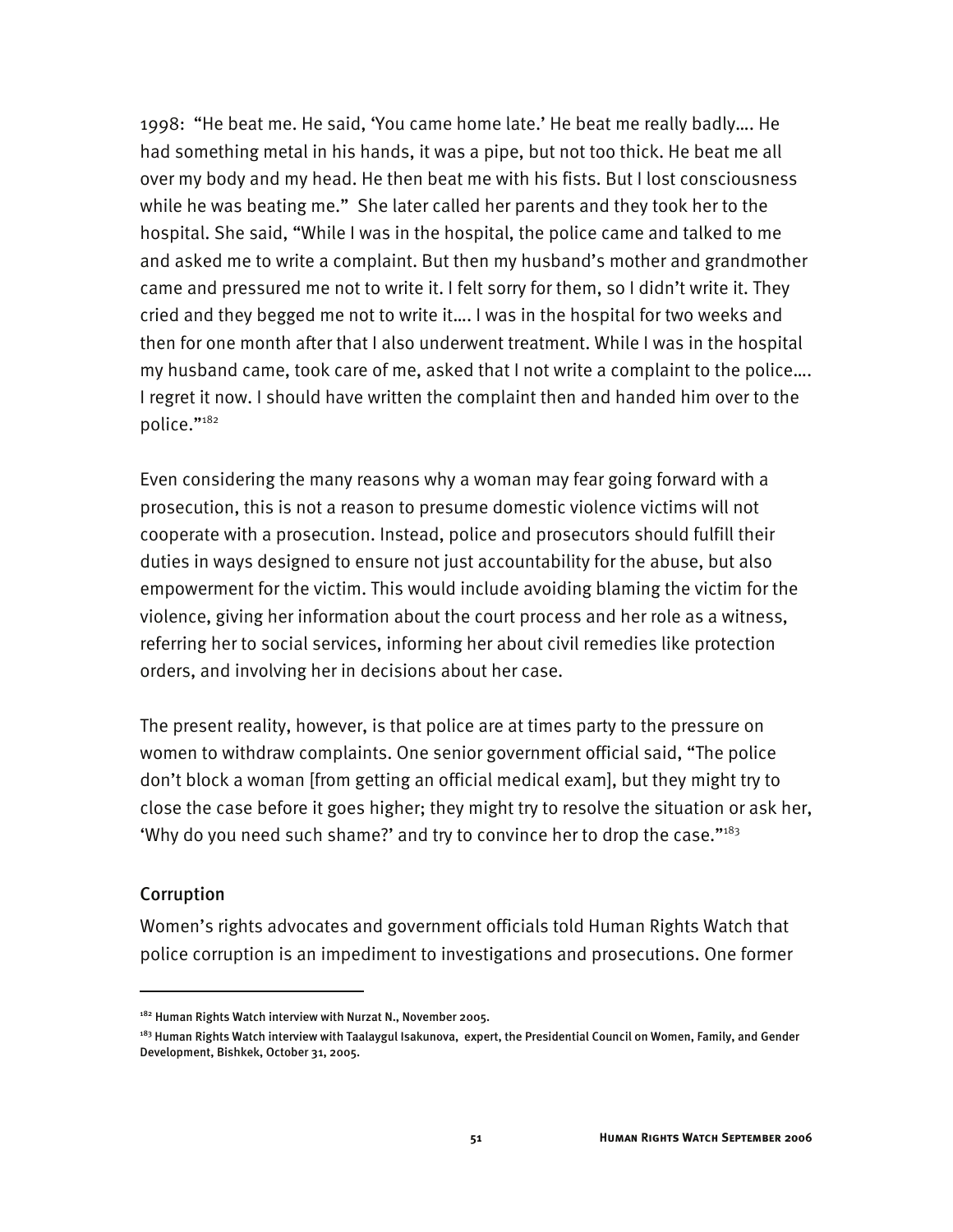1998: "He beat me. He said, 'You came home late.' He beat me really badly…. He had something metal in his hands, it was a pipe, but not too thick. He beat me all over my body and my head. He then beat me with his fists. But I lost consciousness while he was beating me." She later called her parents and they took her to the hospital. She said, "While I was in the hospital, the police came and talked to me and asked me to write a complaint. But then my husband's mother and grandmother came and pressured me not to write it. I felt sorry for them, so I didn't write it. They cried and they begged me not to write it…. I was in the hospital for two weeks and then for one month after that I also underwent treatment. While I was in the hospital my husband came, took care of me, asked that I not write a complaint to the police…. I regret it now. I should have written the complaint then and handed him over to the police."[182]

Even considering the many reasons why a woman may fear going forward with a prosecution, this is not a reason to presume domestic violence victims will not cooperate with a prosecution. Instead, police and prosecutors should fulfill their duties in ways designed to ensure not just accountability for the abuse, but also empowerment for the victim. This would include avoiding blaming the victim for the violence, giving her information about the court process and her role as a witness, referring her to social services, informing her about civil remedies like protection orders, and involving her in decisions about her case.

The present reality, however, is that police are at times party to the pressure on women to withdraw complaints. One senior government official said, "The police don't block a woman [from getting an official medical exam], but they might try to close the case before it goes higher; they might try to resolve the situation or ask her, 'Why do you need such shame?' and try to convince her to drop the case."[183]

### Corruption

Women's rights advocates and government officials told Human Rights Watch that police corruption is an impediment to investigations and prosecutions. One former

---

[182] Human Rights Watch interview with Nurzat N., November 2005.

[183] Human Rights Watch interview with Taalaygul Isakunova, expert, the Presidential Council on Women, Family, and Gender Development, Bishkek, October 31, 2005.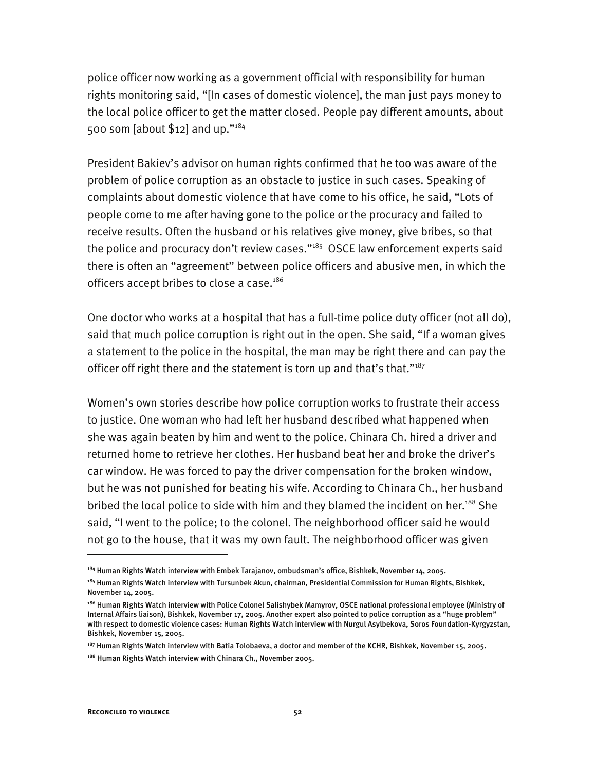police officer now working as a government official with responsibility for human rights monitoring said, "[In cases of domestic violence], the man just pays money to the local police officer to get the matter closed. People pay different amounts, about 500 som [about $12] and up."[184]

President Bakiev's advisor on human rights confirmed that he too was aware of the problem of police corruption as an obstacle to justice in such cases. Speaking of complaints about domestic violence that have come to his office, he said, "Lots of people come to me after having gone to the police or the procuracy and failed to receive results. Often the husband or his relatives give money, give bribes, so that the police and procuracy don't review cases."[185] OSCE law enforcement experts said there is often an "agreement" between police officers and abusive men, in which the officers accept bribes to close a case.[186]

One doctor who works at a hospital that has a full-time police duty officer (not all do), said that much police corruption is right out in the open. She said, "If a woman gives a statement to the police in the hospital, the man may be right there and can pay the officer off right there and the statement is torn up and that's that."[187]

Women's own stories describe how police corruption works to frustrate their access to justice. One woman who had left her husband described what happened when she was again beaten by him and went to the police. Chinara Ch. hired a driver and returned home to retrieve her clothes. Her husband beat her and broke the driver's car window. He was forced to pay the driver compensation for the broken window, but he was not punished for beating his wife. According to Chinara Ch., her husband bribed the local police to side with him and they blamed the incident on her.[188] She said, "I went to the police; to the colonel. The neighborhood officer said he would not go to the house, that it was my own fault. The neighborhood officer was given

---

[184] Human Rights Watch interview with Embek Tarajanov, ombudsman's office, Bishkek, November 14, 2005.

[185] Human Rights Watch interview with Tursunbek Akun, chairman, Presidential Commission for Human Rights, Bishkek, November 14, 2005.

[186] Human Rights Watch interview with Police Colonel Salishybek Mamyrov, OSCE national professional employee (Ministry of Internal Affairs liaison), Bishkek, November 17, 2005. Another expert also pointed to police corruption as a "huge problem" with respect to domestic violence cases: Human Rights Watch interview with Nurgul Asylbekova, Soros Foundation-Kyrgyzstan, Bishkek, November 15, 2005.

[187] Human Rights Watch interview with Batia Tolobaeva, a doctor and member of the KCHR, Bishkek, November 15, 2005.

[188] Human Rights Watch interview with Chinara Ch., November 2005.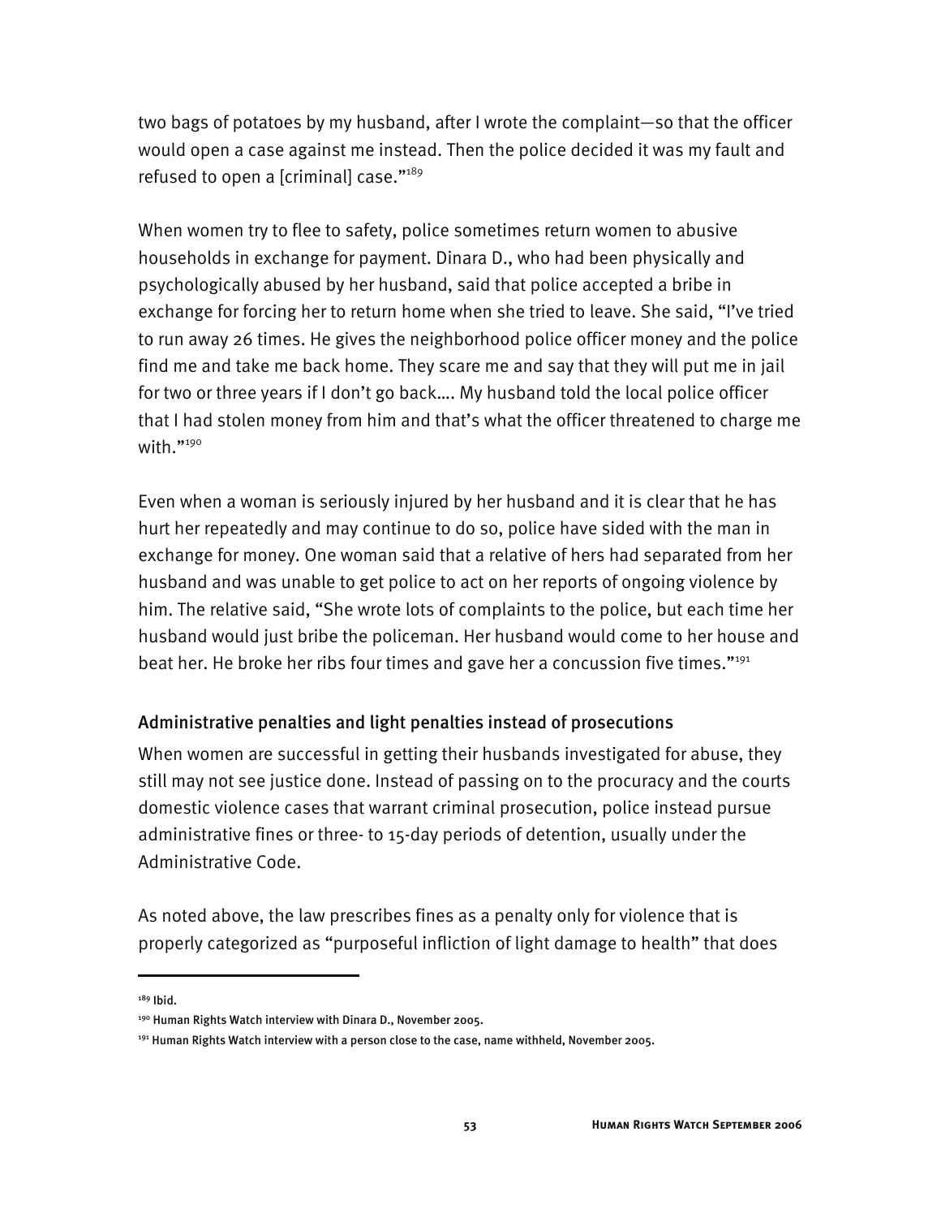two bags of potatoes by my husband, after I wrote the complaint—so that the officer would open a case against me instead. Then the police decided it was my fault and refused to open a [criminal] case."[189]

When women try to flee to safety, police sometimes return women to abusive households in exchange for payment. Dinara D., who had been physically and psychologically abused by her husband, said that police accepted a bribe in exchange for forcing her to return home when she tried to leave. She said, "I've tried to run away 26 times. He gives the neighborhood police officer money and the police find me and take me back home. They scare me and say that they will put me in jail for two or three years if I don't go back…. My husband told the local police officer that I had stolen money from him and that's what the officer threatened to charge me with."[190]

Even when a woman is seriously injured by her husband and it is clear that he has hurt her repeatedly and may continue to do so, police have sided with the man in exchange for money. One woman said that a relative of hers had separated from her husband and was unable to get police to act on her reports of ongoing violence by him. The relative said, "She wrote lots of complaints to the police, but each time her husband would just bribe the policeman. Her husband would come to her house and beat her. He broke her ribs four times and gave her a concussion five times."[191]

### Administrative penalties and light penalties instead of prosecutions

When women are successful in getting their husbands investigated for abuse, they still may not see justice done. Instead of passing on to the procuracy and the courts domestic violence cases that warrant criminal prosecution, police instead pursue administrative fines or three- to 15-day periods of detention, usually under the Administrative Code.

As noted above, the law prescribes fines as a penalty only for violence that is properly categorized as "purposeful infliction of light damage to health" that does

---

[189] Ibid.

[190] Human Rights Watch interview with Dinara D., November 2005.

[191] Human Rights Watch interview with a person close to the case, name withheld, November 2005.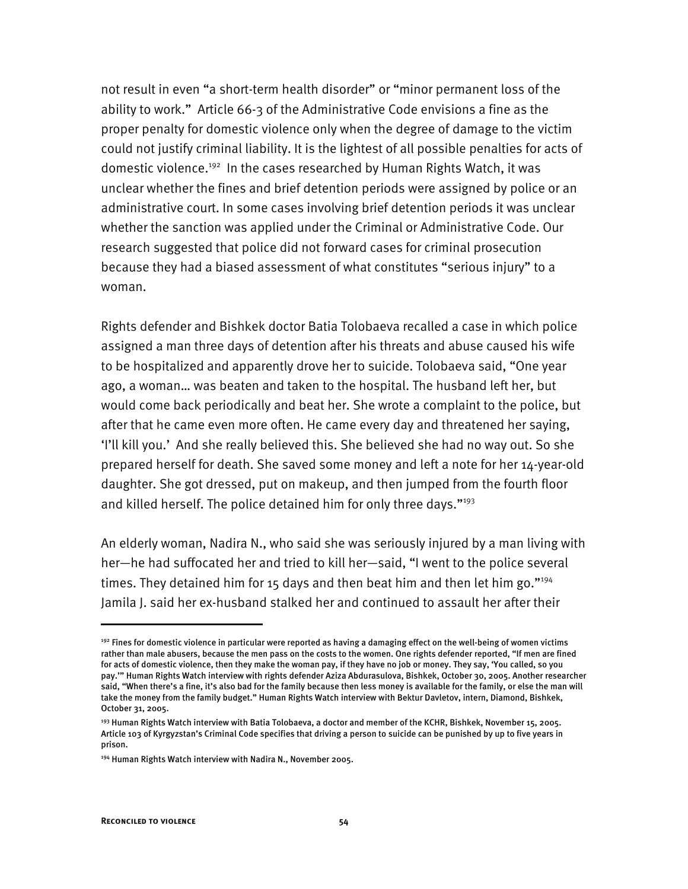not result in even "a short-term health disorder" or "minor permanent loss of the ability to work." Article 66-3 of the Administrative Code envisions a fine as the proper penalty for domestic violence only when the degree of damage to the victim could not justify criminal liability. It is the lightest of all possible penalties for acts of domestic violence.[192] In the cases researched by Human Rights Watch, it was unclear whether the fines and brief detention periods were assigned by police or an administrative court. In some cases involving brief detention periods it was unclear whether the sanction was applied under the Criminal or Administrative Code. Our research suggested that police did not forward cases for criminal prosecution because they had a biased assessment of what constitutes "serious injury" to a woman.

Rights defender and Bishkek doctor Batia Tolobaeva recalled a case in which police assigned a man three days of detention after his threats and abuse caused his wife to be hospitalized and apparently drove her to suicide. Tolobaeva said, "One year ago, a woman… was beaten and taken to the hospital. The husband left her, but would come back periodically and beat her. She wrote a complaint to the police, but after that he came even more often. He came every day and threatened her saying, 'I'll kill you.' And she really believed this. She believed she had no way out. So she prepared herself for death. She saved some money and left a note for her 14-year-old daughter. She got dressed, put on makeup, and then jumped from the fourth floor and killed herself. The police detained him for only three days."[193]

An elderly woman, Nadira N., who said she was seriously injured by a man living with her—he had suffocated her and tried to kill her—said, "I went to the police several times. They detained him for 15 days and then beat him and then let him go."[194] Jamila J. said her ex-husband stalked her and continued to assault her after their

---

[192] Fines for domestic violence in particular were reported as having a damaging effect on the well-being of women victims rather than male abusers, because the men pass on the costs to the women. One rights defender reported, "If men are fined for acts of domestic violence, then they make the woman pay, if they have no job or money. They say, 'You called, so you pay.'" Human Rights Watch interview with rights defender Aziza Abdurasulova, Bishkek, October 30, 2005. Another researcher said, "When there's a fine, it's also bad for the family because then less money is available for the family, or else the man will take the money from the family budget." Human Rights Watch interview with Bektur Davletov, intern, Diamond, Bishkek, October 31, 2005.

[193] Human Rights Watch interview with Batia Tolobaeva, a doctor and member of the KCHR, Bishkek, November 15, 2005. Article 103 of Kyrgyzstan's Criminal Code specifies that driving a person to suicide can be punished by up to five years in prison.

[194] Human Rights Watch interview with Nadira N., November 2005.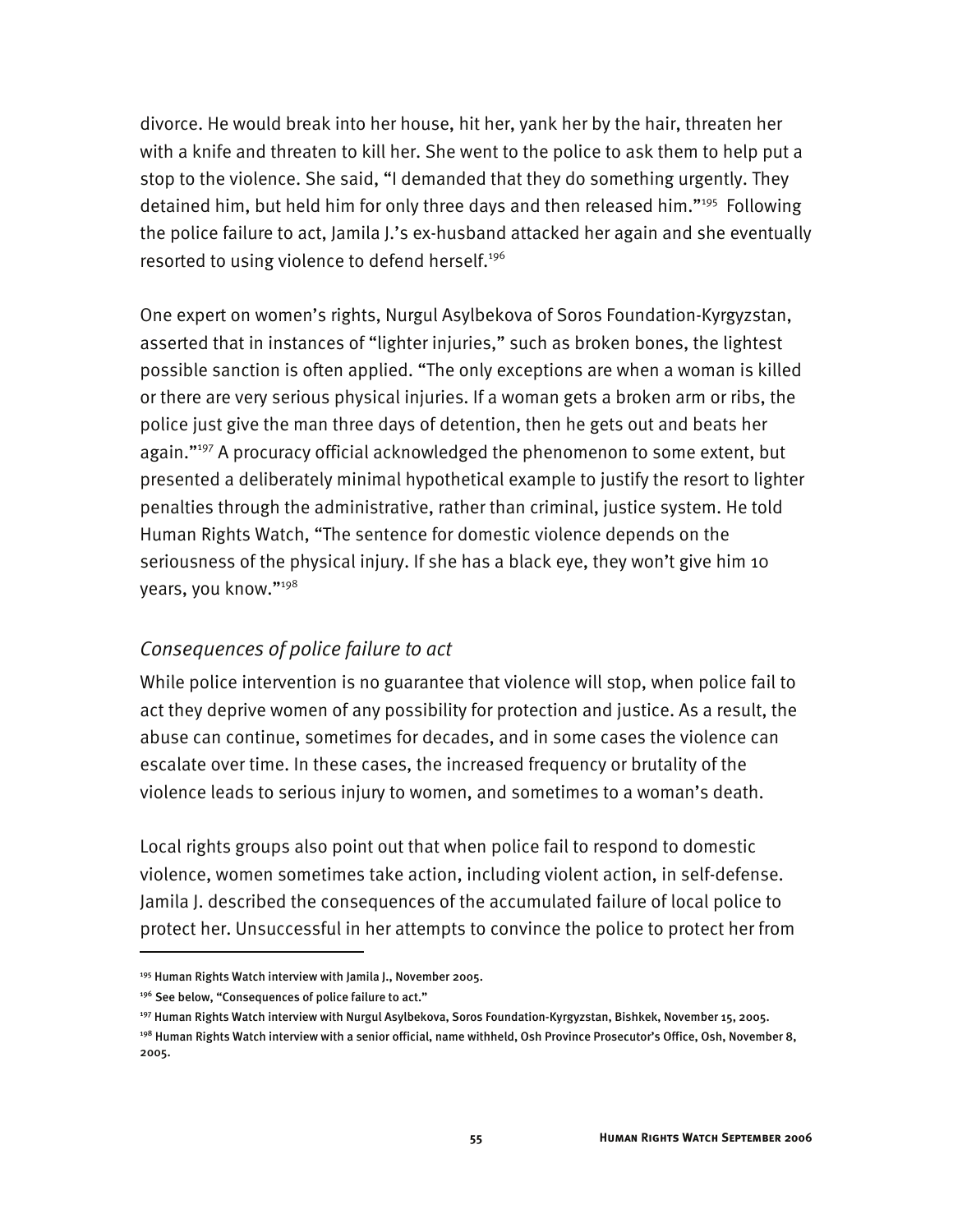divorce. He would break into her house, hit her, yank her by the hair, threaten her with a knife and threaten to kill her. She went to the police to ask them to help put a stop to the violence. She said, "I demanded that they do something urgently. They detained him, but held him for only three days and then released him."[195] Following the police failure to act, Jamila J.'s ex-husband attacked her again and she eventually resorted to using violence to defend herself.[196]

One expert on women's rights, Nurgul Asylbekova of Soros Foundation-Kyrgyzstan, asserted that in instances of "lighter injuries," such as broken bones, the lightest possible sanction is often applied. "The only exceptions are when a woman is killed or there are very serious physical injuries. If a woman gets a broken arm or ribs, the police just give the man three days of detention, then he gets out and beats her again."[197] A procuracy official acknowledged the phenomenon to some extent, but presented a deliberately minimal hypothetical example to justify the resort to lighter penalties through the administrative, rather than criminal, justice system. He told Human Rights Watch, "The sentence for domestic violence depends on the seriousness of the physical injury. If she has a black eye, they won't give him 10 years, you know."[198]

### *Consequences of police failure to act*

While police intervention is no guarantee that violence will stop, when police fail to act they deprive women of any possibility for protection and justice. As a result, the abuse can continue, sometimes for decades, and in some cases the violence can escalate over time. In these cases, the increased frequency or brutality of the violence leads to serious injury to women, and sometimes to a woman's death.

Local rights groups also point out that when police fail to respond to domestic violence, women sometimes take action, including violent action, in self-defense. Jamila J. described the consequences of the accumulated failure of local police to protect her. Unsuccessful in her attempts to convince the police to protect her from

---

[195] Human Rights Watch interview with Jamila J., November 2005.

[196] See below, "Consequences of police failure to act."

[197] Human Rights Watch interview with Nurgul Asylbekova, Soros Foundation-Kyrgyzstan, Bishkek, November 15, 2005.

[198] Human Rights Watch interview with a senior official, name withheld, Osh Province Prosecutor's Office, Osh, November 8, 2005.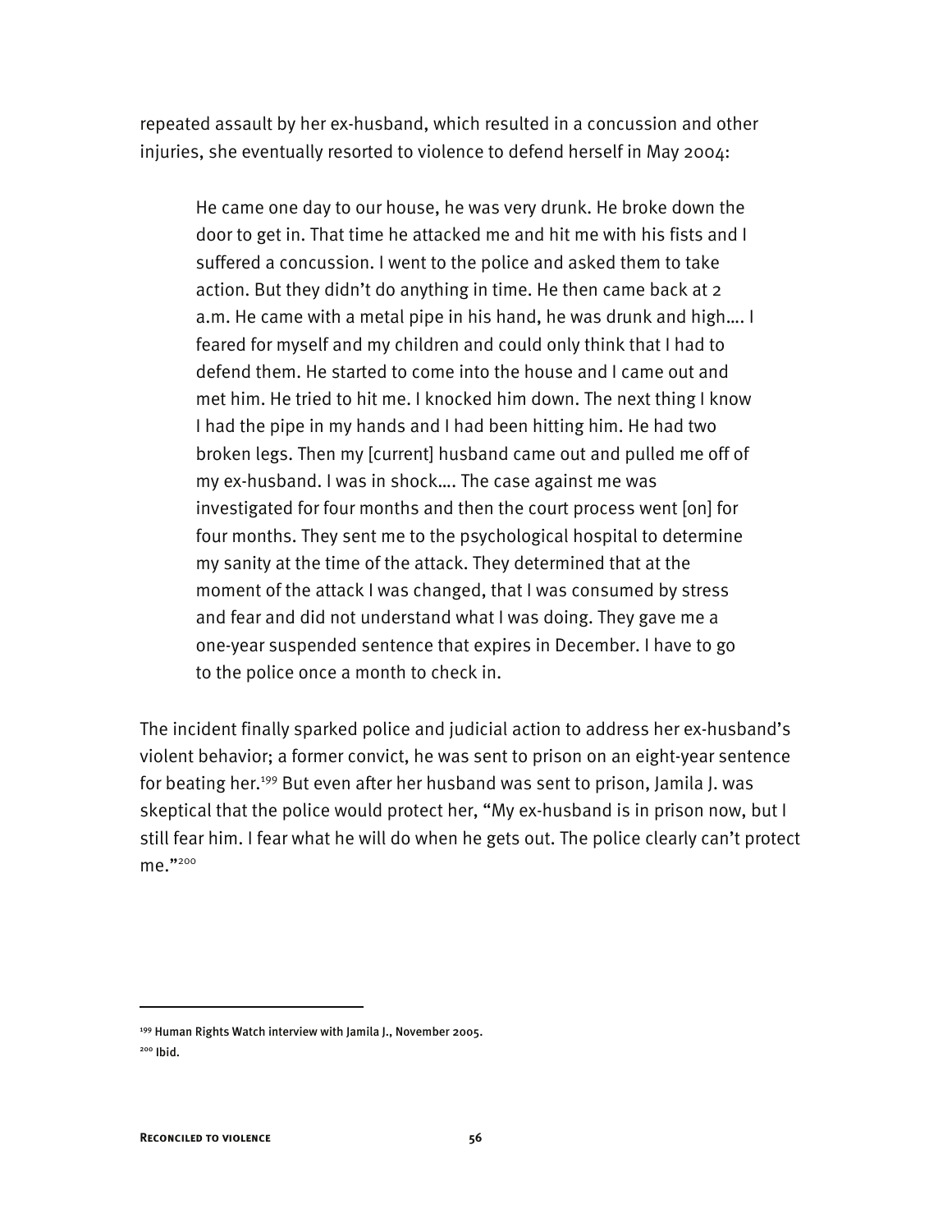repeated assault by her ex-husband, which resulted in a concussion and other injuries, she eventually resorted to violence to defend herself in May 2004:

> He came one day to our house, he was very drunk. He broke down the door to get in. That time he attacked me and hit me with his fists and I suffered a concussion. I went to the police and asked them to take action. But they didn't do anything in time. He then came back at 2 a.m. He came with a metal pipe in his hand, he was drunk and high…. I feared for myself and my children and could only think that I had to defend them. He started to come into the house and I came out and met him. He tried to hit me. I knocked him down. The next thing I know I had the pipe in my hands and I had been hitting him. He had two broken legs. Then my [current] husband came out and pulled me off of my ex-husband. I was in shock…. The case against me was investigated for four months and then the court process went [on] for four months. They sent me to the psychological hospital to determine my sanity at the time of the attack. They determined that at the moment of the attack I was changed, that I was consumed by stress and fear and did not understand what I was doing. They gave me a one-year suspended sentence that expires in December. I have to go to the police once a month to check in.

The incident finally sparked police and judicial action to address her ex-husband's violent behavior; a former convict, he was sent to prison on an eight-year sentence for beating her.[199] But even after her husband was sent to prison, Jamila J. was skeptical that the police would protect her, "My ex-husband is in prison now, but I still fear him. I fear what he will do when he gets out. The police clearly can't protect me."[200]

---

[199] Human Rights Watch interview with Jamila J., November 2005.

[200] Ibid.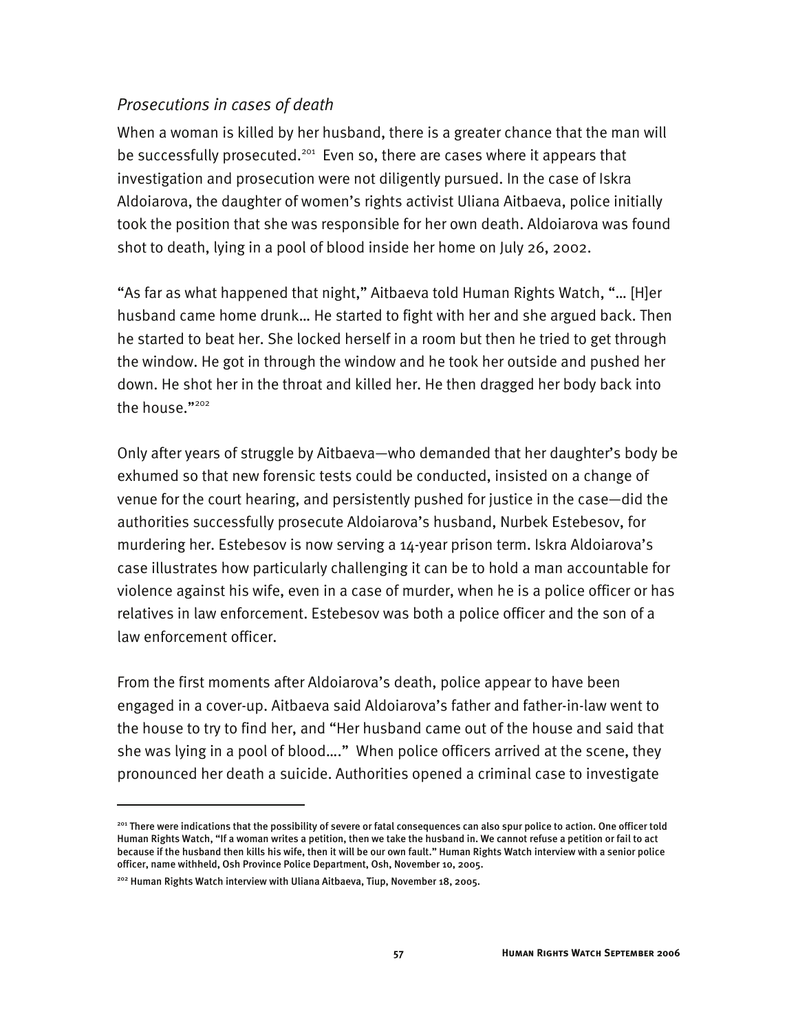### *Prosecutions in cases of death*

When a woman is killed by her husband, there is a greater chance that the man will be successfully prosecuted.[201] Even so, there are cases where it appears that investigation and prosecution were not diligently pursued. In the case of Iskra Aldoiarova, the daughter of women's rights activist Uliana Aitbaeva, police initially took the position that she was responsible for her own death. Aldoiarova was found shot to death, lying in a pool of blood inside her home on July 26, 2002.

"As far as what happened that night," Aitbaeva told Human Rights Watch, "… [H]er husband came home drunk… He started to fight with her and she argued back. Then he started to beat her. She locked herself in a room but then he tried to get through the window. He got in through the window and he took her outside and pushed her down. He shot her in the throat and killed her. He then dragged her body back into the house."[202]

Only after years of struggle by Aitbaeva—who demanded that her daughter's body be exhumed so that new forensic tests could be conducted, insisted on a change of venue for the court hearing, and persistently pushed for justice in the case—did the authorities successfully prosecute Aldoiarova's husband, Nurbek Estebesov, for murdering her. Estebesov is now serving a 14-year prison term. Iskra Aldoiarova's case illustrates how particularly challenging it can be to hold a man accountable for violence against his wife, even in a case of murder, when he is a police officer or has relatives in law enforcement. Estebesov was both a police officer and the son of a law enforcement officer.

From the first moments after Aldoiarova's death, police appear to have been engaged in a cover-up. Aitbaeva said Aldoiarova's father and father-in-law went to the house to try to find her, and "Her husband came out of the house and said that she was lying in a pool of blood…." When police officers arrived at the scene, they pronounced her death a suicide. Authorities opened a criminal case to investigate

---

[201] There were indications that the possibility of severe or fatal consequences can also spur police to action. One officer told Human Rights Watch, "If a woman writes a petition, then we take the husband in. We cannot refuse a petition or fail to act because if the husband then kills his wife, then it will be our own fault." Human Rights Watch interview with a senior police officer, name withheld, Osh Province Police Department, Osh, November 10, 2005.

[202] Human Rights Watch interview with Uliana Aitbaeva, Tiup, November 18, 2005.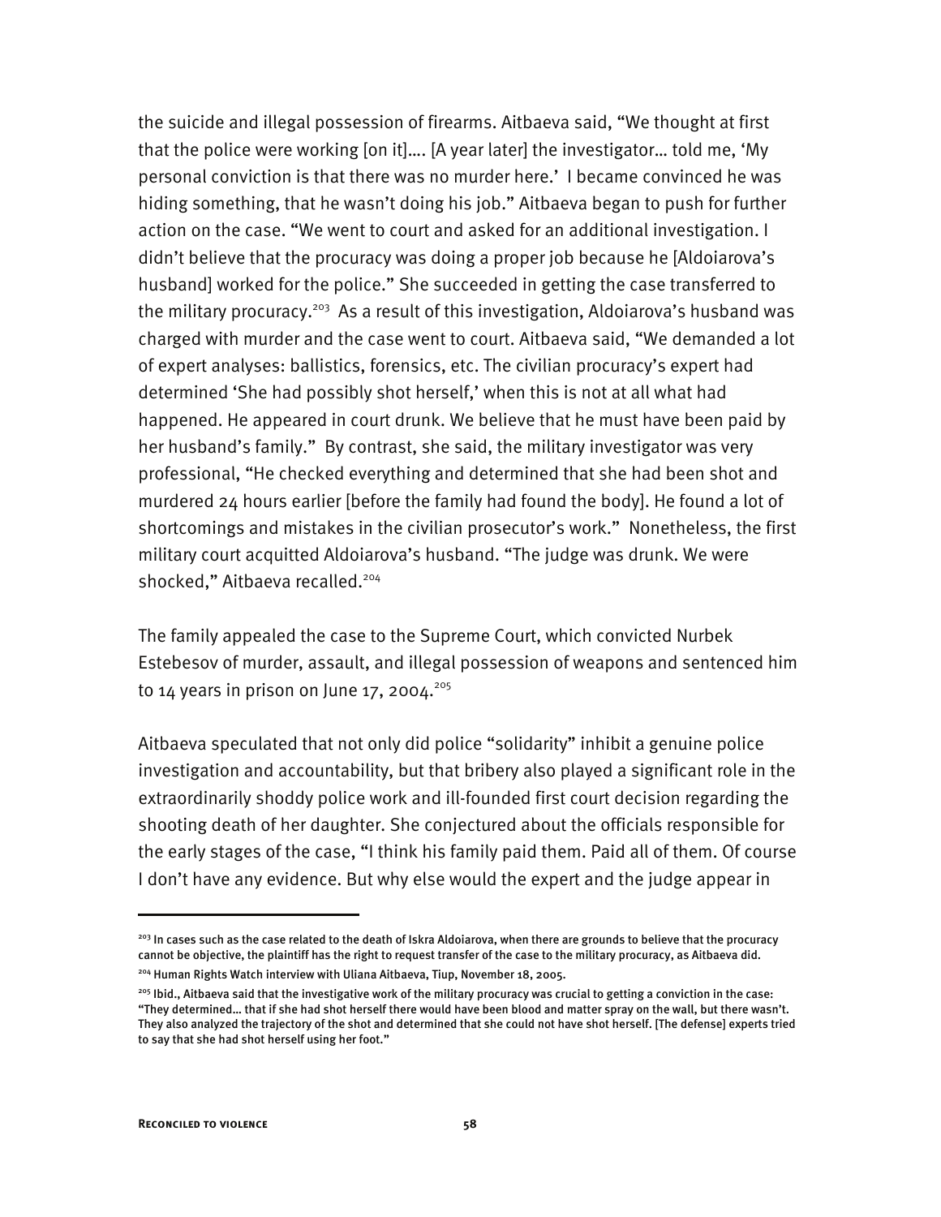the suicide and illegal possession of firearms. Aitbaeva said, "We thought at first that the police were working [on it]…. [A year later] the investigator… told me, 'My personal conviction is that there was no murder here.' I became convinced he was hiding something, that he wasn't doing his job." Aitbaeva began to push for further action on the case. "We went to court and asked for an additional investigation. I didn't believe that the procuracy was doing a proper job because he [Aldoiarova's husband] worked for the police." She succeeded in getting the case transferred to the military procuracy.[203] As a result of this investigation, Aldoiarova's husband was charged with murder and the case went to court. Aitbaeva said, "We demanded a lot of expert analyses: ballistics, forensics, etc. The civilian procuracy's expert had determined 'She had possibly shot herself,' when this is not at all what had happened. He appeared in court drunk. We believe that he must have been paid by her husband's family." By contrast, she said, the military investigator was very professional, "He checked everything and determined that she had been shot and murdered 24 hours earlier [before the family had found the body]. He found a lot of shortcomings and mistakes in the civilian prosecutor's work." Nonetheless, the first military court acquitted Aldoiarova's husband. "The judge was drunk. We were shocked," Aitbaeva recalled.[204]

The family appealed the case to the Supreme Court, which convicted Nurbek Estebesov of murder, assault, and illegal possession of weapons and sentenced him to 14 years in prison on June 17, 2004.[205]

Aitbaeva speculated that not only did police "solidarity" inhibit a genuine police investigation and accountability, but that bribery also played a significant role in the extraordinarily shoddy police work and ill-founded first court decision regarding the shooting death of her daughter. She conjectured about the officials responsible for the early stages of the case, "I think his family paid them. Paid all of them. Of course I don't have any evidence. But why else would the expert and the judge appear in

---

[203] In cases such as the case related to the death of Iskra Aldoiarova, when there are grounds to believe that the procuracy cannot be objective, the plaintiff has the right to request transfer of the case to the military procuracy, as Aitbaeva did.

[204] Human Rights Watch interview with Uliana Aitbaeva, Tiup, November 18, 2005.

[205] Ibid., Aitbaeva said that the investigative work of the military procuracy was crucial to getting a conviction in the case: "They determined… that if she had shot herself there would have been blood and matter spray on the wall, but there wasn't. They also analyzed the trajectory of the shot and determined that she could not have shot herself. [The defense] experts tried to say that she had shot herself using her foot."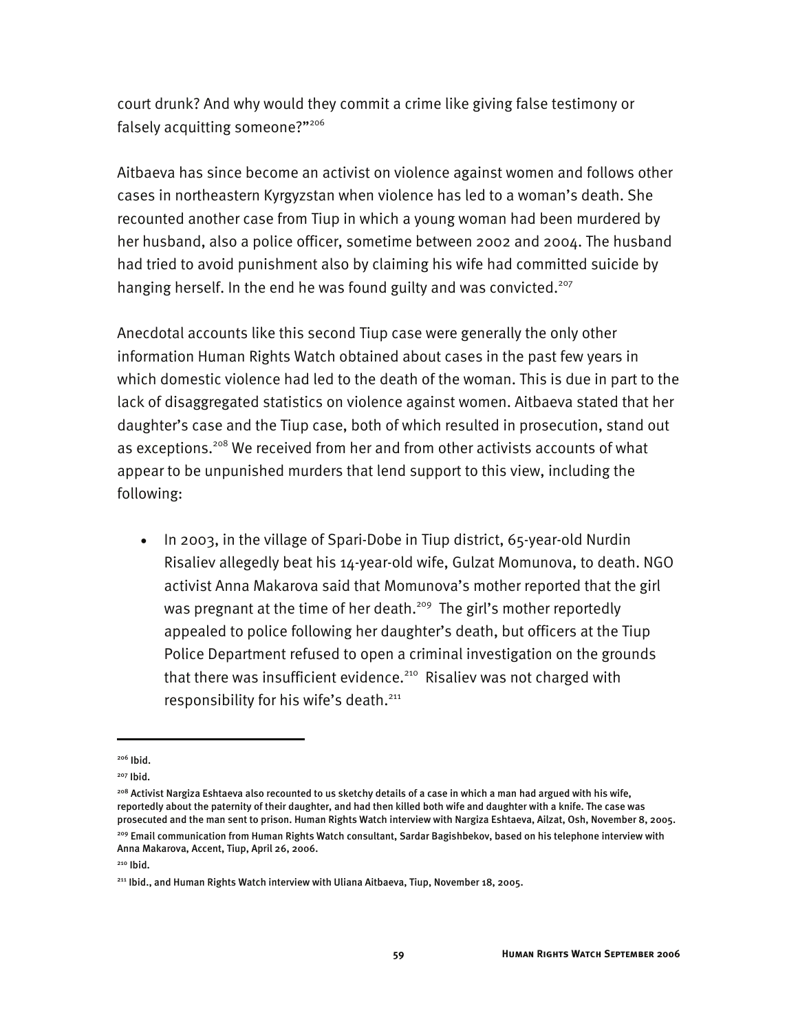court drunk? And why would they commit a crime like giving false testimony or falsely acquitting someone?"[206]

Aitbaeva has since become an activist on violence against women and follows other cases in northeastern Kyrgyzstan when violence has led to a woman's death. She recounted another case from Tiup in which a young woman had been murdered by her husband, also a police officer, sometime between 2002 and 2004. The husband had tried to avoid punishment also by claiming his wife had committed suicide by hanging herself. In the end he was found guilty and was convicted.[207]

Anecdotal accounts like this second Tiup case were generally the only other information Human Rights Watch obtained about cases in the past few years in which domestic violence had led to the death of the woman. This is due in part to the lack of disaggregated statistics on violence against women. Aitbaeva stated that her daughter's case and the Tiup case, both of which resulted in prosecution, stand out as exceptions.[208] We received from her and from other activists accounts of what appear to be unpunished murders that lend support to this view, including the following:

- In 2003, in the village of Spari-Dobe in Tiup district, 65-year-old Nurdin Risaliev allegedly beat his 14-year-old wife, Gulzat Momunova, to death. NGO activist Anna Makarova said that Momunova's mother reported that the girl was pregnant at the time of her death.[209] The girl's mother reportedly appealed to police following her daughter's death, but officers at the Tiup Police Department refused to open a criminal investigation on the grounds that there was insufficient evidence.[210] Risaliev was not charged with responsibility for his wife's death.[211]

---

[206] Ibid.

[207] Ibid.

[208] Activist Nargiza Eshtaeva also recounted to us sketchy details of a case in which a man had argued with his wife, reportedly about the paternity of their daughter, and had then killed both wife and daughter with a knife. The case was prosecuted and the man sent to prison. Human Rights Watch interview with Nargiza Eshtaeva, Ailzat, Osh, November 8, 2005.

[209] Email communication from Human Rights Watch consultant, Sardar Bagishbekov, based on his telephone interview with Anna Makarova, Accent, Tiup, April 26, 2006.

[210] Ibid.

[211] Ibid., and Human Rights Watch interview with Uliana Aitbaeva, Tiup, November 18, 2005.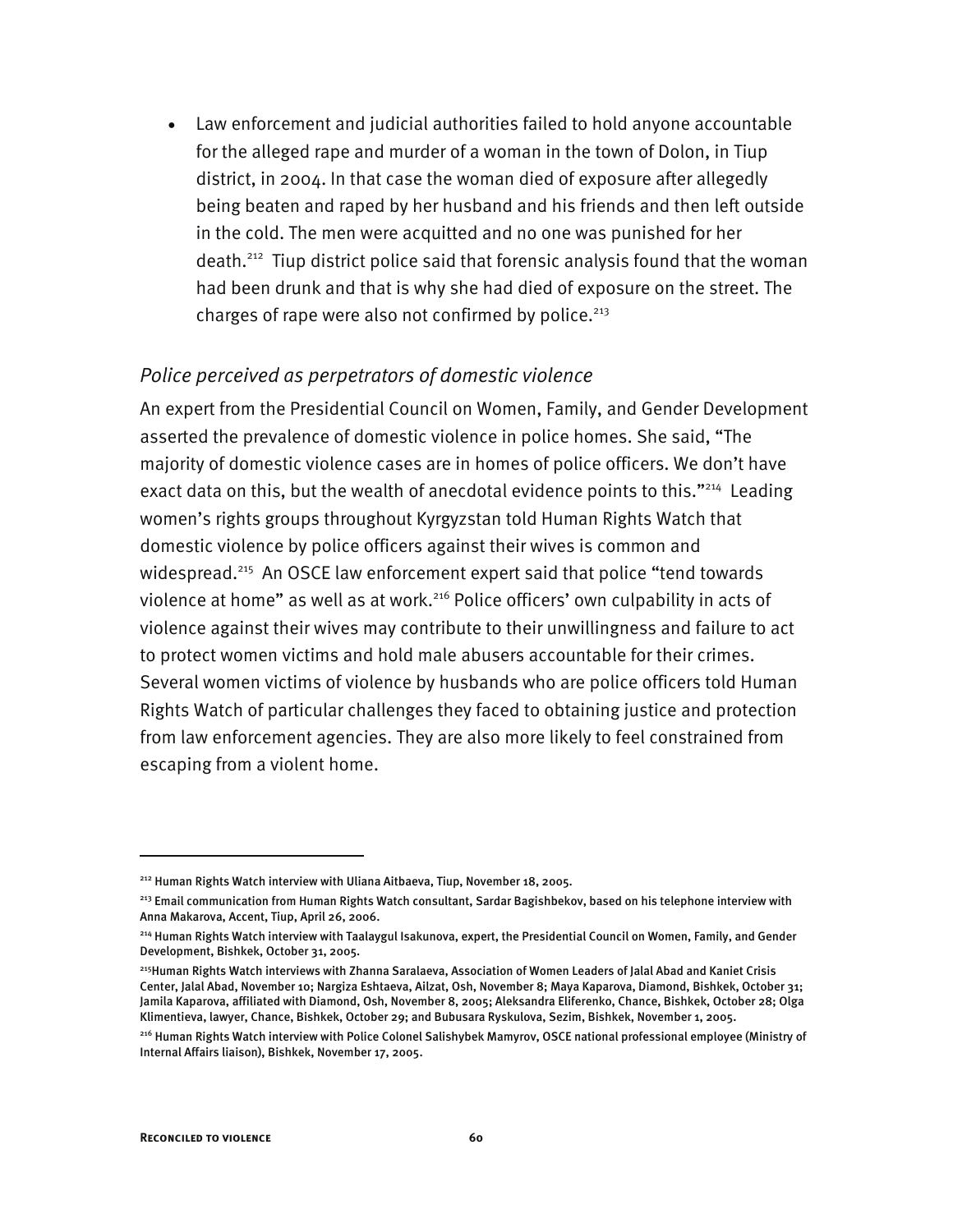- Law enforcement and judicial authorities failed to hold anyone accountable for the alleged rape and murder of a woman in the town of Dolon, in Tiup district, in 2004. In that case the woman died of exposure after allegedly being beaten and raped by her husband and his friends and then left outside in the cold. The men were acquitted and no one was punished for her death.[212] Tiup district police said that forensic analysis found that the woman had been drunk and that is why she had died of exposure on the street. The charges of rape were also not confirmed by police.[213]

### *Police perceived as perpetrators of domestic violence*

An expert from the Presidential Council on Women, Family, and Gender Development asserted the prevalence of domestic violence in police homes. She said, "The majority of domestic violence cases are in homes of police officers. We don't have exact data on this, but the wealth of anecdotal evidence points to this."[214] Leading women's rights groups throughout Kyrgyzstan told Human Rights Watch that domestic violence by police officers against their wives is common and widespread.[215] An OSCE law enforcement expert said that police "tend towards violence at home" as well as at work.[216] Police officers' own culpability in acts of violence against their wives may contribute to their unwillingness and failure to act to protect women victims and hold male abusers accountable for their crimes. Several women victims of violence by husbands who are police officers told Human Rights Watch of particular challenges they faced to obtaining justice and protection from law enforcement agencies. They are also more likely to feel constrained from escaping from a violent home.

---

[212] Human Rights Watch interview with Uliana Aitbaeva, Tiup, November 18, 2005.

[213] Email communication from Human Rights Watch consultant, Sardar Bagishbekov, based on his telephone interview with Anna Makarova, Accent, Tiup, April 26, 2006.

[214] Human Rights Watch interview with Taalaygul Isakunova, expert, the Presidential Council on Women, Family, and Gender Development, Bishkek, October 31, 2005.

[215] Human Rights Watch interviews with Zhanna Saralaeva, Association of Women Leaders of Jalal Abad and Kaniet Crisis Center, Jalal Abad, November 10; Nargiza Eshtaeva, Ailzat, Osh, November 8; Maya Kaparova, Diamond, Bishkek, October 31; Jamila Kaparova, affiliated with Diamond, Osh, November 8, 2005; Aleksandra Eliferenko, Chance, Bishkek, October 28; Olga Klimentieva, lawyer, Chance, Bishkek, October 29; and Bubusara Ryskulova, Sezim, Bishkek, November 1, 2005.

[216] Human Rights Watch interview with Police Colonel Salishybek Mamyrov, OSCE national professional employee (Ministry of Internal Affairs liaison), Bishkek, November 17, 2005.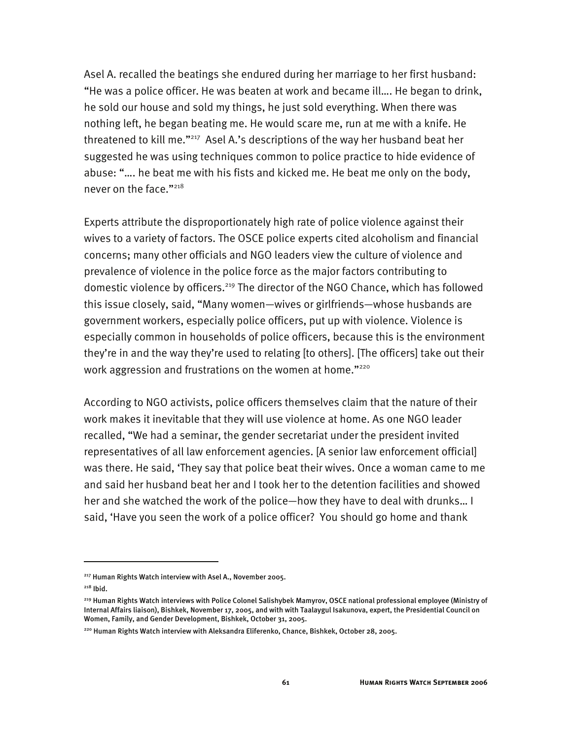Asel A. recalled the beatings she endured during her marriage to her first husband: "He was a police officer. He was beaten at work and became ill…. He began to drink, he sold our house and sold my things, he just sold everything. When there was nothing left, he began beating me. He would scare me, run at me with a knife. He threatened to kill me."[217] Asel A.'s descriptions of the way her husband beat her suggested he was using techniques common to police practice to hide evidence of abuse: "…. he beat me with his fists and kicked me. He beat me only on the body, never on the face."[218]

Experts attribute the disproportionately high rate of police violence against their wives to a variety of factors. The OSCE police experts cited alcoholism and financial concerns; many other officials and NGO leaders view the culture of violence and prevalence of violence in the police force as the major factors contributing to domestic violence by officers.[219] The director of the NGO Chance, which has followed this issue closely, said, "Many women—wives or girlfriends—whose husbands are government workers, especially police officers, put up with violence. Violence is especially common in households of police officers, because this is the environment they're in and the way they're used to relating [to others]. [The officers] take out their work aggression and frustrations on the women at home."[220]

According to NGO activists, police officers themselves claim that the nature of their work makes it inevitable that they will use violence at home. As one NGO leader recalled, "We had a seminar, the gender secretariat under the president invited representatives of all law enforcement agencies. [A senior law enforcement official] was there. He said, 'They say that police beat their wives. Once a woman came to me and said her husband beat her and I took her to the detention facilities and showed her and she watched the work of the police—how they have to deal with drunks… I said, 'Have you seen the work of a police officer? You should go home and thank

---

[217] Human Rights Watch interview with Asel A., November 2005.

[218] Ibid.

[219] Human Rights Watch interviews with Police Colonel Salishybek Mamyrov, OSCE national professional employee (Ministry of Internal Affairs liaison), Bishkek, November 17, 2005, and with with Taalaygul Isakunova, expert, the Presidential Council on Women, Family, and Gender Development, Bishkek, October 31, 2005.

[220] Human Rights Watch interview with Aleksandra Eliferenko, Chance, Bishkek, October 28, 2005.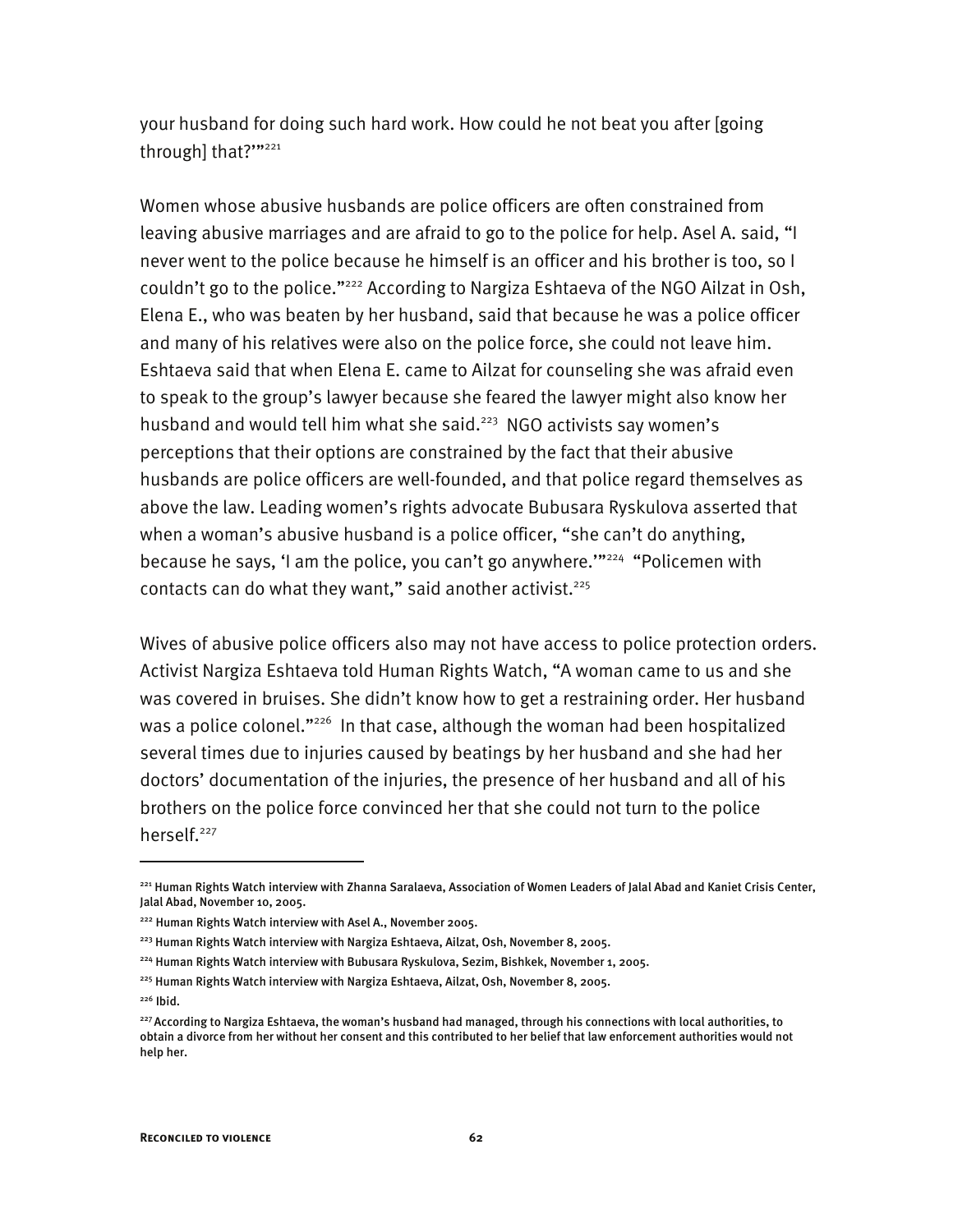your husband for doing such hard work. How could he not beat you after [going through] that?'"[221]

Women whose abusive husbands are police officers are often constrained from leaving abusive marriages and are afraid to go to the police for help. Asel A. said, "I never went to the police because he himself is an officer and his brother is too, so I couldn't go to the police."[222] According to Nargiza Eshtaeva of the NGO Ailzat in Osh, Elena E., who was beaten by her husband, said that because he was a police officer and many of his relatives were also on the police force, she could not leave him. Eshtaeva said that when Elena E. came to Ailzat for counseling she was afraid even to speak to the group's lawyer because she feared the lawyer might also know her husband and would tell him what she said.[223] NGO activists say women's perceptions that their options are constrained by the fact that their abusive husbands are police officers are well-founded, and that police regard themselves as above the law. Leading women's rights advocate Bubusara Ryskulova asserted that when a woman's abusive husband is a police officer, "she can't do anything, because he says, 'I am the police, you can't go anywhere.'"[224] "Policemen with contacts can do what they want," said another activist.[225]

Wives of abusive police officers also may not have access to police protection orders. Activist Nargiza Eshtaeva told Human Rights Watch, "A woman came to us and she was covered in bruises. She didn't know how to get a restraining order. Her husband was a police colonel."[226] In that case, although the woman had been hospitalized several times due to injuries caused by beatings by her husband and she had her doctors' documentation of the injuries, the presence of her husband and all of his brothers on the police force convinced her that she could not turn to the police herself.[227]

---

[221] Human Rights Watch interview with Zhanna Saralaeva, Association of Women Leaders of Jalal Abad and Kaniet Crisis Center, Jalal Abad, November 10, 2005.

[222] Human Rights Watch interview with Asel A., November 2005.

[223] Human Rights Watch interview with Nargiza Eshtaeva, Ailzat, Osh, November 8, 2005.

[224] Human Rights Watch interview with Bubusara Ryskulova, Sezim, Bishkek, November 1, 2005.

[225] Human Rights Watch interview with Nargiza Eshtaeva, Ailzat, Osh, November 8, 2005.

[226] Ibid.

[227] According to Nargiza Eshtaeva, the woman's husband had managed, through his connections with local authorities, to obtain a divorce from her without her consent and this contributed to her belief that law enforcement authorities would not help her.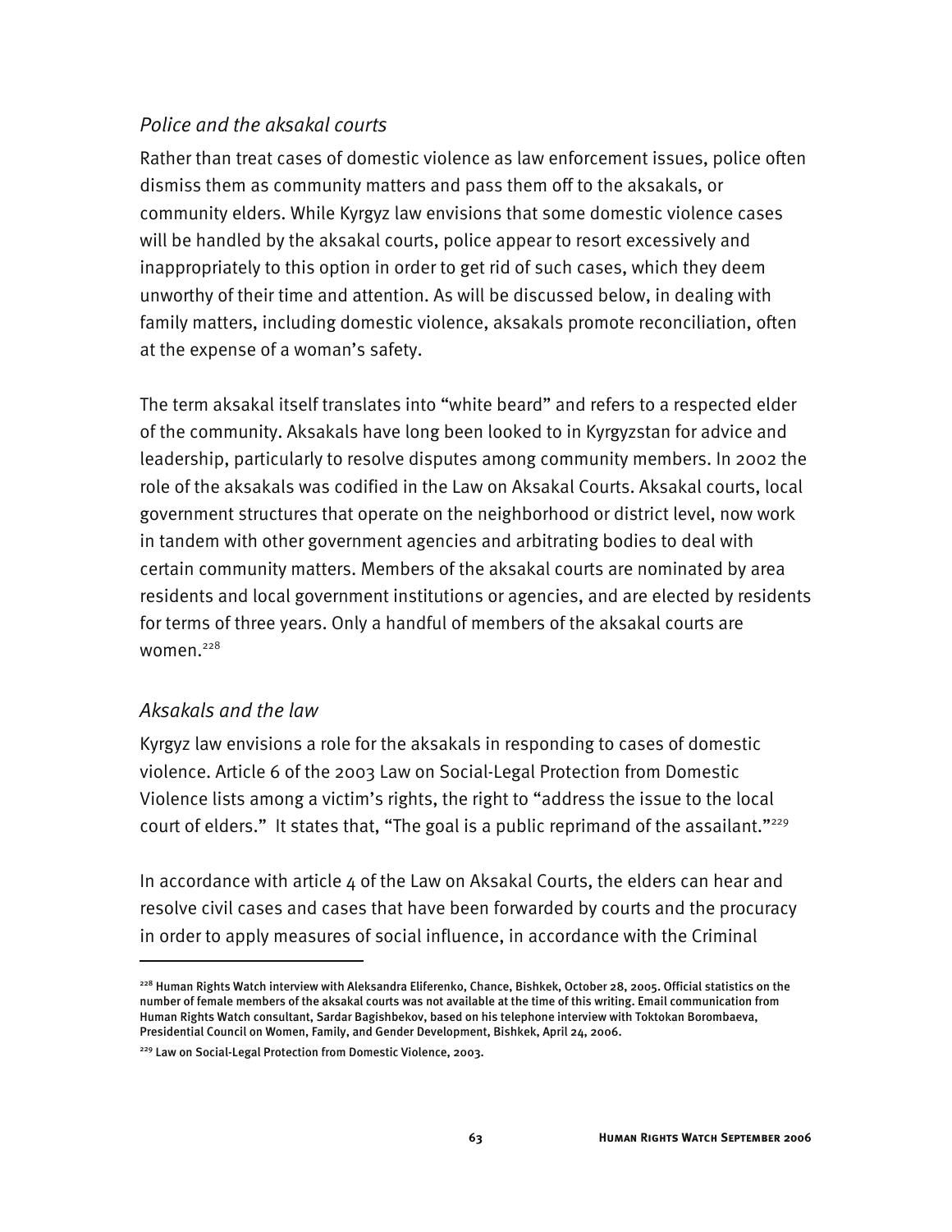### *Police and the aksakal courts*

Rather than treat cases of domestic violence as law enforcement issues, police often dismiss them as community matters and pass them off to the aksakals, or community elders. While Kyrgyz law envisions that some domestic violence cases will be handled by the aksakal courts, police appear to resort excessively and inappropriately to this option in order to get rid of such cases, which they deem unworthy of their time and attention. As will be discussed below, in dealing with family matters, including domestic violence, aksakals promote reconciliation, often at the expense of a woman's safety.

The term aksakal itself translates into "white beard" and refers to a respected elder of the community. Aksakals have long been looked to in Kyrgyzstan for advice and leadership, particularly to resolve disputes among community members. In 2002 the role of the aksakals was codified in the Law on Aksakal Courts. Aksakal courts, local government structures that operate on the neighborhood or district level, now work in tandem with other government agencies and arbitrating bodies to deal with certain community matters. Members of the aksakal courts are nominated by area residents and local government institutions or agencies, and are elected by residents for terms of three years. Only a handful of members of the aksakal courts are women.[228]

### *Aksakals and the law*

Kyrgyz law envisions a role for the aksakals in responding to cases of domestic violence. Article 6 of the 2003 Law on Social-Legal Protection from Domestic Violence lists among a victim's rights, the right to "address the issue to the local court of elders." It states that, "The goal is a public reprimand of the assailant."[229]

In accordance with article 4 of the Law on Aksakal Courts, the elders can hear and resolve civil cases and cases that have been forwarded by courts and the procuracy in order to apply measures of social influence, in accordance with the Criminal

---

[228] Human Rights Watch interview with Aleksandra Eliferenko, Chance, Bishkek, October 28, 2005. Official statistics on the number of female members of the aksakal courts was not available at the time of this writing. Email communication from Human Rights Watch consultant, Sardar Bagishbekov, based on his telephone interview with Toktokan Borombaeva, Presidential Council on Women, Family, and Gender Development, Bishkek, April 24, 2006.

[229] Law on Social-Legal Protection from Domestic Violence, 2003.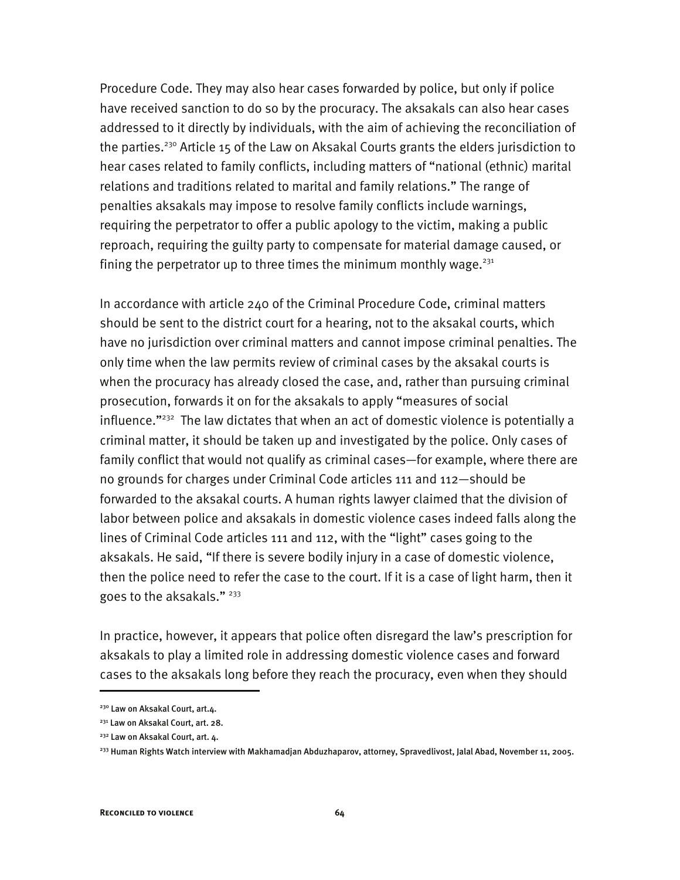Procedure Code. They may also hear cases forwarded by police, but only if police have received sanction to do so by the procuracy. The aksakals can also hear cases addressed to it directly by individuals, with the aim of achieving the reconciliation of the parties.[230] Article 15 of the Law on Aksakal Courts grants the elders jurisdiction to hear cases related to family conflicts, including matters of "national (ethnic) marital relations and traditions related to marital and family relations." The range of penalties aksakals may impose to resolve family conflicts include warnings, requiring the perpetrator to offer a public apology to the victim, making a public reproach, requiring the guilty party to compensate for material damage caused, or fining the perpetrator up to three times the minimum monthly wage.[231]

In accordance with article 240 of the Criminal Procedure Code, criminal matters should be sent to the district court for a hearing, not to the aksakal courts, which have no jurisdiction over criminal matters and cannot impose criminal penalties. The only time when the law permits review of criminal cases by the aksakal courts is when the procuracy has already closed the case, and, rather than pursuing criminal prosecution, forwards it on for the aksakals to apply "measures of social influence."[232] The law dictates that when an act of domestic violence is potentially a criminal matter, it should be taken up and investigated by the police. Only cases of family conflict that would not qualify as criminal cases—for example, where there are no grounds for charges under Criminal Code articles 111 and 112—should be forwarded to the aksakal courts. A human rights lawyer claimed that the division of labor between police and aksakals in domestic violence cases indeed falls along the lines of Criminal Code articles 111 and 112, with the "light" cases going to the aksakals. He said, "If there is severe bodily injury in a case of domestic violence, then the police need to refer the case to the court. If it is a case of light harm, then it goes to the aksakals." [233]

In practice, however, it appears that police often disregard the law's prescription for aksakals to play a limited role in addressing domestic violence cases and forward cases to the aksakals long before they reach the procuracy, even when they should

---

[230] Law on Aksakal Court, art.4.

[231] Law on Aksakal Court, art. 28.

[232] Law on Aksakal Court, art. 4.

[233] Human Rights Watch interview with Makhamadjan Abduzhaparov, attorney, Spravedlivost, Jalal Abad, November 11, 2005.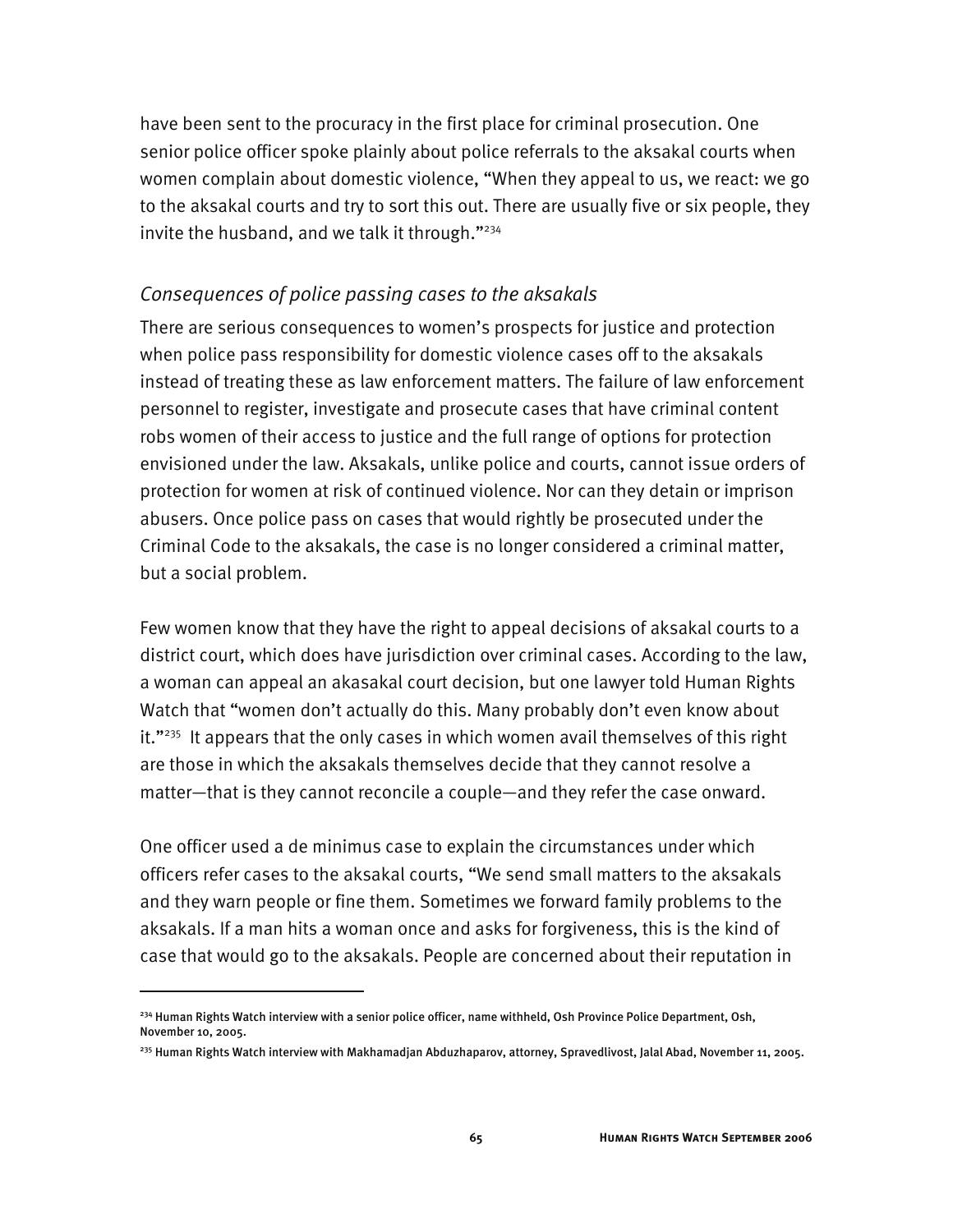have been sent to the procuracy in the first place for criminal prosecution. One senior police officer spoke plainly about police referrals to the aksakal courts when women complain about domestic violence, "When they appeal to us, we react: we go to the aksakal courts and try to sort this out. There are usually five or six people, they invite the husband, and we talk it through."[234]

### *Consequences of police passing cases to the aksakals*

There are serious consequences to women's prospects for justice and protection when police pass responsibility for domestic violence cases off to the aksakals instead of treating these as law enforcement matters. The failure of law enforcement personnel to register, investigate and prosecute cases that have criminal content robs women of their access to justice and the full range of options for protection envisioned under the law. Aksakals, unlike police and courts, cannot issue orders of protection for women at risk of continued violence. Nor can they detain or imprison abusers. Once police pass on cases that would rightly be prosecuted under the Criminal Code to the aksakals, the case is no longer considered a criminal matter, but a social problem.

Few women know that they have the right to appeal decisions of aksakal courts to a district court, which does have jurisdiction over criminal cases. According to the law, a woman can appeal an akasakal court decision, but one lawyer told Human Rights Watch that "women don't actually do this. Many probably don't even know about it."[235] It appears that the only cases in which women avail themselves of this right are those in which the aksakals themselves decide that they cannot resolve a matter—that is they cannot reconcile a couple—and they refer the case onward.

One officer used a de minimus case to explain the circumstances under which officers refer cases to the aksakal courts, "We send small matters to the aksakals and they warn people or fine them. Sometimes we forward family problems to the aksakals. If a man hits a woman once and asks for forgiveness, this is the kind of case that would go to the aksakals. People are concerned about their reputation in

---

[234] Human Rights Watch interview with a senior police officer, name withheld, Osh Province Police Department, Osh, November 10, 2005.

[235] Human Rights Watch interview with Makhamadjan Abduzhaparov, attorney, Spravedlivost, Jalal Abad, November 11, 2005.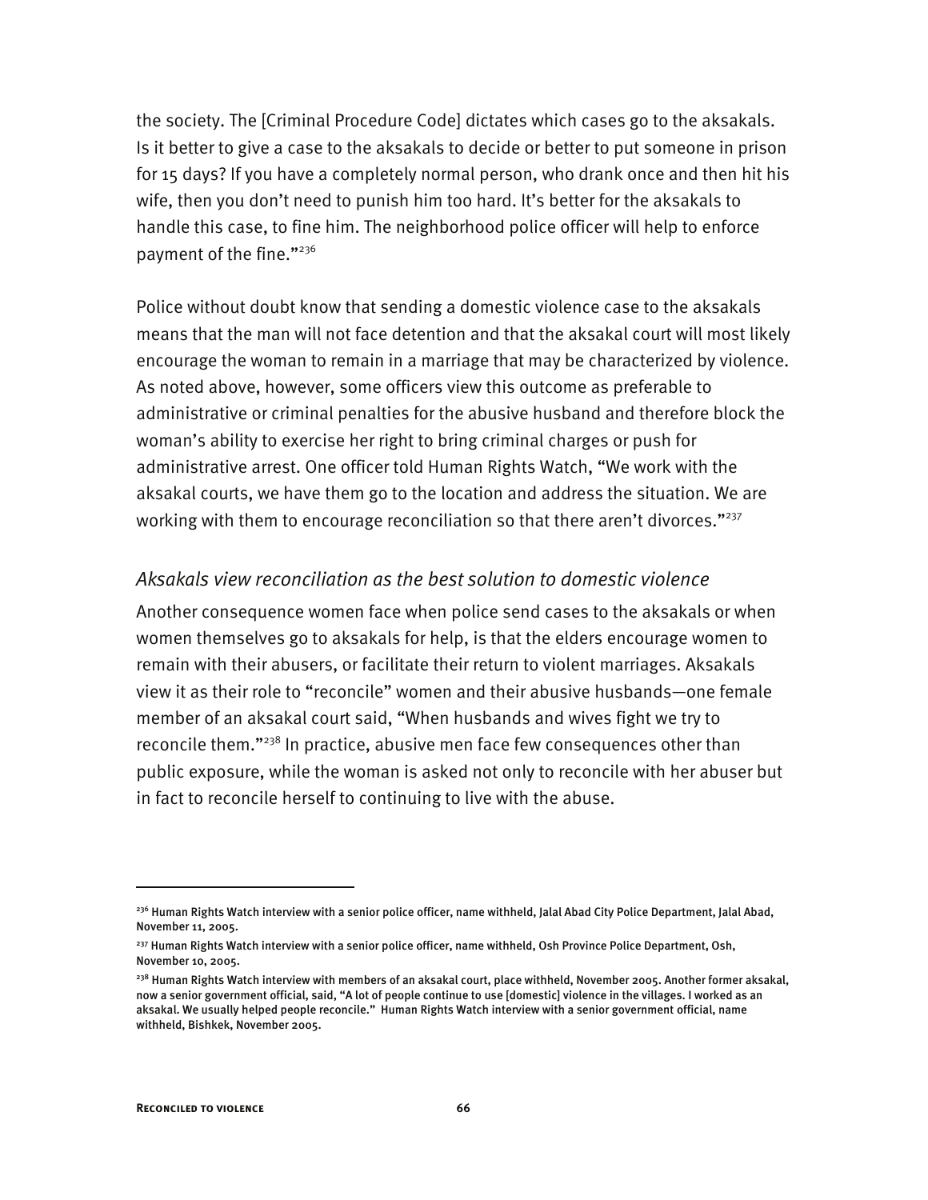the society. The [Criminal Procedure Code] dictates which cases go to the aksakals. Is it better to give a case to the aksakals to decide or better to put someone in prison for 15 days? If you have a completely normal person, who drank once and then hit his wife, then you don't need to punish him too hard. It's better for the aksakals to handle this case, to fine him. The neighborhood police officer will help to enforce payment of the fine."[236]

Police without doubt know that sending a domestic violence case to the aksakals means that the man will not face detention and that the aksakal court will most likely encourage the woman to remain in a marriage that may be characterized by violence. As noted above, however, some officers view this outcome as preferable to administrative or criminal penalties for the abusive husband and therefore block the woman's ability to exercise her right to bring criminal charges or push for administrative arrest. One officer told Human Rights Watch, "We work with the aksakal courts, we have them go to the location and address the situation. We are working with them to encourage reconciliation so that there aren't divorces."[237]

### *Aksakals view reconciliation as the best solution to domestic violence*

Another consequence women face when police send cases to the aksakals or when women themselves go to aksakals for help, is that the elders encourage women to remain with their abusers, or facilitate their return to violent marriages. Aksakals view it as their role to "reconcile" women and their abusive husbands—one female member of an aksakal court said, "When husbands and wives fight we try to reconcile them."[238] In practice, abusive men face few consequences other than public exposure, while the woman is asked not only to reconcile with her abuser but in fact to reconcile herself to continuing to live with the abuse.

---

[236] Human Rights Watch interview with a senior police officer, name withheld, Jalal Abad City Police Department, Jalal Abad, November 11, 2005.

[237] Human Rights Watch interview with a senior police officer, name withheld, Osh Province Police Department, Osh, November 10, 2005.

[238] Human Rights Watch interview with members of an aksakal court, place withheld, November 2005. Another former aksakal, now a senior government official, said, "A lot of people continue to use [domestic] violence in the villages. I worked as an aksakal. We usually helped people reconcile." Human Rights Watch interview with a senior government official, name withheld, Bishkek, November 2005.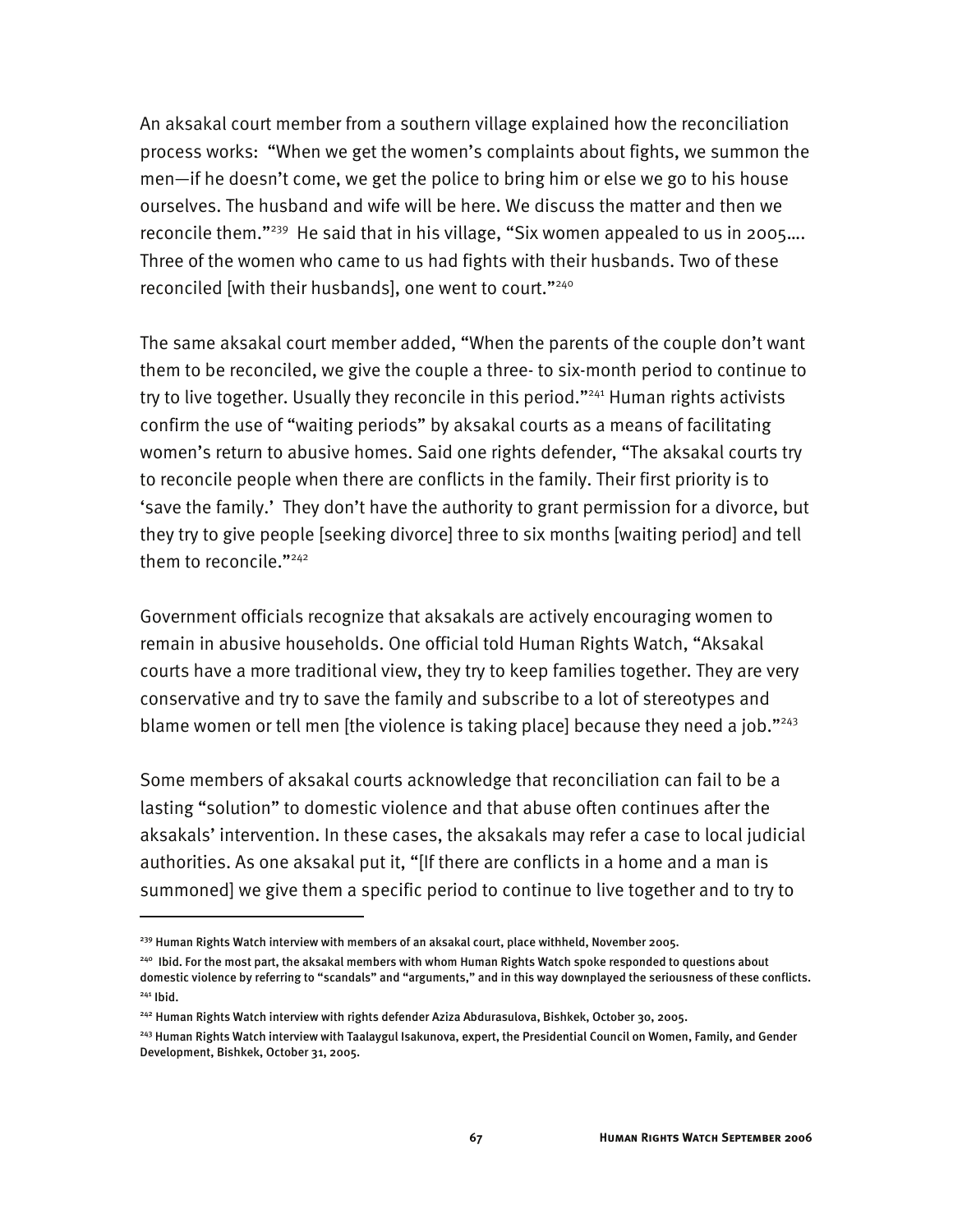An aksakal court member from a southern village explained how the reconciliation process works: "When we get the women's complaints about fights, we summon the men—if he doesn't come, we get the police to bring him or else we go to his house ourselves. The husband and wife will be here. We discuss the matter and then we reconcile them."[239] He said that in his village, "Six women appealed to us in 2005…. Three of the women who came to us had fights with their husbands. Two of these reconciled [with their husbands], one went to court."[240]

The same aksakal court member added, "When the parents of the couple don't want them to be reconciled, we give the couple a three- to six-month period to continue to try to live together. Usually they reconcile in this period."[241] Human rights activists confirm the use of "waiting periods" by aksakal courts as a means of facilitating women's return to abusive homes. Said one rights defender, "The aksakal courts try to reconcile people when there are conflicts in the family. Their first priority is to 'save the family.' They don't have the authority to grant permission for a divorce, but they try to give people [seeking divorce] three to six months [waiting period] and tell them to reconcile."[242]

Government officials recognize that aksakals are actively encouraging women to remain in abusive households. One official told Human Rights Watch, "Aksakal courts have a more traditional view, they try to keep families together. They are very conservative and try to save the family and subscribe to a lot of stereotypes and blame women or tell men [the violence is taking place] because they need a job."[243]

Some members of aksakal courts acknowledge that reconciliation can fail to be a lasting "solution" to domestic violence and that abuse often continues after the aksakals' intervention. In these cases, the aksakals may refer a case to local judicial authorities. As one aksakal put it, "[If there are conflicts in a home and a man is summoned] we give them a specific period to continue to live together and to try to

---

[239] Human Rights Watch interview with members of an aksakal court, place withheld, November 2005.

[240] Ibid. For the most part, the aksakal members with whom Human Rights Watch spoke responded to questions about domestic violence by referring to "scandals" and "arguments," and in this way downplayed the seriousness of these conflicts.

[241] Ibid.

[242] Human Rights Watch interview with rights defender Aziza Abdurasulova, Bishkek, October 30, 2005.

[243] Human Rights Watch interview with Taalaygul Isakunova, expert, the Presidential Council on Women, Family, and Gender Development, Bishkek, October 31, 2005.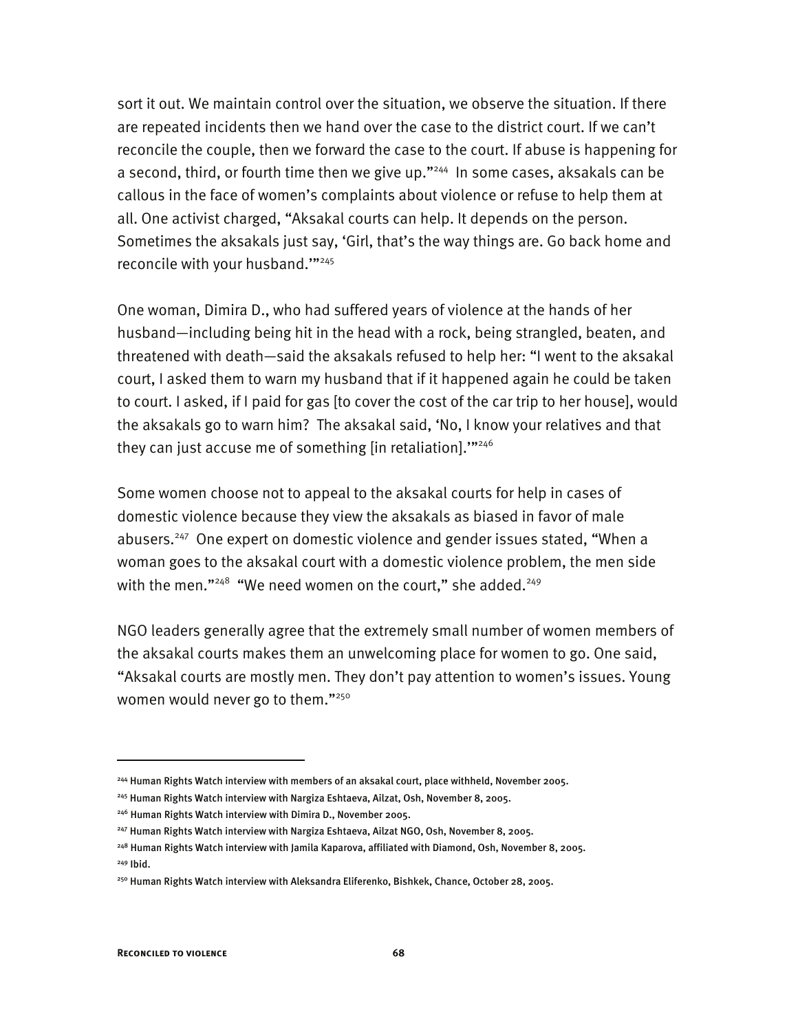sort it out. We maintain control over the situation, we observe the situation. If there are repeated incidents then we hand over the case to the district court. If we can't reconcile the couple, then we forward the case to the court. If abuse is happening for a second, third, or fourth time then we give up."[244] In some cases, aksakals can be callous in the face of women's complaints about violence or refuse to help them at all. One activist charged, "Aksakal courts can help. It depends on the person. Sometimes the aksakals just say, 'Girl, that's the way things are. Go back home and reconcile with your husband.'"[245]

One woman, Dimira D., who had suffered years of violence at the hands of her husband—including being hit in the head with a rock, being strangled, beaten, and threatened with death—said the aksakals refused to help her: "I went to the aksakal court, I asked them to warn my husband that if it happened again he could be taken to court. I asked, if I paid for gas [to cover the cost of the car trip to her house], would the aksakals go to warn him? The aksakal said, 'No, I know your relatives and that they can just accuse me of something [in retaliation].'"[246]

Some women choose not to appeal to the aksakal courts for help in cases of domestic violence because they view the aksakals as biased in favor of male abusers.[247] One expert on domestic violence and gender issues stated, "When a woman goes to the aksakal court with a domestic violence problem, the men side with the men."[248] "We need women on the court," she added.[249]

NGO leaders generally agree that the extremely small number of women members of the aksakal courts makes them an unwelcoming place for women to go. One said, "Aksakal courts are mostly men. They don't pay attention to women's issues. Young women would never go to them."[250]

---

[244] Human Rights Watch interview with members of an aksakal court, place withheld, November 2005.

[245] Human Rights Watch interview with Nargiza Eshtaeva, Ailzat, Osh, November 8, 2005.

[246] Human Rights Watch interview with Dimira D., November 2005.

[247] Human Rights Watch interview with Nargiza Eshtaeva, Ailzat NGO, Osh, November 8, 2005.

[248] Human Rights Watch interview with Jamila Kaparova, affiliated with Diamond, Osh, November 8, 2005.

[249] Ibid.

[250] Human Rights Watch interview with Aleksandra Eliferenko, Bishkek, Chance, October 28, 2005.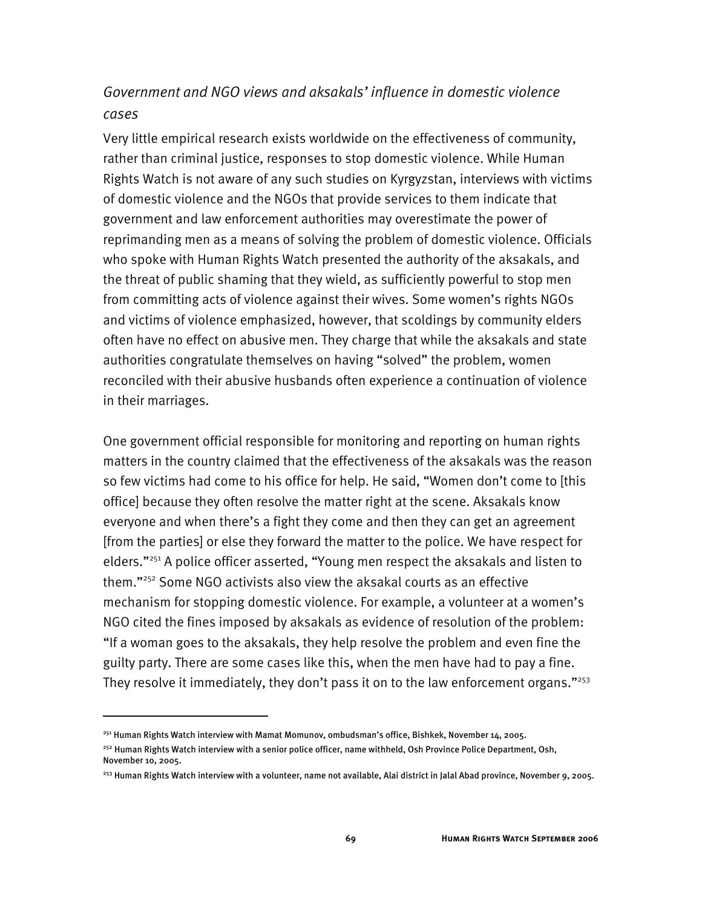*Government and NGO views and aksakals' influence in domestic violence cases*

Very little empirical research exists worldwide on the effectiveness of community, rather than criminal justice, responses to stop domestic violence. While Human Rights Watch is not aware of any such studies on Kyrgyzstan, interviews with victims of domestic violence and the NGOs that provide services to them indicate that government and law enforcement authorities may overestimate the power of reprimanding men as a means of solving the problem of domestic violence. Officials who spoke with Human Rights Watch presented the authority of the aksakals, and the threat of public shaming that they wield, as sufficiently powerful to stop men from committing acts of violence against their wives. Some women's rights NGOs and victims of violence emphasized, however, that scoldings by community elders often have no effect on abusive men. They charge that while the aksakals and state authorities congratulate themselves on having "solved" the problem, women reconciled with their abusive husbands often experience a continuation of violence in their marriages.

One government official responsible for monitoring and reporting on human rights matters in the country claimed that the effectiveness of the aksakals was the reason so few victims had come to his office for help. He said, "Women don't come to [this office] because they often resolve the matter right at the scene. Aksakals know everyone and when there's a fight they come and then they can get an agreement [from the parties] or else they forward the matter to the police. We have respect for elders."[251] A police officer asserted, "Young men respect the aksakals and listen to them."[252] Some NGO activists also view the aksakal courts as an effective mechanism for stopping domestic violence. For example, a volunteer at a women's NGO cited the fines imposed by aksakals as evidence of resolution of the problem: "If a woman goes to the aksakals, they help resolve the problem and even fine the guilty party. There are some cases like this, when the men have had to pay a fine. They resolve it immediately, they don't pass it on to the law enforcement organs."[253]

---

[251] Human Rights Watch interview with Mamat Momunov, ombudsman's office, Bishkek, November 14, 2005.

[252] Human Rights Watch interview with a senior police officer, name withheld, Osh Province Police Department, Osh, November 10, 2005.

[253] Human Rights Watch interview with a volunteer, name not available, Alai district in Jalal Abad province, November 9, 2005.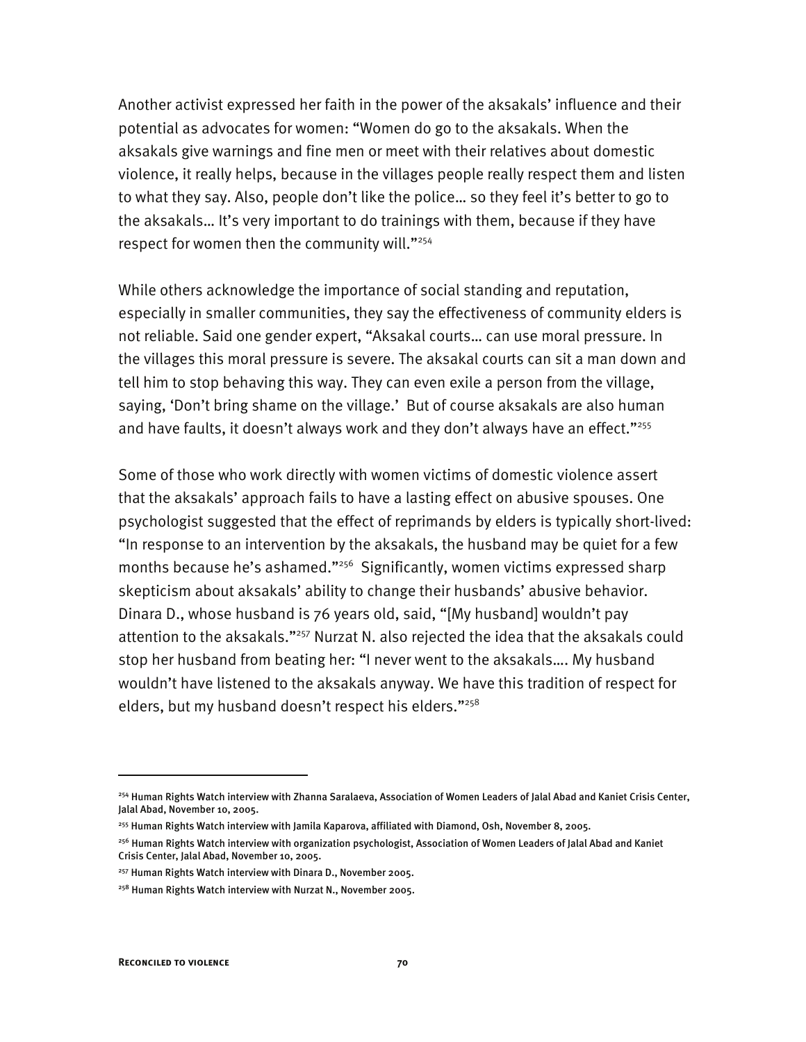Another activist expressed her faith in the power of the aksakals' influence and their potential as advocates for women: "Women do go to the aksakals. When the aksakals give warnings and fine men or meet with their relatives about domestic violence, it really helps, because in the villages people really respect them and listen to what they say. Also, people don't like the police… so they feel it's better to go to the aksakals… It's very important to do trainings with them, because if they have respect for women then the community will."[254]

While others acknowledge the importance of social standing and reputation, especially in smaller communities, they say the effectiveness of community elders is not reliable. Said one gender expert, "Aksakal courts… can use moral pressure. In the villages this moral pressure is severe. The aksakal courts can sit a man down and tell him to stop behaving this way. They can even exile a person from the village, saying, 'Don't bring shame on the village.' But of course aksakals are also human and have faults, it doesn't always work and they don't always have an effect."[255]

Some of those who work directly with women victims of domestic violence assert that the aksakals' approach fails to have a lasting effect on abusive spouses. One psychologist suggested that the effect of reprimands by elders is typically short-lived: "In response to an intervention by the aksakals, the husband may be quiet for a few months because he's ashamed."[256] Significantly, women victims expressed sharp skepticism about aksakals' ability to change their husbands' abusive behavior. Dinara D., whose husband is 76 years old, said, "[My husband] wouldn't pay attention to the aksakals."[257] Nurzat N. also rejected the idea that the aksakals could stop her husband from beating her: "I never went to the aksakals…. My husband wouldn't have listened to the aksakals anyway. We have this tradition of respect for elders, but my husband doesn't respect his elders."[258]

---

[254] Human Rights Watch interview with Zhanna Saralaeva, Association of Women Leaders of Jalal Abad and Kaniet Crisis Center, Jalal Abad, November 10, 2005.

[255] Human Rights Watch interview with Jamila Kaparova, affiliated with Diamond, Osh, November 8, 2005.

[256] Human Rights Watch interview with organization psychologist, Association of Women Leaders of Jalal Abad and Kaniet Crisis Center, Jalal Abad, November 10, 2005.

[257] Human Rights Watch interview with Dinara D., November 2005.

[258] Human Rights Watch interview with Nurzat N., November 2005.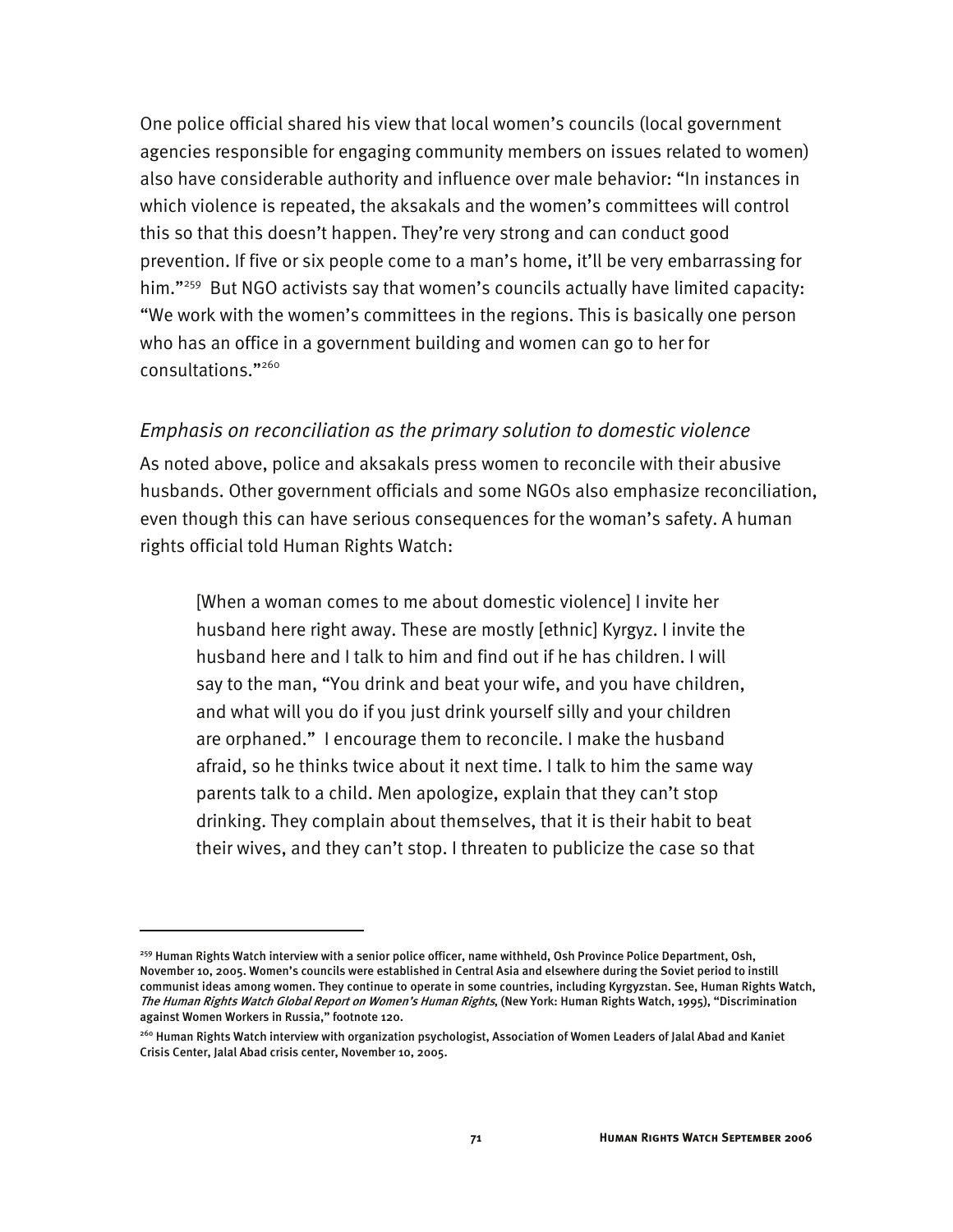One police official shared his view that local women's councils (local government agencies responsible for engaging community members on issues related to women) also have considerable authority and influence over male behavior: "In instances in which violence is repeated, the aksakals and the women's committees will control this so that this doesn't happen. They're very strong and can conduct good prevention. If five or six people come to a man's home, it'll be very embarrassing for him."[259] But NGO activists say that women's councils actually have limited capacity: "We work with the women's committees in the regions. This is basically one person who has an office in a government building and women can go to her for consultations."[260]

### *Emphasis on reconciliation as the primary solution to domestic violence*

As noted above, police and aksakals press women to reconcile with their abusive husbands. Other government officials and some NGOs also emphasize reconciliation, even though this can have serious consequences for the woman's safety. A human rights official told Human Rights Watch:

> [When a woman comes to me about domestic violence] I invite her husband here right away. These are mostly [ethnic] Kyrgyz. I invite the husband here and I talk to him and find out if he has children. I will say to the man, "You drink and beat your wife, and you have children, and what will you do if you just drink yourself silly and your children are orphaned." I encourage them to reconcile. I make the husband afraid, so he thinks twice about it next time. I talk to him the same way parents talk to a child. Men apologize, explain that they can't stop drinking. They complain about themselves, that it is their habit to beat their wives, and they can't stop. I threaten to publicize the case so that

---

[259] Human Rights Watch interview with a senior police officer, name withheld, Osh Province Police Department, Osh, November 10, 2005. Women's councils were established in Central Asia and elsewhere during the Soviet period to instill communist ideas among women. They continue to operate in some countries, including Kyrgyzstan. See, Human Rights Watch, *The Human Rights Watch Global Report on Women's Human Rights*, (New York: Human Rights Watch, 1995), "Discrimination against Women Workers in Russia," footnote 120.

[260] Human Rights Watch interview with organization psychologist, Association of Women Leaders of Jalal Abad and Kaniet Crisis Center, Jalal Abad crisis center, November 10, 2005.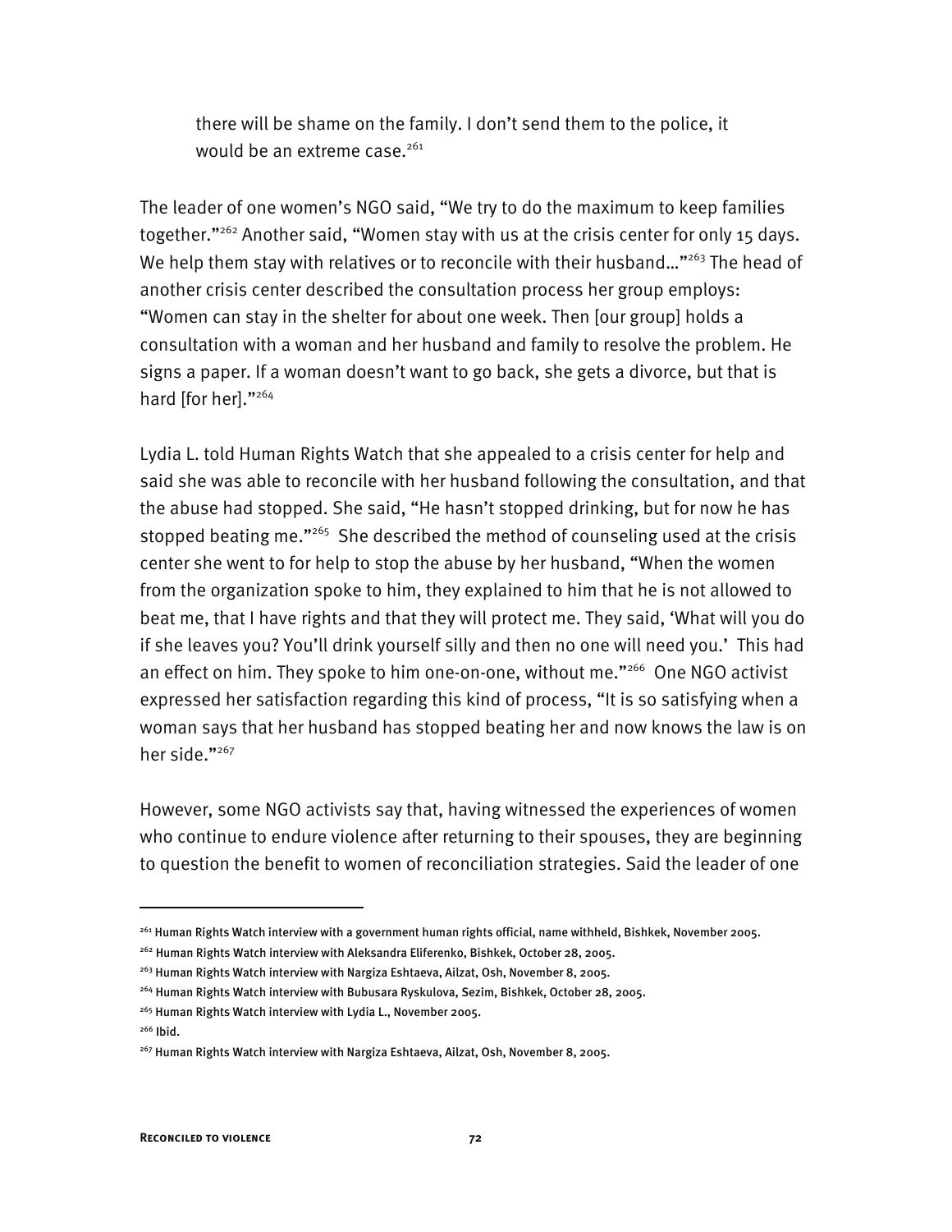> there will be shame on the family. I don't send them to the police, it would be an extreme case.[261]

The leader of one women's NGO said, "We try to do the maximum to keep families together."[262] Another said, "Women stay with us at the crisis center for only 15 days. We help them stay with relatives or to reconcile with their husband…"[263] The head of another crisis center described the consultation process her group employs: "Women can stay in the shelter for about one week. Then [our group] holds a consultation with a woman and her husband and family to resolve the problem. He signs a paper. If a woman doesn't want to go back, she gets a divorce, but that is hard [for her]."[264]

Lydia L. told Human Rights Watch that she appealed to a crisis center for help and said she was able to reconcile with her husband following the consultation, and that the abuse had stopped. She said, "He hasn't stopped drinking, but for now he has stopped beating me."[265] She described the method of counseling used at the crisis center she went to for help to stop the abuse by her husband, "When the women from the organization spoke to him, they explained to him that he is not allowed to beat me, that I have rights and that they will protect me. They said, 'What will you do if she leaves you? You'll drink yourself silly and then no one will need you.' This had an effect on him. They spoke to him one-on-one, without me."[266] One NGO activist expressed her satisfaction regarding this kind of process, "It is so satisfying when a woman says that her husband has stopped beating her and now knows the law is on her side."[267]

However, some NGO activists say that, having witnessed the experiences of women who continue to endure violence after returning to their spouses, they are beginning to question the benefit to women of reconciliation strategies. Said the leader of one

---

[261] Human Rights Watch interview with a government human rights official, name withheld, Bishkek, November 2005.

[262] Human Rights Watch interview with Aleksandra Eliferenko, Bishkek, October 28, 2005.

[263] Human Rights Watch interview with Nargiza Eshtaeva, Ailzat, Osh, November 8, 2005.

[264] Human Rights Watch interview with Bubusara Ryskulova, Sezim, Bishkek, October 28, 2005.

[265] Human Rights Watch interview with Lydia L., November 2005.

[266] Ibid.

[267] Human Rights Watch interview with Nargiza Eshtaeva, Ailzat, Osh, November 8, 2005.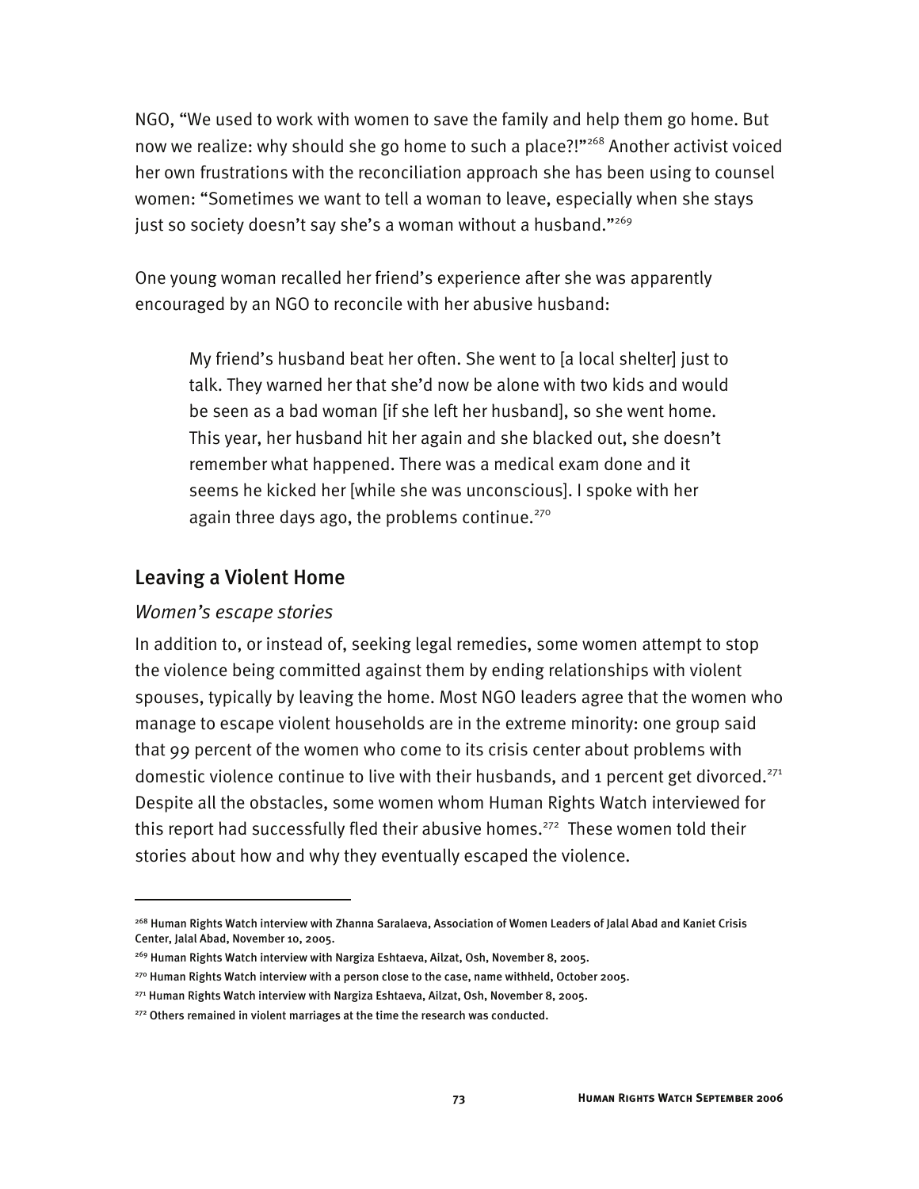NGO, "We used to work with women to save the family and help them go home. But now we realize: why should she go home to such a place?!"[268] Another activist voiced her own frustrations with the reconciliation approach she has been using to counsel women: "Sometimes we want to tell a woman to leave, especially when she stays just so society doesn't say she's a woman without a husband."[269]

One young woman recalled her friend's experience after she was apparently encouraged by an NGO to reconcile with her abusive husband:

> My friend's husband beat her often. She went to [a local shelter] just to talk. They warned her that she'd now be alone with two kids and would be seen as a bad woman [if she left her husband], so she went home. This year, her husband hit her again and she blacked out, she doesn't remember what happened. There was a medical exam done and it seems he kicked her [while she was unconscious]. I spoke with her again three days ago, the problems continue.[270]

## Leaving a Violent Home

### *Women's escape stories*

In addition to, or instead of, seeking legal remedies, some women attempt to stop the violence being committed against them by ending relationships with violent spouses, typically by leaving the home. Most NGO leaders agree that the women who manage to escape violent households are in the extreme minority: one group said that 99 percent of the women who come to its crisis center about problems with domestic violence continue to live with their husbands, and 1 percent get divorced.[271] Despite all the obstacles, some women whom Human Rights Watch interviewed for this report had successfully fled their abusive homes.[272] These women told their stories about how and why they eventually escaped the violence.

---

[268] Human Rights Watch interview with Zhanna Saralaeva, Association of Women Leaders of Jalal Abad and Kaniet Crisis Center, Jalal Abad, November 10, 2005.

[269] Human Rights Watch interview with Nargiza Eshtaeva, Ailzat, Osh, November 8, 2005.

[270] Human Rights Watch interview with a person close to the case, name withheld, October 2005.

[271] Human Rights Watch interview with Nargiza Eshtaeva, Ailzat, Osh, November 8, 2005.

[272] Others remained in violent marriages at the time the research was conducted.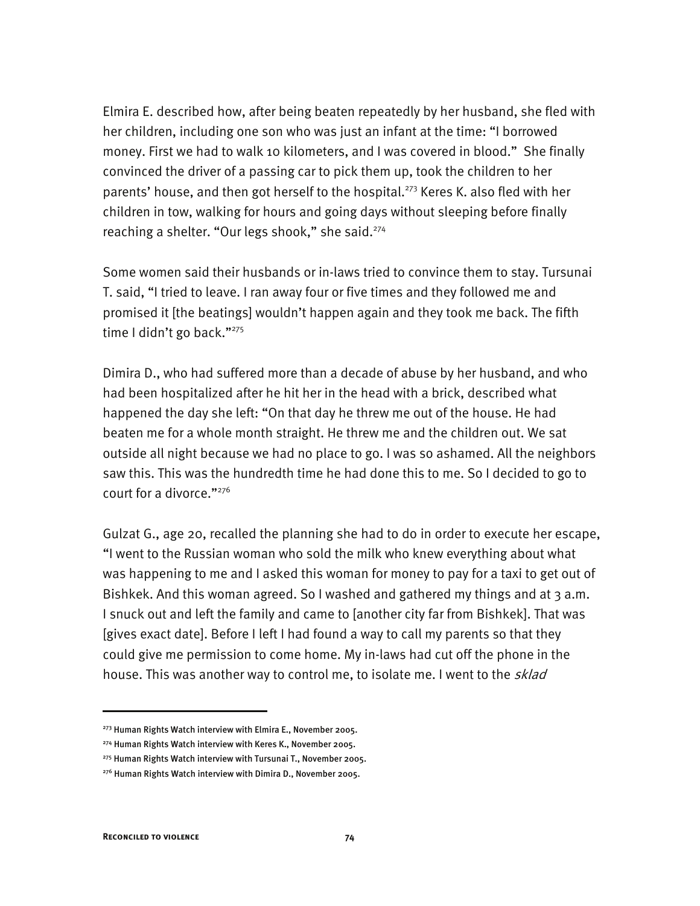Elmira E. described how, after being beaten repeatedly by her husband, she fled with her children, including one son who was just an infant at the time: "I borrowed money. First we had to walk 10 kilometers, and I was covered in blood." She finally convinced the driver of a passing car to pick them up, took the children to her parents' house, and then got herself to the hospital.[273] Keres K. also fled with her children in tow, walking for hours and going days without sleeping before finally reaching a shelter. "Our legs shook," she said.[274]

Some women said their husbands or in-laws tried to convince them to stay. Tursunai T. said, "I tried to leave. I ran away four or five times and they followed me and promised it [the beatings] wouldn't happen again and they took me back. The fifth time I didn't go back."[275]

Dimira D., who had suffered more than a decade of abuse by her husband, and who had been hospitalized after he hit her in the head with a brick, described what happened the day she left: "On that day he threw me out of the house. He had beaten me for a whole month straight. He threw me and the children out. We sat outside all night because we had no place to go. I was so ashamed. All the neighbors saw this. This was the hundredth time he had done this to me. So I decided to go to court for a divorce."[276]

Gulzat G., age 20, recalled the planning she had to do in order to execute her escape, "I went to the Russian woman who sold the milk who knew everything about what was happening to me and I asked this woman for money to pay for a taxi to get out of Bishkek. And this woman agreed. So I washed and gathered my things and at 3 a.m. I snuck out and left the family and came to [another city far from Bishkek]. That was [gives exact date]. Before I left I had found a way to call my parents so that they could give me permission to come home. My in-laws had cut off the phone in the house. This was another way to control me, to isolate me. I went to the *sklad*

---

[273] Human Rights Watch interview with Elmira E., November 2005.

[274] Human Rights Watch interview with Keres K., November 2005.

[275] Human Rights Watch interview with Tursunai T., November 2005.

[276] Human Rights Watch interview with Dimira D., November 2005.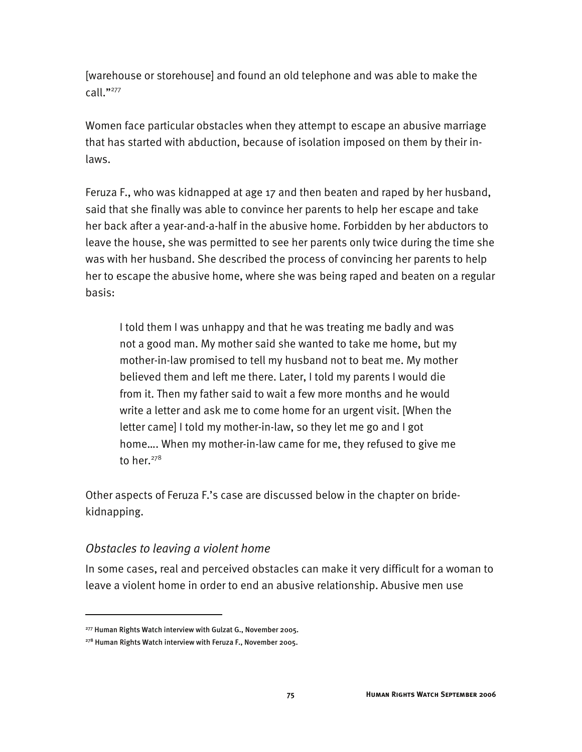[warehouse or storehouse] and found an old telephone and was able to make the call."[277]

Women face particular obstacles when they attempt to escape an abusive marriage that has started with abduction, because of isolation imposed on them by their in-laws.

Feruza F., who was kidnapped at age 17 and then beaten and raped by her husband, said that she finally was able to convince her parents to help her escape and take her back after a year-and-a-half in the abusive home. Forbidden by her abductors to leave the house, she was permitted to see her parents only twice during the time she was with her husband. She described the process of convincing her parents to help her to escape the abusive home, where she was being raped and beaten on a regular basis:

> I told them I was unhappy and that he was treating me badly and was not a good man. My mother said she wanted to take me home, but my mother-in-law promised to tell my husband not to beat me. My mother believed them and left me there. Later, I told my parents I would die from it. Then my father said to wait a few more months and he would write a letter and ask me to come home for an urgent visit. [When the letter came] I told my mother-in-law, so they let me go and I got home…. When my mother-in-law came for me, they refused to give me to her.[278]

Other aspects of Feruza F.'s case are discussed below in the chapter on bride-kidnapping.

### *Obstacles to leaving a violent home*

In some cases, real and perceived obstacles can make it very difficult for a woman to leave a violent home in order to end an abusive relationship. Abusive men use

---

[277] Human Rights Watch interview with Gulzat G., November 2005.

[278] Human Rights Watch interview with Feruza F., November 2005.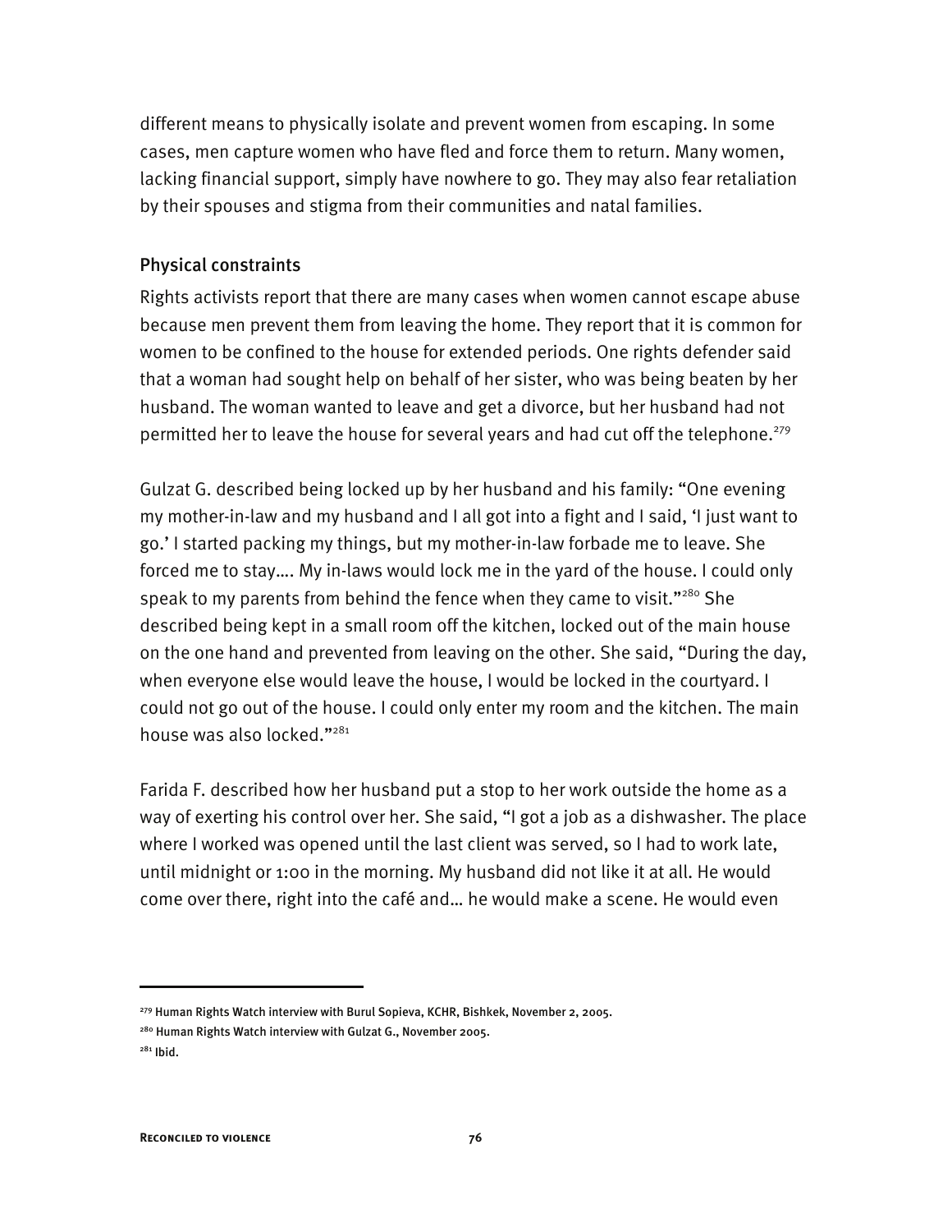different means to physically isolate and prevent women from escaping. In some cases, men capture women who have fled and force them to return. Many women, lacking financial support, simply have nowhere to go. They may also fear retaliation by their spouses and stigma from their communities and natal families.

### Physical constraints

Rights activists report that there are many cases when women cannot escape abuse because men prevent them from leaving the home. They report that it is common for women to be confined to the house for extended periods. One rights defender said that a woman had sought help on behalf of her sister, who was being beaten by her husband. The woman wanted to leave and get a divorce, but her husband had not permitted her to leave the house for several years and had cut off the telephone.[279]

Gulzat G. described being locked up by her husband and his family: "One evening my mother-in-law and my husband and I all got into a fight and I said, 'I just want to go.' I started packing my things, but my mother-in-law forbade me to leave. She forced me to stay…. My in-laws would lock me in the yard of the house. I could only speak to my parents from behind the fence when they came to visit."[280] She described being kept in a small room off the kitchen, locked out of the main house on the one hand and prevented from leaving on the other. She said, "During the day, when everyone else would leave the house, I would be locked in the courtyard. I could not go out of the house. I could only enter my room and the kitchen. The main house was also locked."[281]

Farida F. described how her husband put a stop to her work outside the home as a way of exerting his control over her. She said, "I got a job as a dishwasher. The place where I worked was opened until the last client was served, so I had to work late, until midnight or 1:00 in the morning. My husband did not like it at all. He would come over there, right into the café and… he would make a scene. He would even

---

[279] Human Rights Watch interview with Burul Sopieva, KCHR, Bishkek, November 2, 2005.

[280] Human Rights Watch interview with Gulzat G., November 2005.

[281] Ibid.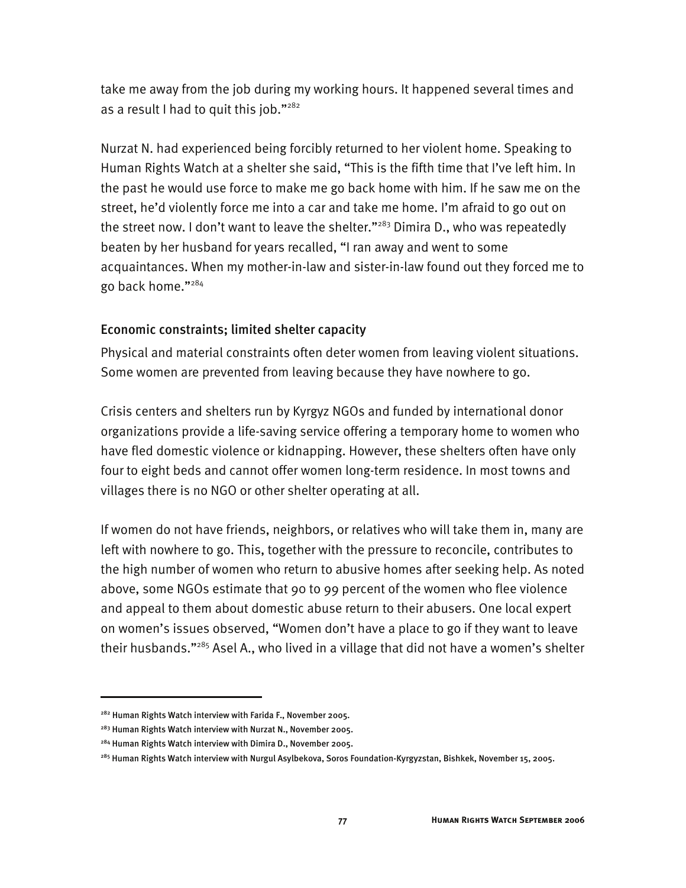take me away from the job during my working hours. It happened several times and as a result I had to quit this job."[282]

Nurzat N. had experienced being forcibly returned to her violent home. Speaking to Human Rights Watch at a shelter she said, "This is the fifth time that I've left him. In the past he would use force to make me go back home with him. If he saw me on the street, he'd violently force me into a car and take me home. I'm afraid to go out on the street now. I don't want to leave the shelter."[283] Dimira D., who was repeatedly beaten by her husband for years recalled, "I ran away and went to some acquaintances. When my mother-in-law and sister-in-law found out they forced me to go back home."[284]

### Economic constraints; limited shelter capacity

Physical and material constraints often deter women from leaving violent situations. Some women are prevented from leaving because they have nowhere to go.

Crisis centers and shelters run by Kyrgyz NGOs and funded by international donor organizations provide a life-saving service offering a temporary home to women who have fled domestic violence or kidnapping. However, these shelters often have only four to eight beds and cannot offer women long-term residence. In most towns and villages there is no NGO or other shelter operating at all.

If women do not have friends, neighbors, or relatives who will take them in, many are left with nowhere to go. This, together with the pressure to reconcile, contributes to the high number of women who return to abusive homes after seeking help. As noted above, some NGOs estimate that 90 to 99 percent of the women who flee violence and appeal to them about domestic abuse return to their abusers. One local expert on women's issues observed, "Women don't have a place to go if they want to leave their husbands."[285] Asel A., who lived in a village that did not have a women's shelter

---

[282] Human Rights Watch interview with Farida F., November 2005.

[283] Human Rights Watch interview with Nurzat N., November 2005.

[284] Human Rights Watch interview with Dimira D., November 2005.

[285] Human Rights Watch interview with Nurgul Asylbekova, Soros Foundation-Kyrgyzstan, Bishkek, November 15, 2005.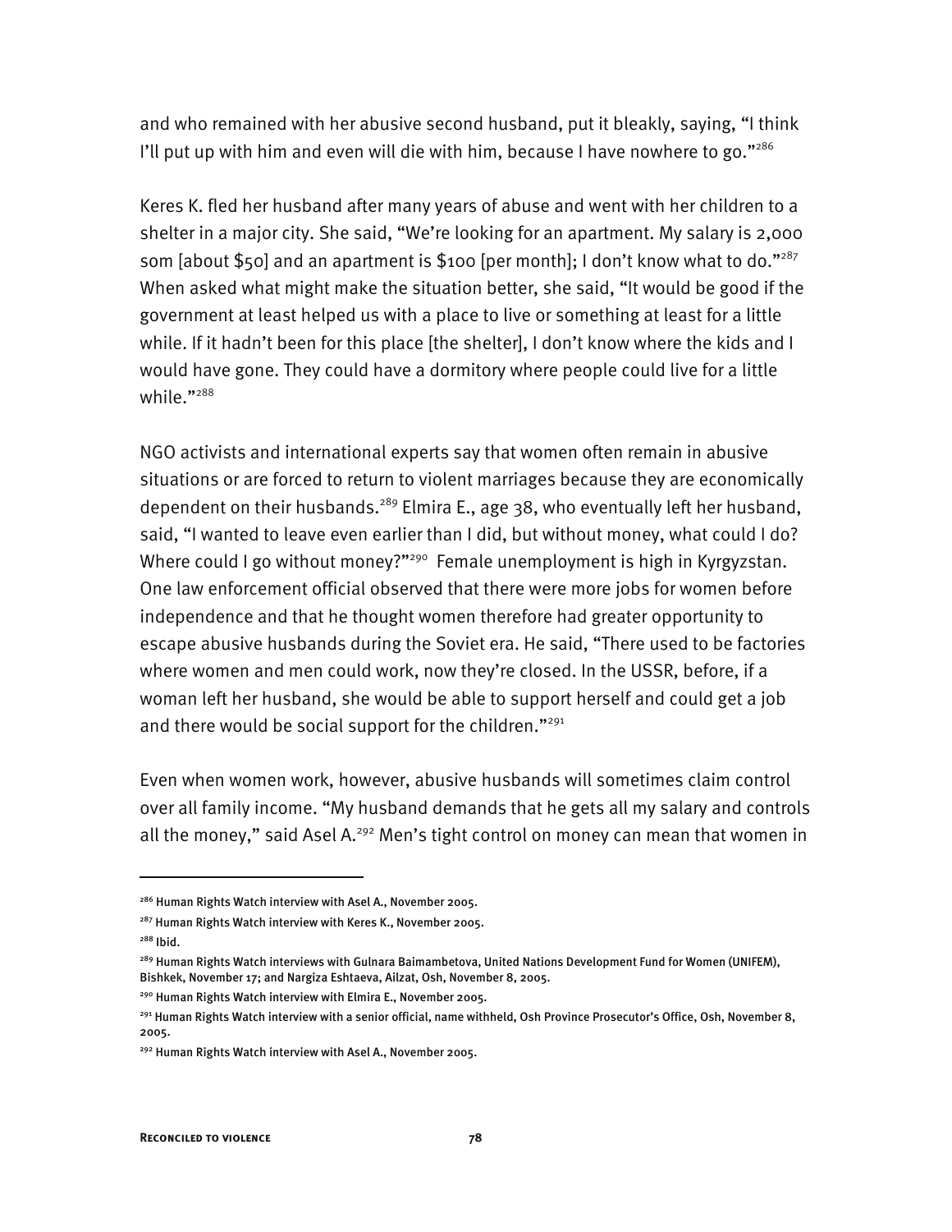and who remained with her abusive second husband, put it bleakly, saying, "I think I'll put up with him and even will die with him, because I have nowhere to go."[286]

Keres K. fled her husband after many years of abuse and went with her children to a shelter in a major city. She said, "We're looking for an apartment. My salary is 2,000 som [about $50] and an apartment is $100 [per month]; I don't know what to do."[287] When asked what might make the situation better, she said, "It would be good if the government at least helped us with a place to live or something at least for a little while. If it hadn't been for this place [the shelter], I don't know where the kids and I would have gone. They could have a dormitory where people could live for a little while."[288]

NGO activists and international experts say that women often remain in abusive situations or are forced to return to violent marriages because they are economically dependent on their husbands.[289] Elmira E., age 38, who eventually left her husband, said, "I wanted to leave even earlier than I did, but without money, what could I do? Where could I go without money?"[290] Female unemployment is high in Kyrgyzstan. One law enforcement official observed that there were more jobs for women before independence and that he thought women therefore had greater opportunity to escape abusive husbands during the Soviet era. He said, "There used to be factories where women and men could work, now they're closed. In the USSR, before, if a woman left her husband, she would be able to support herself and could get a job and there would be social support for the children."[291]

Even when women work, however, abusive husbands will sometimes claim control over all family income. "My husband demands that he gets all my salary and controls all the money," said Asel A.[292] Men's tight control on money can mean that women in

---

[286] Human Rights Watch interview with Asel A., November 2005.

[287] Human Rights Watch interview with Keres K., November 2005.

[288] Ibid.

[289] Human Rights Watch interviews with Gulnara Baimambetova, United Nations Development Fund for Women (UNIFEM), Bishkek, November 17; and Nargiza Eshtaeva, Ailzat, Osh, November 8, 2005.

[290] Human Rights Watch interview with Elmira E., November 2005.

[291] Human Rights Watch interview with a senior official, name withheld, Osh Province Prosecutor's Office, Osh, November 8, 2005.

[292] Human Rights Watch interview with Asel A., November 2005.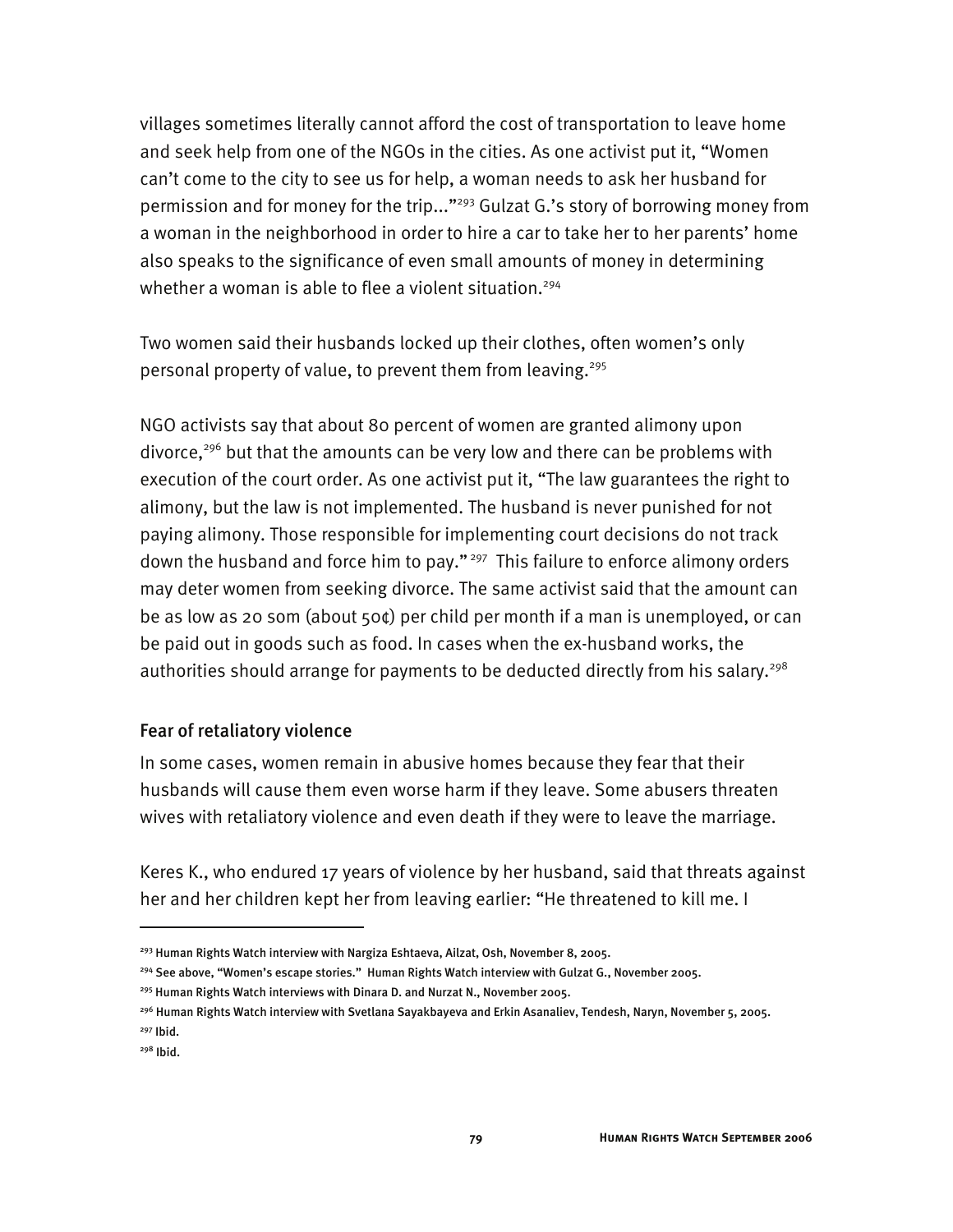villages sometimes literally cannot afford the cost of transportation to leave home and seek help from one of the NGOs in the cities. As one activist put it, "Women can't come to the city to see us for help, a woman needs to ask her husband for permission and for money for the trip..."[293] Gulzat G.'s story of borrowing money from a woman in the neighborhood in order to hire a car to take her to her parents' home also speaks to the significance of even small amounts of money in determining whether a woman is able to flee a violent situation.[294]

Two women said their husbands locked up their clothes, often women's only personal property of value, to prevent them from leaving.[295]

NGO activists say that about 80 percent of women are granted alimony upon divorce,[296] but that the amounts can be very low and there can be problems with execution of the court order. As one activist put it, "The law guarantees the right to alimony, but the law is not implemented. The husband is never punished for not paying alimony. Those responsible for implementing court decisions do not track down the husband and force him to pay."[297] This failure to enforce alimony orders may deter women from seeking divorce. The same activist said that the amount can be as low as 20 som (about 50¢) per child per month if a man is unemployed, or can be paid out in goods such as food. In cases when the ex-husband works, the authorities should arrange for payments to be deducted directly from his salary.[298]

### Fear of retaliatory violence

In some cases, women remain in abusive homes because they fear that their husbands will cause them even worse harm if they leave. Some abusers threaten wives with retaliatory violence and even death if they were to leave the marriage.

Keres K., who endured 17 years of violence by her husband, said that threats against her and her children kept her from leaving earlier: "He threatened to kill me. I

---

[293] Human Rights Watch interview with Nargiza Eshtaeva, Ailzat, Osh, November 8, 2005.

[294] See above, "Women's escape stories." Human Rights Watch interview with Gulzat G., November 2005.

[295] Human Rights Watch interviews with Dinara D. and Nurzat N., November 2005.

[296] Human Rights Watch interview with Svetlana Sayakbayeva and Erkin Asanaliev, Tendesh, Naryn, November 5, 2005.

[297] Ibid.

[298] Ibid.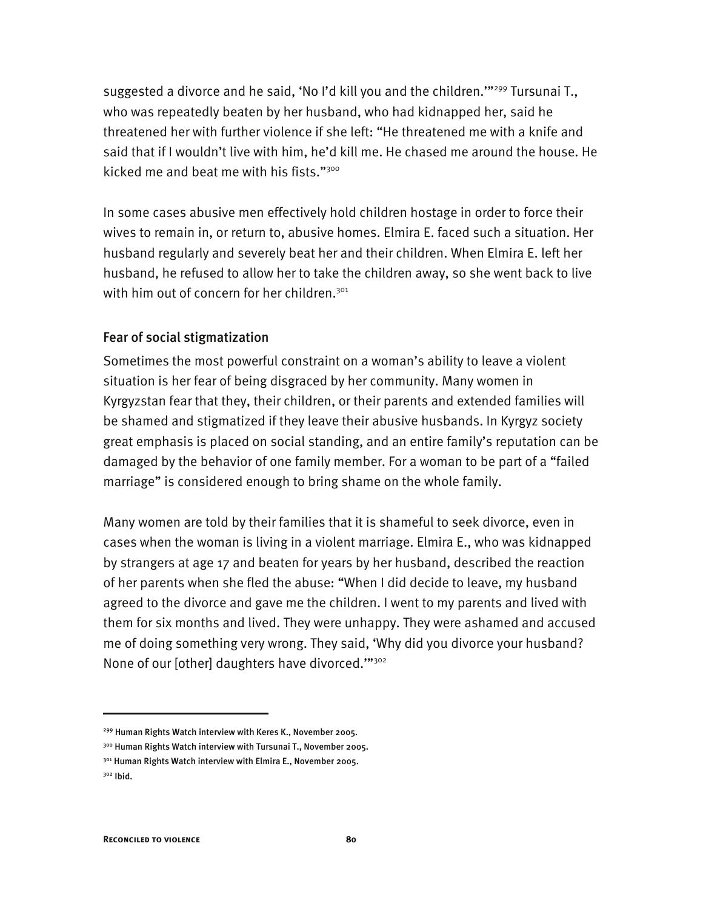suggested a divorce and he said, 'No I'd kill you and the children.'"[299] Tursunai T., who was repeatedly beaten by her husband, who had kidnapped her, said he threatened her with further violence if she left: "He threatened me with a knife and said that if I wouldn't live with him, he'd kill me. He chased me around the house. He kicked me and beat me with his fists."[300]

In some cases abusive men effectively hold children hostage in order to force their wives to remain in, or return to, abusive homes. Elmira E. faced such a situation. Her husband regularly and severely beat her and their children. When Elmira E. left her husband, he refused to allow her to take the children away, so she went back to live with him out of concern for her children.[301]

### Fear of social stigmatization

Sometimes the most powerful constraint on a woman's ability to leave a violent situation is her fear of being disgraced by her community. Many women in Kyrgyzstan fear that they, their children, or their parents and extended families will be shamed and stigmatized if they leave their abusive husbands. In Kyrgyz society great emphasis is placed on social standing, and an entire family's reputation can be damaged by the behavior of one family member. For a woman to be part of a "failed marriage" is considered enough to bring shame on the whole family.

Many women are told by their families that it is shameful to seek divorce, even in cases when the woman is living in a violent marriage. Elmira E., who was kidnapped by strangers at age 17 and beaten for years by her husband, described the reaction of her parents when she fled the abuse: "When I did decide to leave, my husband agreed to the divorce and gave me the children. I went to my parents and lived with them for six months and lived. They were unhappy. They were ashamed and accused me of doing something very wrong. They said, 'Why did you divorce your husband? None of our [other] daughters have divorced.'"[302]

---

[299] Human Rights Watch interview with Keres K., November 2005.

[300] Human Rights Watch interview with Tursunai T., November 2005.

[301] Human Rights Watch interview with Elmira E., November 2005.

[302] Ibid.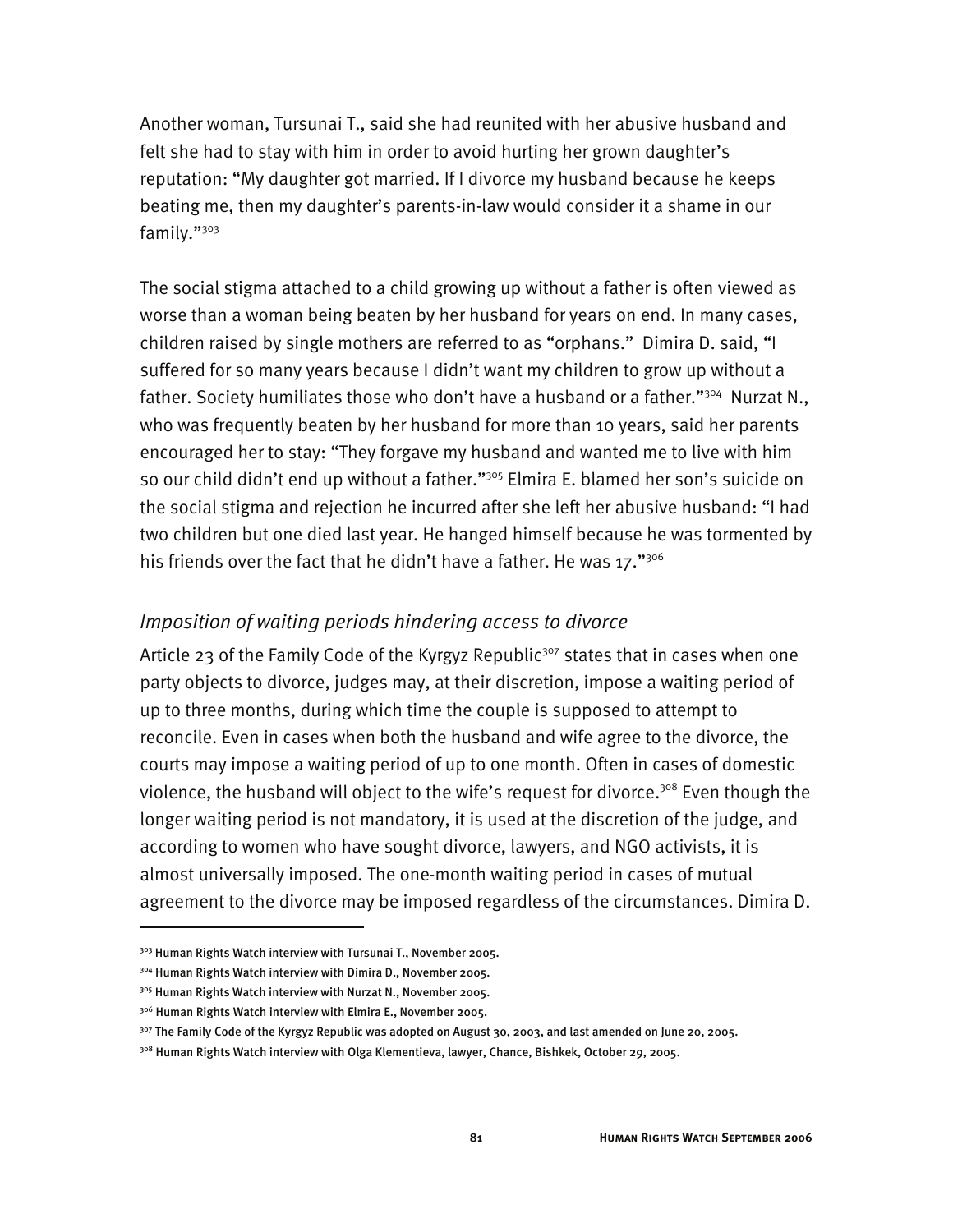Another woman, Tursunai T., said she had reunited with her abusive husband and felt she had to stay with him in order to avoid hurting her grown daughter's reputation: "My daughter got married. If I divorce my husband because he keeps beating me, then my daughter's parents-in-law would consider it a shame in our family."[303]

The social stigma attached to a child growing up without a father is often viewed as worse than a woman being beaten by her husband for years on end. In many cases, children raised by single mothers are referred to as "orphans." Dimira D. said, "I suffered for so many years because I didn't want my children to grow up without a father. Society humiliates those who don't have a husband or a father."[304] Nurzat N., who was frequently beaten by her husband for more than 10 years, said her parents encouraged her to stay: "They forgave my husband and wanted me to live with him so our child didn't end up without a father."[305] Elmira E. blamed her son's suicide on the social stigma and rejection he incurred after she left her abusive husband: "I had two children but one died last year. He hanged himself because he was tormented by his friends over the fact that he didn't have a father. He was 17."[306]

### *Imposition of waiting periods hindering access to divorce*

Article 23 of the Family Code of the Kyrgyz Republic[307] states that in cases when one party objects to divorce, judges may, at their discretion, impose a waiting period of up to three months, during which time the couple is supposed to attempt to reconcile. Even in cases when both the husband and wife agree to the divorce, the courts may impose a waiting period of up to one month. Often in cases of domestic violence, the husband will object to the wife's request for divorce.[308] Even though the longer waiting period is not mandatory, it is used at the discretion of the judge, and according to women who have sought divorce, lawyers, and NGO activists, it is almost universally imposed. The one-month waiting period in cases of mutual agreement to the divorce may be imposed regardless of the circumstances. Dimira D.

---

[303] Human Rights Watch interview with Tursunai T., November 2005.

[304] Human Rights Watch interview with Dimira D., November 2005.

[305] Human Rights Watch interview with Nurzat N., November 2005.

[306] Human Rights Watch interview with Elmira E., November 2005.

[307] The Family Code of the Kyrgyz Republic was adopted on August 30, 2003, and last amended on June 20, 2005.

[308] Human Rights Watch interview with Olga Klementieva, lawyer, Chance, Bishkek, October 29, 2005.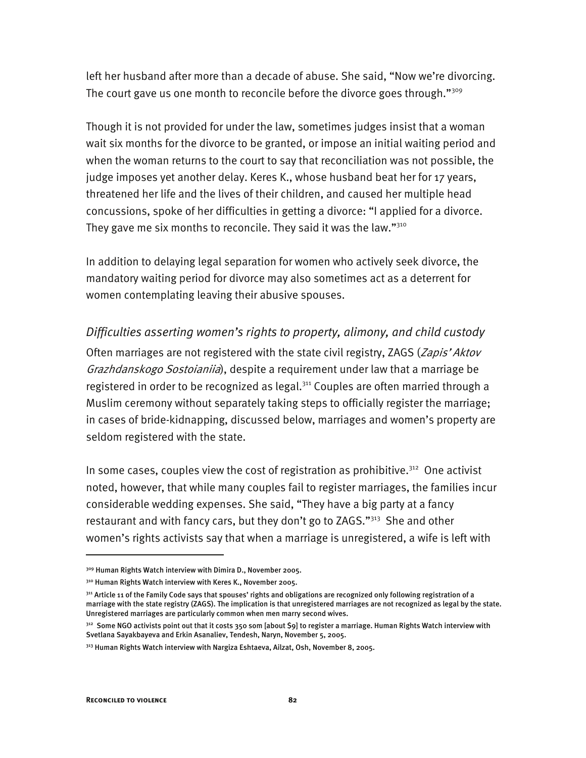left her husband after more than a decade of abuse. She said, "Now we're divorcing. The court gave us one month to reconcile before the divorce goes through."[309]

Though it is not provided for under the law, sometimes judges insist that a woman wait six months for the divorce to be granted, or impose an initial waiting period and when the woman returns to the court to say that reconciliation was not possible, the judge imposes yet another delay. Keres K., whose husband beat her for 17 years, threatened her life and the lives of their children, and caused her multiple head concussions, spoke of her difficulties in getting a divorce: "I applied for a divorce. They gave me six months to reconcile. They said it was the law."[310]

In addition to delaying legal separation for women who actively seek divorce, the mandatory waiting period for divorce may also sometimes act as a deterrent for women contemplating leaving their abusive spouses.

### *Difficulties asserting women's rights to property, alimony, and child custody*

Often marriages are not registered with the state civil registry, ZAGS (*Zapis' Aktov Grazhdanskogo Sostoianiia*), despite a requirement under law that a marriage be registered in order to be recognized as legal.[311] Couples are often married through a Muslim ceremony without separately taking steps to officially register the marriage; in cases of bride-kidnapping, discussed below, marriages and women's property are seldom registered with the state.

In some cases, couples view the cost of registration as prohibitive.[312] One activist noted, however, that while many couples fail to register marriages, the families incur considerable wedding expenses. She said, "They have a big party at a fancy restaurant and with fancy cars, but they don't go to ZAGS."[313] She and other women's rights activists say that when a marriage is unregistered, a wife is left with

---

[309] Human Rights Watch interview with Dimira D., November 2005.

[310] Human Rights Watch interview with Keres K., November 2005.

[311] Article 11 of the Family Code says that spouses' rights and obligations are recognized only following registration of a marriage with the state registry (ZAGS). The implication is that unregistered marriages are not recognized as legal by the state. Unregistered marriages are particularly common when men marry second wives.

[312] Some NGO activists point out that it costs 350 som [about $9] to register a marriage. Human Rights Watch interview with Svetlana Sayakbayeva and Erkin Asanaliev, Tendesh, Naryn, November 5, 2005.

[313] Human Rights Watch interview with Nargiza Eshtaeva, Ailzat, Osh, November 8, 2005.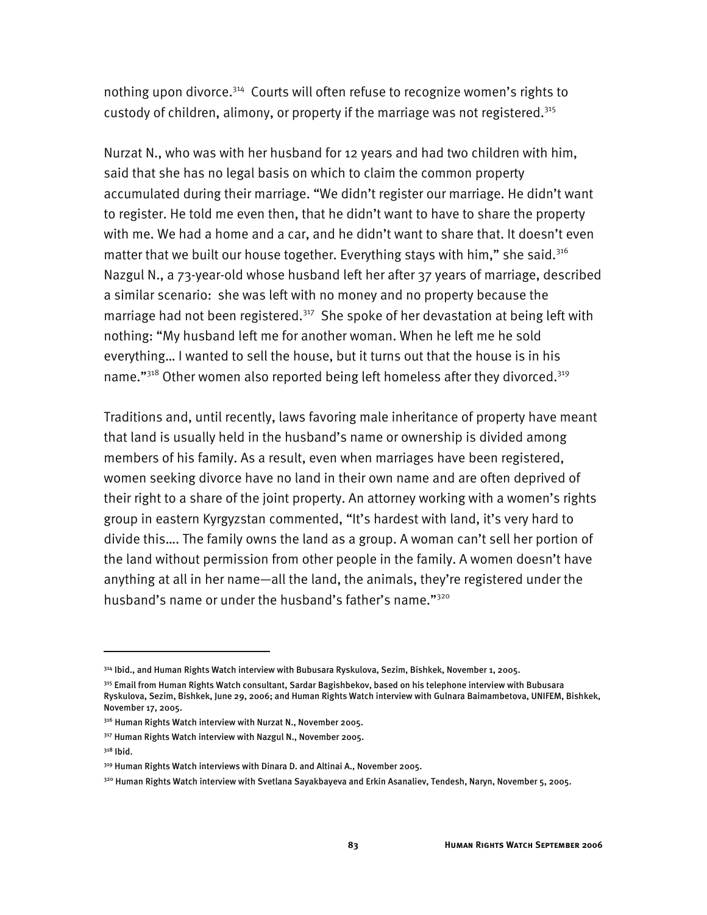nothing upon divorce.[314] Courts will often refuse to recognize women's rights to custody of children, alimony, or property if the marriage was not registered.[315]

Nurzat N., who was with her husband for 12 years and had two children with him, said that she has no legal basis on which to claim the common property accumulated during their marriage. "We didn't register our marriage. He didn't want to register. He told me even then, that he didn't want to have to share the property with me. We had a home and a car, and he didn't want to share that. It doesn't even matter that we built our house together. Everything stays with him," she said.[316] Nazgul N., a 73-year-old whose husband left her after 37 years of marriage, described a similar scenario: she was left with no money and no property because the marriage had not been registered.[317] She spoke of her devastation at being left with nothing: "My husband left me for another woman. When he left me he sold everything… I wanted to sell the house, but it turns out that the house is in his name."[318] Other women also reported being left homeless after they divorced.[319]

Traditions and, until recently, laws favoring male inheritance of property have meant that land is usually held in the husband's name or ownership is divided among members of his family. As a result, even when marriages have been registered, women seeking divorce have no land in their own name and are often deprived of their right to a share of the joint property. An attorney working with a women's rights group in eastern Kyrgyzstan commented, "It's hardest with land, it's very hard to divide this…. The family owns the land as a group. A woman can't sell her portion of the land without permission from other people in the family. A women doesn't have anything at all in her name—all the land, the animals, they're registered under the husband's name or under the husband's father's name."[320]

---

[314] Ibid., and Human Rights Watch interview with Bubusara Ryskulova, Sezim, Bishkek, November 1, 2005.

[315] Email from Human Rights Watch consultant, Sardar Bagishbekov, based on his telephone interview with Bubusara Ryskulova, Sezim, Bishkek, June 29, 2006; and Human Rights Watch interview with Gulnara Baimambetova, UNIFEM, Bishkek, November 17, 2005.

[316] Human Rights Watch interview with Nurzat N., November 2005.

[317] Human Rights Watch interview with Nazgul N., November 2005.

[318] Ibid.

[319] Human Rights Watch interviews with Dinara D. and Altinai A., November 2005.

[320] Human Rights Watch interview with Svetlana Sayakbayeva and Erkin Asanaliev, Tendesh, Naryn, November 5, 2005.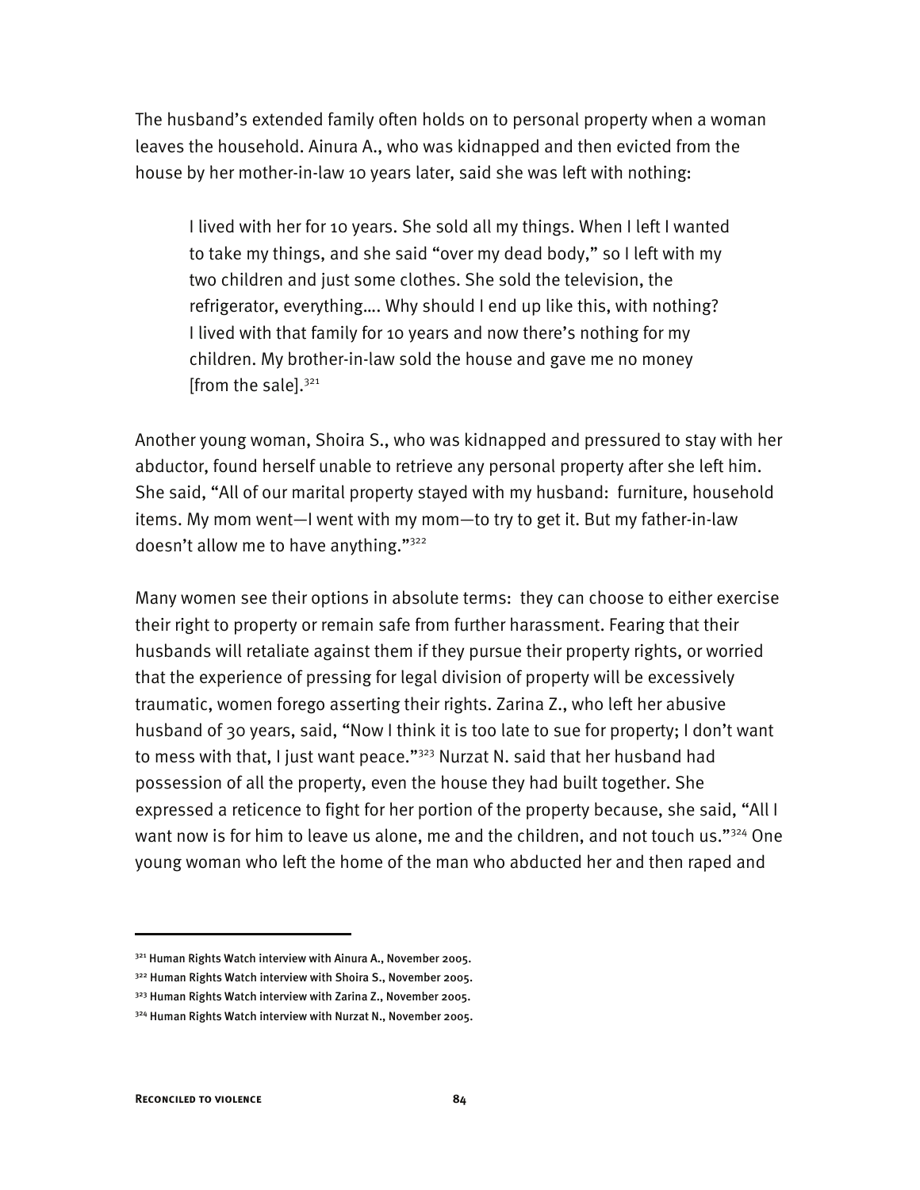The husband's extended family often holds on to personal property when a woman leaves the household. Ainura A., who was kidnapped and then evicted from the house by her mother-in-law 10 years later, said she was left with nothing:

> I lived with her for 10 years. She sold all my things. When I left I wanted to take my things, and she said "over my dead body," so I left with my two children and just some clothes. She sold the television, the refrigerator, everything…. Why should I end up like this, with nothing? I lived with that family for 10 years and now there's nothing for my children. My brother-in-law sold the house and gave me no money [from the sale].[321]

Another young woman, Shoira S., who was kidnapped and pressured to stay with her abductor, found herself unable to retrieve any personal property after she left him. She said, "All of our marital property stayed with my husband: furniture, household items. My mom went—I went with my mom—to try to get it. But my father-in-law doesn't allow me to have anything."[322]

Many women see their options in absolute terms: they can choose to either exercise their right to property or remain safe from further harassment. Fearing that their husbands will retaliate against them if they pursue their property rights, or worried that the experience of pressing for legal division of property will be excessively traumatic, women forego asserting their rights. Zarina Z., who left her abusive husband of 30 years, said, "Now I think it is too late to sue for property; I don't want to mess with that, I just want peace."[323] Nurzat N. said that her husband had possession of all the property, even the house they had built together. She expressed a reticence to fight for her portion of the property because, she said, "All I want now is for him to leave us alone, me and the children, and not touch us."[324] One young woman who left the home of the man who abducted her and then raped and

---

[321] Human Rights Watch interview with Ainura A., November 2005.

[322] Human Rights Watch interview with Shoira S., November 2005.

[323] Human Rights Watch interview with Zarina Z., November 2005.

[324] Human Rights Watch interview with Nurzat N., November 2005.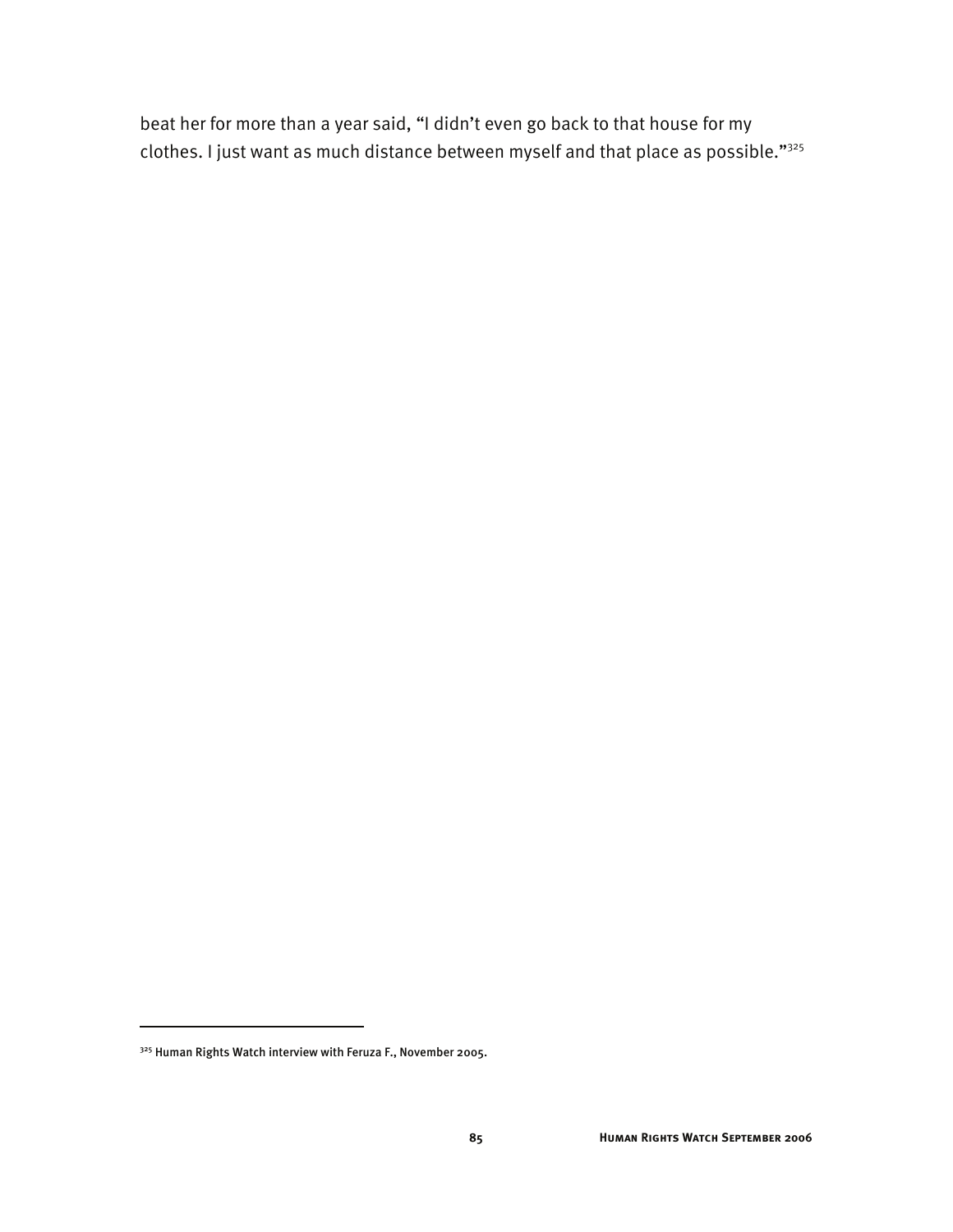beat her for more than a year said, "I didn't even go back to that house for my clothes. I just want as much distance between myself and that place as possible."[325]

---

[325] Human Rights Watch interview with Feruza F., November 2005.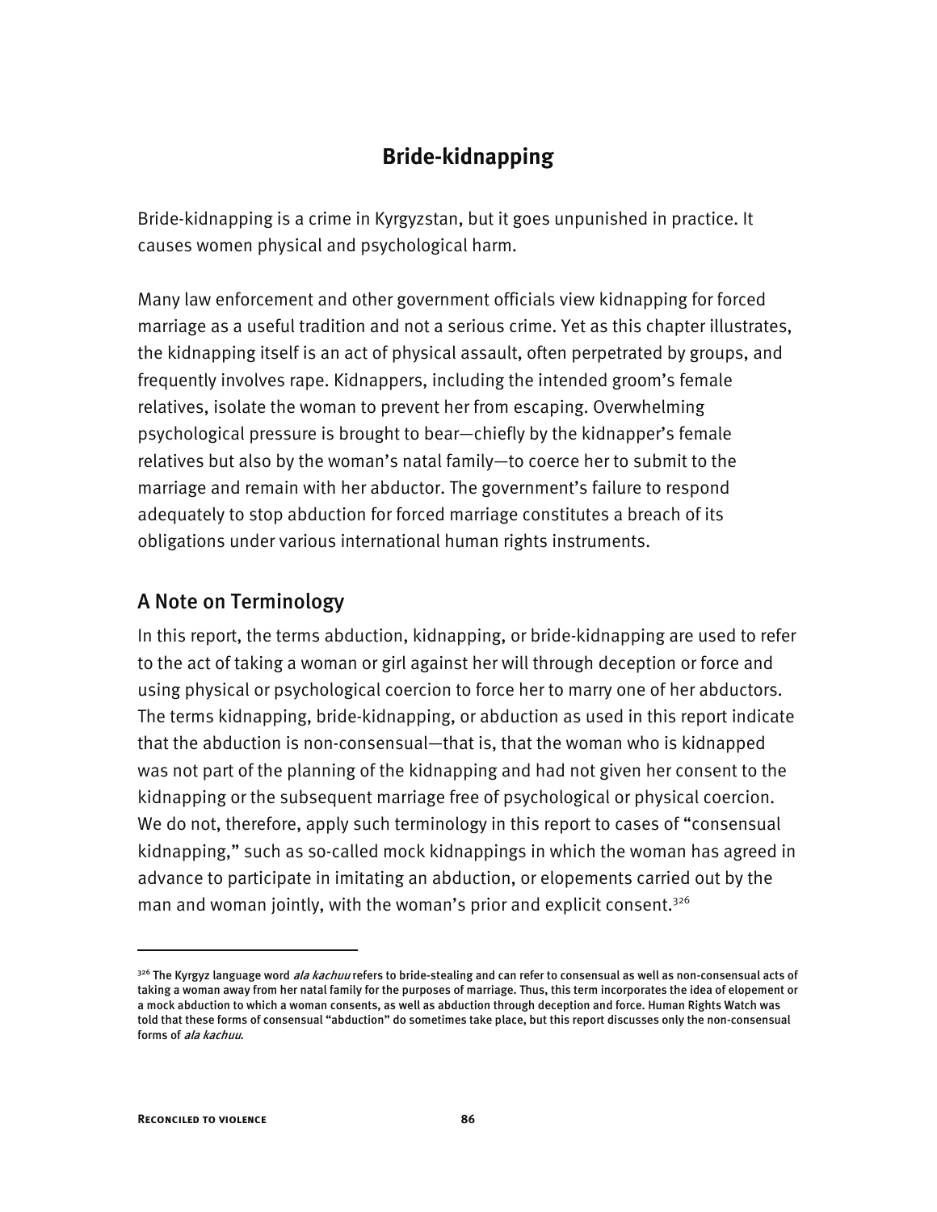## Bride-kidnapping

Bride-kidnapping is a crime in Kyrgyzstan, but it goes unpunished in practice. It causes women physical and psychological harm.

Many law enforcement and other government officials view kidnapping for forced marriage as a useful tradition and not a serious crime. Yet as this chapter illustrates, the kidnapping itself is an act of physical assault, often perpetrated by groups, and frequently involves rape. Kidnappers, including the intended groom's female relatives, isolate the woman to prevent her from escaping. Overwhelming psychological pressure is brought to bear—chiefly by the kidnapper's female relatives but also by the woman's natal family—to coerce her to submit to the marriage and remain with her abductor. The government's failure to respond adequately to stop abduction for forced marriage constitutes a breach of its obligations under various international human rights instruments.

### A Note on Terminology

In this report, the terms abduction, kidnapping, or bride-kidnapping are used to refer to the act of taking a woman or girl against her will through deception or force and using physical or psychological coercion to force her to marry one of her abductors. The terms kidnapping, bride-kidnapping, or abduction as used in this report indicate that the abduction is non-consensual—that is, that the woman who is kidnapped was not part of the planning of the kidnapping and had not given her consent to the kidnapping or the subsequent marriage free of psychological or physical coercion. We do not, therefore, apply such terminology in this report to cases of "consensual kidnapping," such as so-called mock kidnappings in which the woman has agreed in advance to participate in imitating an abduction, or elopements carried out by the man and woman jointly, with the woman's prior and explicit consent.[326]

---

[326] The Kyrgyz language word *ala kachuu* refers to bride-stealing and can refer to consensual as well as non-consensual acts of taking a woman away from her natal family for the purposes of marriage. Thus, this term incorporates the idea of elopement or a mock abduction to which a woman consents, as well as abduction through deception and force. Human Rights Watch was told that these forms of consensual "abduction" do sometimes take place, but this report discusses only the non-consensual forms of *ala kachuu*.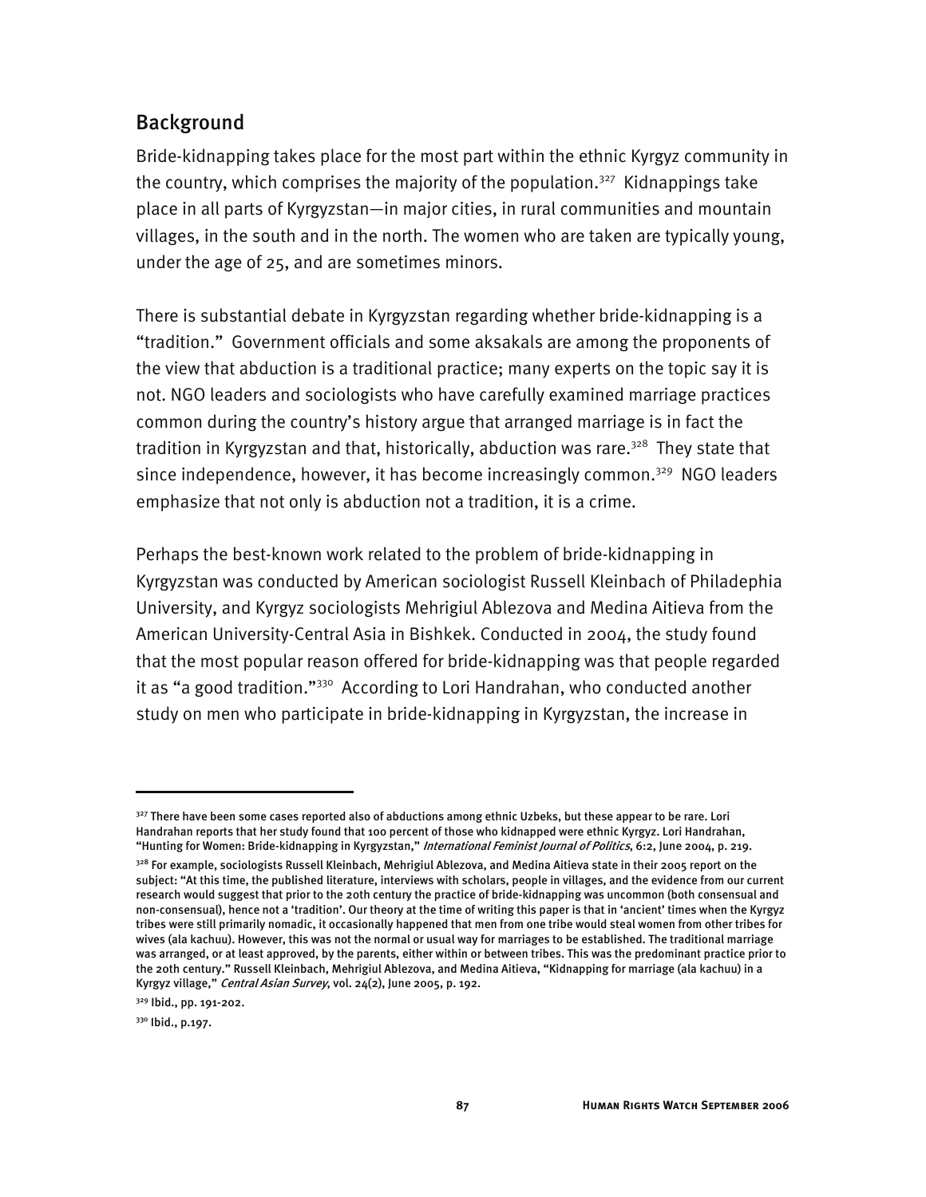## Background

Bride-kidnapping takes place for the most part within the ethnic Kyrgyz community in the country, which comprises the majority of the population.[327] Kidnappings take place in all parts of Kyrgyzstan—in major cities, in rural communities and mountain villages, in the south and in the north. The women who are taken are typically young, under the age of 25, and are sometimes minors.

There is substantial debate in Kyrgyzstan regarding whether bride-kidnapping is a "tradition." Government officials and some aksakals are among the proponents of the view that abduction is a traditional practice; many experts on the topic say it is not. NGO leaders and sociologists who have carefully examined marriage practices common during the country's history argue that arranged marriage is in fact the tradition in Kyrgyzstan and that, historically, abduction was rare.[328] They state that since independence, however, it has become increasingly common.[329] NGO leaders emphasize that not only is abduction not a tradition, it is a crime.

Perhaps the best-known work related to the problem of bride-kidnapping in Kyrgyzstan was conducted by American sociologist Russell Kleinbach of Philadephia University, and Kyrgyz sociologists Mehrigiul Ablezova and Medina Aitieva from the American University-Central Asia in Bishkek. Conducted in 2004, the study found that the most popular reason offered for bride-kidnapping was that people regarded it as "a good tradition."[330] According to Lori Handrahan, who conducted another study on men who participate in bride-kidnapping in Kyrgyzstan, the increase in

---

[327] There have been some cases reported also of abductions among ethnic Uzbeks, but these appear to be rare. Lori Handrahan reports that her study found that 100 percent of those who kidnapped were ethnic Kyrgyz. Lori Handrahan, "Hunting for Women: Bride-kidnapping in Kyrgyzstan," *International Feminist Journal of Politics*, 6:2, June 2004, p. 219.

[328] For example, sociologists Russell Kleinbach, Mehrigiul Ablezova, and Medina Aitieva state in their 2005 report on the subject: "At this time, the published literature, interviews with scholars, people in villages, and the evidence from our current research would suggest that prior to the 20th century the practice of bride-kidnapping was uncommon (both consensual and non-consensual), hence not a 'tradition'. Our theory at the time of writing this paper is that in 'ancient' times when the Kyrgyz tribes were still primarily nomadic, it occasionally happened that men from one tribe would steal women from other tribes for wives (ala kachuu). However, this was not the normal or usual way for marriages to be established. The traditional marriage was arranged, or at least approved, by the parents, either within or between tribes. This was the predominant practice prior to the 20th century." Russell Kleinbach, Mehrigiul Ablezova, and Medina Aitieva, "Kidnapping for marriage (ala kachuu) in a Kyrgyz village," *Central Asian Survey*, vol. 24(2), June 2005, p. 192.

[329] Ibid., pp. 191-202.

[330] Ibid., p.197.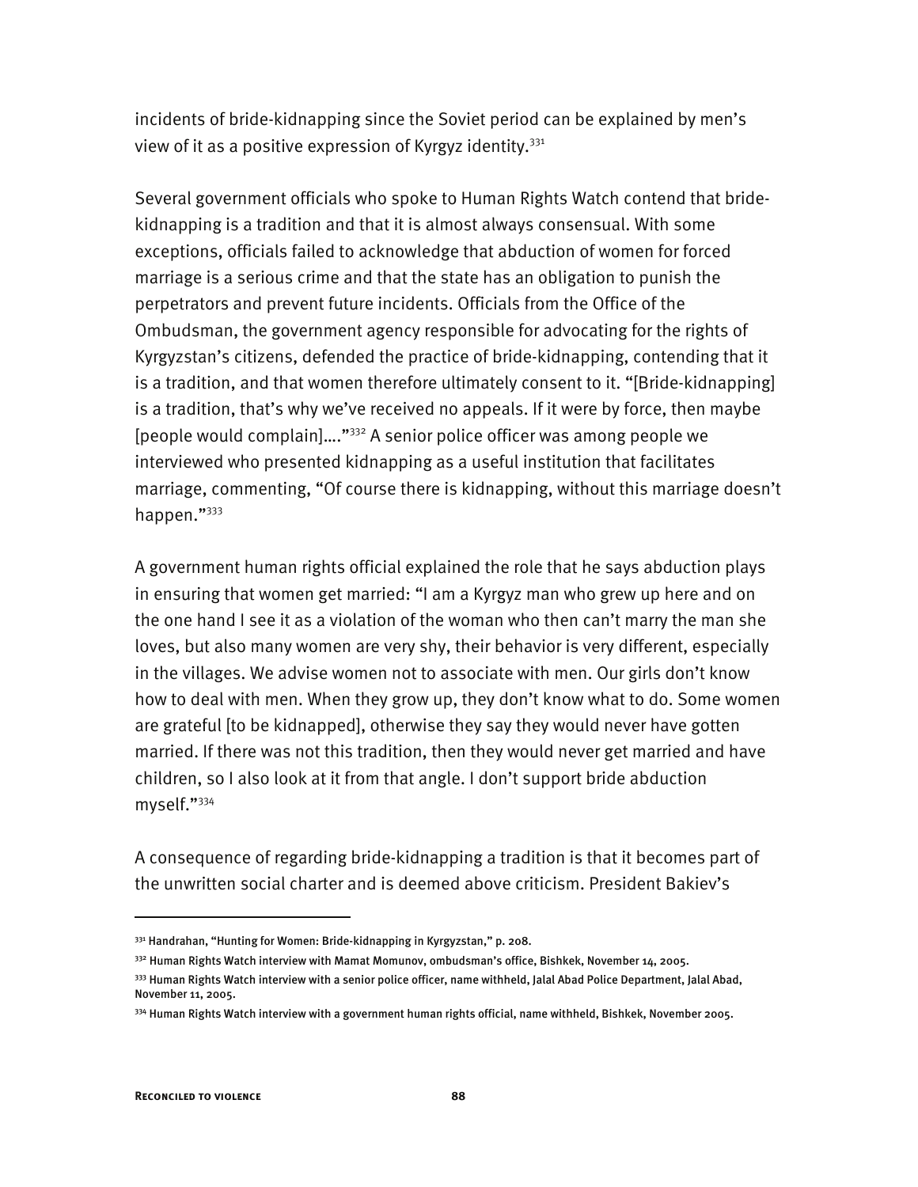incidents of bride-kidnapping since the Soviet period can be explained by men's view of it as a positive expression of Kyrgyz identity.[331]

Several government officials who spoke to Human Rights Watch contend that bride-kidnapping is a tradition and that it is almost always consensual. With some exceptions, officials failed to acknowledge that abduction of women for forced marriage is a serious crime and that the state has an obligation to punish the perpetrators and prevent future incidents. Officials from the Office of the Ombudsman, the government agency responsible for advocating for the rights of Kyrgyzstan's citizens, defended the practice of bride-kidnapping, contending that it is a tradition, and that women therefore ultimately consent to it. "[Bride-kidnapping] is a tradition, that's why we've received no appeals. If it were by force, then maybe [people would complain]…."[332] A senior police officer was among people we interviewed who presented kidnapping as a useful institution that facilitates marriage, commenting, "Of course there is kidnapping, without this marriage doesn't happen."[333]

A government human rights official explained the role that he says abduction plays in ensuring that women get married: "I am a Kyrgyz man who grew up here and on the one hand I see it as a violation of the woman who then can't marry the man she loves, but also many women are very shy, their behavior is very different, especially in the villages. We advise women not to associate with men. Our girls don't know how to deal with men. When they grow up, they don't know what to do. Some women are grateful [to be kidnapped], otherwise they say they would never have gotten married. If there was not this tradition, then they would never get married and have children, so I also look at it from that angle. I don't support bride abduction myself."[334]

A consequence of regarding bride-kidnapping a tradition is that it becomes part of the unwritten social charter and is deemed above criticism. President Bakiev's

---

[331] Handrahan, "Hunting for Women: Bride-kidnapping in Kyrgyzstan," p. 208.

[332] Human Rights Watch interview with Mamat Momunov, ombudsman's office, Bishkek, November 14, 2005.

[333] Human Rights Watch interview with a senior police officer, name withheld, Jalal Abad Police Department, Jalal Abad, November 11, 2005.

[334] Human Rights Watch interview with a government human rights official, name withheld, Bishkek, November 2005.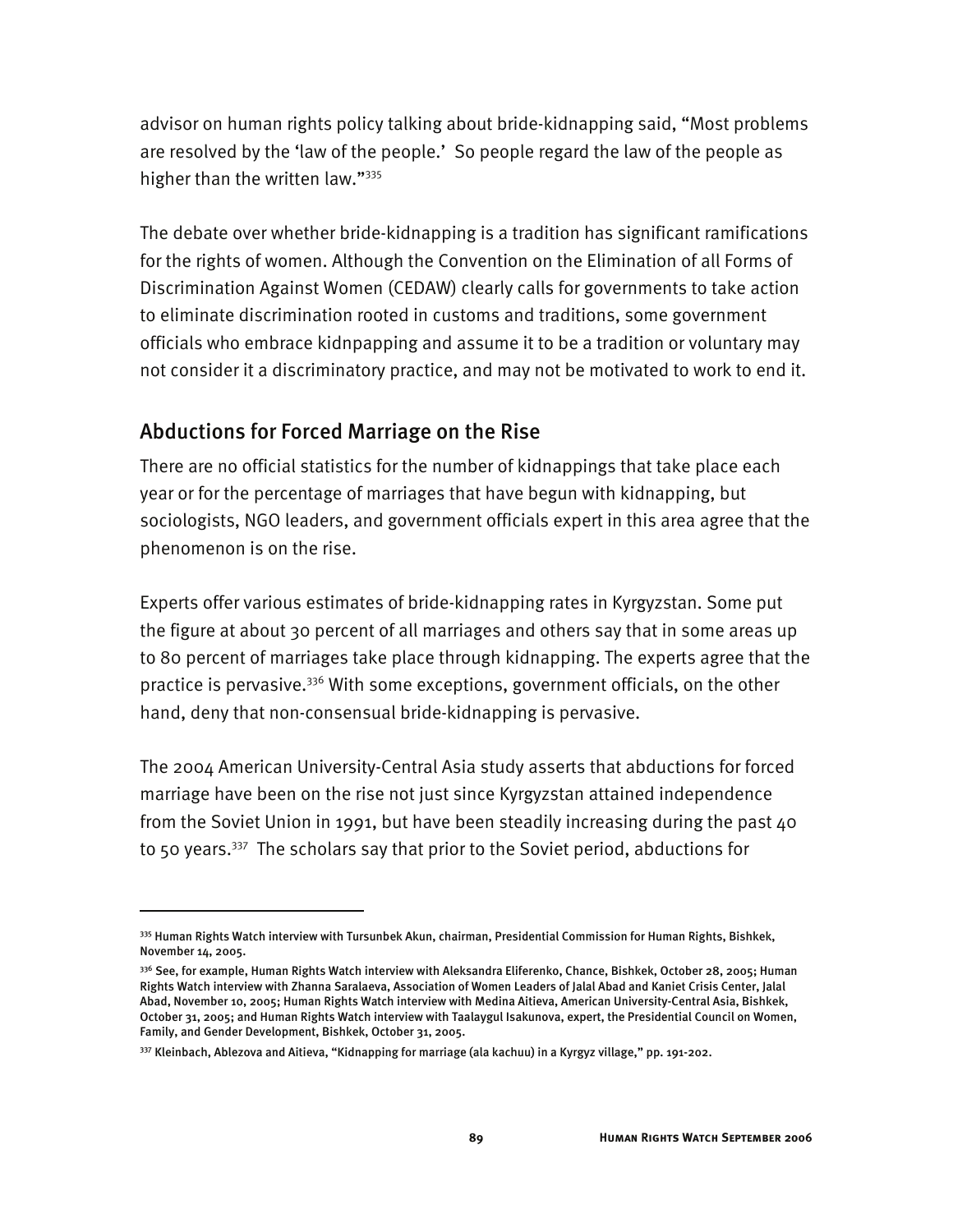advisor on human rights policy talking about bride-kidnapping said, "Most problems are resolved by the 'law of the people.' So people regard the law of the people as higher than the written law."[335]

The debate over whether bride-kidnapping is a tradition has significant ramifications for the rights of women. Although the Convention on the Elimination of all Forms of Discrimination Against Women (CEDAW) clearly calls for governments to take action to eliminate discrimination rooted in customs and traditions, some government officials who embrace kidnpapping and assume it to be a tradition or voluntary may not consider it a discriminatory practice, and may not be motivated to work to end it.

## Abductions for Forced Marriage on the Rise

There are no official statistics for the number of kidnappings that take place each year or for the percentage of marriages that have begun with kidnapping, but sociologists, NGO leaders, and government officials expert in this area agree that the phenomenon is on the rise.

Experts offer various estimates of bride-kidnapping rates in Kyrgyzstan. Some put the figure at about 30 percent of all marriages and others say that in some areas up to 80 percent of marriages take place through kidnapping. The experts agree that the practice is pervasive.[336] With some exceptions, government officials, on the other hand, deny that non-consensual bride-kidnapping is pervasive.

The 2004 American University-Central Asia study asserts that abductions for forced marriage have been on the rise not just since Kyrgyzstan attained independence from the Soviet Union in 1991, but have been steadily increasing during the past 40 to 50 years.[337] The scholars say that prior to the Soviet period, abductions for

---

[335] Human Rights Watch interview with Tursunbek Akun, chairman, Presidential Commission for Human Rights, Bishkek, November 14, 2005.

[336] See, for example, Human Rights Watch interview with Aleksandra Eliferenko, Chance, Bishkek, October 28, 2005; Human Rights Watch interview with Zhanna Saralaeva, Association of Women Leaders of Jalal Abad and Kaniet Crisis Center, Jalal Abad, November 10, 2005; Human Rights Watch interview with Medina Aitieva, American University-Central Asia, Bishkek, October 31, 2005; and Human Rights Watch interview with Taalaygul Isakunova, expert, the Presidential Council on Women, Family, and Gender Development, Bishkek, October 31, 2005.

[337] Kleinbach, Ablezova and Aitieva, "Kidnapping for marriage (ala kachuu) in a Kyrgyz village," pp. 191-202.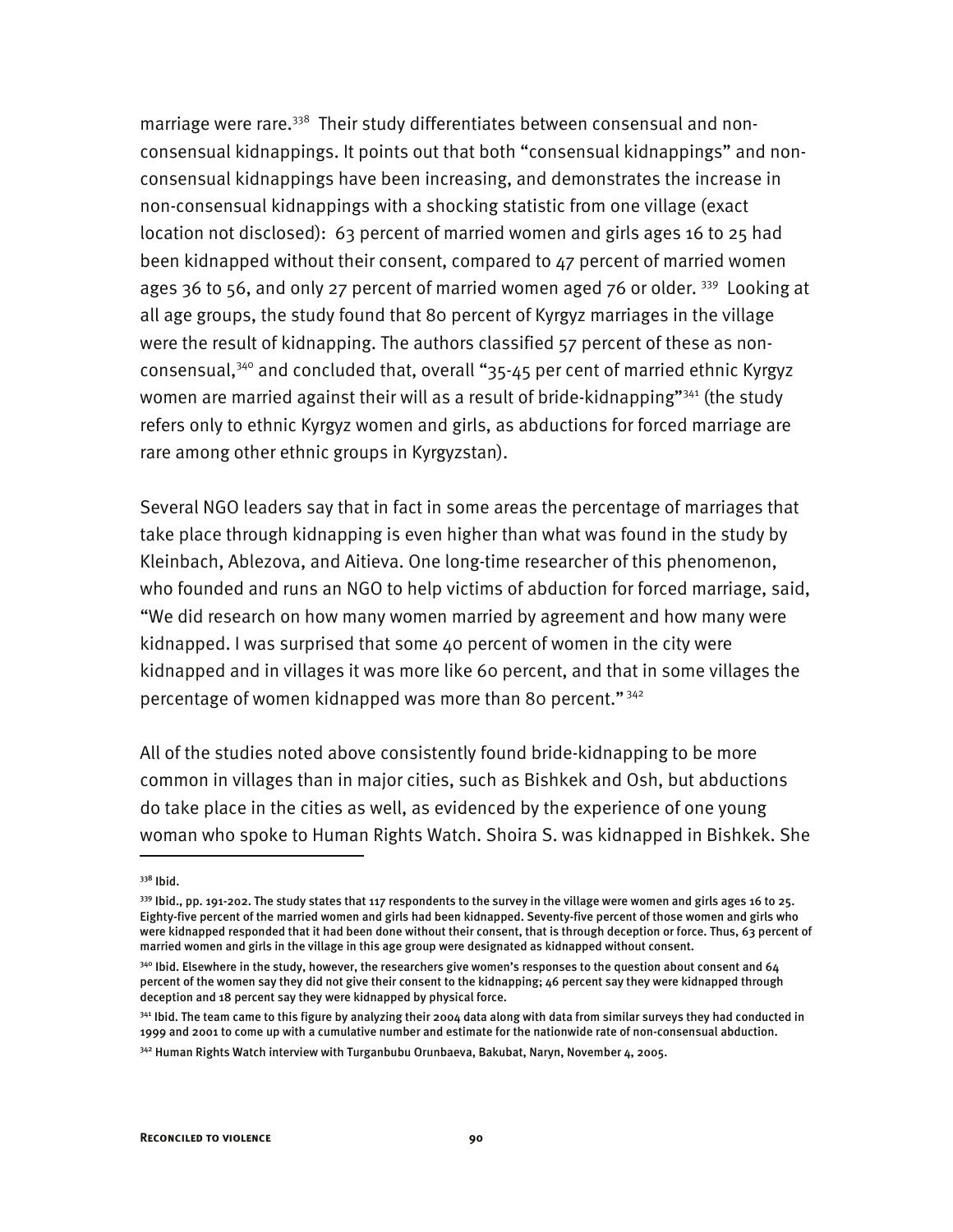marriage were rare.[338] Their study differentiates between consensual and non-consensual kidnappings. It points out that both "consensual kidnappings" and non-consensual kidnappings have been increasing, and demonstrates the increase in non-consensual kidnappings with a shocking statistic from one village (exact location not disclosed): 63 percent of married women and girls ages 16 to 25 had been kidnapped without their consent, compared to 47 percent of married women ages 36 to 56, and only 27 percent of married women aged 76 or older. [339] Looking at all age groups, the study found that 80 percent of Kyrgyz marriages in the village were the result of kidnapping. The authors classified 57 percent of these as non-consensual,[340] and concluded that, overall "35-45 per cent of married ethnic Kyrgyz women are married against their will as a result of bride-kidnapping"[341] (the study refers only to ethnic Kyrgyz women and girls, as abductions for forced marriage are rare among other ethnic groups in Kyrgyzstan).

Several NGO leaders say that in fact in some areas the percentage of marriages that take place through kidnapping is even higher than what was found in the study by Kleinbach, Ablezova, and Aitieva. One long-time researcher of this phenomenon, who founded and runs an NGO to help victims of abduction for forced marriage, said, "We did research on how many women married by agreement and how many were kidnapped. I was surprised that some 40 percent of women in the city were kidnapped and in villages it was more like 60 percent, and that in some villages the percentage of women kidnapped was more than 80 percent." [342]

All of the studies noted above consistently found bride-kidnapping to be more common in villages than in major cities, such as Bishkek and Osh, but abductions do take place in the cities as well, as evidenced by the experience of one young woman who spoke to Human Rights Watch. Shoira S. was kidnapped in Bishkek. She

---

[338] Ibid.

[339] Ibid., pp. 191-202. The study states that 117 respondents to the survey in the village were women and girls ages 16 to 25. Eighty-five percent of the married women and girls had been kidnapped. Seventy-five percent of those women and girls who were kidnapped responded that it had been done without their consent, that is through deception or force. Thus, 63 percent of married women and girls in the village in this age group were designated as kidnapped without consent.

[340] Ibid. Elsewhere in the study, however, the researchers give women's responses to the question about consent and 64 percent of the women say they did not give their consent to the kidnapping; 46 percent say they were kidnapped through deception and 18 percent say they were kidnapped by physical force.

[341] Ibid. The team came to this figure by analyzing their 2004 data along with data from similar surveys they had conducted in 1999 and 2001 to come up with a cumulative number and estimate for the nationwide rate of non-consensual abduction.

[342] Human Rights Watch interview with Turganbubu Orunbaeva, Bakubat, Naryn, November 4, 2005.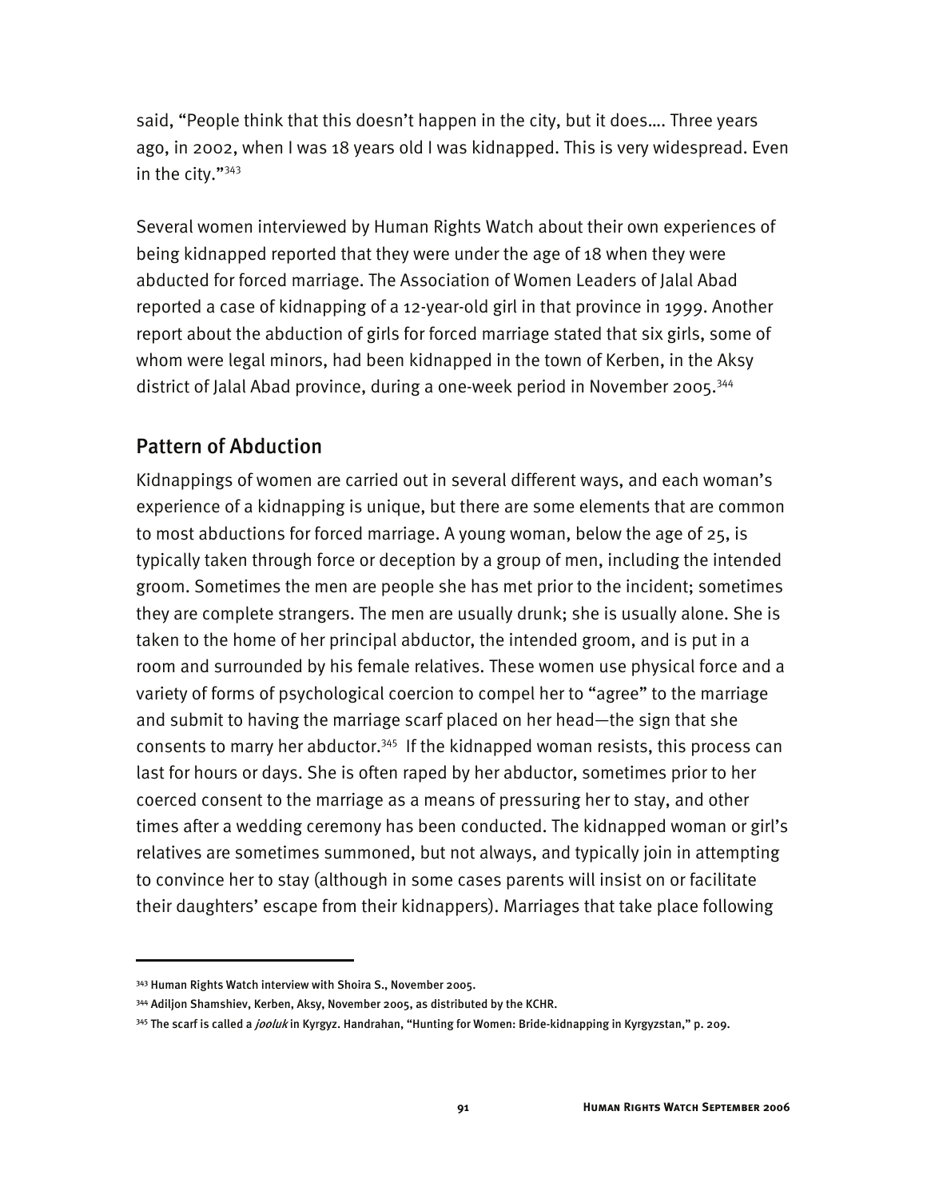said, “People think that this doesn’t happen in the city, but it does…. Three years ago, in 2002, when I was 18 years old I was kidnapped. This is very widespread. Even in the city.”[343]

Several women interviewed by Human Rights Watch about their own experiences of being kidnapped reported that they were under the age of 18 when they were abducted for forced marriage. The Association of Women Leaders of Jalal Abad reported a case of kidnapping of a 12-year-old girl in that province in 1999. Another report about the abduction of girls for forced marriage stated that six girls, some of whom were legal minors, had been kidnapped in the town of Kerben, in the Aksy district of Jalal Abad province, during a one-week period in November 2005.[344]

## Pattern of Abduction

Kidnappings of women are carried out in several different ways, and each woman’s experience of a kidnapping is unique, but there are some elements that are common to most abductions for forced marriage. A young woman, below the age of 25, is typically taken through force or deception by a group of men, including the intended groom. Sometimes the men are people she has met prior to the incident; sometimes they are complete strangers. The men are usually drunk; she is usually alone. She is taken to the home of her principal abductor, the intended groom, and is put in a room and surrounded by his female relatives. These women use physical force and a variety of forms of psychological coercion to compel her to “agree” to the marriage and submit to having the marriage scarf placed on her head—the sign that she consents to marry her abductor.[345] If the kidnapped woman resists, this process can last for hours or days. She is often raped by her abductor, sometimes prior to her coerced consent to the marriage as a means of pressuring her to stay, and other times after a wedding ceremony has been conducted. The kidnapped woman or girl’s relatives are sometimes summoned, but not always, and typically join in attempting to convince her to stay (although in some cases parents will insist on or facilitate their daughters’ escape from their kidnappers). Marriages that take place following

---

[343] Human Rights Watch interview with Shoira S., November 2005.

[344] Adiljon Shamshiev, Kerben, Aksy, November 2005, as distributed by the KCHR.

[345] The scarf is called a *jooluk* in Kyrgyz. Handrahan, “Hunting for Women: Bride-kidnapping in Kyrgyzstan,” p. 209.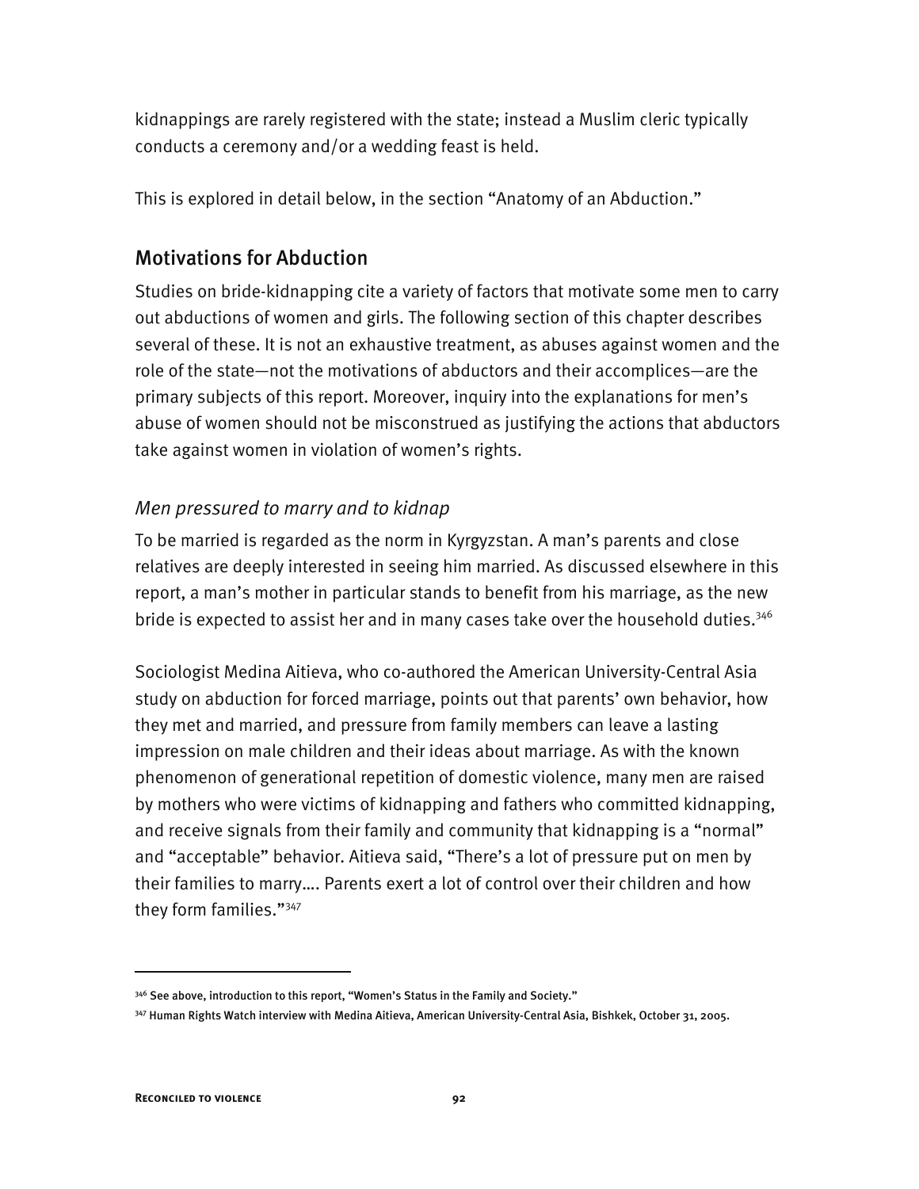kidnappings are rarely registered with the state; instead a Muslim cleric typically conducts a ceremony and/or a wedding feast is held.

This is explored in detail below, in the section "Anatomy of an Abduction."

## Motivations for Abduction

Studies on bride-kidnapping cite a variety of factors that motivate some men to carry out abductions of women and girls. The following section of this chapter describes several of these. It is not an exhaustive treatment, as abuses against women and the role of the state—not the motivations of abductors and their accomplices—are the primary subjects of this report. Moreover, inquiry into the explanations for men's abuse of women should not be misconstrued as justifying the actions that abductors take against women in violation of women's rights.

### *Men pressured to marry and to kidnap*

To be married is regarded as the norm in Kyrgyzstan. A man's parents and close relatives are deeply interested in seeing him married. As discussed elsewhere in this report, a man's mother in particular stands to benefit from his marriage, as the new bride is expected to assist her and in many cases take over the household duties.[346]

Sociologist Medina Aitieva, who co-authored the American University-Central Asia study on abduction for forced marriage, points out that parents' own behavior, how they met and married, and pressure from family members can leave a lasting impression on male children and their ideas about marriage. As with the known phenomenon of generational repetition of domestic violence, many men are raised by mothers who were victims of kidnapping and fathers who committed kidnapping, and receive signals from their family and community that kidnapping is a "normal" and "acceptable" behavior. Aitieva said, "There's a lot of pressure put on men by their families to marry…. Parents exert a lot of control over their children and how they form families."[347]

---

[346] See above, introduction to this report, "Women's Status in the Family and Society."

[347] Human Rights Watch interview with Medina Aitieva, American University-Central Asia, Bishkek, October 31, 2005.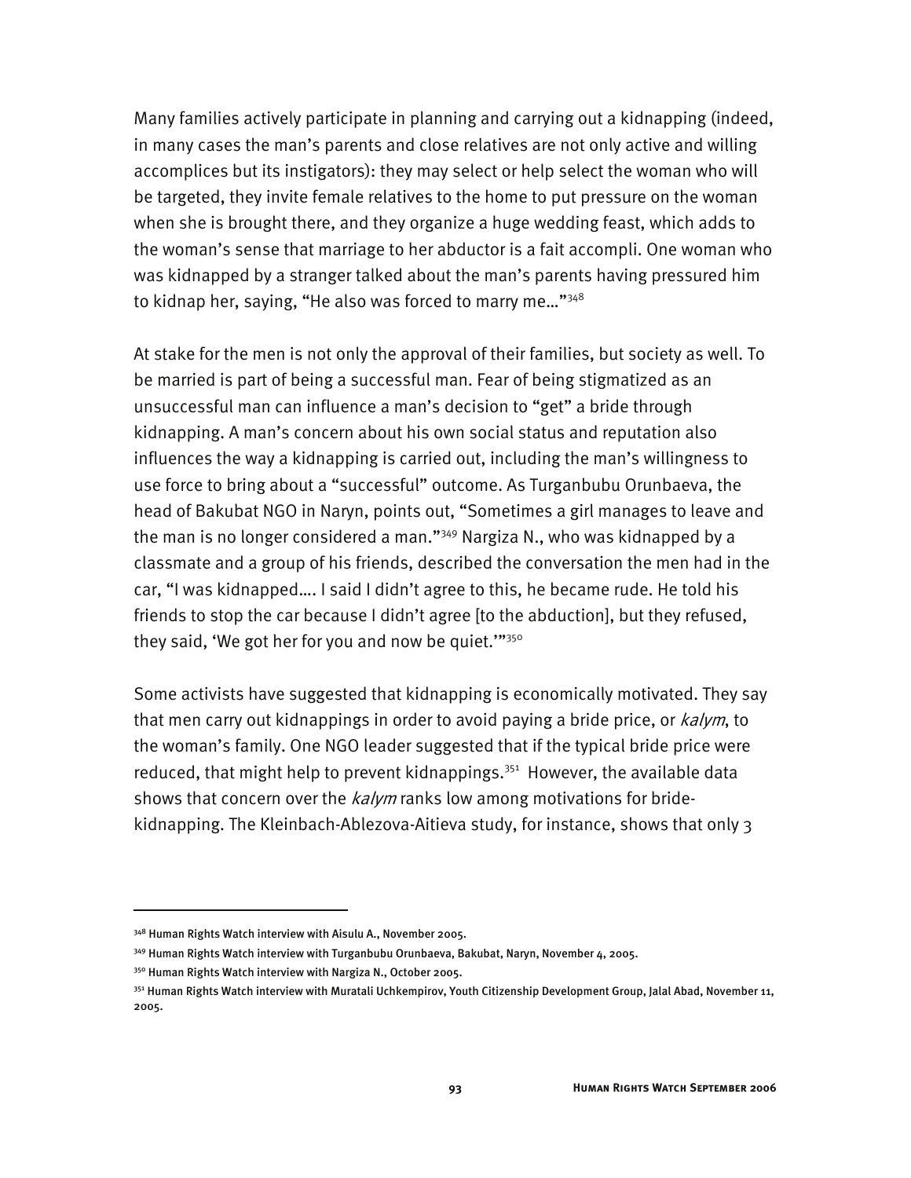Many families actively participate in planning and carrying out a kidnapping (indeed, in many cases the man's parents and close relatives are not only active and willing accomplices but its instigators): they may select or help select the woman who will be targeted, they invite female relatives to the home to put pressure on the woman when she is brought there, and they organize a huge wedding feast, which adds to the woman's sense that marriage to her abductor is a fait accompli. One woman who was kidnapped by a stranger talked about the man's parents having pressured him to kidnap her, saying, "He also was forced to marry me…"[348]

At stake for the men is not only the approval of their families, but society as well. To be married is part of being a successful man. Fear of being stigmatized as an unsuccessful man can influence a man's decision to "get" a bride through kidnapping. A man's concern about his own social status and reputation also influences the way a kidnapping is carried out, including the man's willingness to use force to bring about a "successful" outcome. As Turganbubu Orunbaeva, the head of Bakubat NGO in Naryn, points out, "Sometimes a girl manages to leave and the man is no longer considered a man."[349] Nargiza N., who was kidnapped by a classmate and a group of his friends, described the conversation the men had in the car, "I was kidnapped…. I said I didn't agree to this, he became rude. He told his friends to stop the car because I didn't agree [to the abduction], but they refused, they said, 'We got her for you and now be quiet.'"[350]

Some activists have suggested that kidnapping is economically motivated. They say that men carry out kidnappings in order to avoid paying a bride price, or *kalym*, to the woman's family. One NGO leader suggested that if the typical bride price were reduced, that might help to prevent kidnappings.[351] However, the available data shows that concern over the *kalym* ranks low among motivations for bride-kidnapping. The Kleinbach-Ablezova-Aitieva study, for instance, shows that only 3

---

[348] Human Rights Watch interview with Aisulu A., November 2005.

[349] Human Rights Watch interview with Turganbubu Orunbaeva, Bakubat, Naryn, November 4, 2005.

[350] Human Rights Watch interview with Nargiza N., October 2005.

[351] Human Rights Watch interview with Muratali Uchkempirov, Youth Citizenship Development Group, Jalal Abad, November 11, 2005.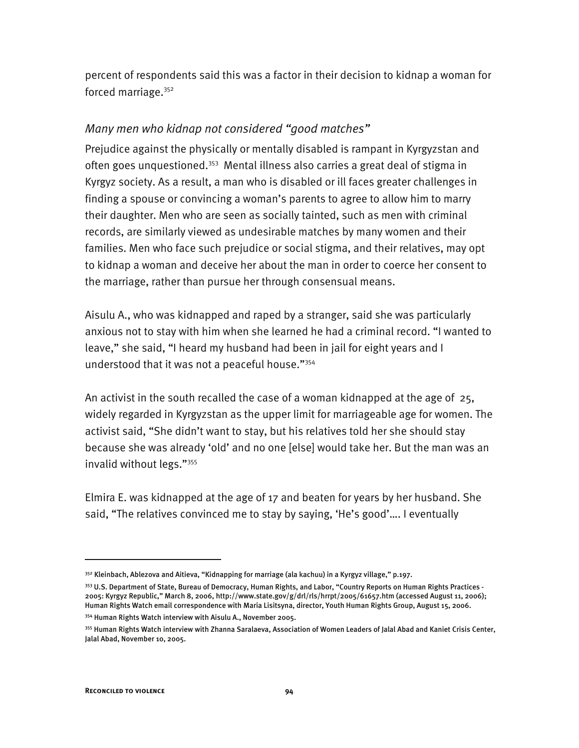percent of respondents said this was a factor in their decision to kidnap a woman for forced marriage.[352]

### *Many men who kidnap not considered "good matches"*

Prejudice against the physically or mentally disabled is rampant in Kyrgyzstan and often goes unquestioned.[353] Mental illness also carries a great deal of stigma in Kyrgyz society. As a result, a man who is disabled or ill faces greater challenges in finding a spouse or convincing a woman's parents to agree to allow him to marry their daughter. Men who are seen as socially tainted, such as men with criminal records, are similarly viewed as undesirable matches by many women and their families. Men who face such prejudice or social stigma, and their relatives, may opt to kidnap a woman and deceive her about the man in order to coerce her consent to the marriage, rather than pursue her through consensual means.

Aisulu A., who was kidnapped and raped by a stranger, said she was particularly anxious not to stay with him when she learned he had a criminal record. "I wanted to leave," she said, "I heard my husband had been in jail for eight years and I understood that it was not a peaceful house."[354]

An activist in the south recalled the case of a woman kidnapped at the age of 25, widely regarded in Kyrgyzstan as the upper limit for marriageable age for women. The activist said, "She didn't want to stay, but his relatives told her she should stay because she was already 'old' and no one [else] would take her. But the man was an invalid without legs."[355]

Elmira E. was kidnapped at the age of 17 and beaten for years by her husband. She said, "The relatives convinced me to stay by saying, 'He's good'…. I eventually

---

[352] Kleinbach, Ablezova and Aitieva, "Kidnapping for marriage (ala kachuu) in a Kyrgyz village," p.197.

[353] U.S. Department of State, Bureau of Democracy, Human Rights, and Labor, "Country Reports on Human Rights Practices - 2005: Kyrgyz Republic," March 8, 2006, http://www.state.gov/g/drl/rls/hrrpt/2005/61657.htm (accessed August 11, 2006); Human Rights Watch email correspondence with Maria Lisitsyna, director, Youth Human Rights Group, August 15, 2006.

[354] Human Rights Watch interview with Aisulu A., November 2005.

[355] Human Rights Watch interview with Zhanna Saralaeva, Association of Women Leaders of Jalal Abad and Kaniet Crisis Center, Jalal Abad, November 10, 2005.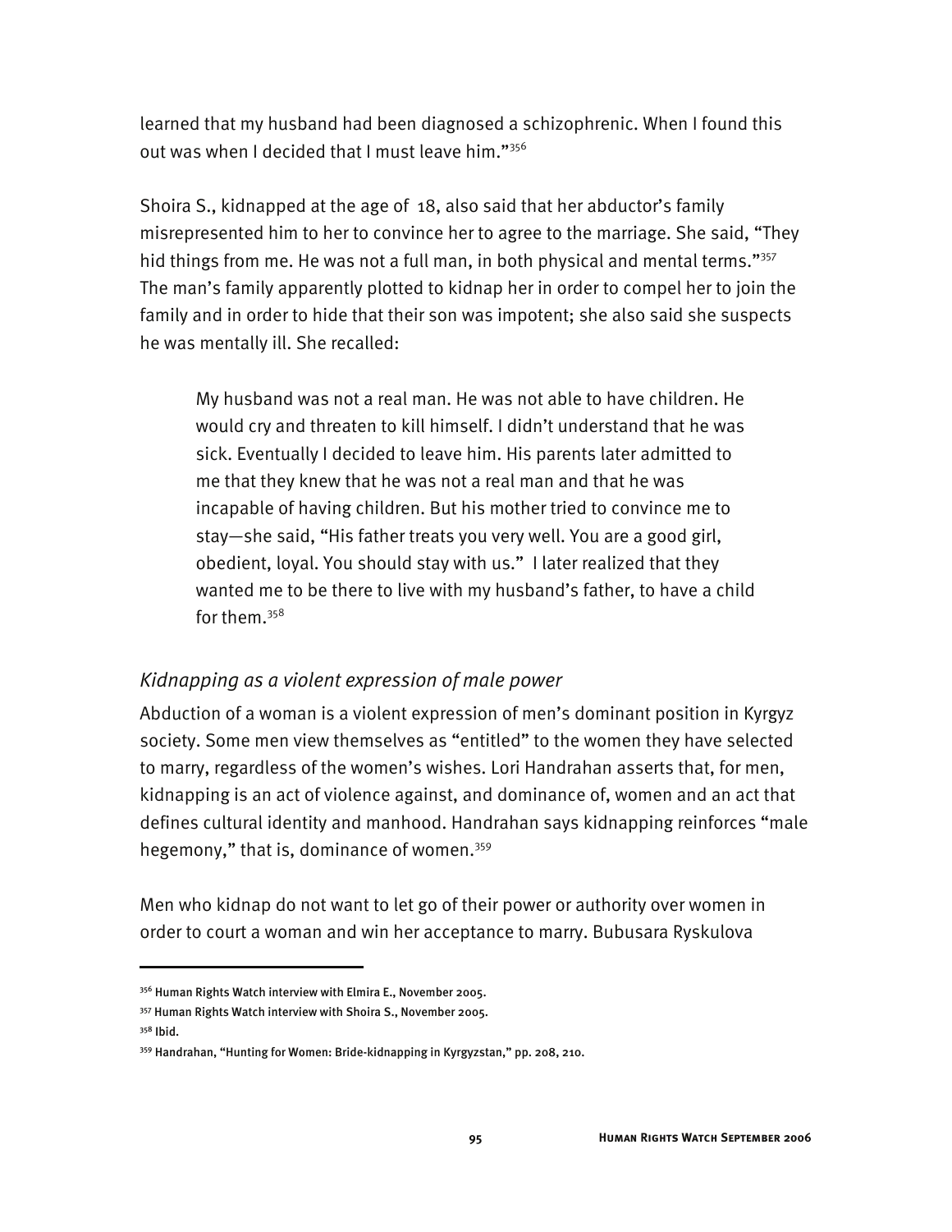learned that my husband had been diagnosed a schizophrenic. When I found this out was when I decided that I must leave him."[356]

Shoira S., kidnapped at the age of 18, also said that her abductor's family misrepresented him to her to convince her to agree to the marriage. She said, "They hid things from me. He was not a full man, in both physical and mental terms."[357] The man's family apparently plotted to kidnap her in order to compel her to join the family and in order to hide that their son was impotent; she also said she suspects he was mentally ill. She recalled:

> My husband was not a real man. He was not able to have children. He would cry and threaten to kill himself. I didn't understand that he was sick. Eventually I decided to leave him. His parents later admitted to me that they knew that he was not a real man and that he was incapable of having children. But his mother tried to convince me to stay—she said, "His father treats you very well. You are a good girl, obedient, loyal. You should stay with us." I later realized that they wanted me to be there to live with my husband's father, to have a child for them.[358]

### *Kidnapping as a violent expression of male power*

Abduction of a woman is a violent expression of men's dominant position in Kyrgyz society. Some men view themselves as "entitled" to the women they have selected to marry, regardless of the women's wishes. Lori Handrahan asserts that, for men, kidnapping is an act of violence against, and dominance of, women and an act that defines cultural identity and manhood. Handrahan says kidnapping reinforces "male hegemony," that is, dominance of women.[359]

Men who kidnap do not want to let go of their power or authority over women in order to court a woman and win her acceptance to marry. Bubusara Ryskulova

---

[356] Human Rights Watch interview with Elmira E., November 2005.

[357] Human Rights Watch interview with Shoira S., November 2005.

[358] Ibid.

[359] Handrahan, "Hunting for Women: Bride-kidnapping in Kyrgyzstan," pp. 208, 210.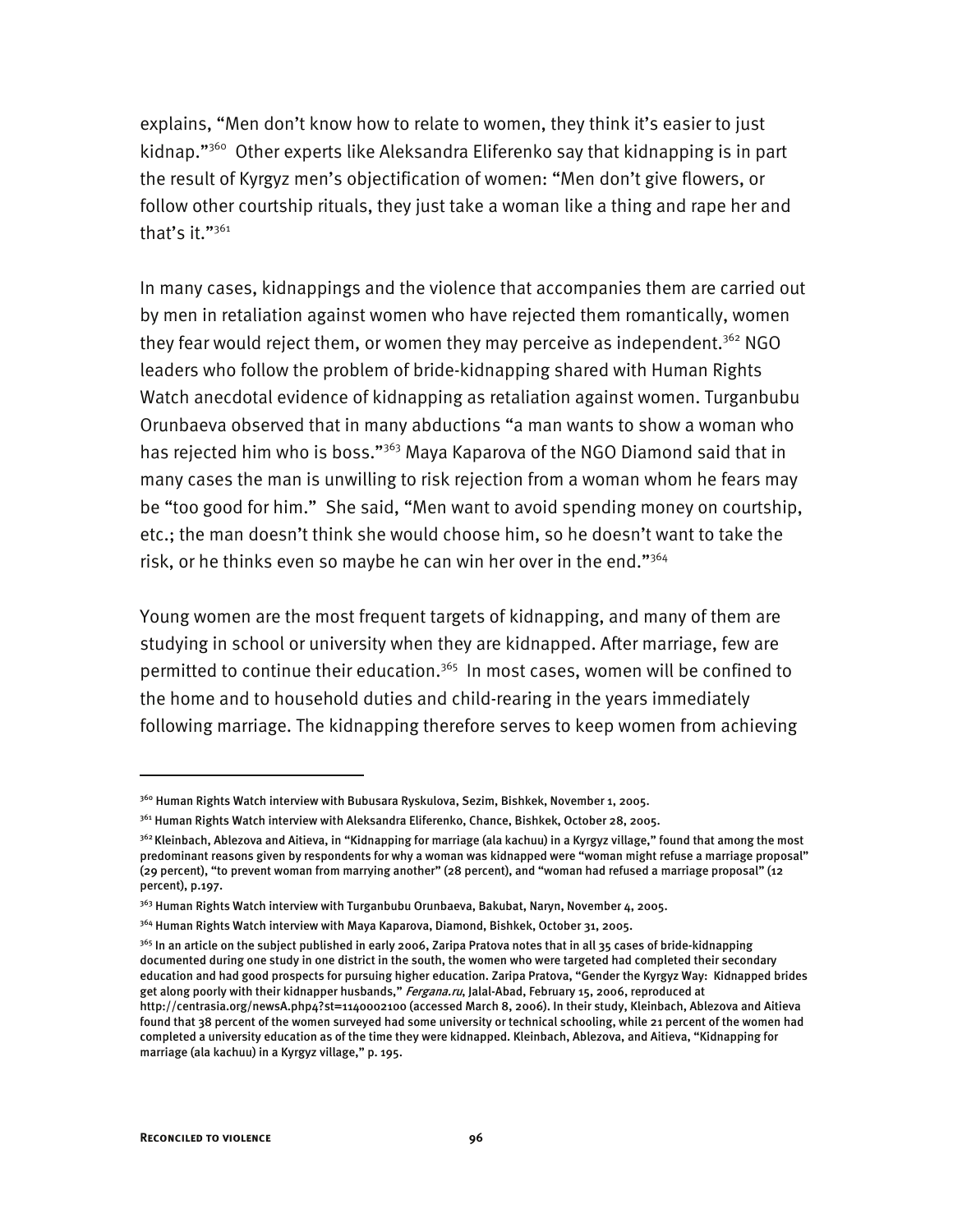explains, "Men don't know how to relate to women, they think it's easier to just kidnap."[360] Other experts like Aleksandra Eliferenko say that kidnapping is in part the result of Kyrgyz men's objectification of women: "Men don't give flowers, or follow other courtship rituals, they just take a woman like a thing and rape her and that's it."[361]

In many cases, kidnappings and the violence that accompanies them are carried out by men in retaliation against women who have rejected them romantically, women they fear would reject them, or women they may perceive as independent.[362] NGO leaders who follow the problem of bride-kidnapping shared with Human Rights Watch anecdotal evidence of kidnapping as retaliation against women. Turganbubu Orunbaeva observed that in many abductions "a man wants to show a woman who has rejected him who is boss."[363] Maya Kaparova of the NGO Diamond said that in many cases the man is unwilling to risk rejection from a woman whom he fears may be "too good for him." She said, "Men want to avoid spending money on courtship, etc.; the man doesn't think she would choose him, so he doesn't want to take the risk, or he thinks even so maybe he can win her over in the end."[364]

Young women are the most frequent targets of kidnapping, and many of them are studying in school or university when they are kidnapped. After marriage, few are permitted to continue their education.[365] In most cases, women will be confined to the home and to household duties and child-rearing in the years immediately following marriage. The kidnapping therefore serves to keep women from achieving

---

[360] Human Rights Watch interview with Bubusara Ryskulova, Sezim, Bishkek, November 1, 2005.

[361] Human Rights Watch interview with Aleksandra Eliferenko, Chance, Bishkek, October 28, 2005.

[362] Kleinbach, Ablezova and Aitieva, in "Kidnapping for marriage (ala kachuu) in a Kyrgyz village," found that among the most predominant reasons given by respondents for why a woman was kidnapped were "woman might refuse a marriage proposal" (29 percent), "to prevent woman from marrying another" (28 percent), and "woman had refused a marriage proposal" (12 percent), p.197.

[363] Human Rights Watch interview with Turganbubu Orunbaeva, Bakubat, Naryn, November 4, 2005.

[364] Human Rights Watch interview with Maya Kaparova, Diamond, Bishkek, October 31, 2005.

[365] In an article on the subject published in early 2006, Zaripa Pratova notes that in all 35 cases of bride-kidnapping documented during one study in one district in the south, the women who were targeted had completed their secondary education and had good prospects for pursuing higher education. Zaripa Pratova, "Gender the Kyrgyz Way: Kidnapped brides get along poorly with their kidnapper husbands," *Fergana.ru*, Jalal-Abad, February 15, 2006, reproduced at http://centrasia.org/newsA.php4?st=1140002100 (accessed March 8, 2006). In their study, Kleinbach, Ablezova and Aitieva found that 38 percent of the women surveyed had some university or technical schooling, while 21 percent of the women had completed a university education as of the time they were kidnapped. Kleinbach, Ablezova, and Aitieva, "Kidnapping for marriage (ala kachuu) in a Kyrgyz village," p. 195.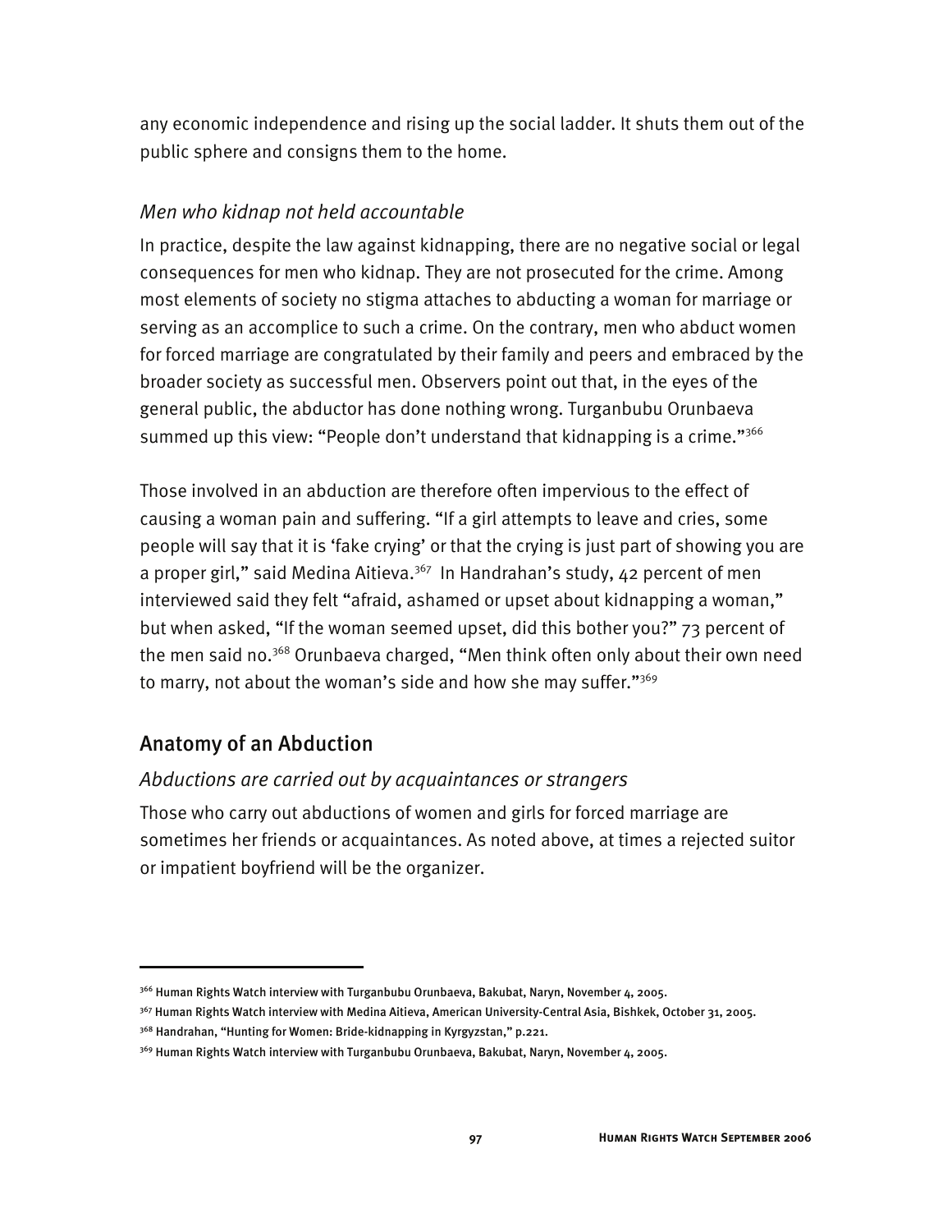any economic independence and rising up the social ladder. It shuts them out of the public sphere and consigns them to the home.

### *Men who kidnap not held accountable*

In practice, despite the law against kidnapping, there are no negative social or legal consequences for men who kidnap. They are not prosecuted for the crime. Among most elements of society no stigma attaches to abducting a woman for marriage or serving as an accomplice to such a crime. On the contrary, men who abduct women for forced marriage are congratulated by their family and peers and embraced by the broader society as successful men. Observers point out that, in the eyes of the general public, the abductor has done nothing wrong. Turganbubu Orunbaeva summed up this view: "People don't understand that kidnapping is a crime."[366]

Those involved in an abduction are therefore often impervious to the effect of causing a woman pain and suffering. "If a girl attempts to leave and cries, some people will say that it is 'fake crying' or that the crying is just part of showing you are a proper girl," said Medina Aitieva.[367] In Handrahan's study, 42 percent of men interviewed said they felt "afraid, ashamed or upset about kidnapping a woman," but when asked, "If the woman seemed upset, did this bother you?" 73 percent of the men said no.[368] Orunbaeva charged, "Men think often only about their own need to marry, not about the woman's side and how she may suffer."[369]

## Anatomy of an Abduction

### *Abductions are carried out by acquaintances or strangers*

Those who carry out abductions of women and girls for forced marriage are sometimes her friends or acquaintances. As noted above, at times a rejected suitor or impatient boyfriend will be the organizer.

---

[366] Human Rights Watch interview with Turganbubu Orunbaeva, Bakubat, Naryn, November 4, 2005.

[367] Human Rights Watch interview with Medina Aitieva, American University-Central Asia, Bishkek, October 31, 2005.

[368] Handrahan, "Hunting for Women: Bride-kidnapping in Kyrgyzstan," p.221.

[369] Human Rights Watch interview with Turganbubu Orunbaeva, Bakubat, Naryn, November 4, 2005.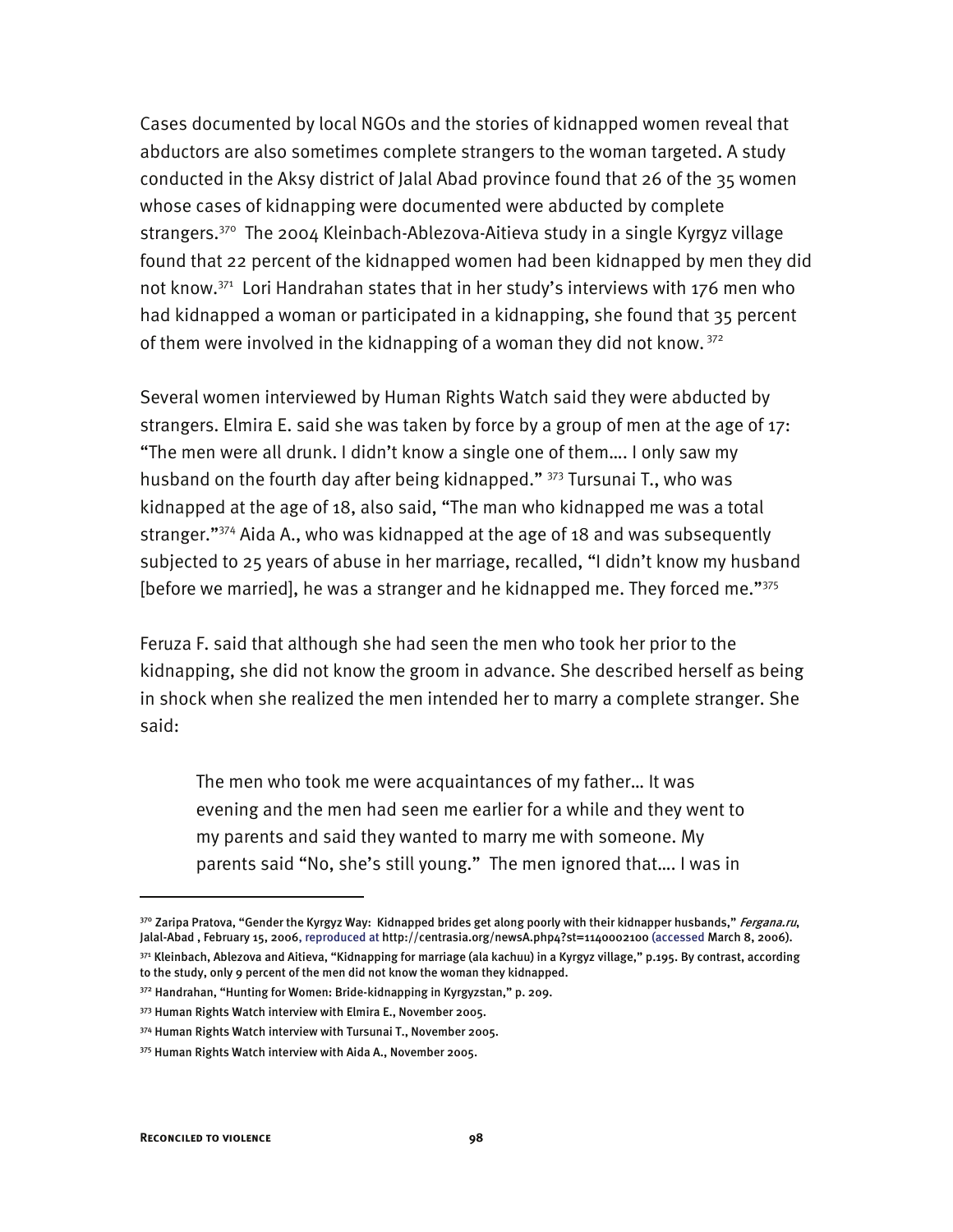Cases documented by local NGOs and the stories of kidnapped women reveal that abductors are also sometimes complete strangers to the woman targeted. A study conducted in the Aksy district of Jalal Abad province found that 26 of the 35 women whose cases of kidnapping were documented were abducted by complete strangers.[370] The 2004 Kleinbach-Ablezova-Aitieva study in a single Kyrgyz village found that 22 percent of the kidnapped women had been kidnapped by men they did not know.[371] Lori Handrahan states that in her study's interviews with 176 men who had kidnapped a woman or participated in a kidnapping, she found that 35 percent of them were involved in the kidnapping of a woman they did not know.[372]

Several women interviewed by Human Rights Watch said they were abducted by strangers. Elmira E. said she was taken by force by a group of men at the age of 17: "The men were all drunk. I didn't know a single one of them…. I only saw my husband on the fourth day after being kidnapped."[373] Tursunai T., who was kidnapped at the age of 18, also said, "The man who kidnapped me was a total stranger."[374] Aida A., who was kidnapped at the age of 18 and was subsequently subjected to 25 years of abuse in her marriage, recalled, "I didn't know my husband [before we married], he was a stranger and he kidnapped me. They forced me."[375]

Feruza F. said that although she had seen the men who took her prior to the kidnapping, she did not know the groom in advance. She described herself as being in shock when she realized the men intended her to marry a complete stranger. She said:

> The men who took me were acquaintances of my father… It was evening and the men had seen me earlier for a while and they went to my parents and said they wanted to marry me with someone. My parents said "No, she's still young." The men ignored that…. I was in

---

[370] Zaripa Pratova, "Gender the Kyrgyz Way: Kidnapped brides get along poorly with their kidnapper husbands," *Fergana.ru*, Jalal-Abad , February 15, 2006, reproduced at http://centrasia.org/newsA.php4?st=1140002100 (accessed March 8, 2006).

[371] Kleinbach, Ablezova and Aitieva, "Kidnapping for marriage (ala kachuu) in a Kyrgyz village," p.195. By contrast, according to the study, only 9 percent of the men did not know the woman they kidnapped.

[372] Handrahan, "Hunting for Women: Bride-kidnapping in Kyrgyzstan," p. 209.

[373] Human Rights Watch interview with Elmira E., November 2005.

[374] Human Rights Watch interview with Tursunai T., November 2005.

[375] Human Rights Watch interview with Aida A., November 2005.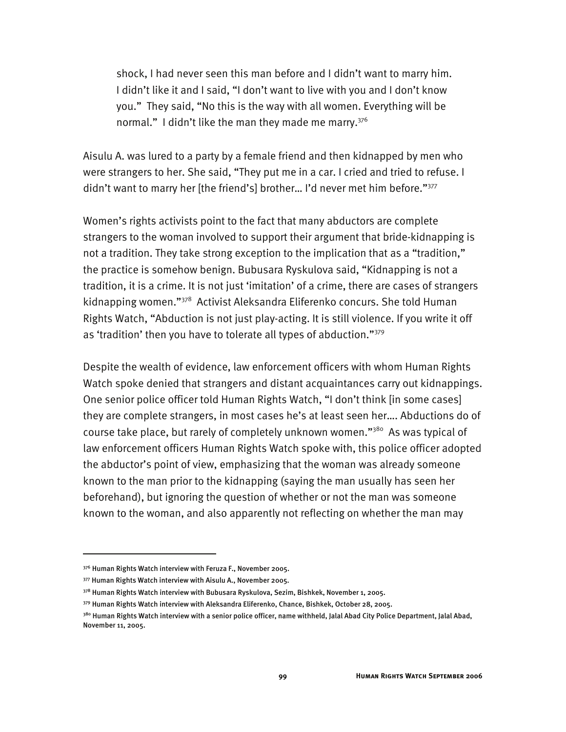> shock, I had never seen this man before and I didn't want to marry him. I didn't like it and I said, "I don't want to live with you and I don't know you." They said, "No this is the way with all women. Everything will be normal." I didn't like the man they made me marry.[376]

Aisulu A. was lured to a party by a female friend and then kidnapped by men who were strangers to her. She said, "They put me in a car. I cried and tried to refuse. I didn't want to marry her [the friend's] brother… I'd never met him before."[377]

Women's rights activists point to the fact that many abductors are complete strangers to the woman involved to support their argument that bride-kidnapping is not a tradition. They take strong exception to the implication that as a "tradition," the practice is somehow benign. Bubusara Ryskulova said, "Kidnapping is not a tradition, it is a crime. It is not just 'imitation' of a crime, there are cases of strangers kidnapping women."[378] Activist Aleksandra Eliferenko concurs. She told Human Rights Watch, "Abduction is not just play-acting. It is still violence. If you write it off as 'tradition' then you have to tolerate all types of abduction."[379]

Despite the wealth of evidence, law enforcement officers with whom Human Rights Watch spoke denied that strangers and distant acquaintances carry out kidnappings. One senior police officer told Human Rights Watch, "I don't think [in some cases] they are complete strangers, in most cases he's at least seen her…. Abductions do of course take place, but rarely of completely unknown women."[380] As was typical of law enforcement officers Human Rights Watch spoke with, this police officer adopted the abductor's point of view, emphasizing that the woman was already someone known to the man prior to the kidnapping (saying the man usually has seen her beforehand), but ignoring the question of whether or not the man was someone known to the woman, and also apparently not reflecting on whether the man may

---

[376] Human Rights Watch interview with Feruza F., November 2005.

[377] Human Rights Watch interview with Aisulu A., November 2005.

[378] Human Rights Watch interview with Bubusara Ryskulova, Sezim, Bishkek, November 1, 2005.

[379] Human Rights Watch interview with Aleksandra Eliferenko, Chance, Bishkek, October 28, 2005.

[380] Human Rights Watch interview with a senior police officer, name withheld, Jalal Abad City Police Department, Jalal Abad, November 11, 2005.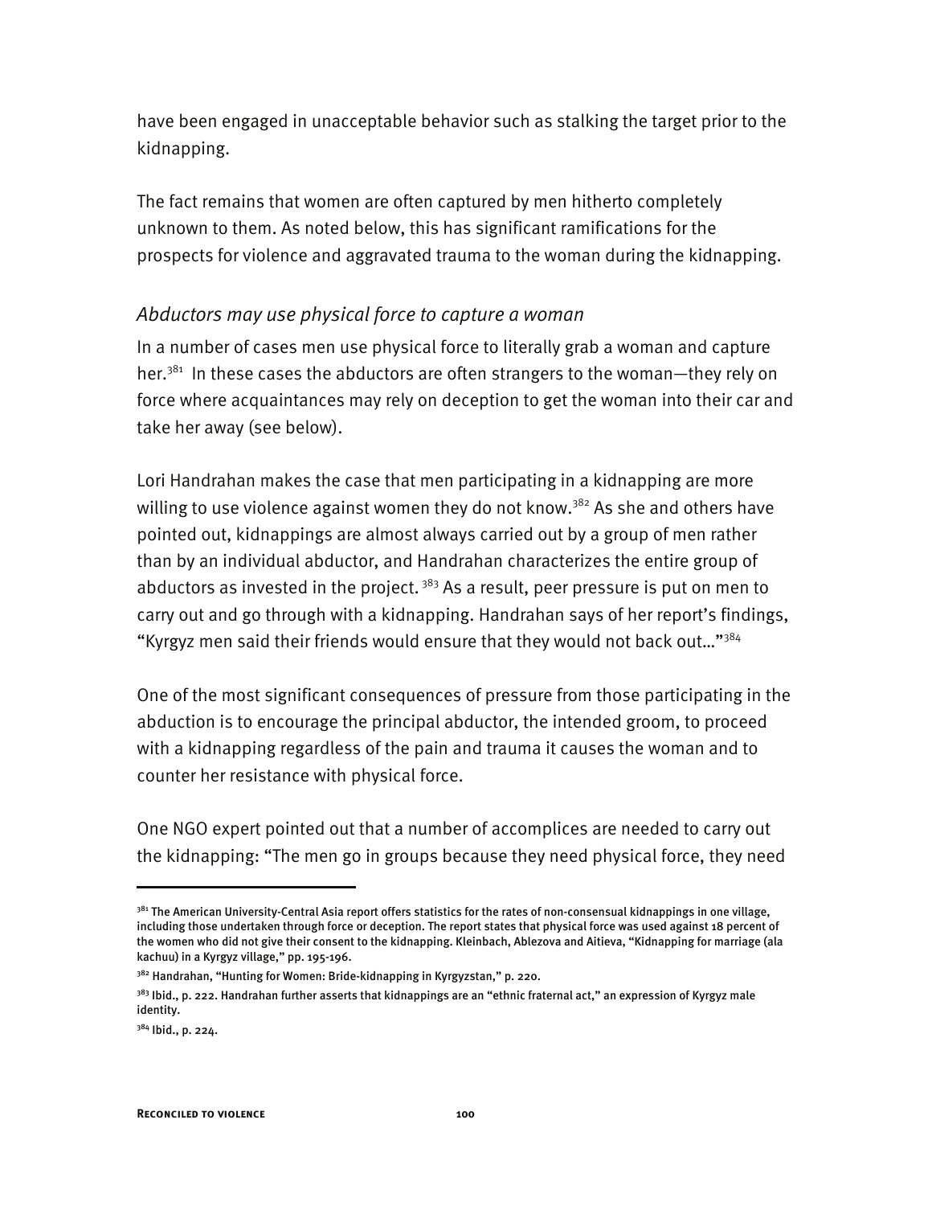have been engaged in unacceptable behavior such as stalking the target prior to the kidnapping.

The fact remains that women are often captured by men hitherto completely unknown to them. As noted below, this has significant ramifications for the prospects for violence and aggravated trauma to the woman during the kidnapping.

### *Abductors may use physical force to capture a woman*

In a number of cases men use physical force to literally grab a woman and capture her.[381] In these cases the abductors are often strangers to the woman—they rely on force where acquaintances may rely on deception to get the woman into their car and take her away (see below).

Lori Handrahan makes the case that men participating in a kidnapping are more willing to use violence against women they do not know.[382] As she and others have pointed out, kidnappings are almost always carried out by a group of men rather than by an individual abductor, and Handrahan characterizes the entire group of abductors as invested in the project.[383] As a result, peer pressure is put on men to carry out and go through with a kidnapping. Handrahan says of her report's findings, "Kyrgyz men said their friends would ensure that they would not back out…"[384]

One of the most significant consequences of pressure from those participating in the abduction is to encourage the principal abductor, the intended groom, to proceed with a kidnapping regardless of the pain and trauma it causes the woman and to counter her resistance with physical force.

One NGO expert pointed out that a number of accomplices are needed to carry out the kidnapping: "The men go in groups because they need physical force, they need

---

[381] The American University-Central Asia report offers statistics for the rates of non-consensual kidnappings in one village, including those undertaken through force or deception. The report states that physical force was used against 18 percent of the women who did not give their consent to the kidnapping. Kleinbach, Ablezova and Aitieva, "Kidnapping for marriage (ala kachuu) in a Kyrgyz village," pp. 195-196.

[382] Handrahan, "Hunting for Women: Bride-kidnapping in Kyrgyzstan," p. 220.

[383] Ibid., p. 222. Handrahan further asserts that kidnappings are an "ethnic fraternal act," an expression of Kyrgyz male identity.

[384] Ibid., p. 224.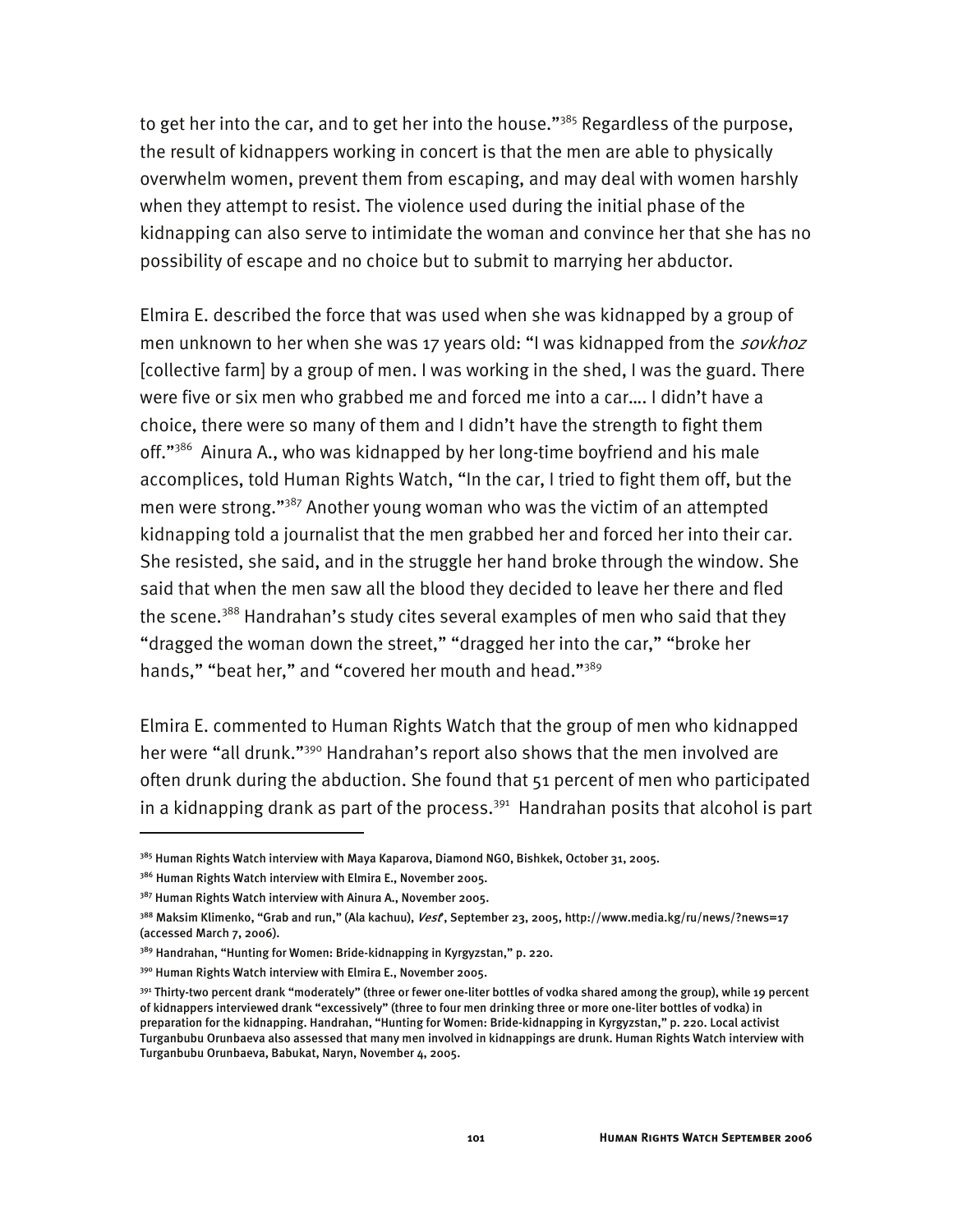to get her into the car, and to get her into the house."[385] Regardless of the purpose, the result of kidnappers working in concert is that the men are able to physically overwhelm women, prevent them from escaping, and may deal with women harshly when they attempt to resist. The violence used during the initial phase of the kidnapping can also serve to intimidate the woman and convince her that she has no possibility of escape and no choice but to submit to marrying her abductor.

Elmira E. described the force that was used when she was kidnapped by a group of men unknown to her when she was 17 years old: "I was kidnapped from the *sovkhoz* [collective farm] by a group of men. I was working in the shed, I was the guard. There were five or six men who grabbed me and forced me into a car…. I didn't have a choice, there were so many of them and I didn't have the strength to fight them off."[386] Ainura A., who was kidnapped by her long-time boyfriend and his male accomplices, told Human Rights Watch, "In the car, I tried to fight them off, but the men were strong."[387] Another young woman who was the victim of an attempted kidnapping told a journalist that the men grabbed her and forced her into their car. She resisted, she said, and in the struggle her hand broke through the window. She said that when the men saw all the blood they decided to leave her there and fled the scene.[388] Handrahan's study cites several examples of men who said that they "dragged the woman down the street," "dragged her into the car," "broke her hands," "beat her," and "covered her mouth and head."[389]

Elmira E. commented to Human Rights Watch that the group of men who kidnapped her were "all drunk."[390] Handrahan's report also shows that the men involved are often drunk during the abduction. She found that 51 percent of men who participated in a kidnapping drank as part of the process.[391] Handrahan posits that alcohol is part

---

[385] Human Rights Watch interview with Maya Kaparova, Diamond NGO, Bishkek, October 31, 2005.

[386] Human Rights Watch interview with Elmira E., November 2005.

[387] Human Rights Watch interview with Ainura A., November 2005.

[388] Maksim Klimenko, "Grab and run," (Ala kachuu), *Vest'*, September 23, 2005, http://www.media.kg/ru/news/?news=17 (accessed March 7, 2006).

[389] Handrahan, "Hunting for Women: Bride-kidnapping in Kyrgyzstan," p. 220.

[390] Human Rights Watch interview with Elmira E., November 2005.

[391] Thirty-two percent drank "moderately" (three or fewer one-liter bottles of vodka shared among the group), while 19 percent of kidnappers interviewed drank "excessively" (three to four men drinking three or more one-liter bottles of vodka) in preparation for the kidnapping. Handrahan, "Hunting for Women: Bride-kidnapping in Kyrgyzstan," p. 220. Local activist Turganbubu Orunbaeva also assessed that many men involved in kidnappings are drunk. Human Rights Watch interview with Turganbubu Orunbaeva, Babukat, Naryn, November 4, 2005.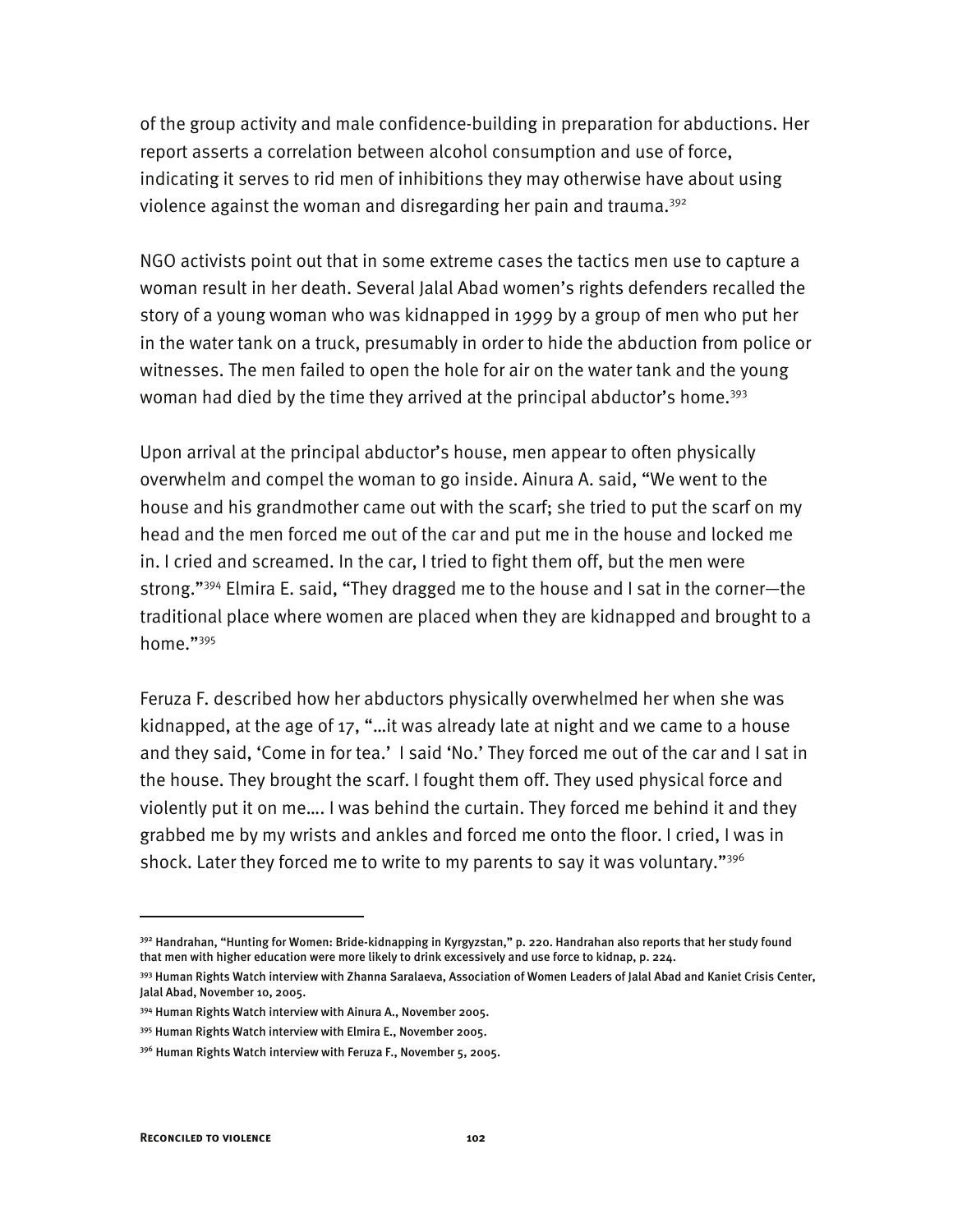of the group activity and male confidence-building in preparation for abductions. Her report asserts a correlation between alcohol consumption and use of force, indicating it serves to rid men of inhibitions they may otherwise have about using violence against the woman and disregarding her pain and trauma.[392]

NGO activists point out that in some extreme cases the tactics men use to capture a woman result in her death. Several Jalal Abad women's rights defenders recalled the story of a young woman who was kidnapped in 1999 by a group of men who put her in the water tank on a truck, presumably in order to hide the abduction from police or witnesses. The men failed to open the hole for air on the water tank and the young woman had died by the time they arrived at the principal abductor's home.[393]

Upon arrival at the principal abductor's house, men appear to often physically overwhelm and compel the woman to go inside. Ainura A. said, "We went to the house and his grandmother came out with the scarf; she tried to put the scarf on my head and the men forced me out of the car and put me in the house and locked me in. I cried and screamed. In the car, I tried to fight them off, but the men were strong."[394] Elmira E. said, "They dragged me to the house and I sat in the corner—the traditional place where women are placed when they are kidnapped and brought to a home."[395]

Feruza F. described how her abductors physically overwhelmed her when she was kidnapped, at the age of 17, "…it was already late at night and we came to a house and they said, 'Come in for tea.' I said 'No.' They forced me out of the car and I sat in the house. They brought the scarf. I fought them off. They used physical force and violently put it on me…. I was behind the curtain. They forced me behind it and they grabbed me by my wrists and ankles and forced me onto the floor. I cried, I was in shock. Later they forced me to write to my parents to say it was voluntary."[396]

---

[392] Handrahan, "Hunting for Women: Bride-kidnapping in Kyrgyzstan," p. 220. Handrahan also reports that her study found that men with higher education were more likely to drink excessively and use force to kidnap, p. 224.

[393] Human Rights Watch interview with Zhanna Saralaeva, Association of Women Leaders of Jalal Abad and Kaniet Crisis Center, Jalal Abad, November 10, 2005.

[394] Human Rights Watch interview with Ainura A., November 2005.

[395] Human Rights Watch interview with Elmira E., November 2005.

[396] Human Rights Watch interview with Feruza F., November 5, 2005.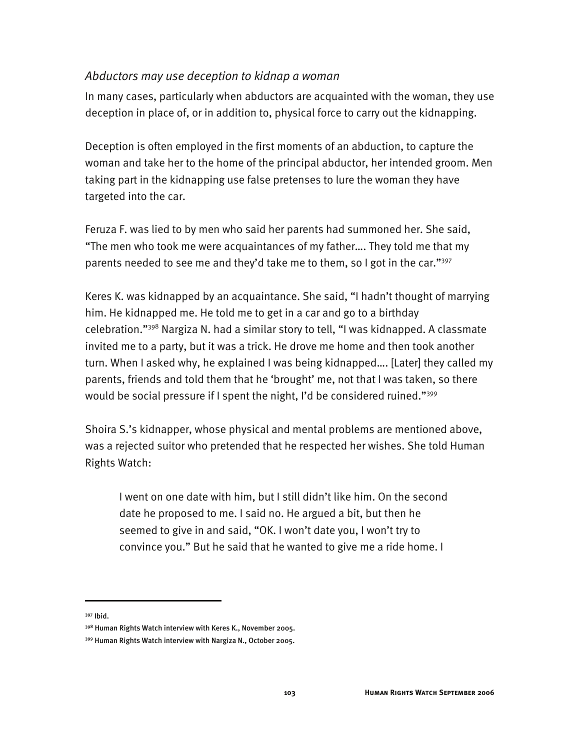### *Abductors may use deception to kidnap a woman*

In many cases, particularly when abductors are acquainted with the woman, they use deception in place of, or in addition to, physical force to carry out the kidnapping.

Deception is often employed in the first moments of an abduction, to capture the woman and take her to the home of the principal abductor, her intended groom. Men taking part in the kidnapping use false pretenses to lure the woman they have targeted into the car.

Feruza F. was lied to by men who said her parents had summoned her. She said, "The men who took me were acquaintances of my father…. They told me that my parents needed to see me and they'd take me to them, so I got in the car."[397]

Keres K. was kidnapped by an acquaintance. She said, "I hadn't thought of marrying him. He kidnapped me. He told me to get in a car and go to a birthday celebration."[398] Nargiza N. had a similar story to tell, "I was kidnapped. A classmate invited me to a party, but it was a trick. He drove me home and then took another turn. When I asked why, he explained I was being kidnapped…. [Later] they called my parents, friends and told them that he 'brought' me, not that I was taken, so there would be social pressure if I spent the night, I'd be considered ruined."[399]

Shoira S.'s kidnapper, whose physical and mental problems are mentioned above, was a rejected suitor who pretended that he respected her wishes. She told Human Rights Watch:

> I went on one date with him, but I still didn't like him. On the second date he proposed to me. I said no. He argued a bit, but then he seemed to give in and said, "OK. I won't date you, I won't try to convince you." But he said that he wanted to give me a ride home. I

---

[397] Ibid.

[398] Human Rights Watch interview with Keres K., November 2005.

[399] Human Rights Watch interview with Nargiza N., October 2005.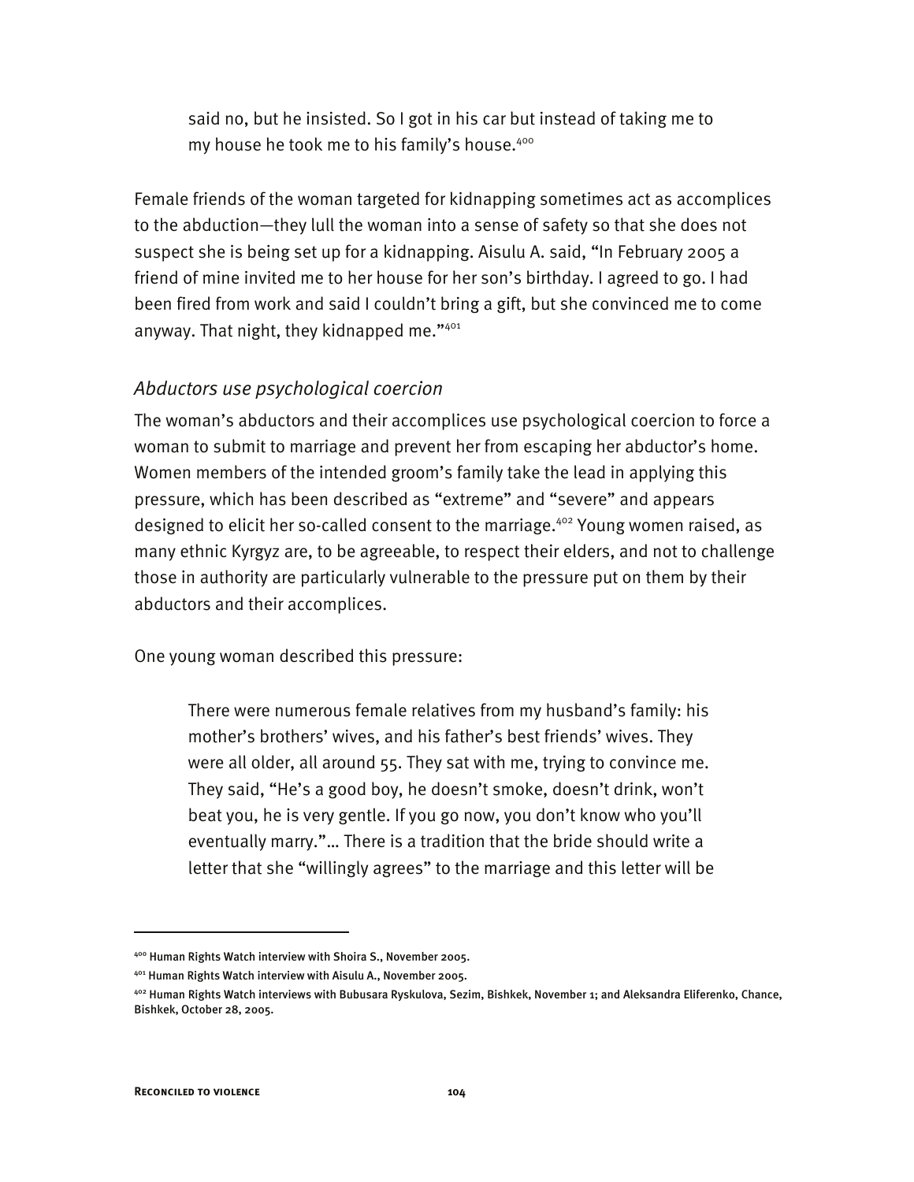> said no, but he insisted. So I got in his car but instead of taking me to my house he took me to his family's house.[400]

Female friends of the woman targeted for kidnapping sometimes act as accomplices to the abduction—they lull the woman into a sense of safety so that she does not suspect she is being set up for a kidnapping. Aisulu A. said, "In February 2005 a friend of mine invited me to her house for her son's birthday. I agreed to go. I had been fired from work and said I couldn't bring a gift, but she convinced me to come anyway. That night, they kidnapped me."[401]

### *Abductors use psychological coercion*

The woman's abductors and their accomplices use psychological coercion to force a woman to submit to marriage and prevent her from escaping her abductor's home. Women members of the intended groom's family take the lead in applying this pressure, which has been described as "extreme" and "severe" and appears designed to elicit her so-called consent to the marriage.[402] Young women raised, as many ethnic Kyrgyz are, to be agreeable, to respect their elders, and not to challenge those in authority are particularly vulnerable to the pressure put on them by their abductors and their accomplices.

One young woman described this pressure:

> There were numerous female relatives from my husband's family: his mother's brothers' wives, and his father's best friends' wives. They were all older, all around 55. They sat with me, trying to convince me. They said, "He's a good boy, he doesn't smoke, doesn't drink, won't beat you, he is very gentle. If you go now, you don't know who you'll eventually marry."… There is a tradition that the bride should write a letter that she "willingly agrees" to the marriage and this letter will be

---

[400] Human Rights Watch interview with Shoira S., November 2005.

[401] Human Rights Watch interview with Aisulu A., November 2005.

[402] Human Rights Watch interviews with Bubusara Ryskulova, Sezim, Bishkek, November 1; and Aleksandra Eliferenko, Chance, Bishkek, October 28, 2005.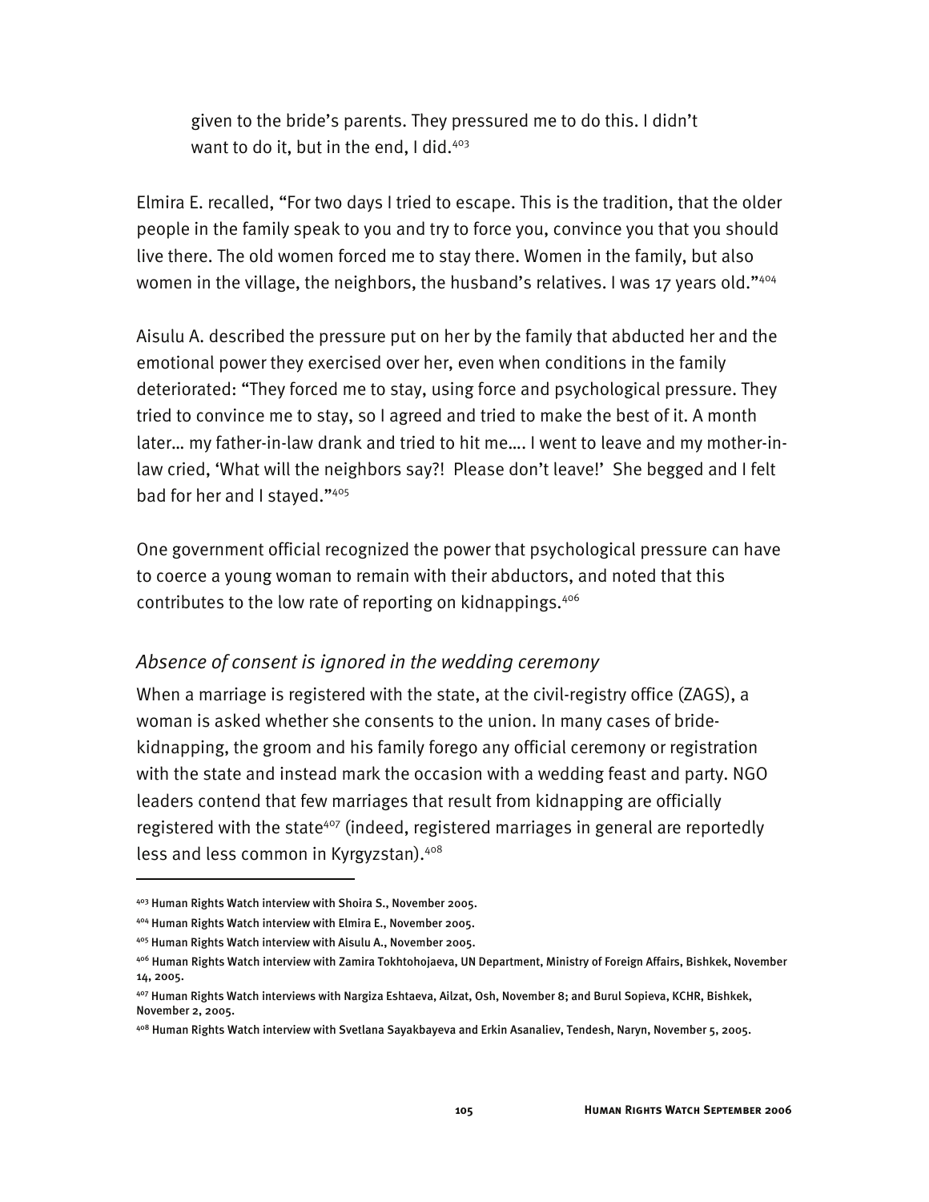given to the bride's parents. They pressured me to do this. I didn't want to do it, but in the end, I did.[403]

Elmira E. recalled, "For two days I tried to escape. This is the tradition, that the older people in the family speak to you and try to force you, convince you that you should live there. The old women forced me to stay there. Women in the family, but also women in the village, the neighbors, the husband's relatives. I was 17 years old."[404]

Aisulu A. described the pressure put on her by the family that abducted her and the emotional power they exercised over her, even when conditions in the family deteriorated: "They forced me to stay, using force and psychological pressure. They tried to convince me to stay, so I agreed and tried to make the best of it. A month later… my father-in-law drank and tried to hit me…. I went to leave and my mother-in-law cried, 'What will the neighbors say?! Please don't leave!' She begged and I felt bad for her and I stayed."[405]

One government official recognized the power that psychological pressure can have to coerce a young woman to remain with their abductors, and noted that this contributes to the low rate of reporting on kidnappings.[406]

### *Absence of consent is ignored in the wedding ceremony*

When a marriage is registered with the state, at the civil-registry office (ZAGS), a woman is asked whether she consents to the union. In many cases of bride-kidnapping, the groom and his family forego any official ceremony or registration with the state and instead mark the occasion with a wedding feast and party. NGO leaders contend that few marriages that result from kidnapping are officially registered with the state[407] (indeed, registered marriages in general are reportedly less and less common in Kyrgyzstan).[408]

---

[403] Human Rights Watch interview with Shoira S., November 2005.

[404] Human Rights Watch interview with Elmira E., November 2005.

[405] Human Rights Watch interview with Aisulu A., November 2005.

[406] Human Rights Watch interview with Zamira Tokhtohojaeva, UN Department, Ministry of Foreign Affairs, Bishkek, November 14, 2005.

[407] Human Rights Watch interviews with Nargiza Eshtaeva, Ailzat, Osh, November 8; and Burul Sopieva, KCHR, Bishkek, November 2, 2005.

[408] Human Rights Watch interview with Svetlana Sayakbayeva and Erkin Asanaliev, Tendesh, Naryn, November 5, 2005.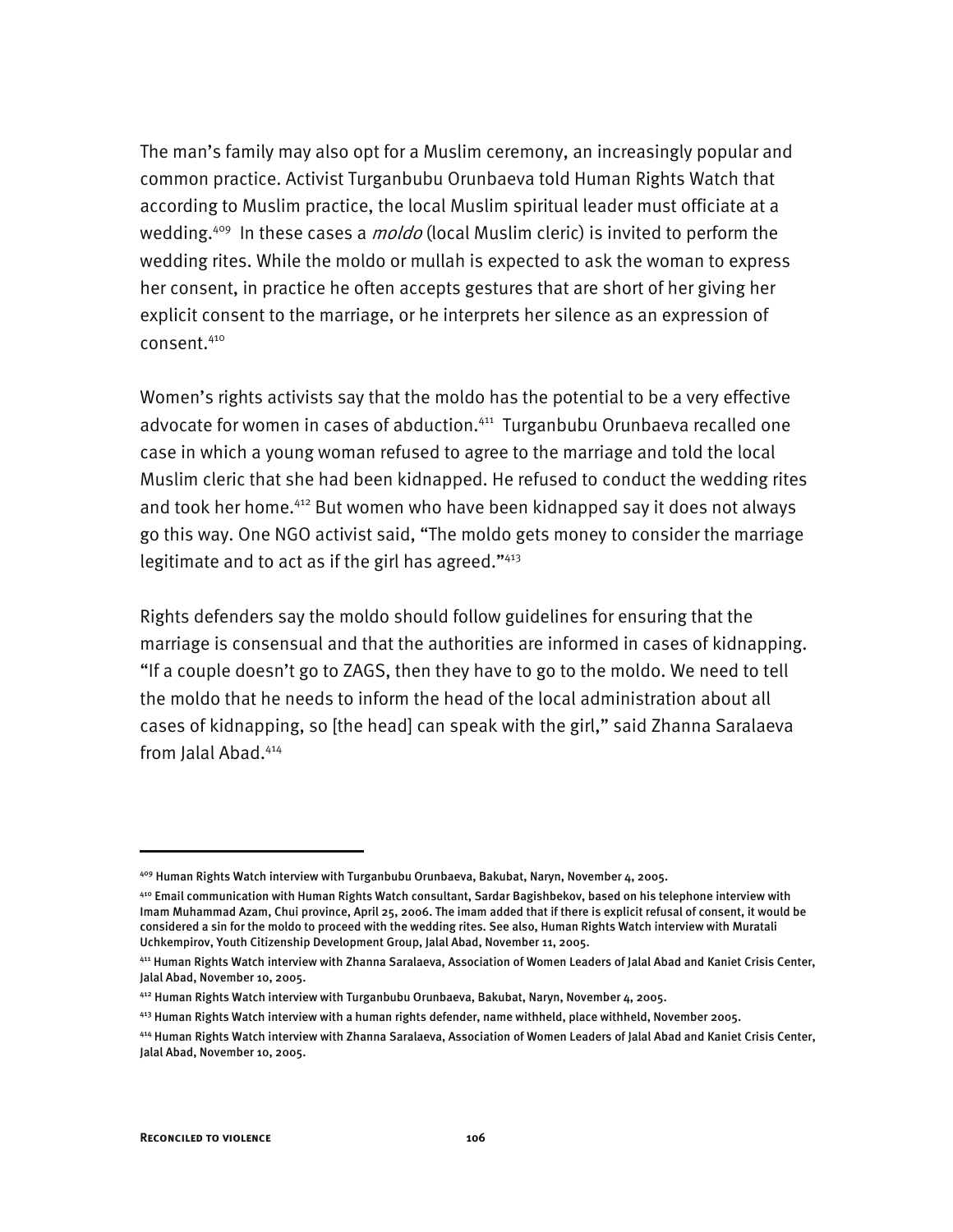The man's family may also opt for a Muslim ceremony, an increasingly popular and common practice. Activist Turganbubu Orunbaeva told Human Rights Watch that according to Muslim practice, the local Muslim spiritual leader must officiate at a wedding.[409] In these cases a *moldo* (local Muslim cleric) is invited to perform the wedding rites. While the moldo or mullah is expected to ask the woman to express her consent, in practice he often accepts gestures that are short of her giving her explicit consent to the marriage, or he interprets her silence as an expression of consent.[410]

Women's rights activists say that the moldo has the potential to be a very effective advocate for women in cases of abduction.[411] Turganbubu Orunbaeva recalled one case in which a young woman refused to agree to the marriage and told the local Muslim cleric that she had been kidnapped. He refused to conduct the wedding rites and took her home.[412] But women who have been kidnapped say it does not always go this way. One NGO activist said, "The moldo gets money to consider the marriage legitimate and to act as if the girl has agreed."[413]

Rights defenders say the moldo should follow guidelines for ensuring that the marriage is consensual and that the authorities are informed in cases of kidnapping. "If a couple doesn't go to ZAGS, then they have to go to the moldo. We need to tell the moldo that he needs to inform the head of the local administration about all cases of kidnapping, so [the head] can speak with the girl," said Zhanna Saralaeva from Jalal Abad.[414]

---

[409] Human Rights Watch interview with Turganbubu Orunbaeva, Bakubat, Naryn, November 4, 2005.

[410] Email communication with Human Rights Watch consultant, Sardar Bagishbekov, based on his telephone interview with Imam Muhammad Azam, Chui province, April 25, 2006. The imam added that if there is explicit refusal of consent, it would be considered a sin for the moldo to proceed with the wedding rites. See also, Human Rights Watch interview with Muratali Uchkempirov, Youth Citizenship Development Group, Jalal Abad, November 11, 2005.

[411] Human Rights Watch interview with Zhanna Saralaeva, Association of Women Leaders of Jalal Abad and Kaniet Crisis Center, Jalal Abad, November 10, 2005.

[412] Human Rights Watch interview with Turganbubu Orunbaeva, Bakubat, Naryn, November 4, 2005.

[413] Human Rights Watch interview with a human rights defender, name withheld, place withheld, November 2005.

[414] Human Rights Watch interview with Zhanna Saralaeva, Association of Women Leaders of Jalal Abad and Kaniet Crisis Center, Jalal Abad, November 10, 2005.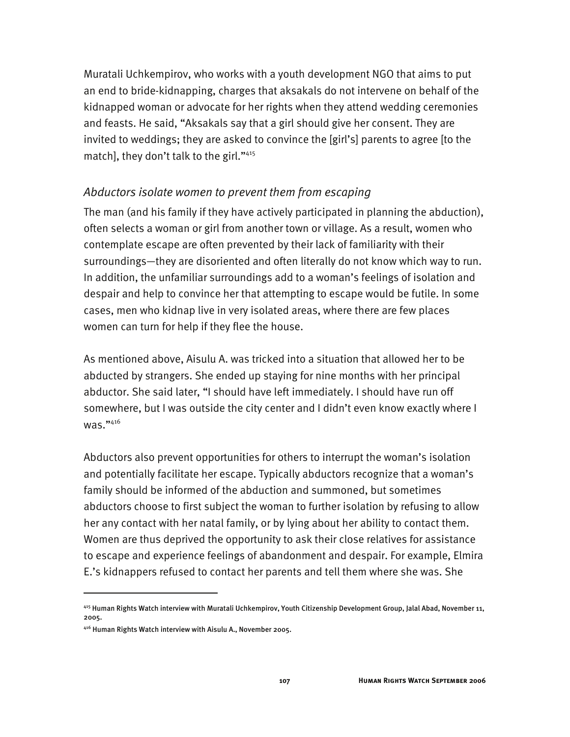Muratali Uchkempirov, who works with a youth development NGO that aims to put an end to bride-kidnapping, charges that aksakals do not intervene on behalf of the kidnapped woman or advocate for her rights when they attend wedding ceremonies and feasts. He said, "Aksakals say that a girl should give her consent. They are invited to weddings; they are asked to convince the [girl's] parents to agree [to the match], they don't talk to the girl."[415]

### *Abductors isolate women to prevent them from escaping*

The man (and his family if they have actively participated in planning the abduction), often selects a woman or girl from another town or village. As a result, women who contemplate escape are often prevented by their lack of familiarity with their surroundings—they are disoriented and often literally do not know which way to run. In addition, the unfamiliar surroundings add to a woman's feelings of isolation and despair and help to convince her that attempting to escape would be futile. In some cases, men who kidnap live in very isolated areas, where there are few places women can turn for help if they flee the house.

As mentioned above, Aisulu A. was tricked into a situation that allowed her to be abducted by strangers. She ended up staying for nine months with her principal abductor. She said later, "I should have left immediately. I should have run off somewhere, but I was outside the city center and I didn't even know exactly where I was."[416]

Abductors also prevent opportunities for others to interrupt the woman's isolation and potentially facilitate her escape. Typically abductors recognize that a woman's family should be informed of the abduction and summoned, but sometimes abductors choose to first subject the woman to further isolation by refusing to allow her any contact with her natal family, or by lying about her ability to contact them. Women are thus deprived the opportunity to ask their close relatives for assistance to escape and experience feelings of abandonment and despair. For example, Elmira E.'s kidnappers refused to contact her parents and tell them where she was. She

---

[415] Human Rights Watch interview with Muratali Uchkempirov, Youth Citizenship Development Group, Jalal Abad, November 11, 2005.

[416] Human Rights Watch interview with Aisulu A., November 2005.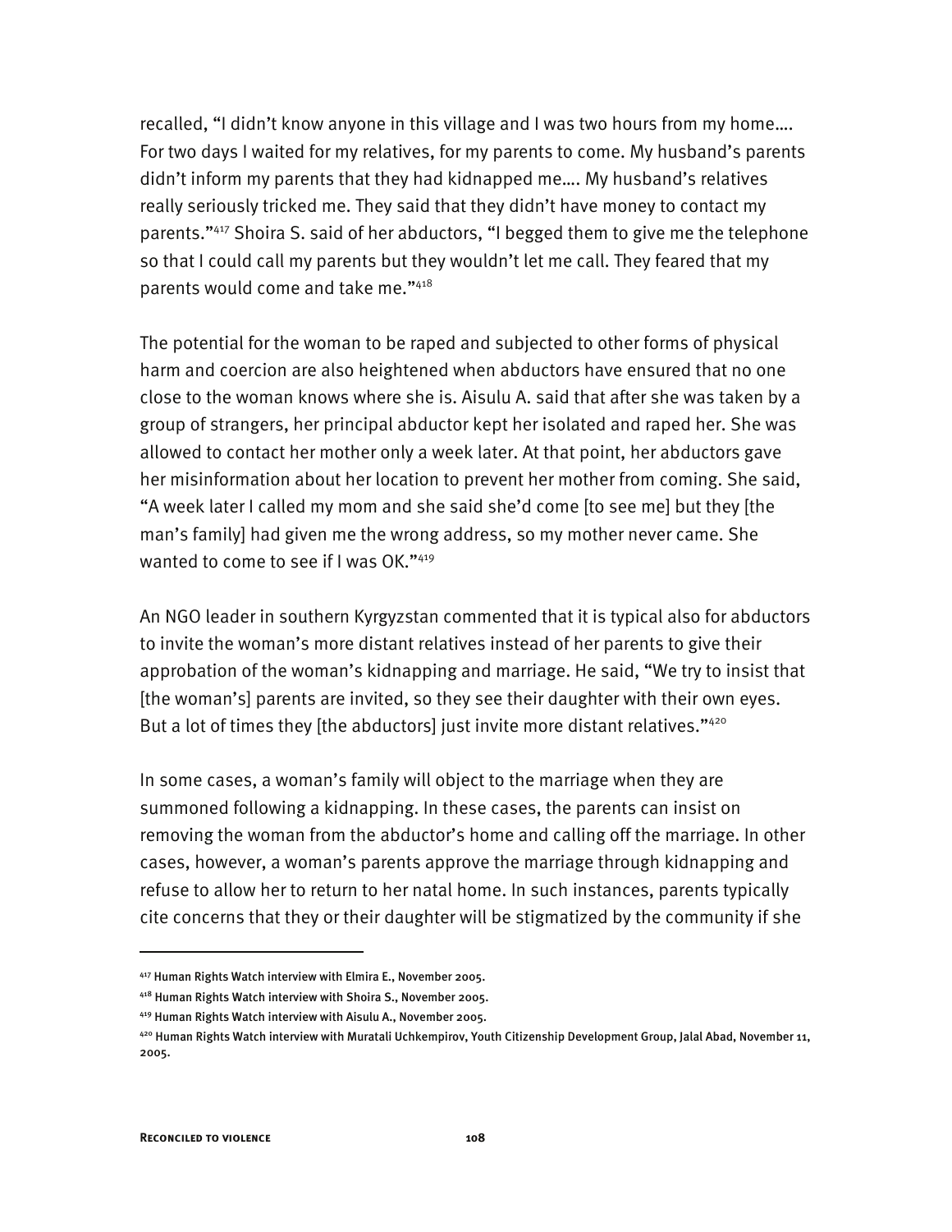recalled, "I didn't know anyone in this village and I was two hours from my home…. For two days I waited for my relatives, for my parents to come. My husband's parents didn't inform my parents that they had kidnapped me…. My husband's relatives really seriously tricked me. They said that they didn't have money to contact my parents."[417] Shoira S. said of her abductors, "I begged them to give me the telephone so that I could call my parents but they wouldn't let me call. They feared that my parents would come and take me."[418]

The potential for the woman to be raped and subjected to other forms of physical harm and coercion are also heightened when abductors have ensured that no one close to the woman knows where she is. Aisulu A. said that after she was taken by a group of strangers, her principal abductor kept her isolated and raped her. She was allowed to contact her mother only a week later. At that point, her abductors gave her misinformation about her location to prevent her mother from coming. She said, "A week later I called my mom and she said she'd come [to see me] but they [the man's family] had given me the wrong address, so my mother never came. She wanted to come to see if I was OK."[419]

An NGO leader in southern Kyrgyzstan commented that it is typical also for abductors to invite the woman's more distant relatives instead of her parents to give their approbation of the woman's kidnapping and marriage. He said, "We try to insist that [the woman's] parents are invited, so they see their daughter with their own eyes. But a lot of times they [the abductors] just invite more distant relatives."[420]

In some cases, a woman's family will object to the marriage when they are summoned following a kidnapping. In these cases, the parents can insist on removing the woman from the abductor's home and calling off the marriage. In other cases, however, a woman's parents approve the marriage through kidnapping and refuse to allow her to return to her natal home. In such instances, parents typically cite concerns that they or their daughter will be stigmatized by the community if she

---

[417] Human Rights Watch interview with Elmira E., November 2005.

[418] Human Rights Watch interview with Shoira S., November 2005.

[419] Human Rights Watch interview with Aisulu A., November 2005.

[420] Human Rights Watch interview with Muratali Uchkempirov, Youth Citizenship Development Group, Jalal Abad, November 11, 2005.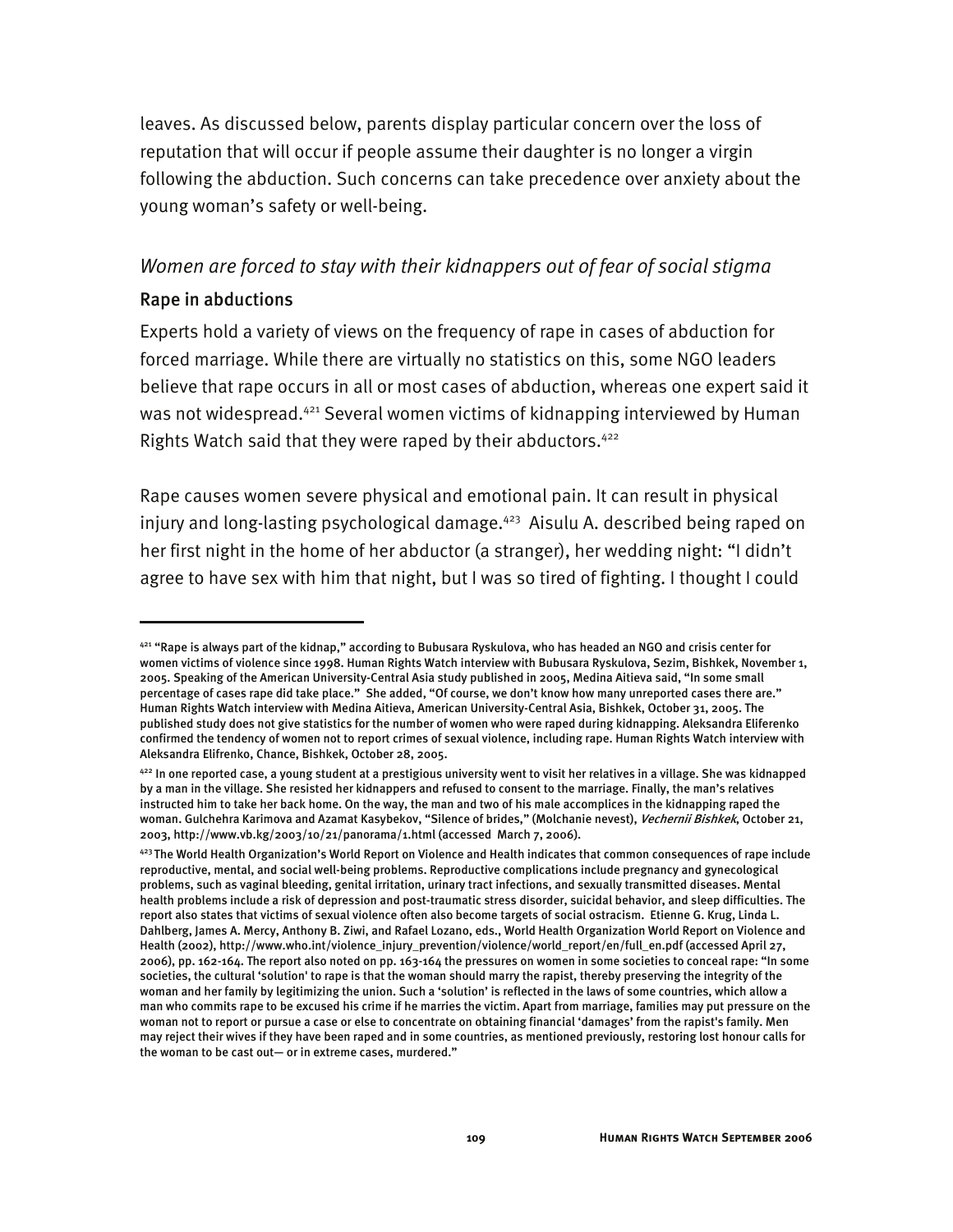leaves. As discussed below, parents display particular concern over the loss of reputation that will occur if people assume their daughter is no longer a virgin following the abduction. Such concerns can take precedence over anxiety about the young woman's safety or well-being.

### *Women are forced to stay with their kidnappers out of fear of social stigma*

#### Rape in abductions

Experts hold a variety of views on the frequency of rape in cases of abduction for forced marriage. While there are virtually no statistics on this, some NGO leaders believe that rape occurs in all or most cases of abduction, whereas one expert said it was not widespread.[421] Several women victims of kidnapping interviewed by Human Rights Watch said that they were raped by their abductors.[422]

Rape causes women severe physical and emotional pain. It can result in physical injury and long-lasting psychological damage.[423] Aisulu A. described being raped on her first night in the home of her abductor (a stranger), her wedding night: "I didn't agree to have sex with him that night, but I was so tired of fighting. I thought I could

---

[421] "Rape is always part of the kidnap," according to Bubusara Ryskulova, who has headed an NGO and crisis center for women victims of violence since 1998. Human Rights Watch interview with Bubusara Ryskulova, Sezim, Bishkek, November 1, 2005. Speaking of the American University-Central Asia study published in 2005, Medina Aitieva said, "In some small percentage of cases rape did take place." She added, "Of course, we don't know how many unreported cases there are." Human Rights Watch interview with Medina Aitieva, American University-Central Asia, Bishkek, October 31, 2005. The published study does not give statistics for the number of women who were raped during kidnapping. Aleksandra Eliferenko confirmed the tendency of women not to report crimes of sexual violence, including rape. Human Rights Watch interview with Aleksandra Elifrenko, Chance, Bishkek, October 28, 2005.

[422] In one reported case, a young student at a prestigious university went to visit her relatives in a village. She was kidnapped by a man in the village. She resisted her kidnappers and refused to consent to the marriage. Finally, the man's relatives instructed him to take her back home. On the way, the man and two of his male accomplices in the kidnapping raped the woman. Gulchehra Karimova and Azamat Kasybekov, "Silence of brides," (Molchanie nevest), *Vechernii Bishkek*, October 21, 2003, http://www.vb.kg/2003/10/21/panorama/1.html (accessed March 7, 2006).

[423] The World Health Organization's World Report on Violence and Health indicates that common consequences of rape include reproductive, mental, and social well-being problems. Reproductive complications include pregnancy and gynecological problems, such as vaginal bleeding, genital irritation, urinary tract infections, and sexually transmitted diseases. Mental health problems include a risk of depression and post-traumatic stress disorder, suicidal behavior, and sleep difficulties. The report also states that victims of sexual violence often also become targets of social ostracism. Etienne G. Krug, Linda L. Dahlberg, James A. Mercy, Anthony B. Ziwi, and Rafael Lozano, eds., World Health Organization World Report on Violence and Health (2002), http://www.who.int/violence_injury_prevention/violence/world_report/en/full_en.pdf (accessed April 27, 2006), pp. 162-164. The report also noted on pp. 163-164 the pressures on women in some societies to conceal rape: "In some societies, the cultural 'solution' to rape is that the woman should marry the rapist, thereby preserving the integrity of the woman and her family by legitimizing the union. Such a 'solution' is reflected in the laws of some countries, which allow a man who commits rape to be excused his crime if he marries the victim. Apart from marriage, families may put pressure on the woman not to report or pursue a case or else to concentrate on obtaining financial 'damages' from the rapist's family. Men may reject their wives if they have been raped and in some countries, as mentioned previously, restoring lost honour calls for the woman to be cast out— or in extreme cases, murdered."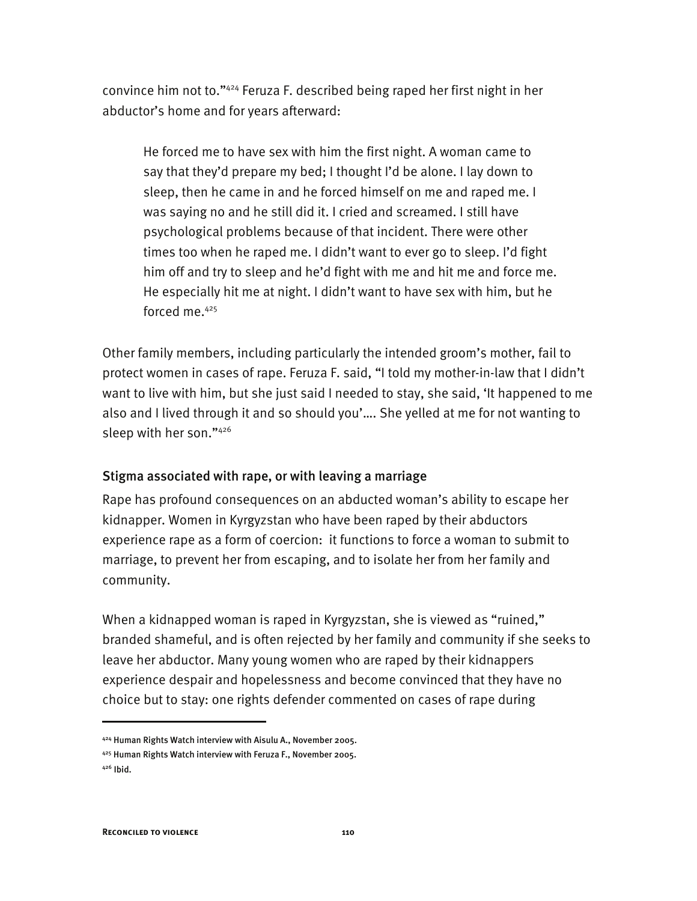convince him not to."[424] Feruza F. described being raped her first night in her abductor's home and for years afterward:

> He forced me to have sex with him the first night. A woman came to say that they'd prepare my bed; I thought I'd be alone. I lay down to sleep, then he came in and he forced himself on me and raped me. I was saying no and he still did it. I cried and screamed. I still have psychological problems because of that incident. There were other times too when he raped me. I didn't want to ever go to sleep. I'd fight him off and try to sleep and he'd fight with me and hit me and force me. He especially hit me at night. I didn't want to have sex with him, but he forced me.[425]

Other family members, including particularly the intended groom's mother, fail to protect women in cases of rape. Feruza F. said, "I told my mother-in-law that I didn't want to live with him, but she just said I needed to stay, she said, 'It happened to me also and I lived through it and so should you'…. She yelled at me for not wanting to sleep with her son."[426]

### Stigma associated with rape, or with leaving a marriage

Rape has profound consequences on an abducted woman's ability to escape her kidnapper. Women in Kyrgyzstan who have been raped by their abductors experience rape as a form of coercion: it functions to force a woman to submit to marriage, to prevent her from escaping, and to isolate her from her family and community.

When a kidnapped woman is raped in Kyrgyzstan, she is viewed as "ruined," branded shameful, and is often rejected by her family and community if she seeks to leave her abductor. Many young women who are raped by their kidnappers experience despair and hopelessness and become convinced that they have no choice but to stay: one rights defender commented on cases of rape during

---

[424] Human Rights Watch interview with Aisulu A., November 2005.

[425] Human Rights Watch interview with Feruza F., November 2005.

[426] Ibid.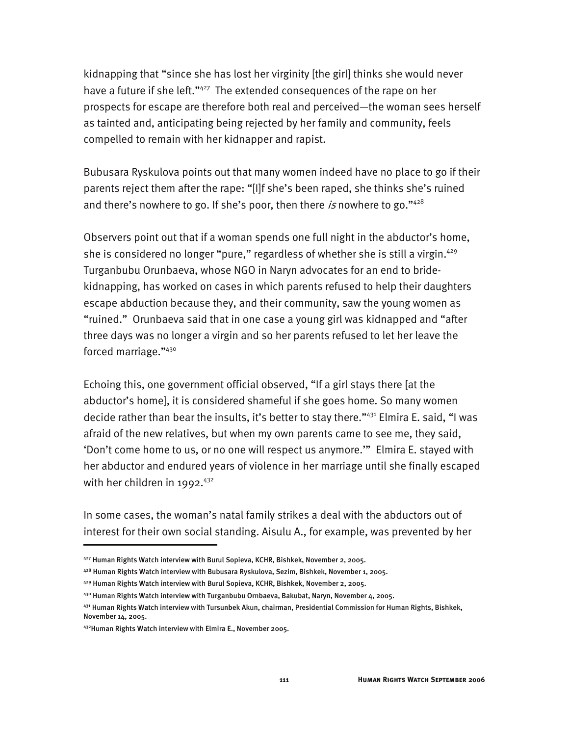kidnapping that "since she has lost her virginity [the girl] thinks she would never have a future if she left."[427] The extended consequences of the rape on her prospects for escape are therefore both real and perceived—the woman sees herself as tainted and, anticipating being rejected by her family and community, feels compelled to remain with her kidnapper and rapist.

Bubusara Ryskulova points out that many women indeed have no place to go if their parents reject them after the rape: "[I]f she's been raped, she thinks she's ruined and there's nowhere to go. If she's poor, then there *is* nowhere to go."[428]

Observers point out that if a woman spends one full night in the abductor's home, she is considered no longer "pure," regardless of whether she is still a virgin.[429] Turganbubu Orunbaeva, whose NGO in Naryn advocates for an end to bride-kidnapping, has worked on cases in which parents refused to help their daughters escape abduction because they, and their community, saw the young women as "ruined." Orunbaeva said that in one case a young girl was kidnapped and "after three days was no longer a virgin and so her parents refused to let her leave the forced marriage."[430]

Echoing this, one government official observed, "If a girl stays there [at the abductor's home], it is considered shameful if she goes home. So many women decide rather than bear the insults, it's better to stay there."[431] Elmira E. said, "I was afraid of the new relatives, but when my own parents came to see me, they said, 'Don't come home to us, or no one will respect us anymore.'" Elmira E. stayed with her abductor and endured years of violence in her marriage until she finally escaped with her children in 1992.[432]

In some cases, the woman's natal family strikes a deal with the abductors out of interest for their own social standing. Aisulu A., for example, was prevented by her

---

[427] Human Rights Watch interview with Burul Sopieva, KCHR, Bishkek, November 2, 2005.

[428] Human Rights Watch interview with Bubusara Ryskulova, Sezim, Bishkek, November 1, 2005.

[429] Human Rights Watch interview with Burul Sopieva, KCHR, Bishkek, November 2, 2005.

[430] Human Rights Watch interview with Turganbubu Ornbaeva, Bakubat, Naryn, November 4, 2005.

[431] Human Rights Watch interview with Tursunbek Akun, chairman, Presidential Commission for Human Rights, Bishkek, November 14, 2005.

[432] Human Rights Watch interview with Elmira E., November 2005.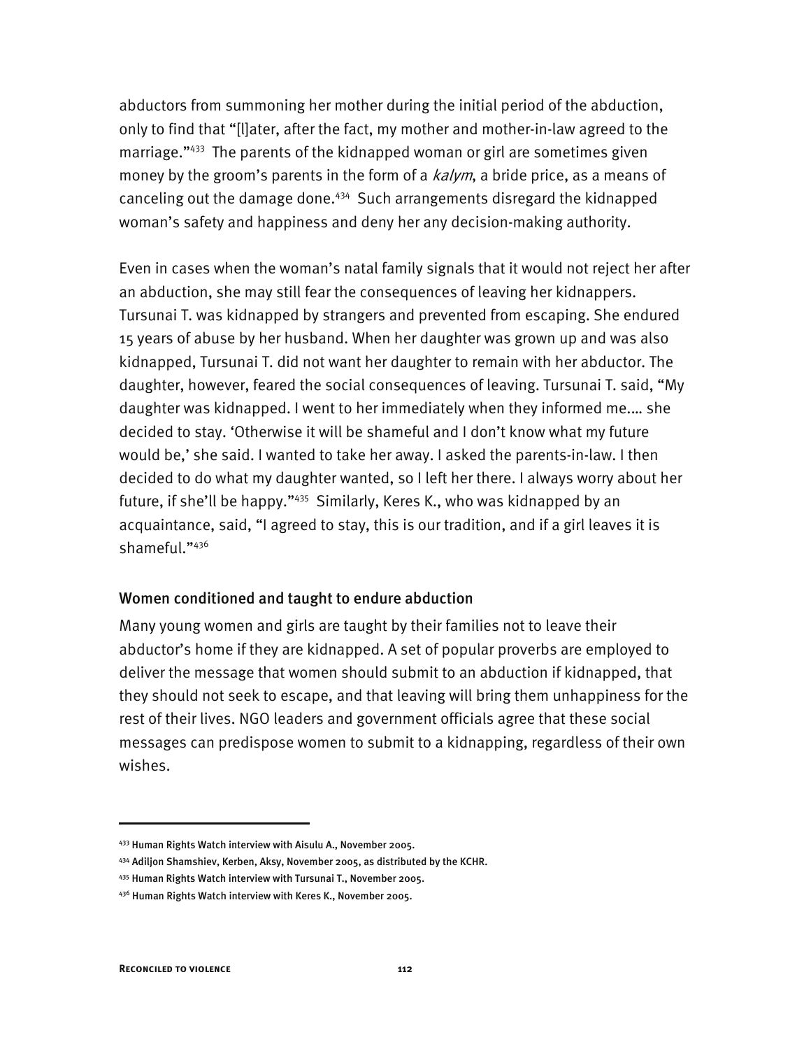abductors from summoning her mother during the initial period of the abduction, only to find that "[l]ater, after the fact, my mother and mother-in-law agreed to the marriage."[433] The parents of the kidnapped woman or girl are sometimes given money by the groom's parents in the form of a *kalym*, a bride price, as a means of canceling out the damage done.[434] Such arrangements disregard the kidnapped woman's safety and happiness and deny her any decision-making authority.

Even in cases when the woman's natal family signals that it would not reject her after an abduction, she may still fear the consequences of leaving her kidnappers. Tursunai T. was kidnapped by strangers and prevented from escaping. She endured 15 years of abuse by her husband. When her daughter was grown up and was also kidnapped, Tursunai T. did not want her daughter to remain with her abductor. The daughter, however, feared the social consequences of leaving. Tursunai T. said, "My daughter was kidnapped. I went to her immediately when they informed me.… she decided to stay. 'Otherwise it will be shameful and I don't know what my future would be,' she said. I wanted to take her away. I asked the parents-in-law. I then decided to do what my daughter wanted, so I left her there. I always worry about her future, if she'll be happy."[435] Similarly, Keres K., who was kidnapped by an acquaintance, said, "I agreed to stay, this is our tradition, and if a girl leaves it is shameful."[436]

### Women conditioned and taught to endure abduction

Many young women and girls are taught by their families not to leave their abductor's home if they are kidnapped. A set of popular proverbs are employed to deliver the message that women should submit to an abduction if kidnapped, that they should not seek to escape, and that leaving will bring them unhappiness for the rest of their lives. NGO leaders and government officials agree that these social messages can predispose women to submit to a kidnapping, regardless of their own wishes.

---

[433] Human Rights Watch interview with Aisulu A., November 2005.

[434] Adiljon Shamshiev, Kerben, Aksy, November 2005, as distributed by the KCHR.

[435] Human Rights Watch interview with Tursunai T., November 2005.

[436] Human Rights Watch interview with Keres K., November 2005.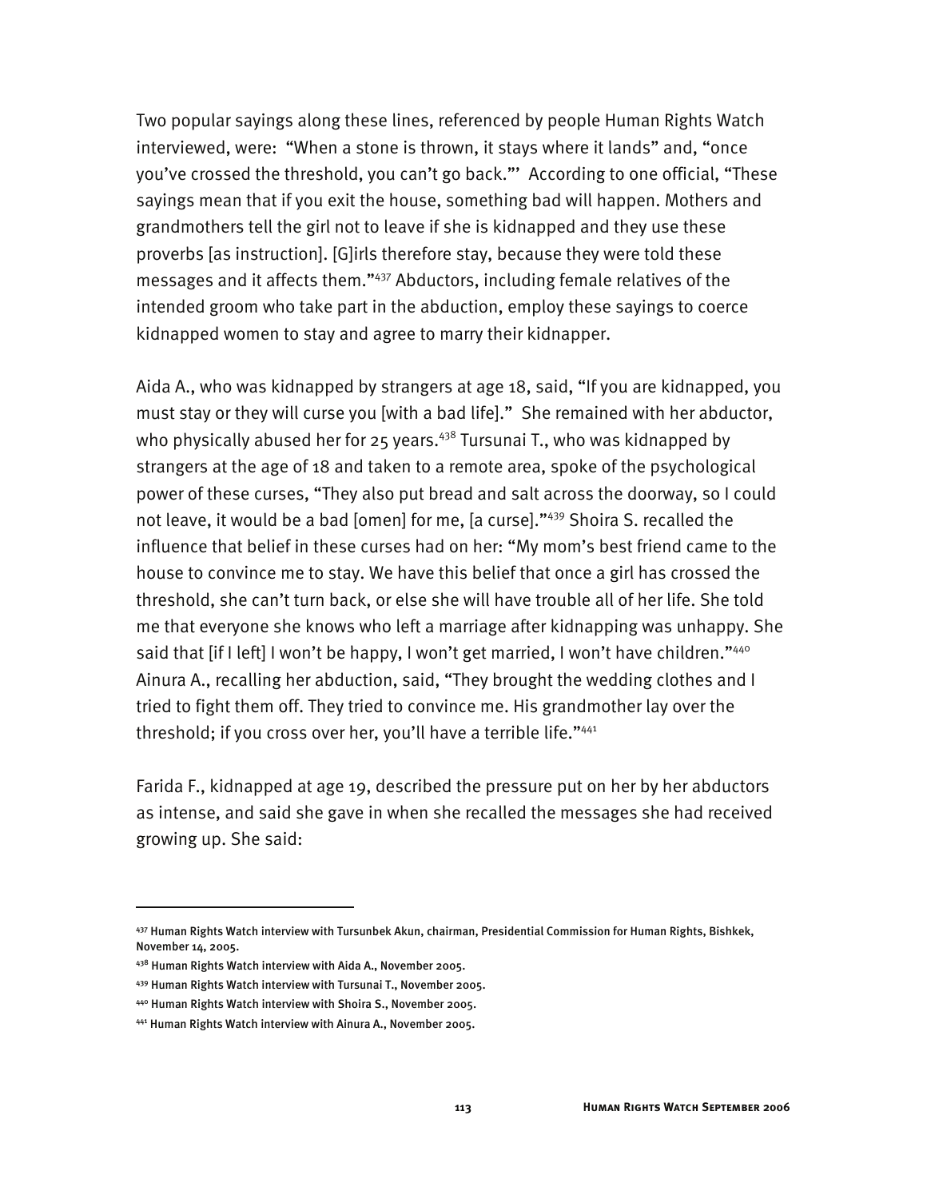Two popular sayings along these lines, referenced by people Human Rights Watch interviewed, were: "When a stone is thrown, it stays where it lands" and, "once you've crossed the threshold, you can't go back."' According to one official, "These sayings mean that if you exit the house, something bad will happen. Mothers and grandmothers tell the girl not to leave if she is kidnapped and they use these proverbs [as instruction]. [G]irls therefore stay, because they were told these messages and it affects them."[437] Abductors, including female relatives of the intended groom who take part in the abduction, employ these sayings to coerce kidnapped women to stay and agree to marry their kidnapper.

Aida A., who was kidnapped by strangers at age 18, said, "If you are kidnapped, you must stay or they will curse you [with a bad life]." She remained with her abductor, who physically abused her for 25 years.[438] Tursunai T., who was kidnapped by strangers at the age of 18 and taken to a remote area, spoke of the psychological power of these curses, "They also put bread and salt across the doorway, so I could not leave, it would be a bad [omen] for me, [a curse]."[439] Shoira S. recalled the influence that belief in these curses had on her: "My mom's best friend came to the house to convince me to stay. We have this belief that once a girl has crossed the threshold, she can't turn back, or else she will have trouble all of her life. She told me that everyone she knows who left a marriage after kidnapping was unhappy. She said that [if I left] I won't be happy, I won't get married, I won't have children."[440] Ainura A., recalling her abduction, said, "They brought the wedding clothes and I tried to fight them off. They tried to convince me. His grandmother lay over the threshold; if you cross over her, you'll have a terrible life."[441]

Farida F., kidnapped at age 19, described the pressure put on her by her abductors as intense, and said she gave in when she recalled the messages she had received growing up. She said:

---

[437] Human Rights Watch interview with Tursunbek Akun, chairman, Presidential Commission for Human Rights, Bishkek, November 14, 2005.

[438] Human Rights Watch interview with Aida A., November 2005.

[439] Human Rights Watch interview with Tursunai T., November 2005.

[440] Human Rights Watch interview with Shoira S., November 2005.

[441] Human Rights Watch interview with Ainura A., November 2005.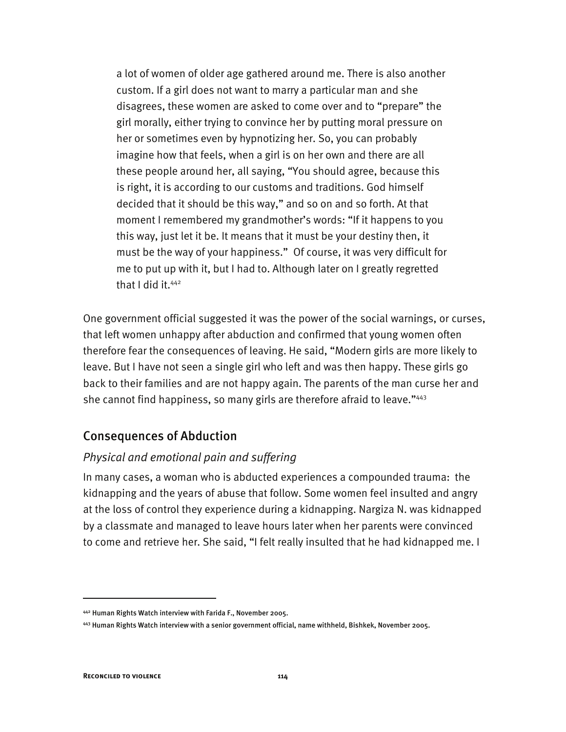> a lot of women of older age gathered around me. There is also another custom. If a girl does not want to marry a particular man and she disagrees, these women are asked to come over and to "prepare" the girl morally, either trying to convince her by putting moral pressure on her or sometimes even by hypnotizing her. So, you can probably imagine how that feels, when a girl is on her own and there are all these people around her, all saying, "You should agree, because this is right, it is according to our customs and traditions. God himself decided that it should be this way," and so on and so forth. At that moment I remembered my grandmother's words: "If it happens to you this way, just let it be. It means that it must be your destiny then, it must be the way of your happiness." Of course, it was very difficult for me to put up with it, but I had to. Although later on I greatly regretted that I did it.[442]

One government official suggested it was the power of the social warnings, or curses, that left women unhappy after abduction and confirmed that young women often therefore fear the consequences of leaving. He said, "Modern girls are more likely to leave. But I have not seen a single girl who left and was then happy. These girls go back to their families and are not happy again. The parents of the man curse her and she cannot find happiness, so many girls are therefore afraid to leave."[443]

## Consequences of Abduction

### *Physical and emotional pain and suffering*

In many cases, a woman who is abducted experiences a compounded trauma: the kidnapping and the years of abuse that follow. Some women feel insulted and angry at the loss of control they experience during a kidnapping. Nargiza N. was kidnapped by a classmate and managed to leave hours later when her parents were convinced to come and retrieve her. She said, "I felt really insulted that he had kidnapped me. I

---

[442] Human Rights Watch interview with Farida F., November 2005.

[443] Human Rights Watch interview with a senior government official, name withheld, Bishkek, November 2005.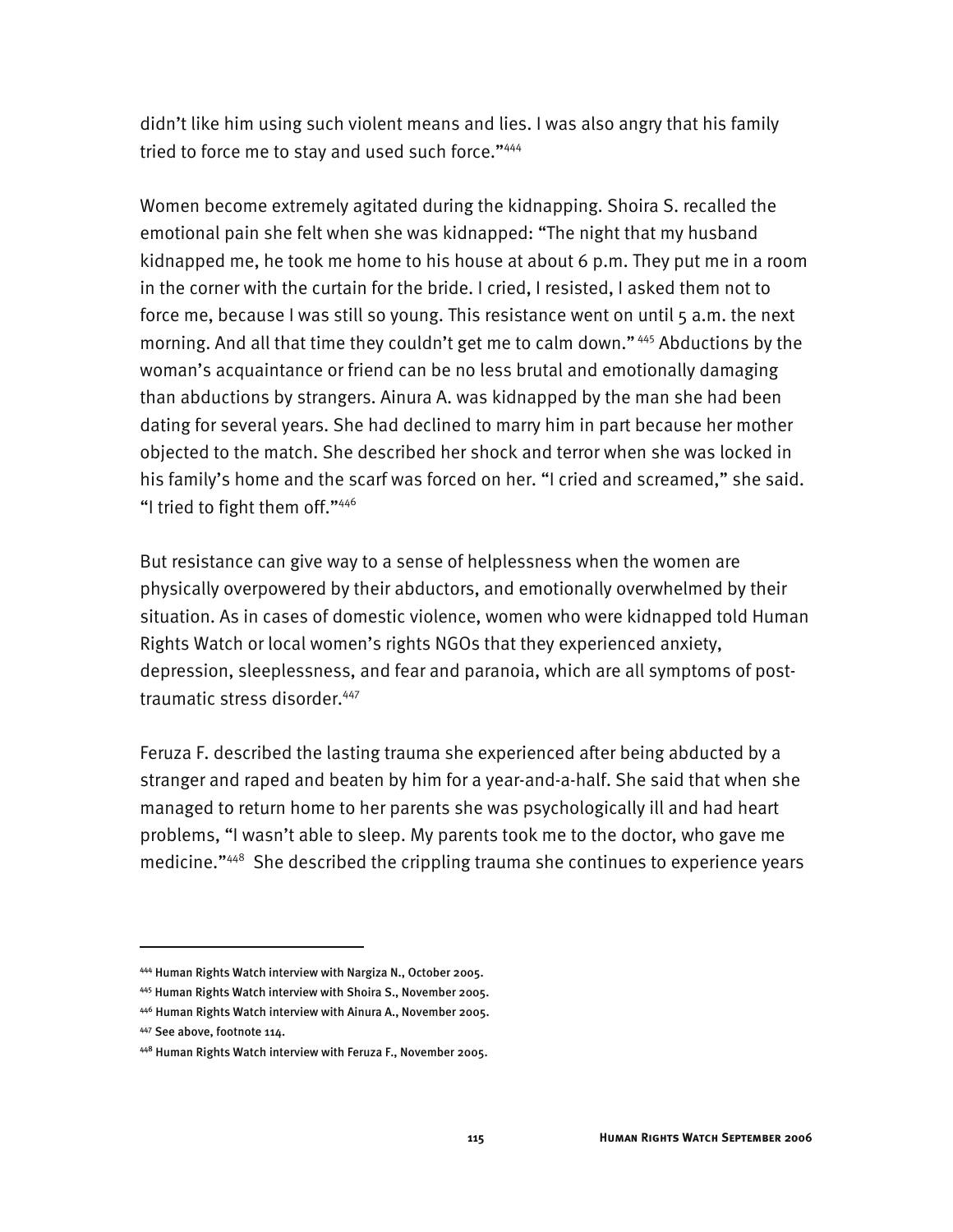didn't like him using such violent means and lies. I was also angry that his family tried to force me to stay and used such force."[444]

Women become extremely agitated during the kidnapping. Shoira S. recalled the emotional pain she felt when she was kidnapped: "The night that my husband kidnapped me, he took me home to his house at about 6 p.m. They put me in a room in the corner with the curtain for the bride. I cried, I resisted, I asked them not to force me, because I was still so young. This resistance went on until 5 a.m. the next morning. And all that time they couldn't get me to calm down." [445] Abductions by the woman's acquaintance or friend can be no less brutal and emotionally damaging than abductions by strangers. Ainura A. was kidnapped by the man she had been dating for several years. She had declined to marry him in part because her mother objected to the match. She described her shock and terror when she was locked in his family's home and the scarf was forced on her. "I cried and screamed," she said. "I tried to fight them off."[446]

But resistance can give way to a sense of helplessness when the women are physically overpowered by their abductors, and emotionally overwhelmed by their situation. As in cases of domestic violence, women who were kidnapped told Human Rights Watch or local women's rights NGOs that they experienced anxiety, depression, sleeplessness, and fear and paranoia, which are all symptoms of post-traumatic stress disorder.[447]

Feruza F. described the lasting trauma she experienced after being abducted by a stranger and raped and beaten by him for a year-and-a-half. She said that when she managed to return home to her parents she was psychologically ill and had heart problems, "I wasn't able to sleep. My parents took me to the doctor, who gave me medicine."[448] She described the crippling trauma she continues to experience years

---

[444] Human Rights Watch interview with Nargiza N., October 2005.

[445] Human Rights Watch interview with Shoira S., November 2005.

[446] Human Rights Watch interview with Ainura A., November 2005.

[447] See above, footnote 114.

[448] Human Rights Watch interview with Feruza F., November 2005.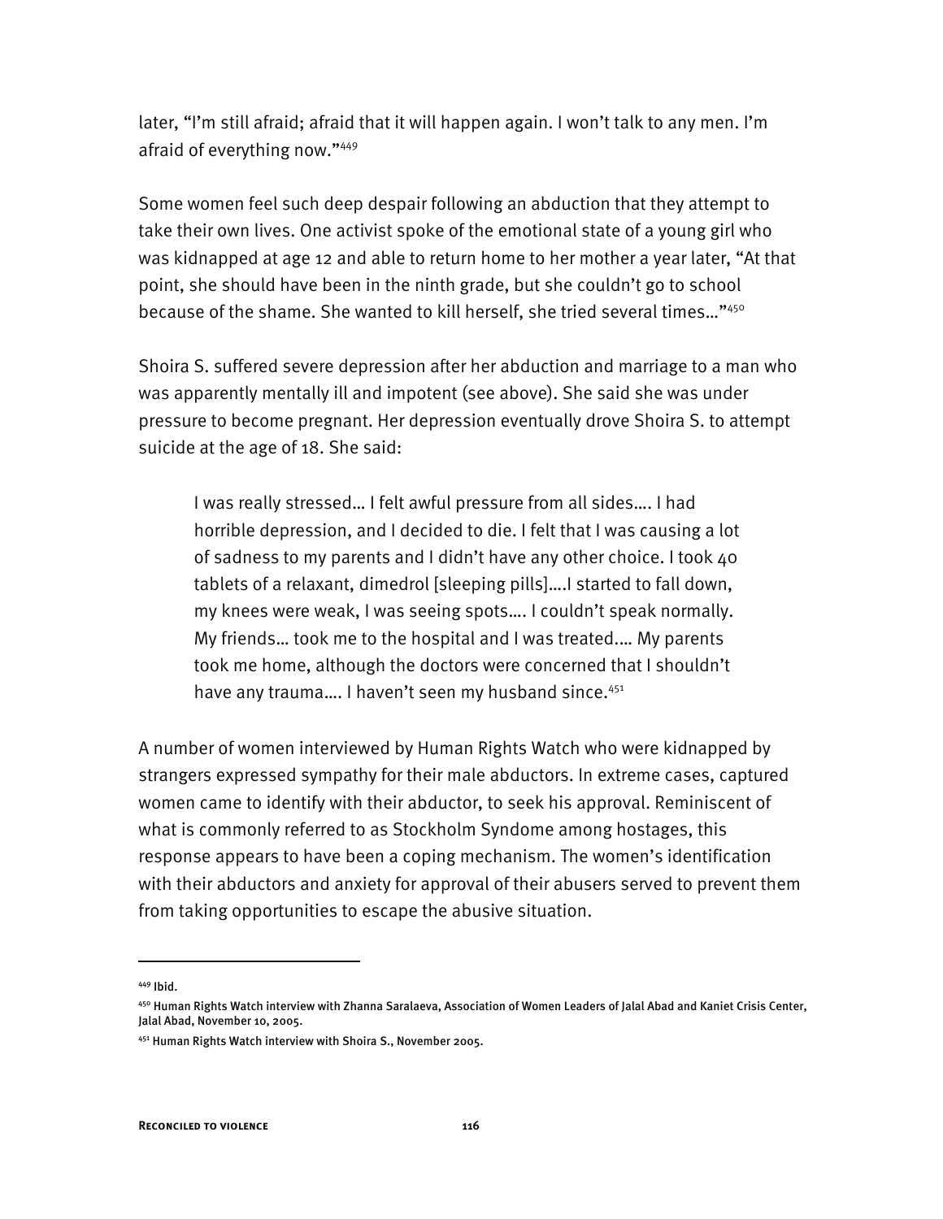later, "I'm still afraid; afraid that it will happen again. I won't talk to any men. I'm afraid of everything now."[449]

Some women feel such deep despair following an abduction that they attempt to take their own lives. One activist spoke of the emotional state of a young girl who was kidnapped at age 12 and able to return home to her mother a year later, "At that point, she should have been in the ninth grade, but she couldn't go to school because of the shame. She wanted to kill herself, she tried several times…"[450]

Shoira S. suffered severe depression after her abduction and marriage to a man who was apparently mentally ill and impotent (see above). She said she was under pressure to become pregnant. Her depression eventually drove Shoira S. to attempt suicide at the age of 18. She said:

> I was really stressed… I felt awful pressure from all sides…. I had horrible depression, and I decided to die. I felt that I was causing a lot of sadness to my parents and I didn't have any other choice. I took 40 tablets of a relaxant, dimedrol [sleeping pills]….I started to fall down, my knees were weak, I was seeing spots…. I couldn't speak normally. My friends… took me to the hospital and I was treated.… My parents took me home, although the doctors were concerned that I shouldn't have any trauma…. I haven't seen my husband since.[451]

A number of women interviewed by Human Rights Watch who were kidnapped by strangers expressed sympathy for their male abductors. In extreme cases, captured women came to identify with their abductor, to seek his approval. Reminiscent of what is commonly referred to as Stockholm Syndome among hostages, this response appears to have been a coping mechanism. The women's identification with their abductors and anxiety for approval of their abusers served to prevent them from taking opportunities to escape the abusive situation.

---

[449] Ibid.

[450] Human Rights Watch interview with Zhanna Saralaeva, Association of Women Leaders of Jalal Abad and Kaniet Crisis Center, Jalal Abad, November 10, 2005.

[451] Human Rights Watch interview with Shoira S., November 2005.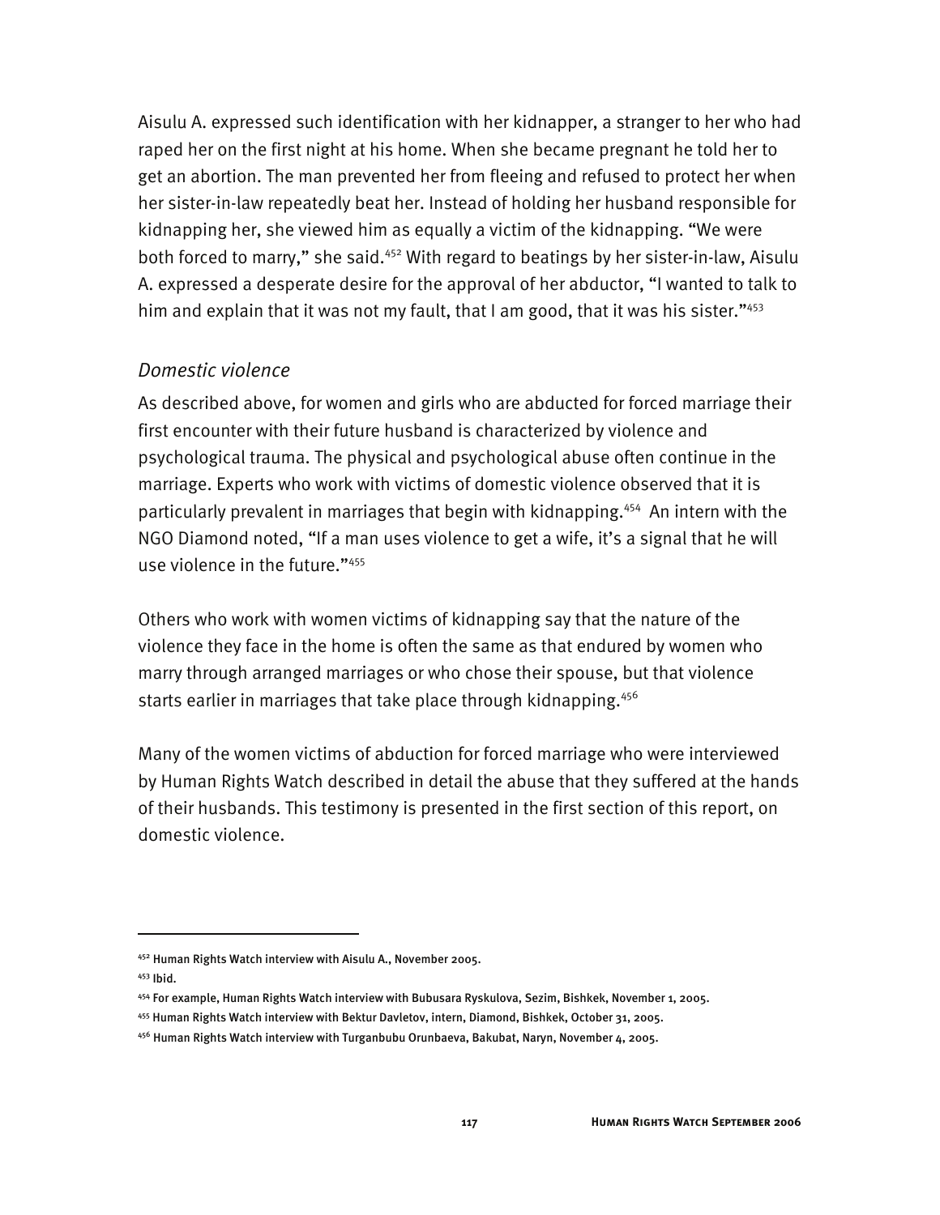Aisulu A. expressed such identification with her kidnapper, a stranger to her who had raped her on the first night at his home. When she became pregnant he told her to get an abortion. The man prevented her from fleeing and refused to protect her when her sister-in-law repeatedly beat her. Instead of holding her husband responsible for kidnapping her, she viewed him as equally a victim of the kidnapping. "We were both forced to marry," she said.[452] With regard to beatings by her sister-in-law, Aisulu A. expressed a desperate desire for the approval of her abductor, "I wanted to talk to him and explain that it was not my fault, that I am good, that it was his sister."[453]

### *Domestic violence*

As described above, for women and girls who are abducted for forced marriage their first encounter with their future husband is characterized by violence and psychological trauma. The physical and psychological abuse often continue in the marriage. Experts who work with victims of domestic violence observed that it is particularly prevalent in marriages that begin with kidnapping.[454] An intern with the NGO Diamond noted, "If a man uses violence to get a wife, it's a signal that he will use violence in the future."[455]

Others who work with women victims of kidnapping say that the nature of the violence they face in the home is often the same as that endured by women who marry through arranged marriages or who chose their spouse, but that violence starts earlier in marriages that take place through kidnapping.[456]

Many of the women victims of abduction for forced marriage who were interviewed by Human Rights Watch described in detail the abuse that they suffered at the hands of their husbands. This testimony is presented in the first section of this report, on domestic violence.

---

[452] Human Rights Watch interview with Aisulu A., November 2005.

[453] Ibid.

[454] For example, Human Rights Watch interview with Bubusara Ryskulova, Sezim, Bishkek, November 1, 2005.

[455] Human Rights Watch interview with Bektur Davletov, intern, Diamond, Bishkek, October 31, 2005.

[456] Human Rights Watch interview with Turganbubu Orunbaeva, Bakubat, Naryn, November 4, 2005.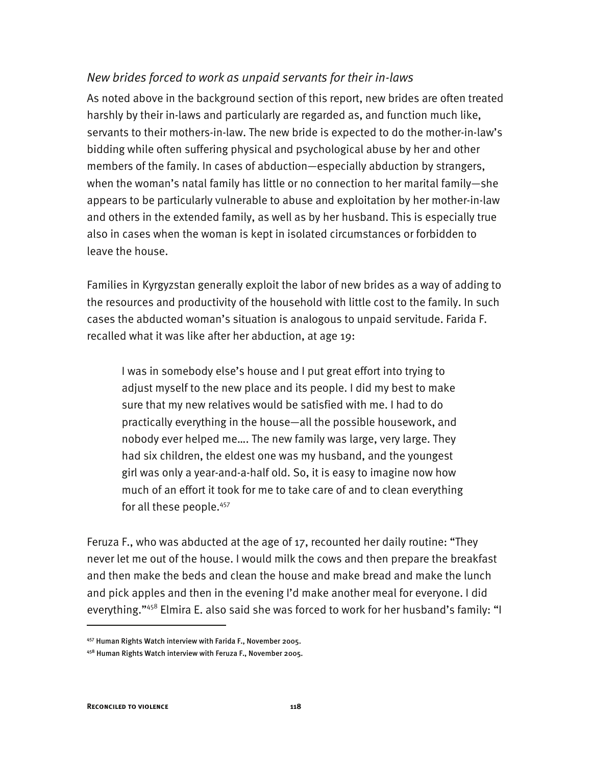### *New brides forced to work as unpaid servants for their in-laws*

As noted above in the background section of this report, new brides are often treated harshly by their in-laws and particularly are regarded as, and function much like, servants to their mothers-in-law. The new bride is expected to do the mother-in-law's bidding while often suffering physical and psychological abuse by her and other members of the family. In cases of abduction—especially abduction by strangers, when the woman's natal family has little or no connection to her marital family—she appears to be particularly vulnerable to abuse and exploitation by her mother-in-law and others in the extended family, as well as by her husband. This is especially true also in cases when the woman is kept in isolated circumstances or forbidden to leave the house.

Families in Kyrgyzstan generally exploit the labor of new brides as a way of adding to the resources and productivity of the household with little cost to the family. In such cases the abducted woman's situation is analogous to unpaid servitude. Farida F. recalled what it was like after her abduction, at age 19:

> I was in somebody else's house and I put great effort into trying to adjust myself to the new place and its people. I did my best to make sure that my new relatives would be satisfied with me. I had to do practically everything in the house—all the possible housework, and nobody ever helped me.... The new family was large, very large. They had six children, the eldest one was my husband, and the youngest girl was only a year-and-a-half old. So, it is easy to imagine now how much of an effort it took for me to take care of and to clean everything for all these people.[457]

Feruza F., who was abducted at the age of 17, recounted her daily routine: "They never let me out of the house. I would milk the cows and then prepare the breakfast and then make the beds and clean the house and make bread and make the lunch and pick apples and then in the evening I'd make another meal for everyone. I did everything."[458] Elmira E. also said she was forced to work for her husband's family: "I

---

[457] Human Rights Watch interview with Farida F., November 2005.

[458] Human Rights Watch interview with Feruza F., November 2005.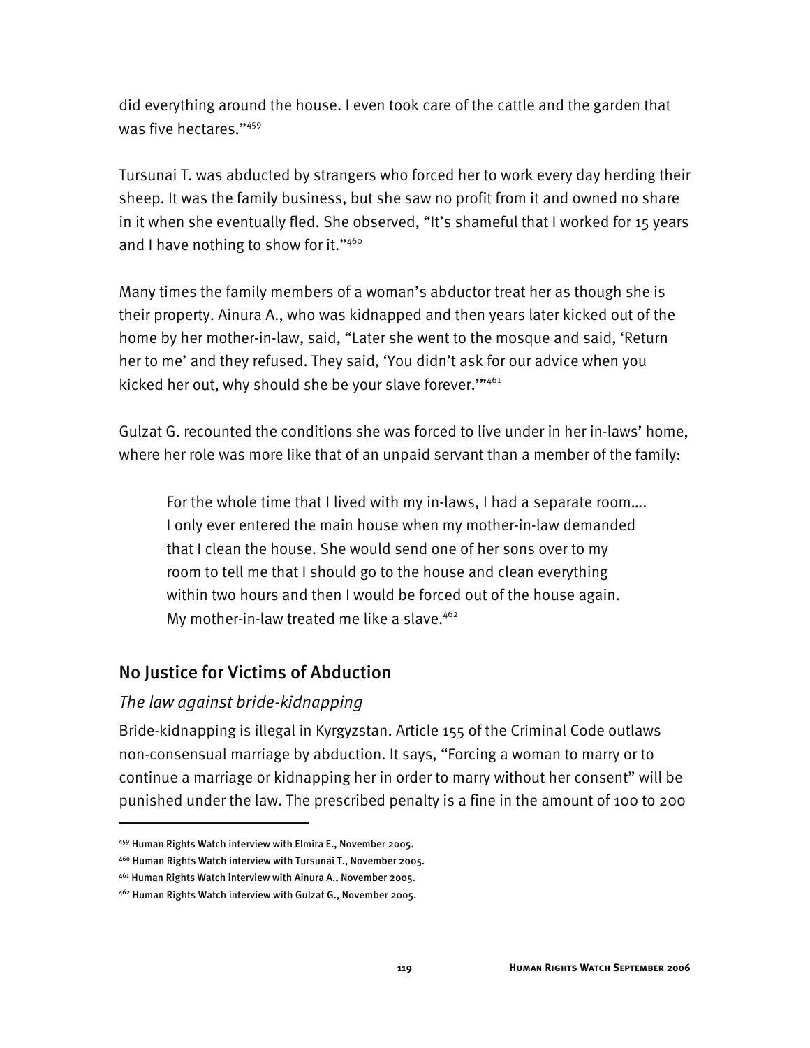did everything around the house. I even took care of the cattle and the garden that was five hectares."[459]

Tursunai T. was abducted by strangers who forced her to work every day herding their sheep. It was the family business, but she saw no profit from it and owned no share in it when she eventually fled. She observed, "It's shameful that I worked for 15 years and I have nothing to show for it."[460]

Many times the family members of a woman's abductor treat her as though she is their property. Ainura A., who was kidnapped and then years later kicked out of the home by her mother-in-law, said, "Later she went to the mosque and said, 'Return her to me' and they refused. They said, 'You didn't ask for our advice when you kicked her out, why should she be your slave forever.'"[461]

Gulzat G. recounted the conditions she was forced to live under in her in-laws' home, where her role was more like that of an unpaid servant than a member of the family:

> For the whole time that I lived with my in-laws, I had a separate room…. I only ever entered the main house when my mother-in-law demanded that I clean the house. She would send one of her sons over to my room to tell me that I should go to the house and clean everything within two hours and then I would be forced out of the house again. My mother-in-law treated me like a slave.[462]

## No Justice for Victims of Abduction

### *The law against bride-kidnapping*

Bride-kidnapping is illegal in Kyrgyzstan. Article 155 of the Criminal Code outlaws non-consensual marriage by abduction. It says, "Forcing a woman to marry or to continue a marriage or kidnapping her in order to marry without her consent" will be punished under the law. The prescribed penalty is a fine in the amount of 100 to 200

---

[459] Human Rights Watch interview with Elmira E., November 2005.

[460] Human Rights Watch interview with Tursunai T., November 2005.

[461] Human Rights Watch interview with Ainura A., November 2005.

[462] Human Rights Watch interview with Gulzat G., November 2005.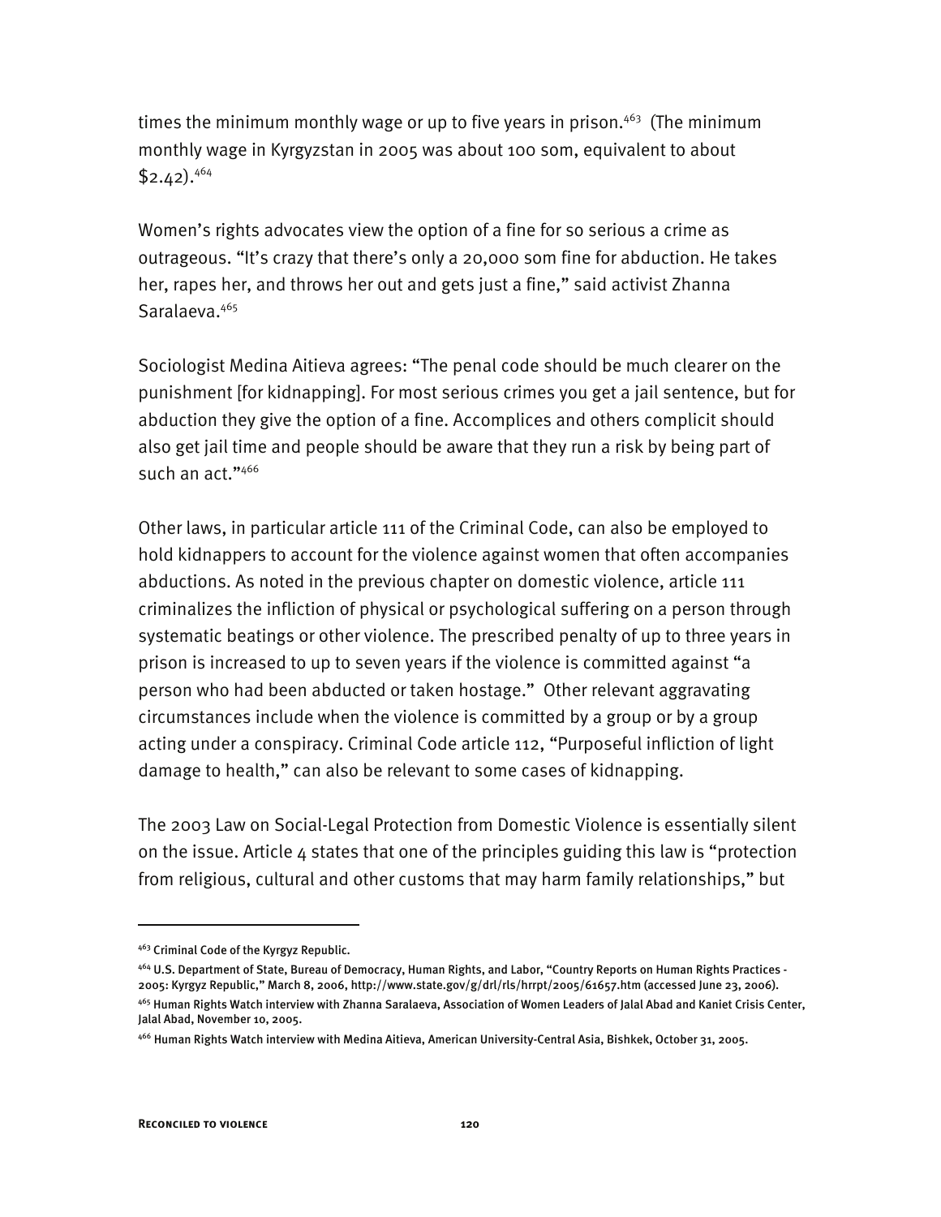times the minimum monthly wage or up to five years in prison.[463] (The minimum monthly wage in Kyrgyzstan in 2005 was about 100 som, equivalent to about $2.42).[464]

Women's rights advocates view the option of a fine for so serious a crime as outrageous. "It's crazy that there's only a 20,000 som fine for abduction. He takes her, rapes her, and throws her out and gets just a fine," said activist Zhanna Saralaeva.[465]

Sociologist Medina Aitieva agrees: "The penal code should be much clearer on the punishment [for kidnapping]. For most serious crimes you get a jail sentence, but for abduction they give the option of a fine. Accomplices and others complicit should also get jail time and people should be aware that they run a risk by being part of such an act."[466]

Other laws, in particular article 111 of the Criminal Code, can also be employed to hold kidnappers to account for the violence against women that often accompanies abductions. As noted in the previous chapter on domestic violence, article 111 criminalizes the infliction of physical or psychological suffering on a person through systematic beatings or other violence. The prescribed penalty of up to three years in prison is increased to up to seven years if the violence is committed against "a person who had been abducted or taken hostage." Other relevant aggravating circumstances include when the violence is committed by a group or by a group acting under a conspiracy. Criminal Code article 112, "Purposeful infliction of light damage to health," can also be relevant to some cases of kidnapping.

The 2003 Law on Social-Legal Protection from Domestic Violence is essentially silent on the issue. Article 4 states that one of the principles guiding this law is "protection from religious, cultural and other customs that may harm family relationships," but

---

[463] Criminal Code of the Kyrgyz Republic.

[464] U.S. Department of State, Bureau of Democracy, Human Rights, and Labor, "Country Reports on Human Rights Practices - 2005: Kyrgyz Republic," March 8, 2006, http://www.state.gov/g/drl/rls/hrrpt/2005/61657.htm (accessed June 23, 2006).

[465] Human Rights Watch interview with Zhanna Saralaeva, Association of Women Leaders of Jalal Abad and Kaniet Crisis Center, Jalal Abad, November 10, 2005.

[466] Human Rights Watch interview with Medina Aitieva, American University-Central Asia, Bishkek, October 31, 2005.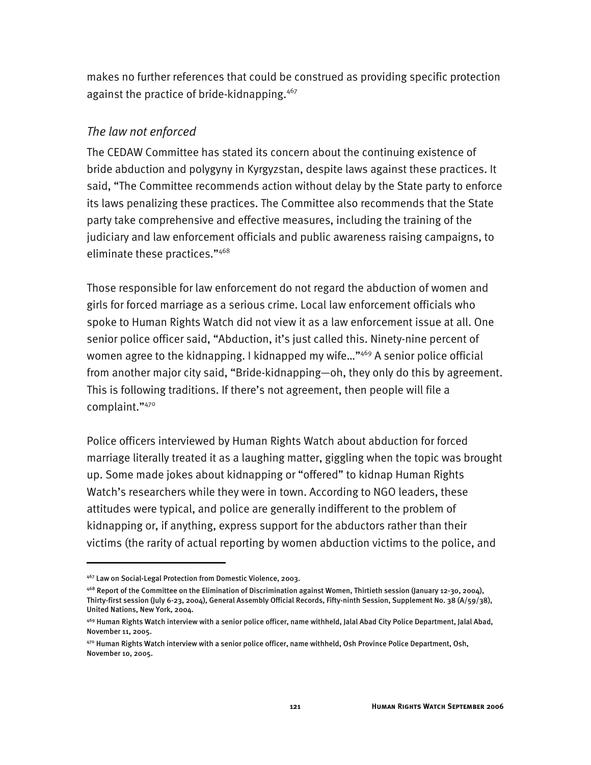makes no further references that could be construed as providing specific protection against the practice of bride-kidnapping.[467]

*The law not enforced*

The CEDAW Committee has stated its concern about the continuing existence of bride abduction and polygyny in Kyrgyzstan, despite laws against these practices. It said, "The Committee recommends action without delay by the State party to enforce its laws penalizing these practices. The Committee also recommends that the State party take comprehensive and effective measures, including the training of the judiciary and law enforcement officials and public awareness raising campaigns, to eliminate these practices."[468]

Those responsible for law enforcement do not regard the abduction of women and girls for forced marriage as a serious crime. Local law enforcement officials who spoke to Human Rights Watch did not view it as a law enforcement issue at all. One senior police officer said, "Abduction, it's just called this. Ninety-nine percent of women agree to the kidnapping. I kidnapped my wife…"[469] A senior police official from another major city said, "Bride-kidnapping—oh, they only do this by agreement. This is following traditions. If there's not agreement, then people will file a complaint."[470]

Police officers interviewed by Human Rights Watch about abduction for forced marriage literally treated it as a laughing matter, giggling when the topic was brought up. Some made jokes about kidnapping or "offered" to kidnap Human Rights Watch's researchers while they were in town. According to NGO leaders, these attitudes were typical, and police are generally indifferent to the problem of kidnapping or, if anything, express support for the abductors rather than their victims (the rarity of actual reporting by women abduction victims to the police, and

---

[467] Law on Social-Legal Protection from Domestic Violence, 2003.

[468] Report of the Committee on the Elimination of Discrimination against Women, Thirtieth session (January 12-30, 2004), Thirty-first session (July 6-23, 2004), General Assembly Official Records, Fifty-ninth Session, Supplement No. 38 (A/59/38), United Nations, New York, 2004.

[469] Human Rights Watch interview with a senior police officer, name withheld, Jalal Abad City Police Department, Jalal Abad, November 11, 2005.

[470] Human Rights Watch interview with a senior police officer, name withheld, Osh Province Police Department, Osh, November 10, 2005.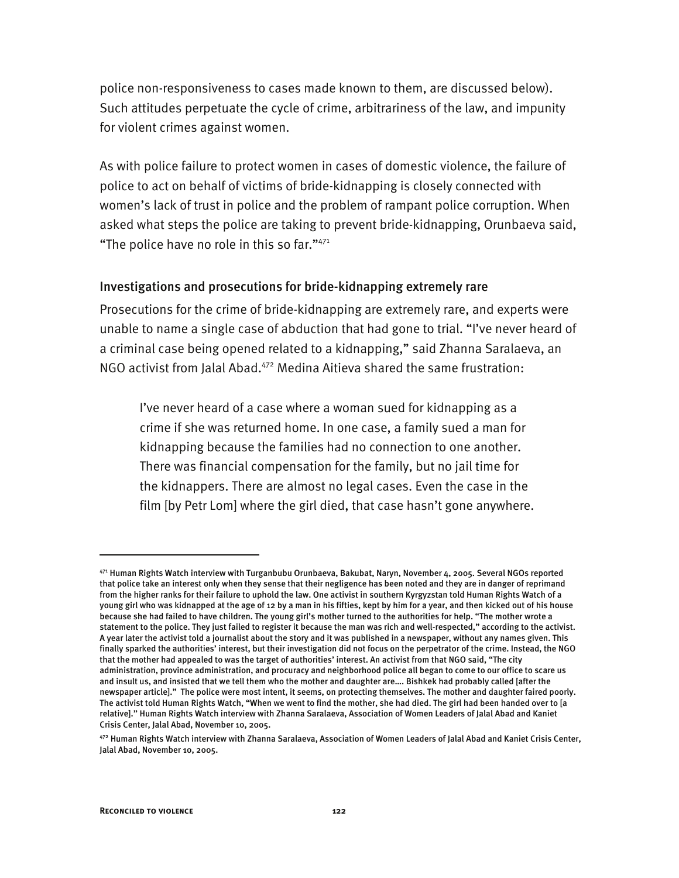police non-responsiveness to cases made known to them, are discussed below). Such attitudes perpetuate the cycle of crime, arbitrariness of the law, and impunity for violent crimes against women.

As with police failure to protect women in cases of domestic violence, the failure of police to act on behalf of victims of bride-kidnapping is closely connected with women's lack of trust in police and the problem of rampant police corruption. When asked what steps the police are taking to prevent bride-kidnapping, Orunbaeva said, "The police have no role in this so far."[471]

### Investigations and prosecutions for bride-kidnapping extremely rare

Prosecutions for the crime of bride-kidnapping are extremely rare, and experts were unable to name a single case of abduction that had gone to trial. "I've never heard of a criminal case being opened related to a kidnapping," said Zhanna Saralaeva, an NGO activist from Jalal Abad.[472] Medina Aitieva shared the same frustration:

> I've never heard of a case where a woman sued for kidnapping as a crime if she was returned home. In one case, a family sued a man for kidnapping because the families had no connection to one another. There was financial compensation for the family, but no jail time for the kidnappers. There are almost no legal cases. Even the case in the film [by Petr Lom] where the girl died, that case hasn't gone anywhere.

---

[471] Human Rights Watch interview with Turganbubu Orunbaeva, Bakubat, Naryn, November 4, 2005. Several NGOs reported that police take an interest only when they sense that their negligence has been noted and they are in danger of reprimand from the higher ranks for their failure to uphold the law. One activist in southern Kyrgyzstan told Human Rights Watch of a young girl who was kidnapped at the age of 12 by a man in his fifties, kept by him for a year, and then kicked out of his house because she had failed to have children. The young girl's mother turned to the authorities for help. "The mother wrote a statement to the police. They just failed to register it because the man was rich and well-respected," according to the activist. A year later the activist told a journalist about the story and it was published in a newspaper, without any names given. This finally sparked the authorities' interest, but their investigation did not focus on the perpetrator of the crime. Instead, the NGO that the mother had appealed to was the target of authorities' interest. An activist from that NGO said, "The city administration, province administration, and procuracy and neighborhood police all began to come to our office to scare us and insult us, and insisted that we tell them who the mother and daughter are.... Bishkek had probably called [after the newspaper article]." The police were most intent, it seems, on protecting themselves. The mother and daughter faired poorly. The activist told Human Rights Watch, "When we went to find the mother, she had died. The girl had been handed over to [a relative]." Human Rights Watch interview with Zhanna Saralaeva, Association of Women Leaders of Jalal Abad and Kaniet Crisis Center, Jalal Abad, November 10, 2005.

[472] Human Rights Watch interview with Zhanna Saralaeva, Association of Women Leaders of Jalal Abad and Kaniet Crisis Center, Jalal Abad, November 10, 2005.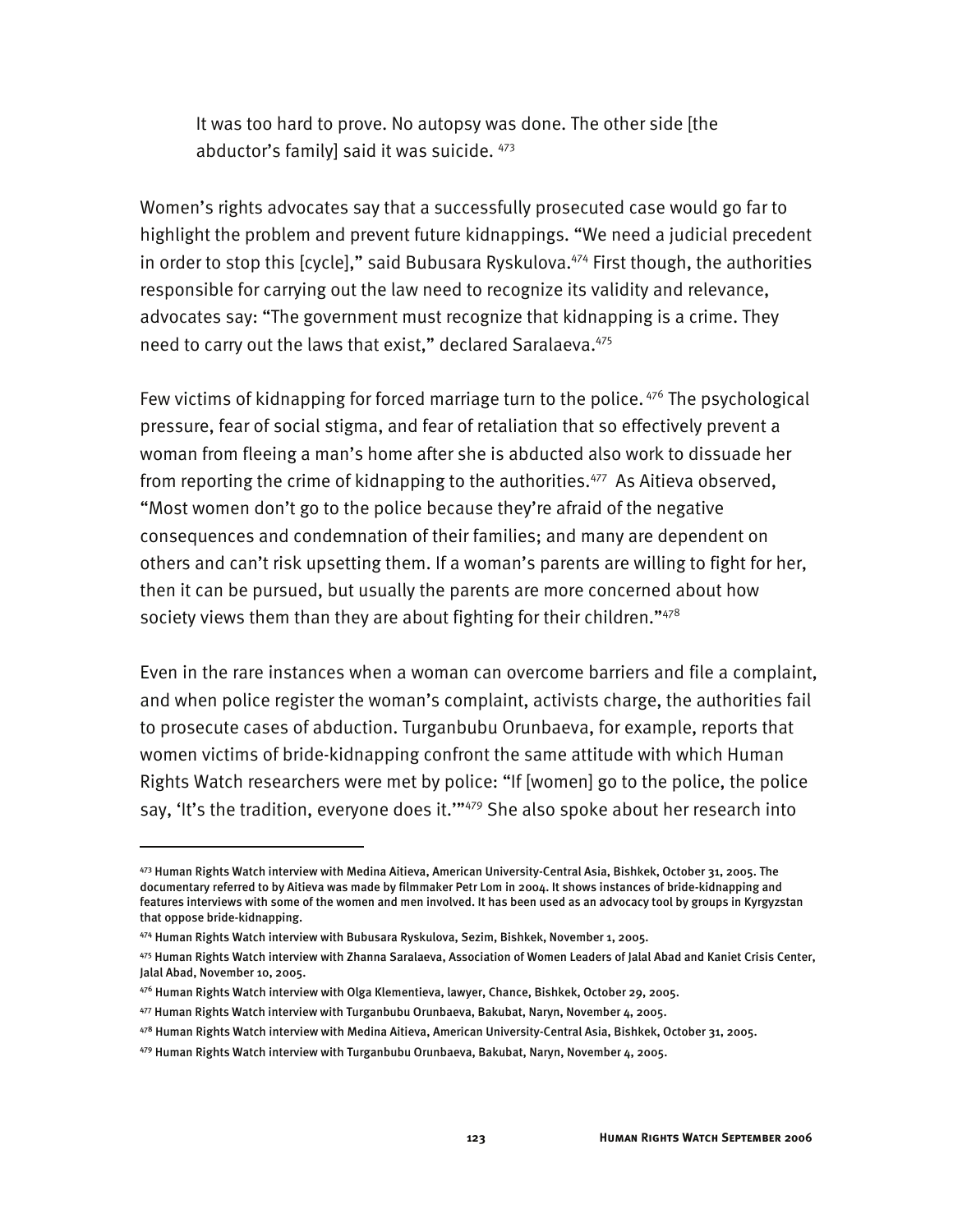> It was too hard to prove. No autopsy was done. The other side [the abductor's family] said it was suicide. [473]

Women's rights advocates say that a successfully prosecuted case would go far to highlight the problem and prevent future kidnappings. "We need a judicial precedent in order to stop this [cycle]," said Bubusara Ryskulova.[474] First though, the authorities responsible for carrying out the law need to recognize its validity and relevance, advocates say: "The government must recognize that kidnapping is a crime. They need to carry out the laws that exist," declared Saralaeva.[475]

Few victims of kidnapping for forced marriage turn to the police.[476] The psychological pressure, fear of social stigma, and fear of retaliation that so effectively prevent a woman from fleeing a man's home after she is abducted also work to dissuade her from reporting the crime of kidnapping to the authorities.[477] As Aitieva observed, "Most women don't go to the police because they're afraid of the negative consequences and condemnation of their families; and many are dependent on others and can't risk upsetting them. If a woman's parents are willing to fight for her, then it can be pursued, but usually the parents are more concerned about how society views them than they are about fighting for their children."[478]

Even in the rare instances when a woman can overcome barriers and file a complaint, and when police register the woman's complaint, activists charge, the authorities fail to prosecute cases of abduction. Turganbubu Orunbaeva, for example, reports that women victims of bride-kidnapping confront the same attitude with which Human Rights Watch researchers were met by police: "If [women] go to the police, the police say, 'It's the tradition, everyone does it.'"[479] She also spoke about her research into

---

[473] Human Rights Watch interview with Medina Aitieva, American University-Central Asia, Bishkek, October 31, 2005. The documentary referred to by Aitieva was made by filmmaker Petr Lom in 2004. It shows instances of bride-kidnapping and features interviews with some of the women and men involved. It has been used as an advocacy tool by groups in Kyrgyzstan that oppose bride-kidnapping.

[474] Human Rights Watch interview with Bubusara Ryskulova, Sezim, Bishkek, November 1, 2005.

[475] Human Rights Watch interview with Zhanna Saralaeva, Association of Women Leaders of Jalal Abad and Kaniet Crisis Center, Jalal Abad, November 10, 2005.

[476] Human Rights Watch interview with Olga Klementieva, lawyer, Chance, Bishkek, October 29, 2005.

[477] Human Rights Watch interview with Turganbubu Orunbaeva, Bakubat, Naryn, November 4, 2005.

[478] Human Rights Watch interview with Medina Aitieva, American University-Central Asia, Bishkek, October 31, 2005.

[479] Human Rights Watch interview with Turganbubu Orunbaeva, Bakubat, Naryn, November 4, 2005.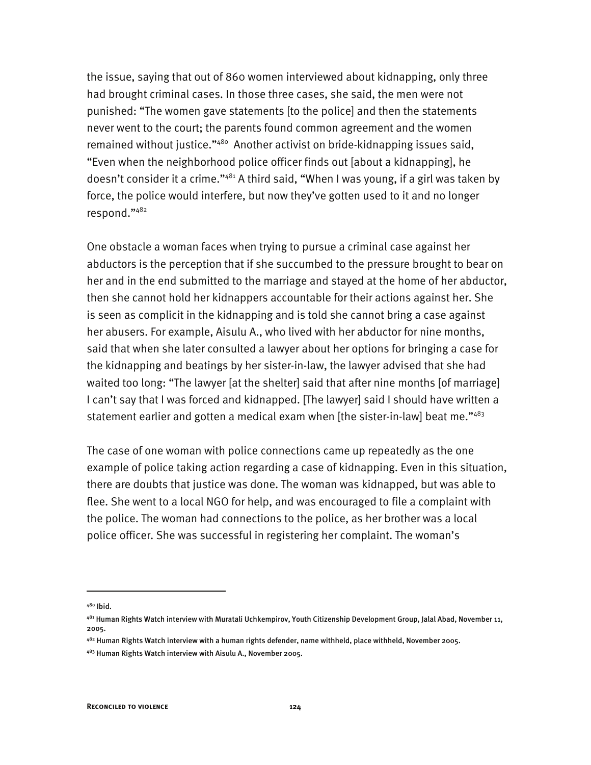the issue, saying that out of 860 women interviewed about kidnapping, only three had brought criminal cases. In those three cases, she said, the men were not punished: "The women gave statements [to the police] and then the statements never went to the court; the parents found common agreement and the women remained without justice."[480] Another activist on bride-kidnapping issues said, "Even when the neighborhood police officer finds out [about a kidnapping], he doesn't consider it a crime."[481] A third said, "When I was young, if a girl was taken by force, the police would interfere, but now they've gotten used to it and no longer respond."[482]

One obstacle a woman faces when trying to pursue a criminal case against her abductors is the perception that if she succumbed to the pressure brought to bear on her and in the end submitted to the marriage and stayed at the home of her abductor, then she cannot hold her kidnappers accountable for their actions against her. She is seen as complicit in the kidnapping and is told she cannot bring a case against her abusers. For example, Aisulu A., who lived with her abductor for nine months, said that when she later consulted a lawyer about her options for bringing a case for the kidnapping and beatings by her sister-in-law, the lawyer advised that she had waited too long: "The lawyer [at the shelter] said that after nine months [of marriage] I can't say that I was forced and kidnapped. [The lawyer] said I should have written a statement earlier and gotten a medical exam when [the sister-in-law] beat me."[483]

The case of one woman with police connections came up repeatedly as the one example of police taking action regarding a case of kidnapping. Even in this situation, there are doubts that justice was done. The woman was kidnapped, but was able to flee. She went to a local NGO for help, and was encouraged to file a complaint with the police. The woman had connections to the police, as her brother was a local police officer. She was successful in registering her complaint. The woman's

---

[480] Ibid.

[481] Human Rights Watch interview with Muratali Uchkempirov, Youth Citizenship Development Group, Jalal Abad, November 11, 2005.

[482] Human Rights Watch interview with a human rights defender, name withheld, place withheld, November 2005.

[483] Human Rights Watch interview with Aisulu A., November 2005.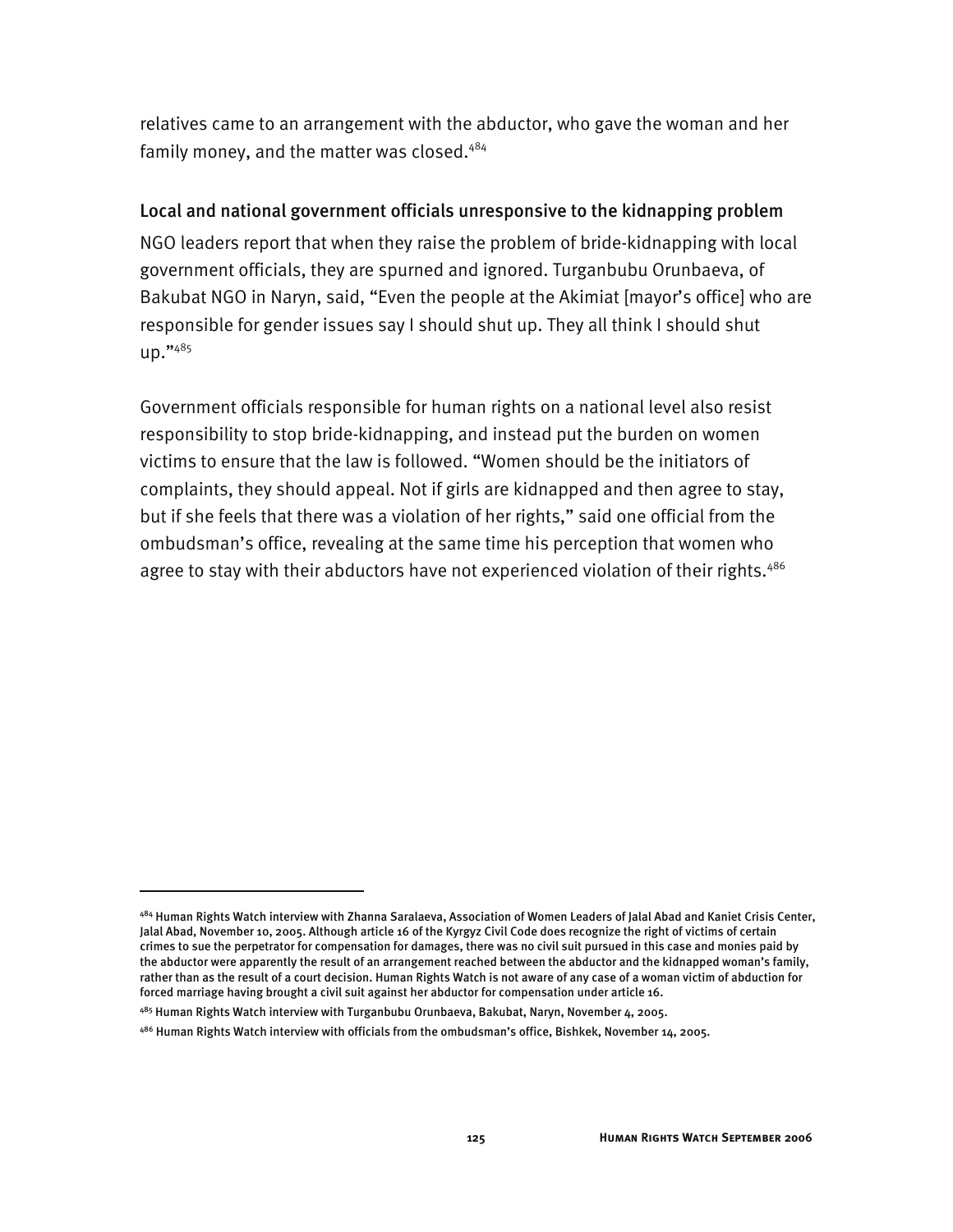relatives came to an arrangement with the abductor, who gave the woman and her family money, and the matter was closed.[484]

### Local and national government officials unresponsive to the kidnapping problem

NGO leaders report that when they raise the problem of bride-kidnapping with local government officials, they are spurned and ignored. Turganbubu Orunbaeva, of Bakubat NGO in Naryn, said, "Even the people at the Akimiat [mayor's office] who are responsible for gender issues say I should shut up. They all think I should shut up."[485]

Government officials responsible for human rights on a national level also resist responsibility to stop bride-kidnapping, and instead put the burden on women victims to ensure that the law is followed. "Women should be the initiators of complaints, they should appeal. Not if girls are kidnapped and then agree to stay, but if she feels that there was a violation of her rights," said one official from the ombudsman's office, revealing at the same time his perception that women who agree to stay with their abductors have not experienced violation of their rights.[486]

---

[484] Human Rights Watch interview with Zhanna Saralaeva, Association of Women Leaders of Jalal Abad and Kaniet Crisis Center, Jalal Abad, November 10, 2005. Although article 16 of the Kyrgyz Civil Code does recognize the right of victims of certain crimes to sue the perpetrator for compensation for damages, there was no civil suit pursued in this case and monies paid by the abductor were apparently the result of an arrangement reached between the abductor and the kidnapped woman's family, rather than as the result of a court decision. Human Rights Watch is not aware of any case of a woman victim of abduction for forced marriage having brought a civil suit against her abductor for compensation under article 16.

[485] Human Rights Watch interview with Turganbubu Orunbaeva, Bakubat, Naryn, November 4, 2005.

[486] Human Rights Watch interview with officials from the ombudsman's office, Bishkek, November 14, 2005.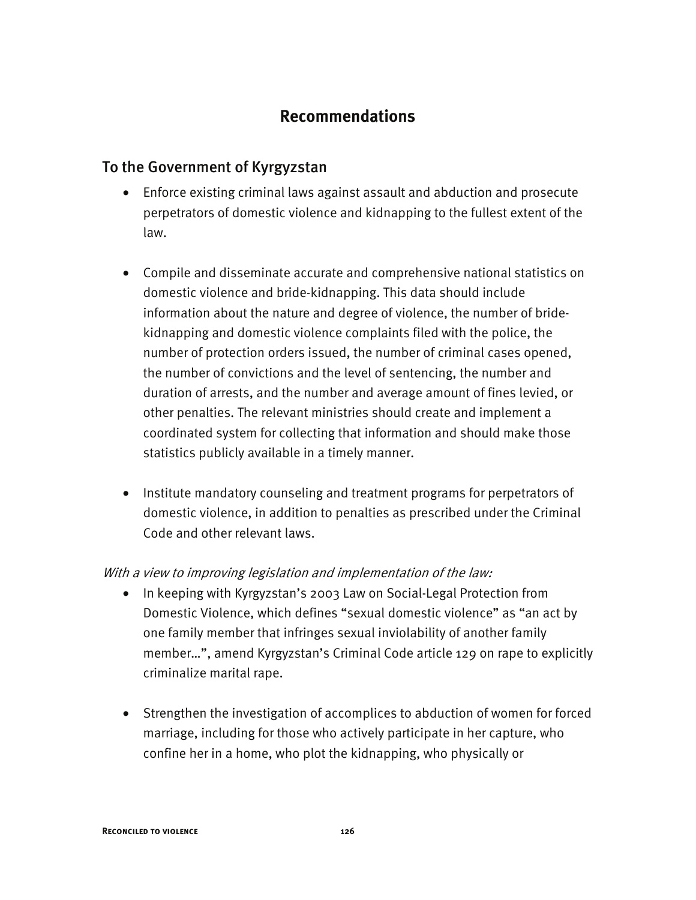# Recommendations

## To the Government of Kyrgyzstan

- Enforce existing criminal laws against assault and abduction and prosecute perpetrators of domestic violence and kidnapping to the fullest extent of the law.

- Compile and disseminate accurate and comprehensive national statistics on domestic violence and bride-kidnapping. This data should include information about the nature and degree of violence, the number of bride-kidnapping and domestic violence complaints filed with the police, the number of protection orders issued, the number of criminal cases opened, the number of convictions and the level of sentencing, the number and duration of arrests, and the number and average amount of fines levied, or other penalties. The relevant ministries should create and implement a coordinated system for collecting that information and should make those statistics publicly available in a timely manner.

- Institute mandatory counseling and treatment programs for perpetrators of domestic violence, in addition to penalties as prescribed under the Criminal Code and other relevant laws.

*With a view to improving legislation and implementation of the law:*

- In keeping with Kyrgyzstan's 2003 Law on Social-Legal Protection from Domestic Violence, which defines "sexual domestic violence" as "an act by one family member that infringes sexual inviolability of another family member…", amend Kyrgyzstan's Criminal Code article 129 on rape to explicitly criminalize marital rape.

- Strengthen the investigation of accomplices to abduction of women for forced marriage, including for those who actively participate in her capture, who confine her in a home, who plot the kidnapping, who physically or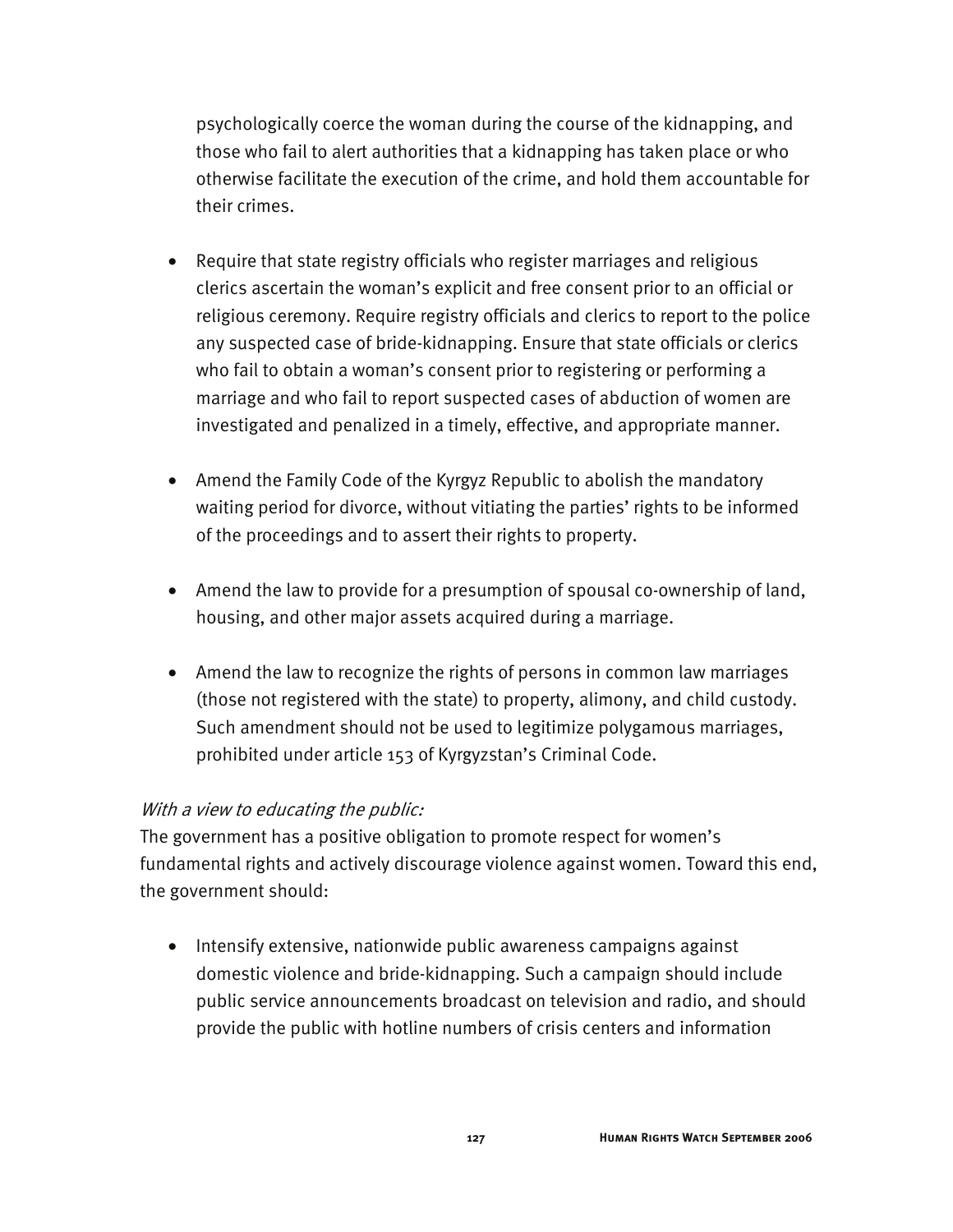psychologically coerce the woman during the course of the kidnapping, and those who fail to alert authorities that a kidnapping has taken place or who otherwise facilitate the execution of the crime, and hold them accountable for their crimes.

- Require that state registry officials who register marriages and religious clerics ascertain the woman's explicit and free consent prior to an official or religious ceremony. Require registry officials and clerics to report to the police any suspected case of bride-kidnapping. Ensure that state officials or clerics who fail to obtain a woman's consent prior to registering or performing a marriage and who fail to report suspected cases of abduction of women are investigated and penalized in a timely, effective, and appropriate manner.

- Amend the Family Code of the Kyrgyz Republic to abolish the mandatory waiting period for divorce, without vitiating the parties' rights to be informed of the proceedings and to assert their rights to property.

- Amend the law to provide for a presumption of spousal co-ownership of land, housing, and other major assets acquired during a marriage.

- Amend the law to recognize the rights of persons in common law marriages (those not registered with the state) to property, alimony, and child custody. Such amendment should not be used to legitimize polygamous marriages, prohibited under article 153 of Kyrgyzstan's Criminal Code.

*With a view to educating the public:*

The government has a positive obligation to promote respect for women's fundamental rights and actively discourage violence against women. Toward this end, the government should:

- Intensify extensive, nationwide public awareness campaigns against domestic violence and bride-kidnapping. Such a campaign should include public service announcements broadcast on television and radio, and should provide the public with hotline numbers of crisis centers and information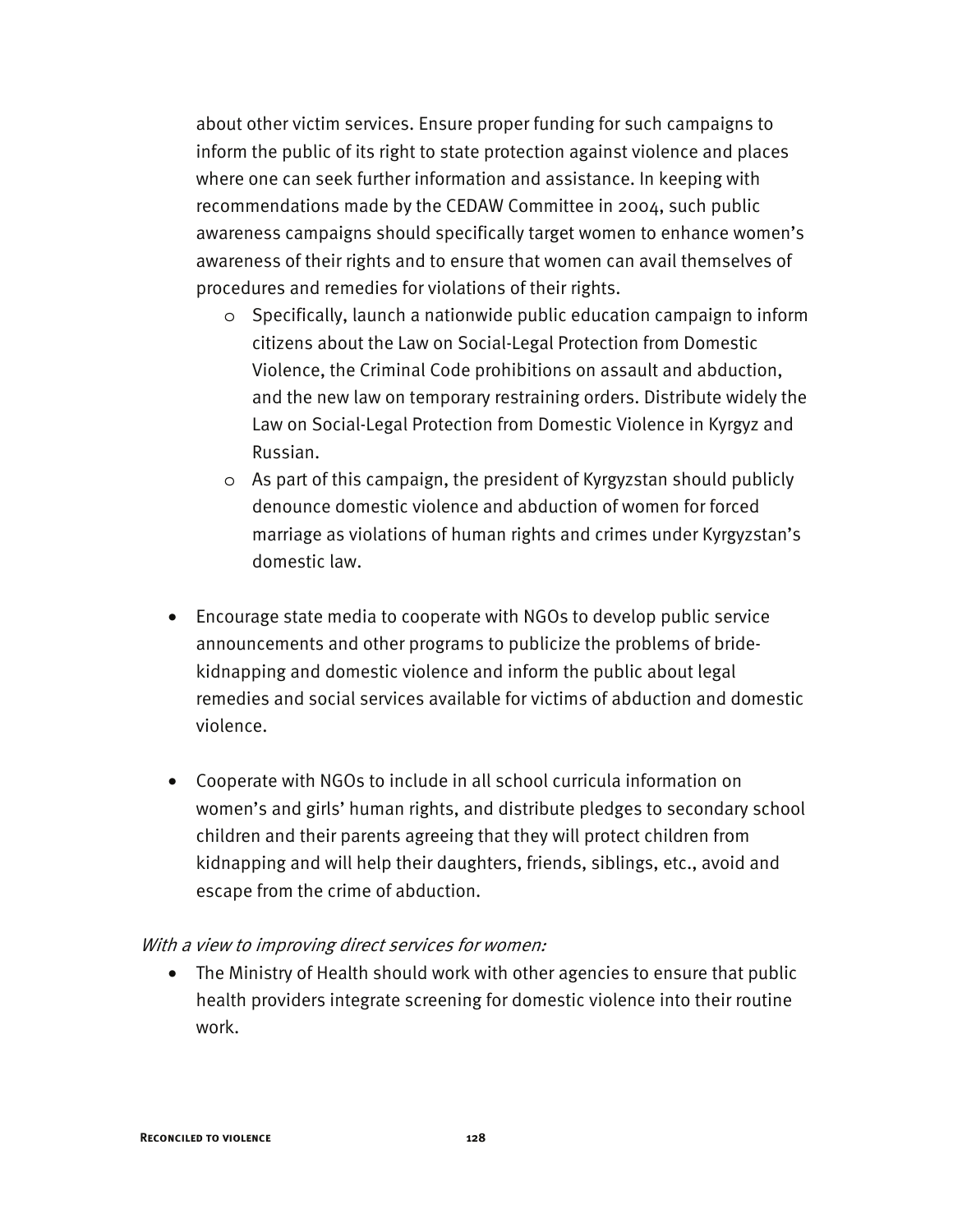about other victim services. Ensure proper funding for such campaigns to inform the public of its right to state protection against violence and places where one can seek further information and assistance. In keeping with recommendations made by the CEDAW Committee in 2004, such public awareness campaigns should specifically target women to enhance women's awareness of their rights and to ensure that women can avail themselves of procedures and remedies for violations of their rights.

  - Specifically, launch a nationwide public education campaign to inform citizens about the Law on Social-Legal Protection from Domestic Violence, the Criminal Code prohibitions on assault and abduction, and the new law on temporary restraining orders. Distribute widely the Law on Social-Legal Protection from Domestic Violence in Kyrgyz and Russian.
  - As part of this campaign, the president of Kyrgyzstan should publicly denounce domestic violence and abduction of women for forced marriage as violations of human rights and crimes under Kyrgyzstan's domestic law.

- Encourage state media to cooperate with NGOs to develop public service announcements and other programs to publicize the problems of bride-kidnapping and domestic violence and inform the public about legal remedies and social services available for victims of abduction and domestic violence.

- Cooperate with NGOs to include in all school curricula information on women's and girls' human rights, and distribute pledges to secondary school children and their parents agreeing that they will protect children from kidnapping and will help their daughters, friends, siblings, etc., avoid and escape from the crime of abduction.

*With a view to improving direct services for women:*

- The Ministry of Health should work with other agencies to ensure that public health providers integrate screening for domestic violence into their routine work.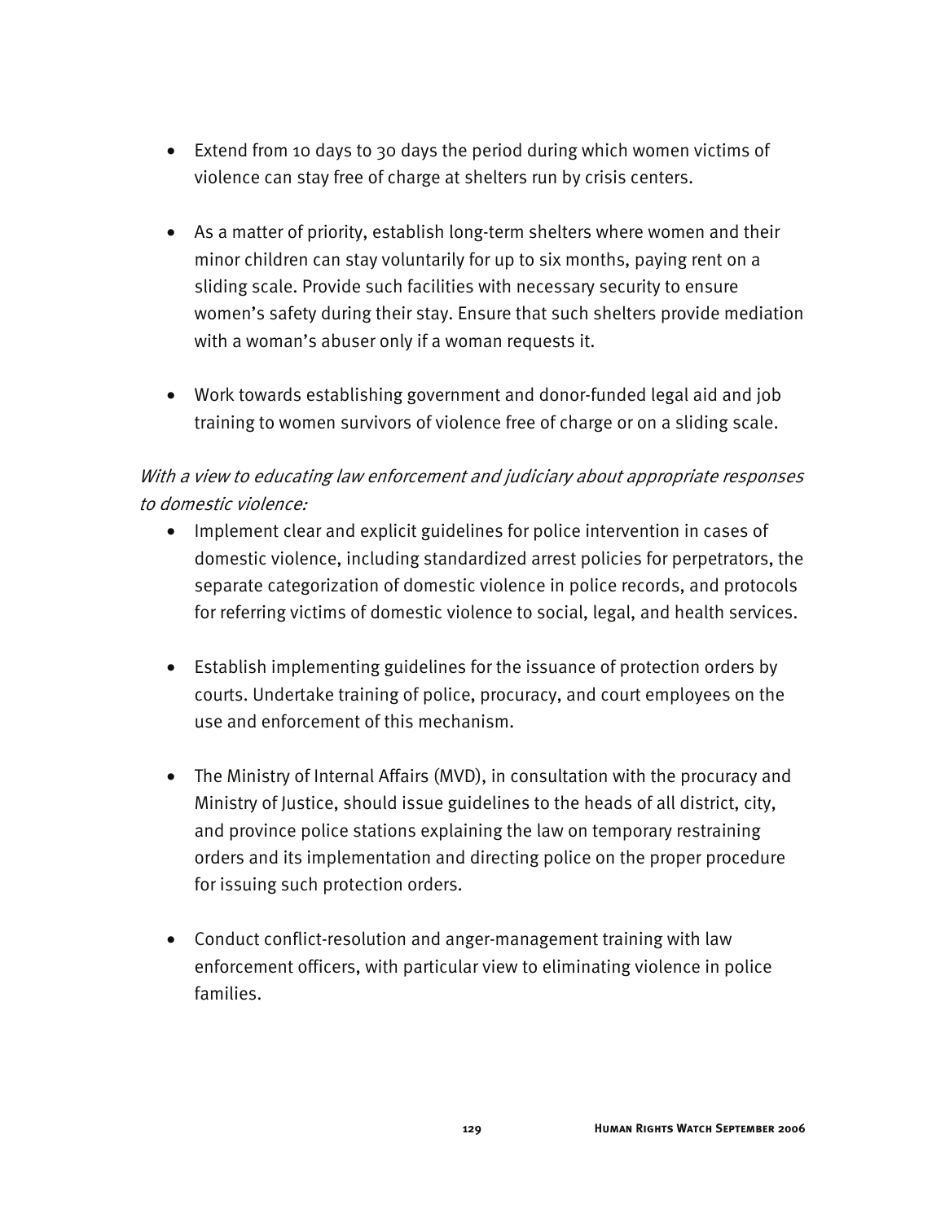- Extend from 10 days to 30 days the period during which women victims of violence can stay free of charge at shelters run by crisis centers.

- As a matter of priority, establish long-term shelters where women and their minor children can stay voluntarily for up to six months, paying rent on a sliding scale. Provide such facilities with necessary security to ensure women's safety during their stay. Ensure that such shelters provide mediation with a woman's abuser only if a woman requests it.

- Work towards establishing government and donor-funded legal aid and job training to women survivors of violence free of charge or on a sliding scale.

*With a view to educating law enforcement and judiciary about appropriate responses to domestic violence:*

- Implement clear and explicit guidelines for police intervention in cases of domestic violence, including standardized arrest policies for perpetrators, the separate categorization of domestic violence in police records, and protocols for referring victims of domestic violence to social, legal, and health services.

- Establish implementing guidelines for the issuance of protection orders by courts. Undertake training of police, procuracy, and court employees on the use and enforcement of this mechanism.

- The Ministry of Internal Affairs (MVD), in consultation with the procuracy and Ministry of Justice, should issue guidelines to the heads of all district, city, and province police stations explaining the law on temporary restraining orders and its implementation and directing police on the proper procedure for issuing such protection orders.

- Conduct conflict-resolution and anger-management training with law enforcement officers, with particular view to eliminating violence in police families.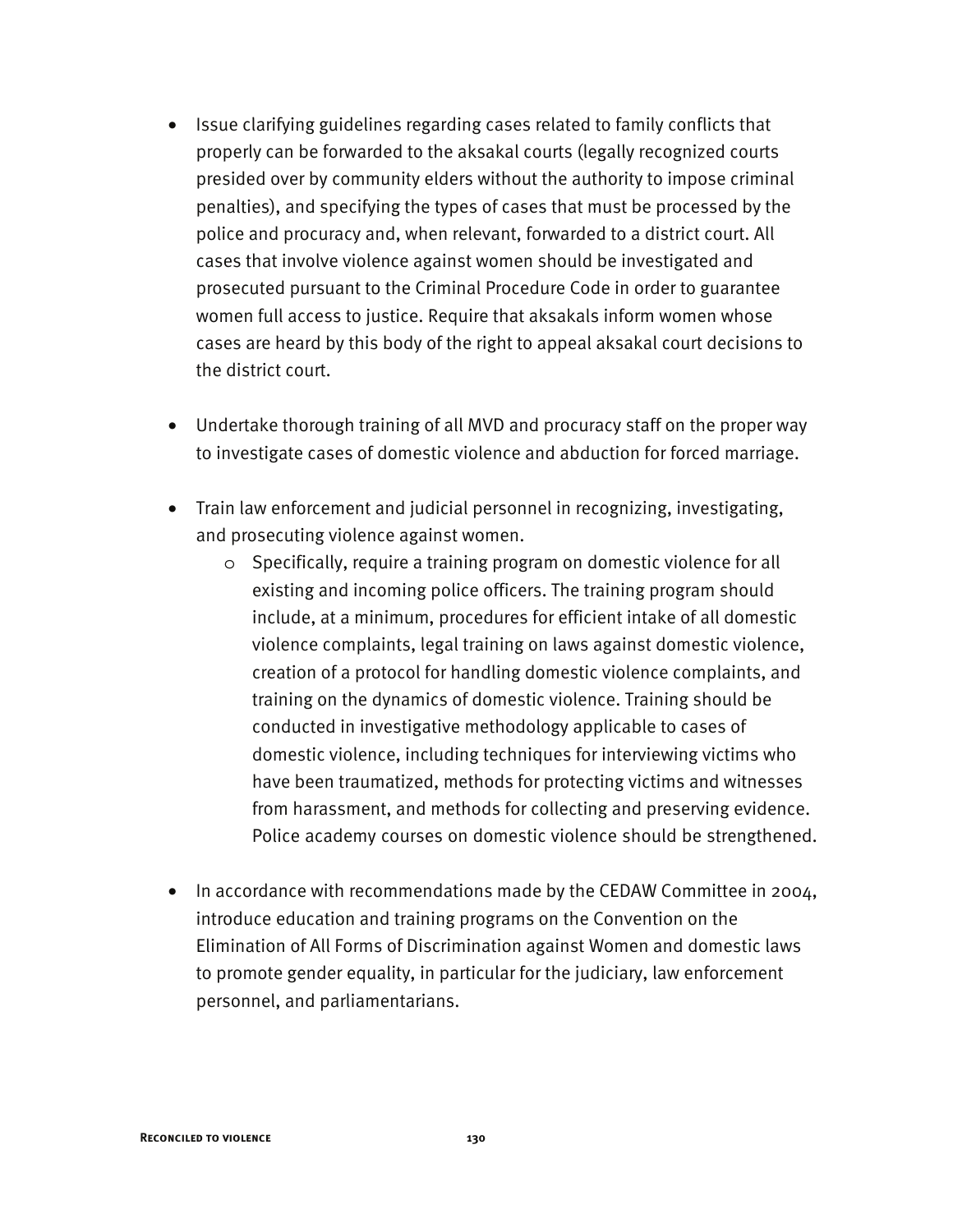- Issue clarifying guidelines regarding cases related to family conflicts that properly can be forwarded to the aksakal courts (legally recognized courts presided over by community elders without the authority to impose criminal penalties), and specifying the types of cases that must be processed by the police and procuracy and, when relevant, forwarded to a district court. All cases that involve violence against women should be investigated and prosecuted pursuant to the Criminal Procedure Code in order to guarantee women full access to justice. Require that aksakals inform women whose cases are heard by this body of the right to appeal aksakal court decisions to the district court.

- Undertake thorough training of all MVD and procuracy staff on the proper way to investigate cases of domestic violence and abduction for forced marriage.

- Train law enforcement and judicial personnel in recognizing, investigating, and prosecuting violence against women.
    - Specifically, require a training program on domestic violence for all existing and incoming police officers. The training program should include, at a minimum, procedures for efficient intake of all domestic violence complaints, legal training on laws against domestic violence, creation of a protocol for handling domestic violence complaints, and training on the dynamics of domestic violence. Training should be conducted in investigative methodology applicable to cases of domestic violence, including techniques for interviewing victims who have been traumatized, methods for protecting victims and witnesses from harassment, and methods for collecting and preserving evidence. Police academy courses on domestic violence should be strengthened.

- In accordance with recommendations made by the CEDAW Committee in 2004, introduce education and training programs on the Convention on the Elimination of All Forms of Discrimination against Women and domestic laws to promote gender equality, in particular for the judiciary, law enforcement personnel, and parliamentarians.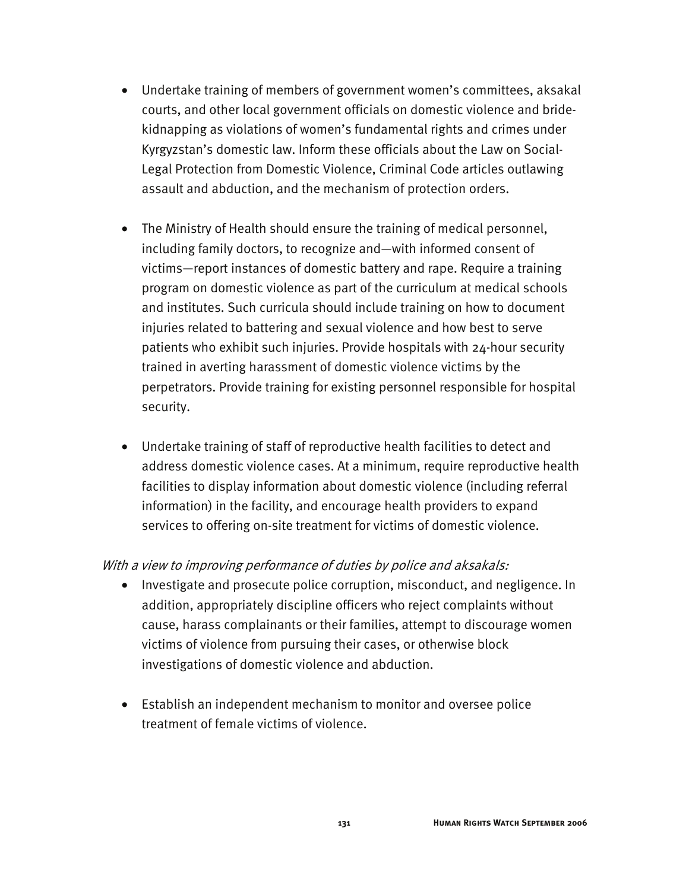- Undertake training of members of government women's committees, aksakal courts, and other local government officials on domestic violence and bride-kidnapping as violations of women's fundamental rights and crimes under Kyrgyzstan's domestic law. Inform these officials about the Law on Social-Legal Protection from Domestic Violence, Criminal Code articles outlawing assault and abduction, and the mechanism of protection orders.

- The Ministry of Health should ensure the training of medical personnel, including family doctors, to recognize and—with informed consent of victims—report instances of domestic battery and rape. Require a training program on domestic violence as part of the curriculum at medical schools and institutes. Such curricula should include training on how to document injuries related to battering and sexual violence and how best to serve patients who exhibit such injuries. Provide hospitals with 24-hour security trained in averting harassment of domestic violence victims by the perpetrators. Provide training for existing personnel responsible for hospital security.

- Undertake training of staff of reproductive health facilities to detect and address domestic violence cases. At a minimum, require reproductive health facilities to display information about domestic violence (including referral information) in the facility, and encourage health providers to expand services to offering on-site treatment for victims of domestic violence.

*With a view to improving performance of duties by police and aksakals:*

- Investigate and prosecute police corruption, misconduct, and negligence. In addition, appropriately discipline officers who reject complaints without cause, harass complainants or their families, attempt to discourage women victims of violence from pursuing their cases, or otherwise block investigations of domestic violence and abduction.

- Establish an independent mechanism to monitor and oversee police treatment of female victims of violence.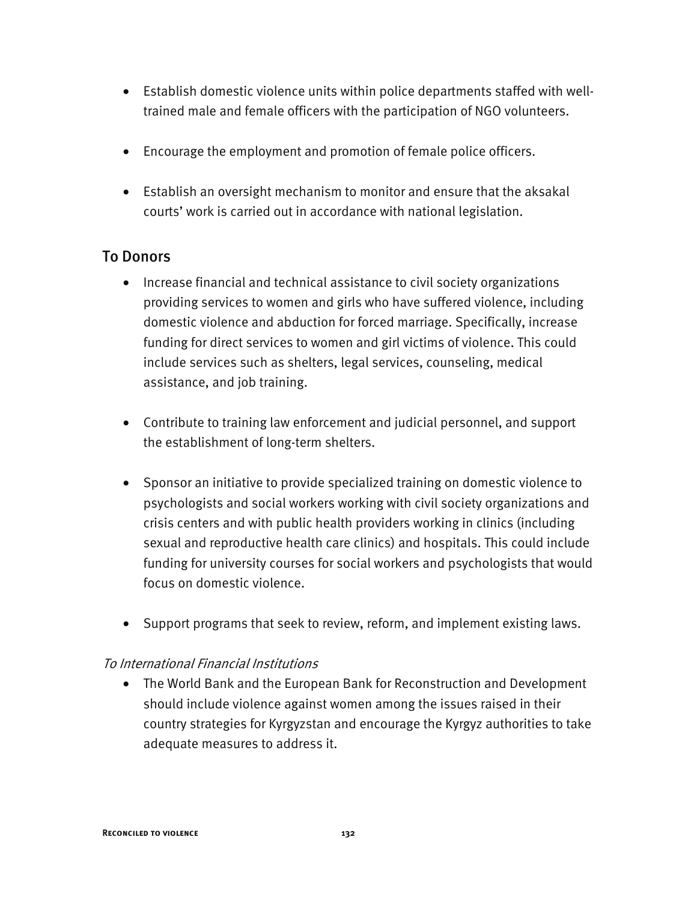- Establish domestic violence units within police departments staffed with well-trained male and female officers with the participation of NGO volunteers.

- Encourage the employment and promotion of female police officers.

- Establish an oversight mechanism to monitor and ensure that the aksakal courts' work is carried out in accordance with national legislation.

## To Donors

- Increase financial and technical assistance to civil society organizations providing services to women and girls who have suffered violence, including domestic violence and abduction for forced marriage. Specifically, increase funding for direct services to women and girl victims of violence. This could include services such as shelters, legal services, counseling, medical assistance, and job training.

- Contribute to training law enforcement and judicial personnel, and support the establishment of long-term shelters.

- Sponsor an initiative to provide specialized training on domestic violence to psychologists and social workers working with civil society organizations and crisis centers and with public health providers working in clinics (including sexual and reproductive health care clinics) and hospitals. This could include funding for university courses for social workers and psychologists that would focus on domestic violence.

- Support programs that seek to review, reform, and implement existing laws.

### *To International Financial Institutions*

- The World Bank and the European Bank for Reconstruction and Development should include violence against women among the issues raised in their country strategies for Kyrgyzstan and encourage the Kyrgyz authorities to take adequate measures to address it.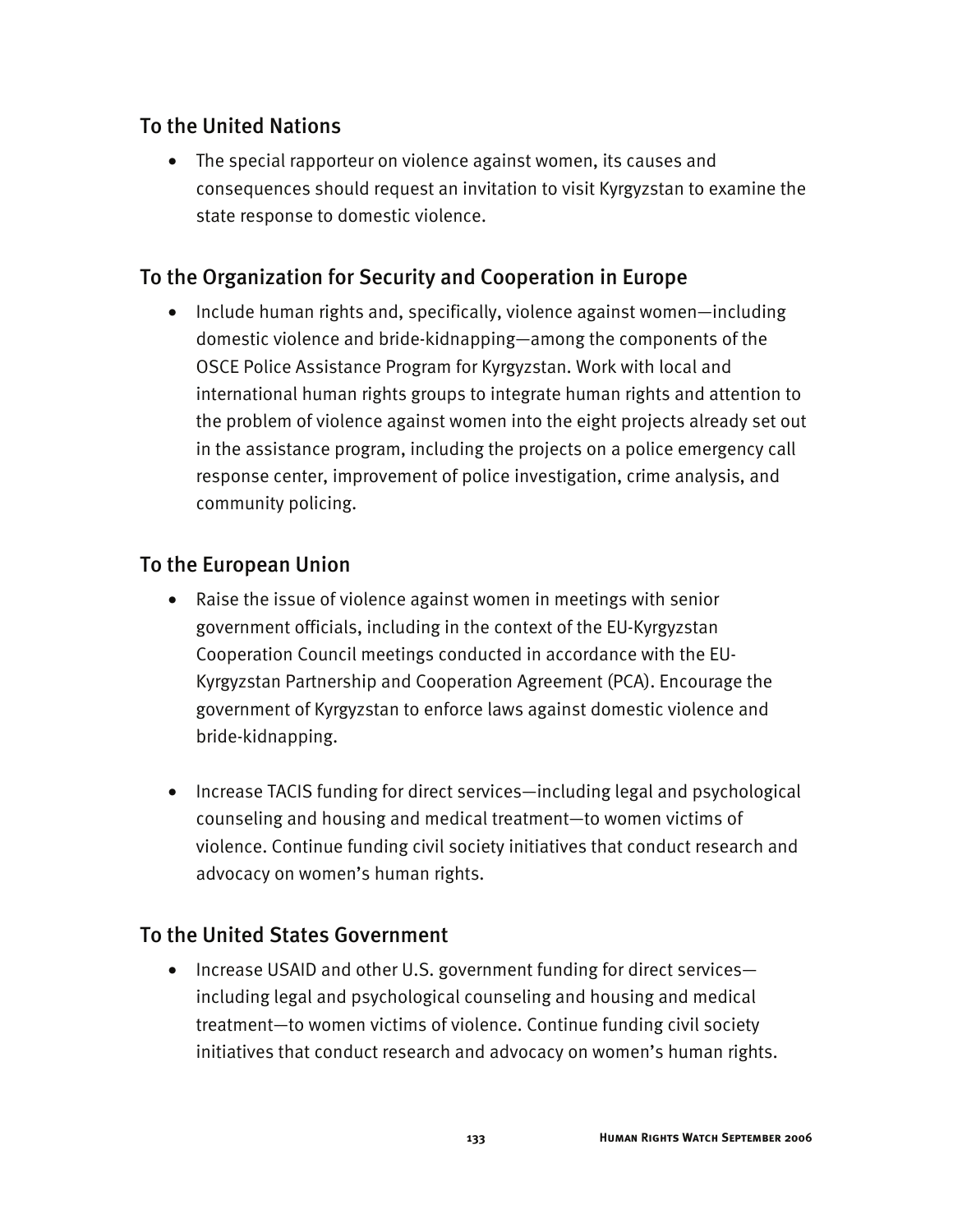## To the United Nations

- The special rapporteur on violence against women, its causes and consequences should request an invitation to visit Kyrgyzstan to examine the state response to domestic violence.

## To the Organization for Security and Cooperation in Europe

- Include human rights and, specifically, violence against women—including domestic violence and bride-kidnapping—among the components of the OSCE Police Assistance Program for Kyrgyzstan. Work with local and international human rights groups to integrate human rights and attention to the problem of violence against women into the eight projects already set out in the assistance program, including the projects on a police emergency call response center, improvement of police investigation, crime analysis, and community policing.

## To the European Union

- Raise the issue of violence against women in meetings with senior government officials, including in the context of the EU-Kyrgyzstan Cooperation Council meetings conducted in accordance with the EU-Kyrgyzstan Partnership and Cooperation Agreement (PCA). Encourage the government of Kyrgyzstan to enforce laws against domestic violence and bride-kidnapping.

- Increase TACIS funding for direct services—including legal and psychological counseling and housing and medical treatment—to women victims of violence. Continue funding civil society initiatives that conduct research and advocacy on women's human rights.

## To the United States Government

- Increase USAID and other U.S. government funding for direct services—including legal and psychological counseling and housing and medical treatment—to women victims of violence. Continue funding civil society initiatives that conduct research and advocacy on women's human rights.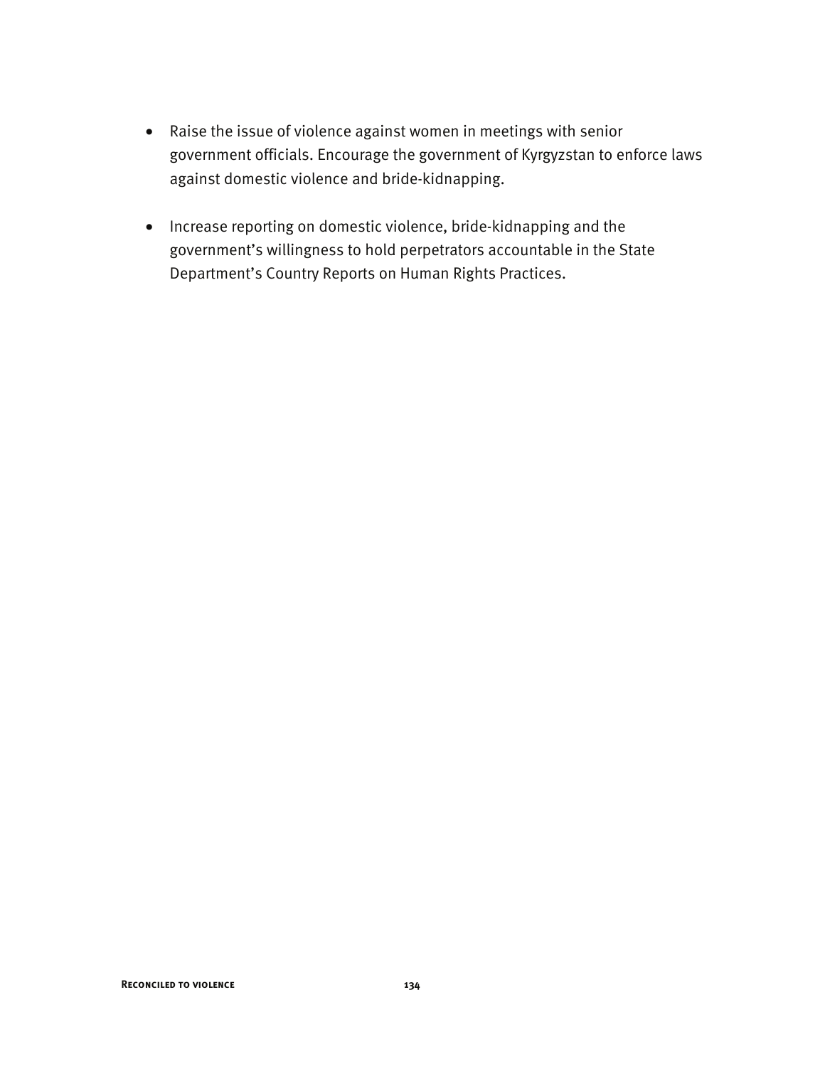- Raise the issue of violence against women in meetings with senior government officials. Encourage the government of Kyrgyzstan to enforce laws against domestic violence and bride-kidnapping.

- Increase reporting on domestic violence, bride-kidnapping and the government's willingness to hold perpetrators accountable in the State Department's Country Reports on Human Rights Practices.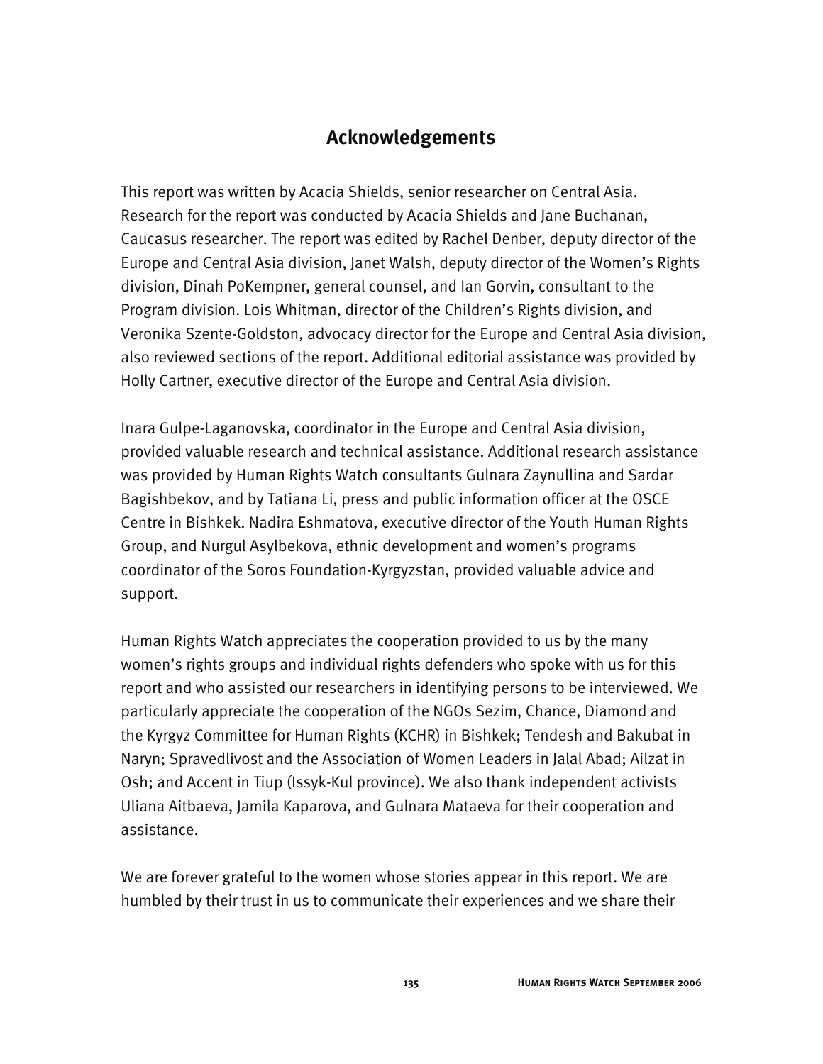## Acknowledgements

This report was written by Acacia Shields, senior researcher on Central Asia. Research for the report was conducted by Acacia Shields and Jane Buchanan, Caucasus researcher. The report was edited by Rachel Denber, deputy director of the Europe and Central Asia division, Janet Walsh, deputy director of the Women's Rights division, Dinah PoKempner, general counsel, and Ian Gorvin, consultant to the Program division. Lois Whitman, director of the Children's Rights division, and Veronika Szente-Goldston, advocacy director for the Europe and Central Asia division, also reviewed sections of the report. Additional editorial assistance was provided by Holly Cartner, executive director of the Europe and Central Asia division.

Inara Gulpe-Laganovska, coordinator in the Europe and Central Asia division, provided valuable research and technical assistance. Additional research assistance was provided by Human Rights Watch consultants Gulnara Zaynullina and Sardar Bagishbekov, and by Tatiana Li, press and public information officer at the OSCE Centre in Bishkek. Nadira Eshmatova, executive director of the Youth Human Rights Group, and Nurgul Asylbekova, ethnic development and women's programs coordinator of the Soros Foundation-Kyrgyzstan, provided valuable advice and support.

Human Rights Watch appreciates the cooperation provided to us by the many women's rights groups and individual rights defenders who spoke with us for this report and who assisted our researchers in identifying persons to be interviewed. We particularly appreciate the cooperation of the NGOs Sezim, Chance, Diamond and the Kyrgyz Committee for Human Rights (KCHR) in Bishkek; Tendesh and Bakubat in Naryn; Spravedlivost and the Association of Women Leaders in Jalal Abad; Ailzat in Osh; and Accent in Tiup (Issyk-Kul province). We also thank independent activists Uliana Aitbaeva, Jamila Kaparova, and Gulnara Mataeva for their cooperation and assistance.

We are forever grateful to the women whose stories appear in this report. We are humbled by their trust in us to communicate their experiences and we share their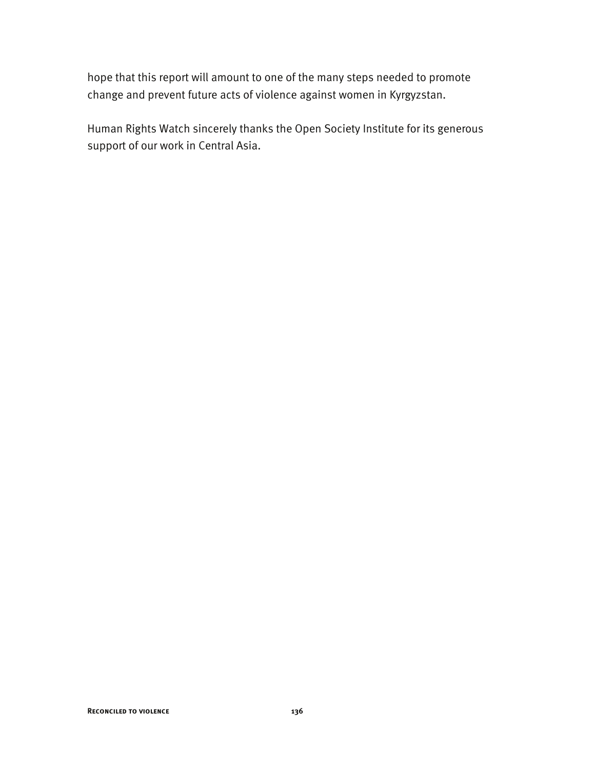hope that this report will amount to one of the many steps needed to promote change and prevent future acts of violence against women in Kyrgyzstan.

Human Rights Watch sincerely thanks the Open Society Institute for its generous support of our work in Central Asia.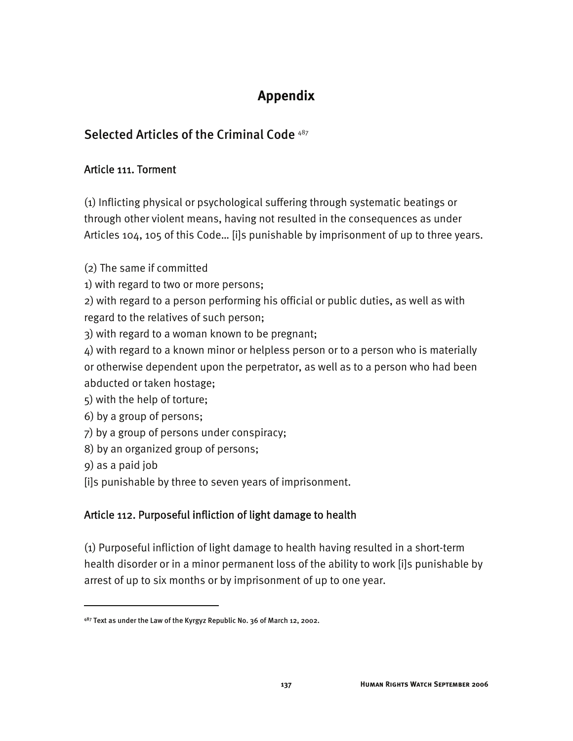# Appendix

## Selected Articles of the Criminal Code [487]

### Article 111. Torment

(1) Inflicting physical or psychological suffering through systematic beatings or through other violent means, having not resulted in the consequences as under Articles 104, 105 of this Code… [i]s punishable by imprisonment of up to three years.

(2) The same if committed
1) with regard to two or more persons;
2) with regard to a person performing his official or public duties, as well as with regard to the relatives of such person;
3) with regard to a woman known to be pregnant;
4) with regard to a known minor or helpless person or to a person who is materially or otherwise dependent upon the perpetrator, as well as to a person who had been abducted or taken hostage;
5) with the help of torture;
6) by a group of persons;
7) by a group of persons under conspiracy;
8) by an organized group of persons;
9) as a paid job
[i]s punishable by three to seven years of imprisonment.

### Article 112. Purposeful infliction of light damage to health

(1) Purposeful infliction of light damage to health having resulted in a short-term health disorder or in a minor permanent loss of the ability to work [i]s punishable by arrest of up to six months or by imprisonment of up to one year.

---

[487] Text as under the Law of the Kyrgyz Republic No. 36 of March 12, 2002.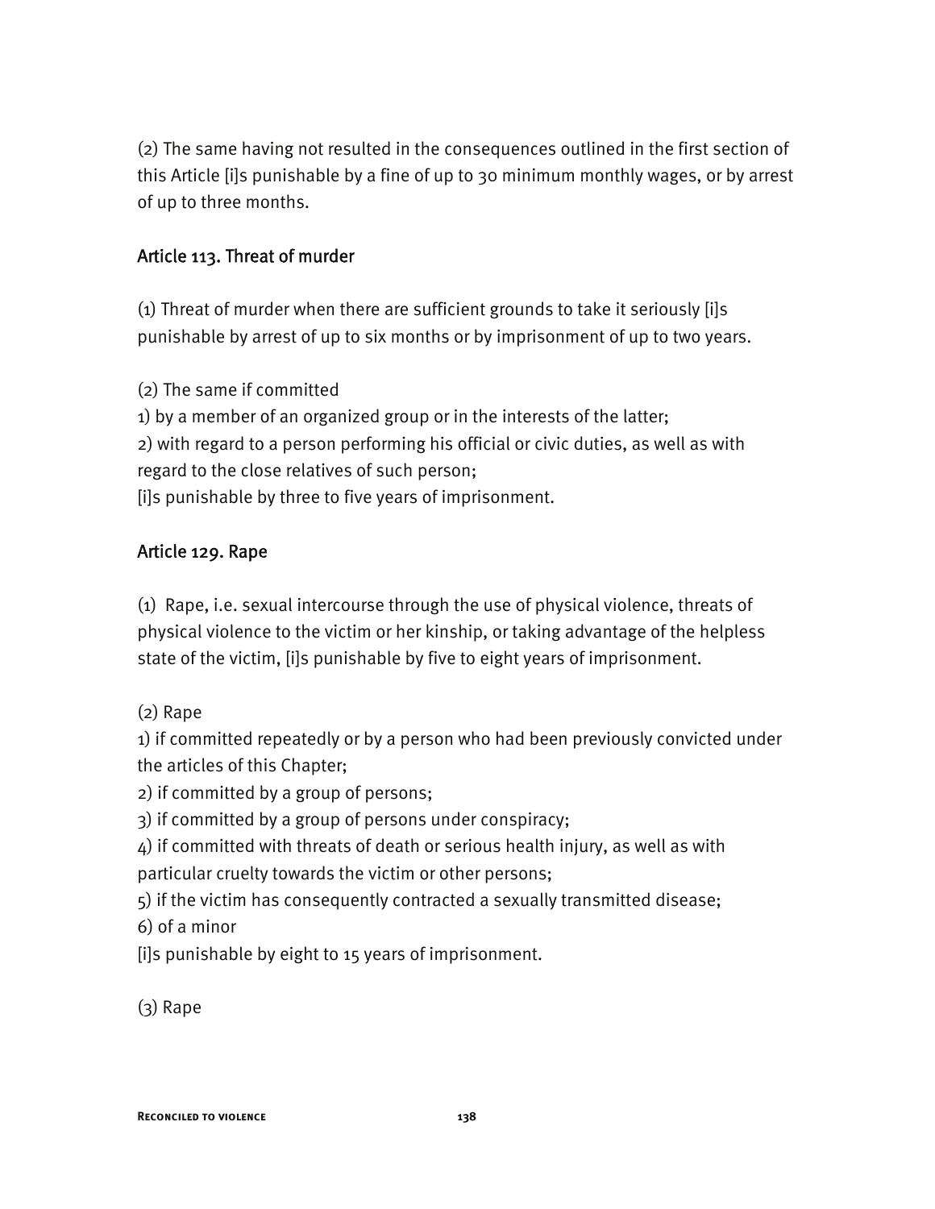(2) The same having not resulted in the consequences outlined in the first section of this Article [i]s punishable by a fine of up to 30 minimum monthly wages, or by arrest of up to three months.

### Article 113. Threat of murder

(1) Threat of murder when there are sufficient grounds to take it seriously [i]s punishable by arrest of up to six months or by imprisonment of up to two years.

(2) The same if committed
1) by a member of an organized group or in the interests of the latter;
2) with regard to a person performing his official or civic duties, as well as with regard to the close relatives of such person;
[i]s punishable by three to five years of imprisonment.

### Article 129. Rape

(1) Rape, i.e. sexual intercourse through the use of physical violence, threats of physical violence to the victim or her kinship, or taking advantage of the helpless state of the victim, [i]s punishable by five to eight years of imprisonment.

(2) Rape
1) if committed repeatedly or by a person who had been previously convicted under the articles of this Chapter;
2) if committed by a group of persons;
3) if committed by a group of persons under conspiracy;
4) if committed with threats of death or serious health injury, as well as with particular cruelty towards the victim or other persons;
5) if the victim has consequently contracted a sexually transmitted disease;
6) of a minor
[i]s punishable by eight to 15 years of imprisonment.

(3) Rape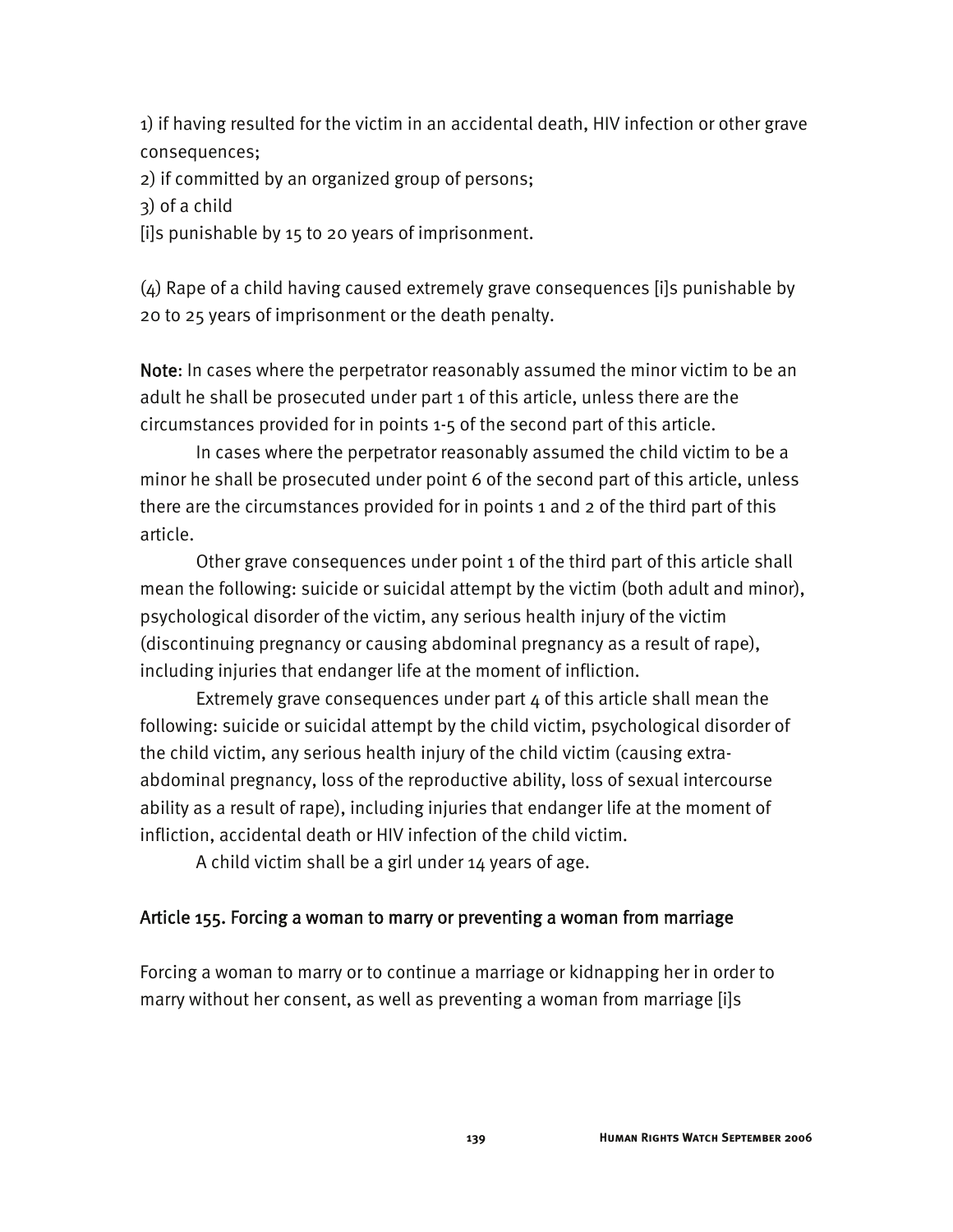1) if having resulted for the victim in an accidental death, HIV infection or other grave consequences;
2) if committed by an organized group of persons;
3) of a child
[i]s punishable by 15 to 20 years of imprisonment.

(4) Rape of a child having caused extremely grave consequences [i]s punishable by 20 to 25 years of imprisonment or the death penalty.

**Note**: In cases where the perpetrator reasonably assumed the minor victim to be an adult he shall be prosecuted under part 1 of this article, unless there are the circumstances provided for in points 1-5 of the second part of this article.

In cases where the perpetrator reasonably assumed the child victim to be a minor he shall be prosecuted under point 6 of the second part of this article, unless there are the circumstances provided for in points 1 and 2 of the third part of this article.

Other grave consequences under point 1 of the third part of this article shall mean the following: suicide or suicidal attempt by the victim (both adult and minor), psychological disorder of the victim, any serious health injury of the victim (discontinuing pregnancy or causing abdominal pregnancy as a result of rape), including injuries that endanger life at the moment of infliction.

Extremely grave consequences under part 4 of this article shall mean the following: suicide or suicidal attempt by the child victim, psychological disorder of the child victim, any serious health injury of the child victim (causing extra-abdominal pregnancy, loss of the reproductive ability, loss of sexual intercourse ability as a result of rape), including injuries that endanger life at the moment of infliction, accidental death or HIV infection of the child victim.

A child victim shall be a girl under 14 years of age.

## Article 155. Forcing a woman to marry or preventing a woman from marriage

Forcing a woman to marry or to continue a marriage or kidnapping her in order to marry without her consent, as well as preventing a woman from marriage [i]s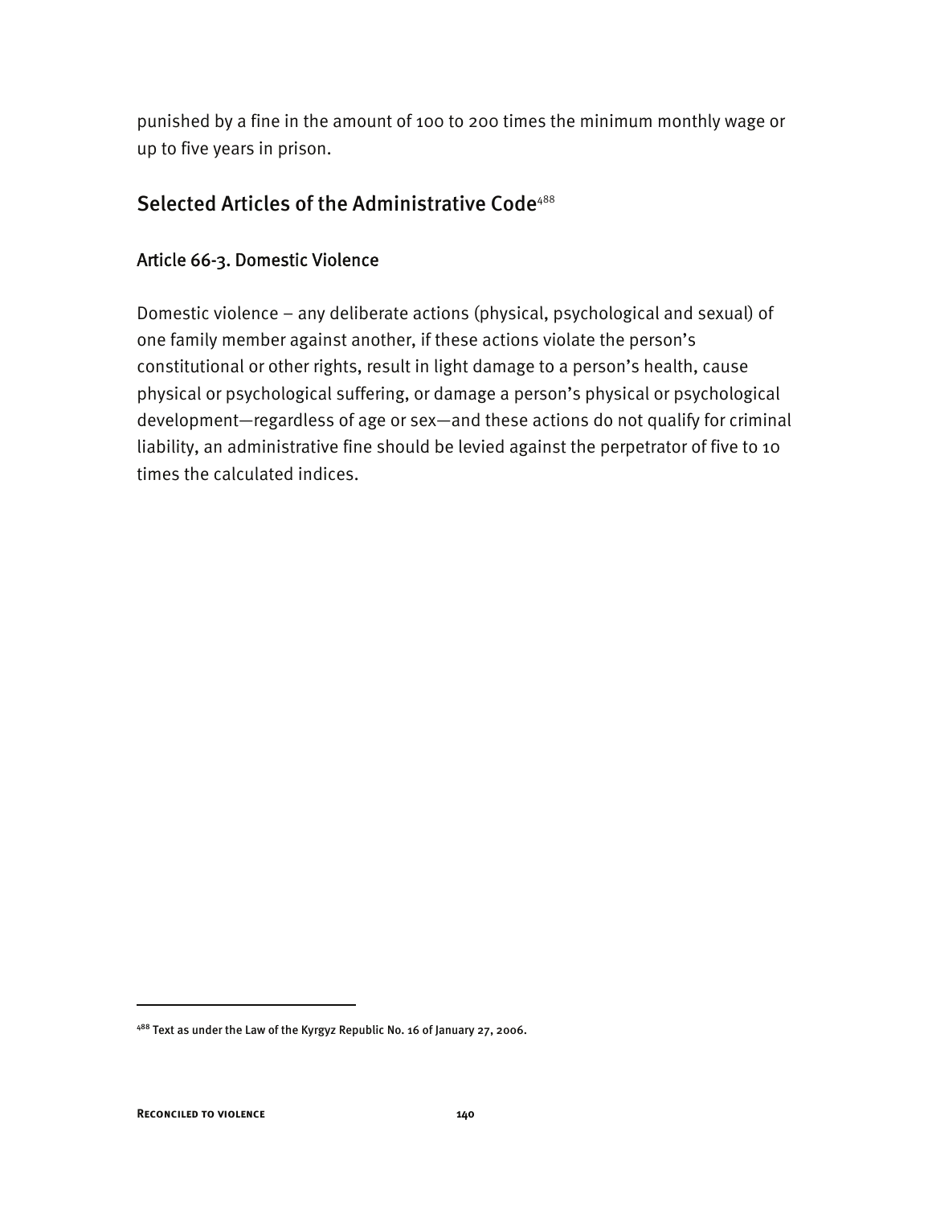punished by a fine in the amount of 100 to 200 times the minimum monthly wage or up to five years in prison.

## Selected Articles of the Administrative Code[488]

### Article 66-3. Domestic Violence

Domestic violence – any deliberate actions (physical, psychological and sexual) of one family member against another, if these actions violate the person's constitutional or other rights, result in light damage to a person's health, cause physical or psychological suffering, or damage a person's physical or psychological development—regardless of age or sex—and these actions do not qualify for criminal liability, an administrative fine should be levied against the perpetrator of five to 10 times the calculated indices.

[488] Text as under the Law of the Kyrgyz Republic No. 16 of January 27, 2006.